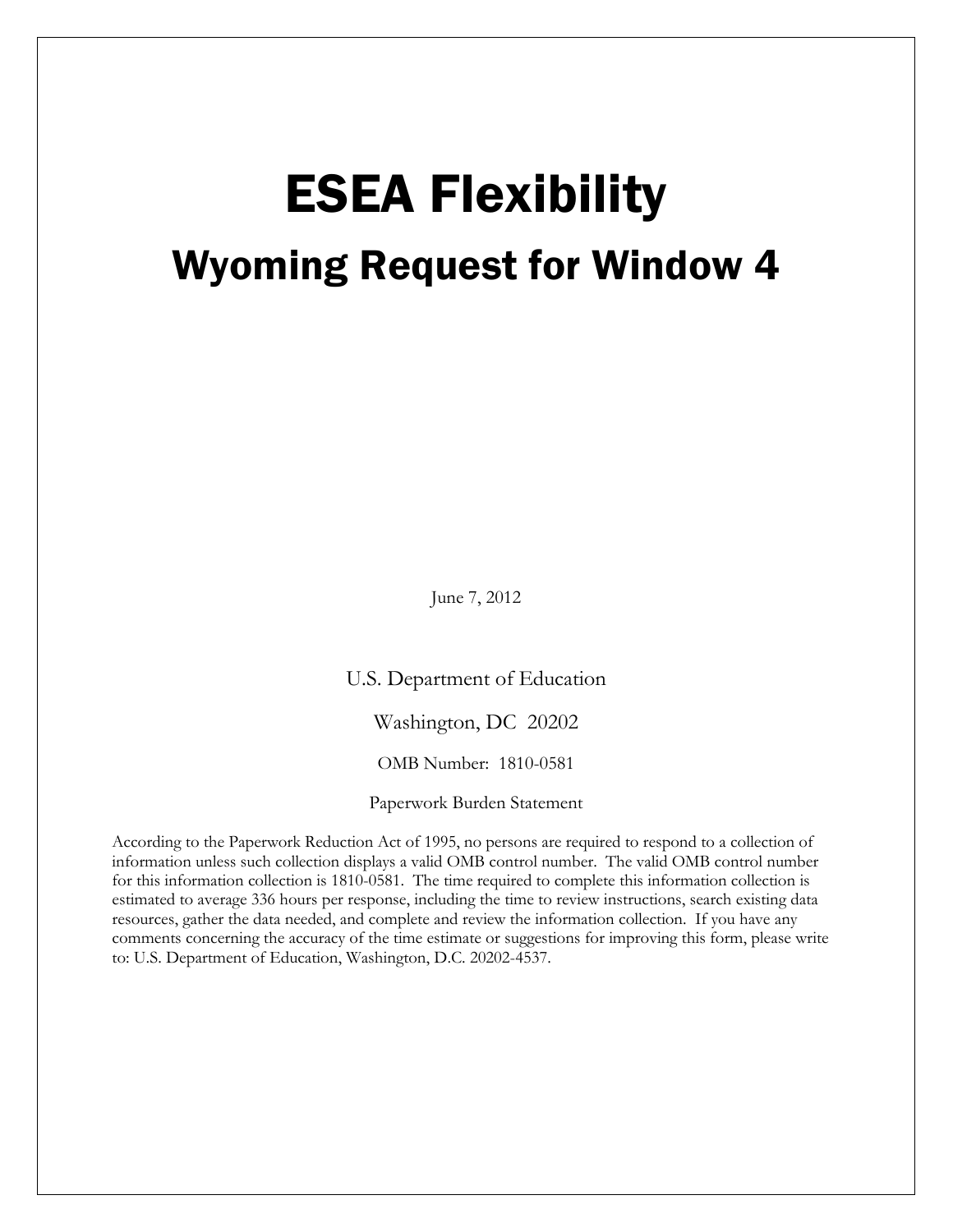# ESEA Flexibility

## Wyoming Request for Window 4

June 7, 2012

U.S. Department of Education

Washington, DC 20202

OMB Number: 1810-0581

Paperwork Burden Statement

According to the Paperwork Reduction Act of 1995, no persons are required to respond to a collection of information unless such collection displays a valid OMB control number. The valid OMB control number for this information collection is 1810-0581. The time required to complete this information collection is estimated to average 336 hours per response, including the time to review instructions, search existing data resources, gather the data needed, and complete and review the information collection. If you have any comments concerning the accuracy of the time estimate or suggestions for improving this form, please write to: U.S. Department of Education, Washington, D.C. 20202-4537.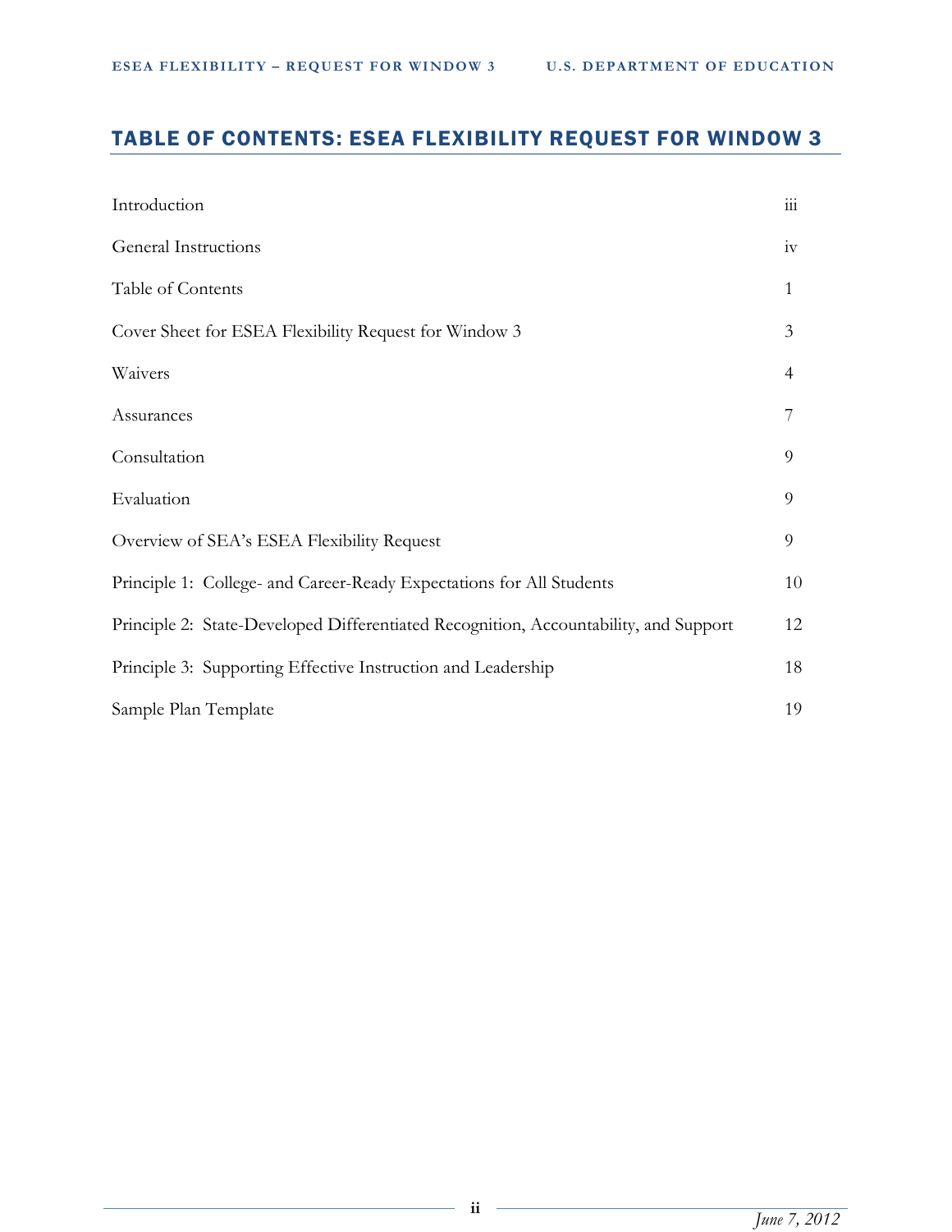## TABLE OF CONTENTS: ESEA FLEXIBILITY REQUEST FOR WINDOW 3

| | |
|---|---|
| Introduction | iii |
| General Instructions | iv |
| Table of Contents | 1 |
| Cover Sheet for ESEA Flexibility Request for Window 3 | 3 |
| Waivers | 4 |
| Assurances | 7 |
| Consultation | 9 |
| Evaluation | 9 |
| Overview of SEA's ESEA Flexibility Request | 9 |
| Principle 1: College- and Career-Ready Expectations for All Students | 10 |
| Principle 2: State-Developed Differentiated Recognition, Accountability, and Support | 12 |
| Principle 3: Supporting Effective Instruction and Leadership | 18 |
| Sample Plan Template | 19 |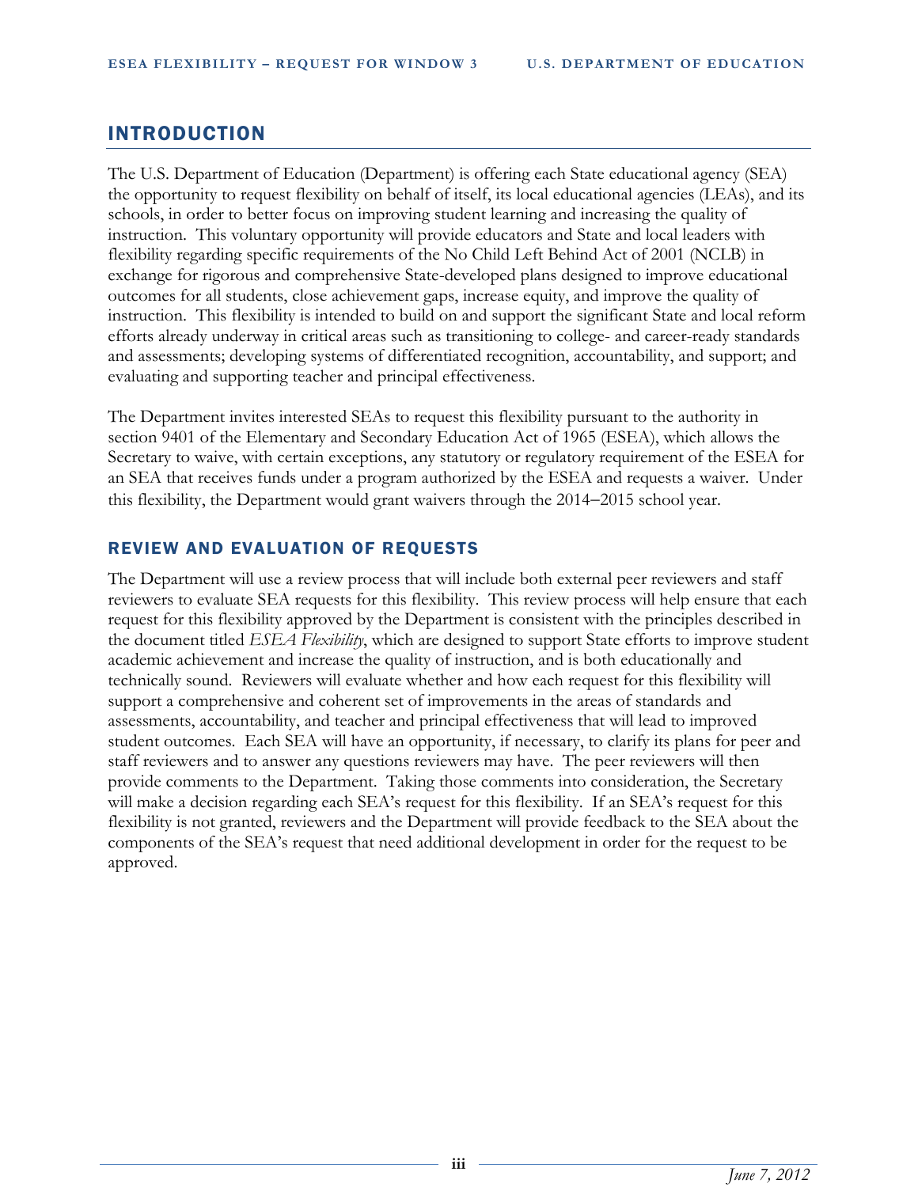## INTRODUCTION

The U.S. Department of Education (Department) is offering each State educational agency (SEA) the opportunity to request flexibility on behalf of itself, its local educational agencies (LEAs), and its schools, in order to better focus on improving student learning and increasing the quality of instruction. This voluntary opportunity will provide educators and State and local leaders with flexibility regarding specific requirements of the No Child Left Behind Act of 2001 (NCLB) in exchange for rigorous and comprehensive State-developed plans designed to improve educational outcomes for all students, close achievement gaps, increase equity, and improve the quality of instruction. This flexibility is intended to build on and support the significant State and local reform efforts already underway in critical areas such as transitioning to college- and career-ready standards and assessments; developing systems of differentiated recognition, accountability, and support; and evaluating and supporting teacher and principal effectiveness.

The Department invites interested SEAs to request this flexibility pursuant to the authority in section 9401 of the Elementary and Secondary Education Act of 1965 (ESEA), which allows the Secretary to waive, with certain exceptions, any statutory or regulatory requirement of the ESEA for an SEA that receives funds under a program authorized by the ESEA and requests a waiver. Under this flexibility, the Department would grant waivers through the 2014–2015 school year.

### REVIEW AND EVALUATION OF REQUESTS

The Department will use a review process that will include both external peer reviewers and staff reviewers to evaluate SEA requests for this flexibility. This review process will help ensure that each request for this flexibility approved by the Department is consistent with the principles described in the document titled *ESEA Flexibility*, which are designed to support State efforts to improve student academic achievement and increase the quality of instruction, and is both educationally and technically sound. Reviewers will evaluate whether and how each request for this flexibility will support a comprehensive and coherent set of improvements in the areas of standards and assessments, accountability, and teacher and principal effectiveness that will lead to improved student outcomes. Each SEA will have an opportunity, if necessary, to clarify its plans for peer and staff reviewers and to answer any questions reviewers may have. The peer reviewers will then provide comments to the Department. Taking those comments into consideration, the Secretary will make a decision regarding each SEA's request for this flexibility. If an SEA's request for this flexibility is not granted, reviewers and the Department will provide feedback to the SEA about the components of the SEA's request that need additional development in order for the request to be approved.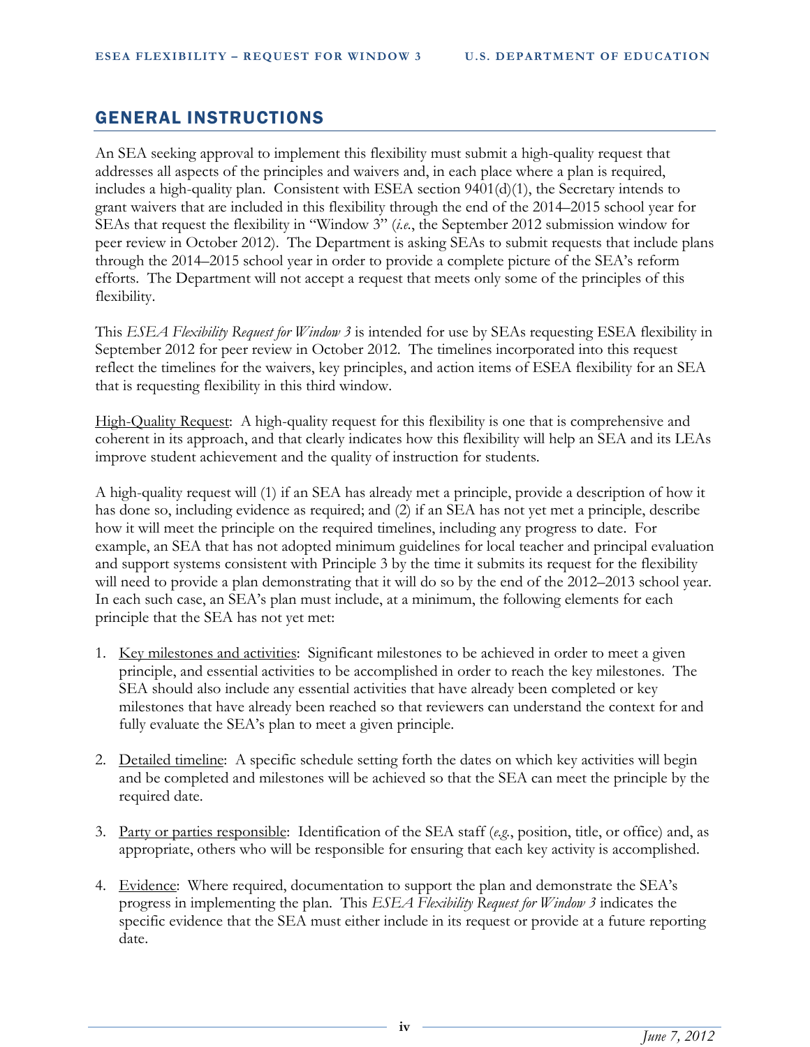## GENERAL INSTRUCTIONS

An SEA seeking approval to implement this flexibility must submit a high-quality request that addresses all aspects of the principles and waivers and, in each place where a plan is required, includes a high-quality plan. Consistent with ESEA section 9401(d)(1), the Secretary intends to grant waivers that are included in this flexibility through the end of the 2014–2015 school year for SEAs that request the flexibility in "Window 3" (*i.e.*, the September 2012 submission window for peer review in October 2012). The Department is asking SEAs to submit requests that include plans through the 2014–2015 school year in order to provide a complete picture of the SEA's reform efforts. The Department will not accept a request that meets only some of the principles of this flexibility.

This *ESEA Flexibility Request for Window 3* is intended for use by SEAs requesting ESEA flexibility in September 2012 for peer review in October 2012. The timelines incorporated into this request reflect the timelines for the waivers, key principles, and action items of ESEA flexibility for an SEA that is requesting flexibility in this third window.

High-Quality Request: A high-quality request for this flexibility is one that is comprehensive and coherent in its approach, and that clearly indicates how this flexibility will help an SEA and its LEAs improve student achievement and the quality of instruction for students.

A high-quality request will (1) if an SEA has already met a principle, provide a description of how it has done so, including evidence as required; and (2) if an SEA has not yet met a principle, describe how it will meet the principle on the required timelines, including any progress to date. For example, an SEA that has not adopted minimum guidelines for local teacher and principal evaluation and support systems consistent with Principle 3 by the time it submits its request for the flexibility will need to provide a plan demonstrating that it will do so by the end of the 2012–2013 school year. In each such case, an SEA's plan must include, at a minimum, the following elements for each principle that the SEA has not yet met:

1. Key milestones and activities: Significant milestones to be achieved in order to meet a given principle, and essential activities to be accomplished in order to reach the key milestones. The SEA should also include any essential activities that have already been completed or key milestones that have already been reached so that reviewers can understand the context for and fully evaluate the SEA's plan to meet a given principle.

2. Detailed timeline: A specific schedule setting forth the dates on which key activities will begin and be completed and milestones will be achieved so that the SEA can meet the principle by the required date.

3. Party or parties responsible: Identification of the SEA staff (*e.g.*, position, title, or office) and, as appropriate, others who will be responsible for ensuring that each key activity is accomplished.

4. Evidence: Where required, documentation to support the plan and demonstrate the SEA's progress in implementing the plan. This *ESEA Flexibility Request for Window 3* indicates the specific evidence that the SEA must either include in its request or provide at a future reporting date.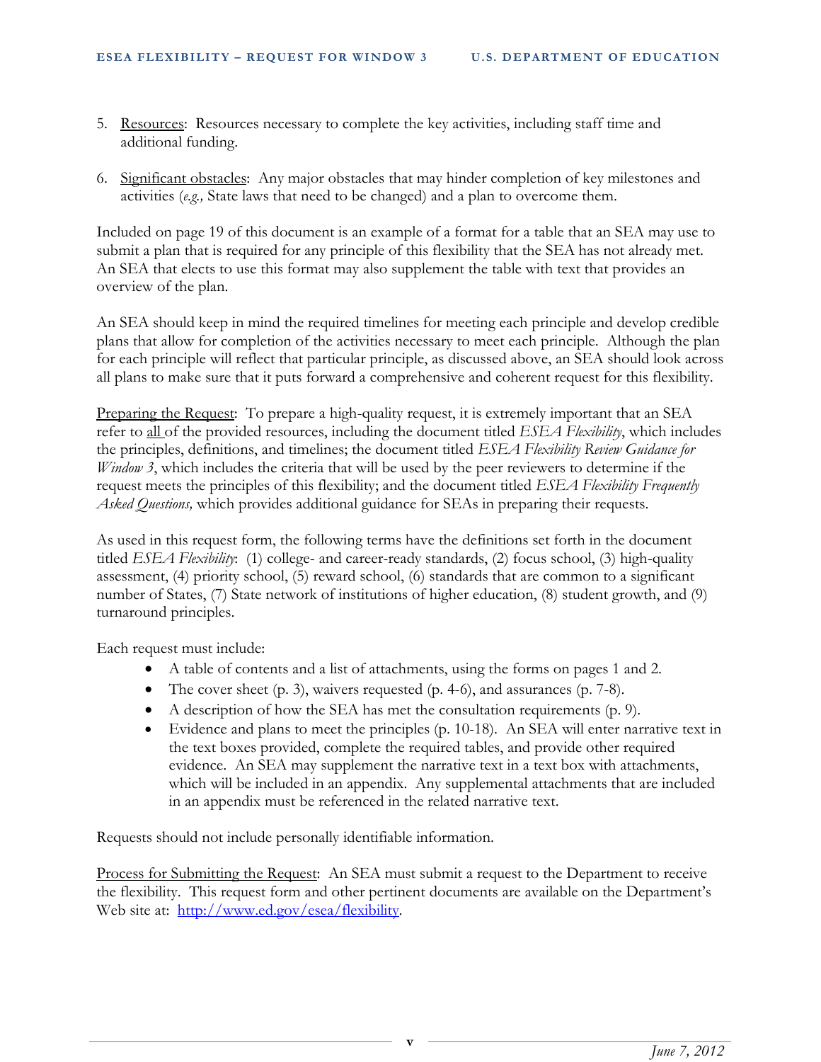5. Resources: Resources necessary to complete the key activities, including staff time and additional funding.

6. Significant obstacles: Any major obstacles that may hinder completion of key milestones and activities (*e.g.,* State laws that need to be changed) and a plan to overcome them.

Included on page 19 of this document is an example of a format for a table that an SEA may use to submit a plan that is required for any principle of this flexibility that the SEA has not already met. An SEA that elects to use this format may also supplement the table with text that provides an overview of the plan.

An SEA should keep in mind the required timelines for meeting each principle and develop credible plans that allow for completion of the activities necessary to meet each principle. Although the plan for each principle will reflect that particular principle, as discussed above, an SEA should look across all plans to make sure that it puts forward a comprehensive and coherent request for this flexibility.

Preparing the Request: To prepare a high-quality request, it is extremely important that an SEA refer to all of the provided resources, including the document titled *ESEA Flexibility*, which includes the principles, definitions, and timelines; the document titled *ESEA Flexibility Review Guidance for Window 3*, which includes the criteria that will be used by the peer reviewers to determine if the request meets the principles of this flexibility; and the document titled *ESEA Flexibility Frequently Asked Questions,* which provides additional guidance for SEAs in preparing their requests.

As used in this request form, the following terms have the definitions set forth in the document titled *ESEA Flexibility*: (1) college- and career-ready standards, (2) focus school, (3) high-quality assessment, (4) priority school, (5) reward school, (6) standards that are common to a significant number of States, (7) State network of institutions of higher education, (8) student growth, and (9) turnaround principles.

Each request must include:

- A table of contents and a list of attachments, using the forms on pages 1 and 2.
- The cover sheet (p. 3), waivers requested (p. 4-6), and assurances (p. 7-8).
- A description of how the SEA has met the consultation requirements (p. 9).
- Evidence and plans to meet the principles (p. 10-18). An SEA will enter narrative text in the text boxes provided, complete the required tables, and provide other required evidence. An SEA may supplement the narrative text in a text box with attachments, which will be included in an appendix. Any supplemental attachments that are included in an appendix must be referenced in the related narrative text.

Requests should not include personally identifiable information.

Process for Submitting the Request: An SEA must submit a request to the Department to receive the flexibility. This request form and other pertinent documents are available on the Department's Web site at: http://www.ed.gov/esea/flexibility.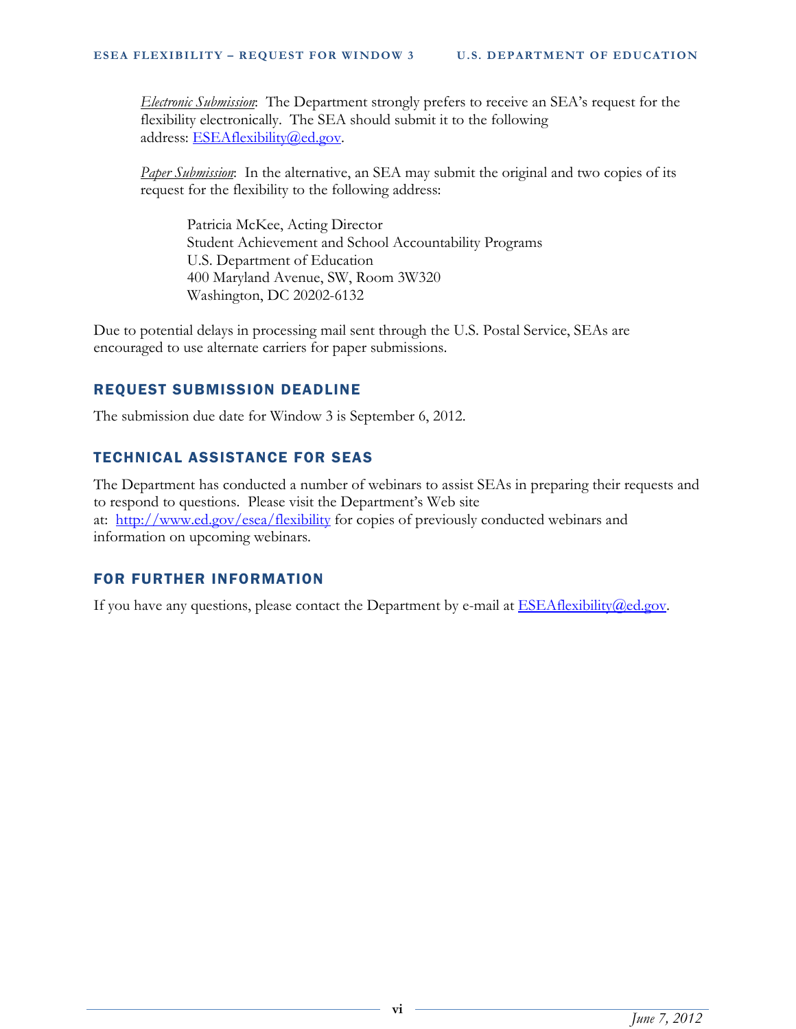*Electronic Submission*: The Department strongly prefers to receive an SEA's request for the flexibility electronically. The SEA should submit it to the following address: ESEAflexibility@ed.gov.

*Paper Submission*: In the alternative, an SEA may submit the original and two copies of its request for the flexibility to the following address:

Patricia McKee, Acting Director
Student Achievement and School Accountability Programs
U.S. Department of Education
400 Maryland Avenue, SW, Room 3W320
Washington, DC 20202-6132

Due to potential delays in processing mail sent through the U.S. Postal Service, SEAs are encouraged to use alternate carriers for paper submissions.

## REQUEST SUBMISSION DEADLINE

The submission due date for Window 3 is September 6, 2012.

## TECHNICAL ASSISTANCE FOR SEAS

The Department has conducted a number of webinars to assist SEAs in preparing their requests and to respond to questions. Please visit the Department's Web site at: http://www.ed.gov/esea/flexibility for copies of previously conducted webinars and information on upcoming webinars.

## FOR FURTHER INFORMATION

If you have any questions, please contact the Department by e-mail at ESEAflexibility@ed.gov.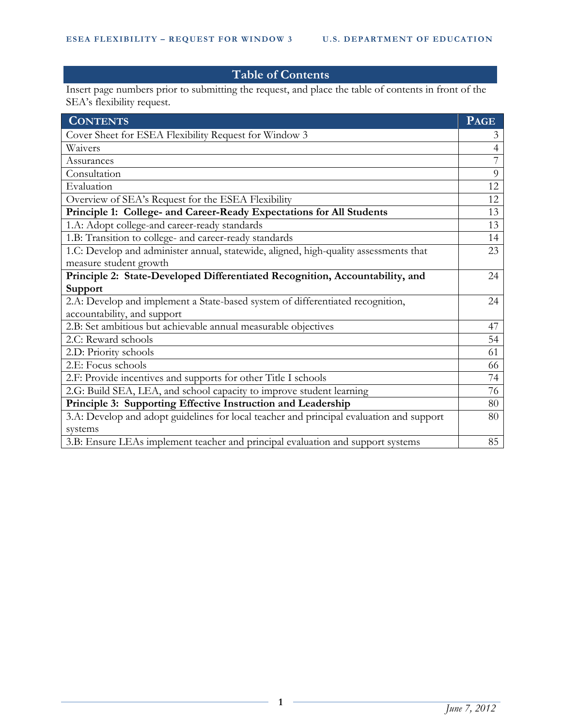# Table of Contents

Insert page numbers prior to submitting the request, and place the table of contents in front of the SEA's flexibility request.

| CONTENTS | PAGE |
|---|---|
| Cover Sheet for ESEA Flexibility Request for Window 3 | 3 |
| Waivers | 4 |
| Assurances | 7 |
| Consultation | 9 |
| Evaluation | 12 |
| Overview of SEA's Request for the ESEA Flexibility | 12 |
| **Principle 1: College- and Career-Ready Expectations for All Students** | 13 |
| 1.A: Adopt college-and career-ready standards | 13 |
| 1.B: Transition to college- and career-ready standards | 14 |
| 1.C: Develop and administer annual, statewide, aligned, high-quality assessments that measure student growth | 23 |
| **Principle 2: State-Developed Differentiated Recognition, Accountability, and Support** | 24 |
| 2.A: Develop and implement a State-based system of differentiated recognition, accountability, and support | 24 |
| 2.B: Set ambitious but achievable annual measurable objectives | 47 |
| 2.C: Reward schools | 54 |
| 2.D: Priority schools | 61 |
| 2.E: Focus schools | 66 |
| 2.F: Provide incentives and supports for other Title I schools | 74 |
| 2.G: Build SEA, LEA, and school capacity to improve student learning | 76 |
| **Principle 3: Supporting Effective Instruction and Leadership** | 80 |
| 3.A: Develop and adopt guidelines for local teacher and principal evaluation and support systems | 80 |
| 3.B: Ensure LEAs implement teacher and principal evaluation and support systems | 85 |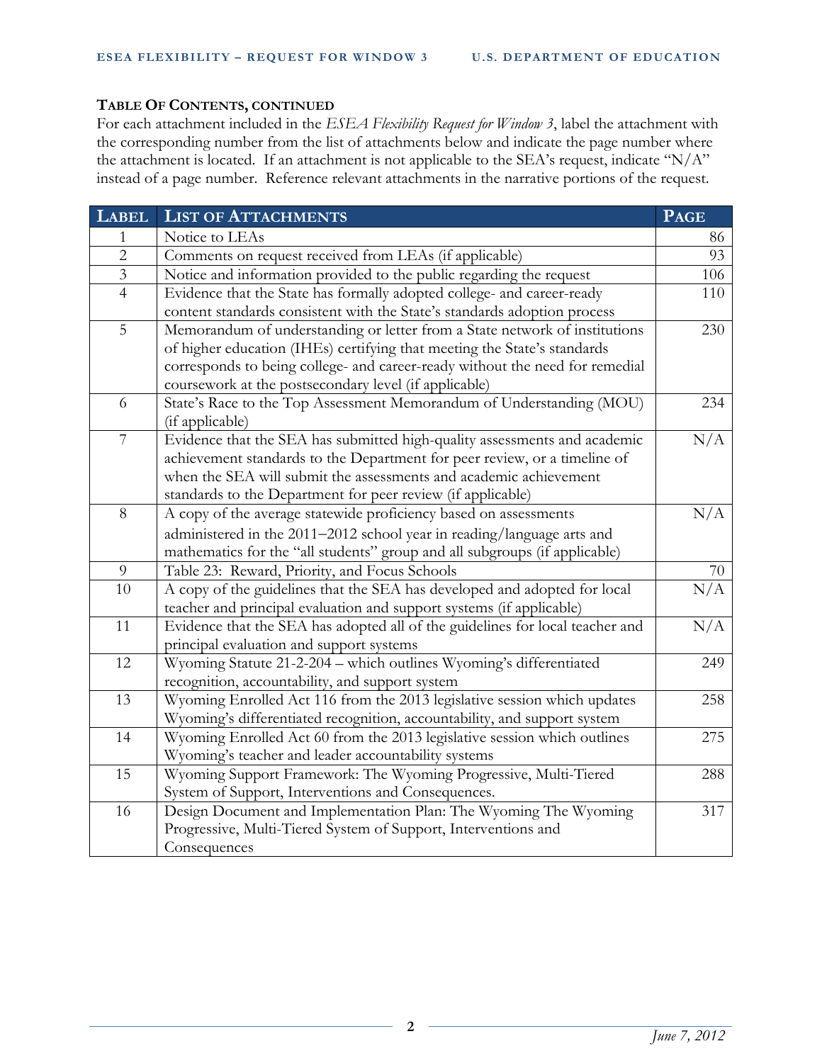**TABLE OF CONTENTS, CONTINUED**

For each attachment included in the *ESEA Flexibility Request for Window 3*, label the attachment with the corresponding number from the list of attachments below and indicate the page number where the attachment is located. If an attachment is not applicable to the SEA's request, indicate "N/A" instead of a page number. Reference relevant attachments in the narrative portions of the request.

| LABEL | LIST OF ATTACHMENTS | PAGE |
|---|---|---|
| 1 | Notice to LEAs | 86 |
| 2 | Comments on request received from LEAs (if applicable) | 93 |
| 3 | Notice and information provided to the public regarding the request | 106 |
| 4 | Evidence that the State has formally adopted college- and career-ready content standards consistent with the State's standards adoption process | 110 |
| 5 | Memorandum of understanding or letter from a State network of institutions of higher education (IHEs) certifying that meeting the State's standards corresponds to being college- and career-ready without the need for remedial coursework at the postsecondary level (if applicable) | 230 |
| 6 | State's Race to the Top Assessment Memorandum of Understanding (MOU) (if applicable) | 234 |
| 7 | Evidence that the SEA has submitted high-quality assessments and academic achievement standards to the Department for peer review, or a timeline of when the SEA will submit the assessments and academic achievement standards to the Department for peer review (if applicable) | N/A |
| 8 | A copy of the average statewide proficiency based on assessments administered in the 2011–2012 school year in reading/language arts and mathematics for the "all students" group and all subgroups (if applicable) | N/A |
| 9 | Table 23: Reward, Priority, and Focus Schools | 70 |
| 10 | A copy of the guidelines that the SEA has developed and adopted for local teacher and principal evaluation and support systems (if applicable) | N/A |
| 11 | Evidence that the SEA has adopted all of the guidelines for local teacher and principal evaluation and support systems | N/A |
| 12 | Wyoming Statute 21-2-204 – which outlines Wyoming's differentiated recognition, accountability, and support system | 249 |
| 13 | Wyoming Enrolled Act 116 from the 2013 legislative session which updates Wyoming's differentiated recognition, accountability, and support system | 258 |
| 14 | Wyoming Enrolled Act 60 from the 2013 legislative session which outlines Wyoming's teacher and leader accountability systems | 275 |
| 15 | Wyoming Support Framework: The Wyoming Progressive, Multi-Tiered System of Support, Interventions and Consequences. | 288 |
| 16 | Design Document and Implementation Plan: The Wyoming The Wyoming Progressive, Multi-Tiered System of Support, Interventions and Consequences | 317 |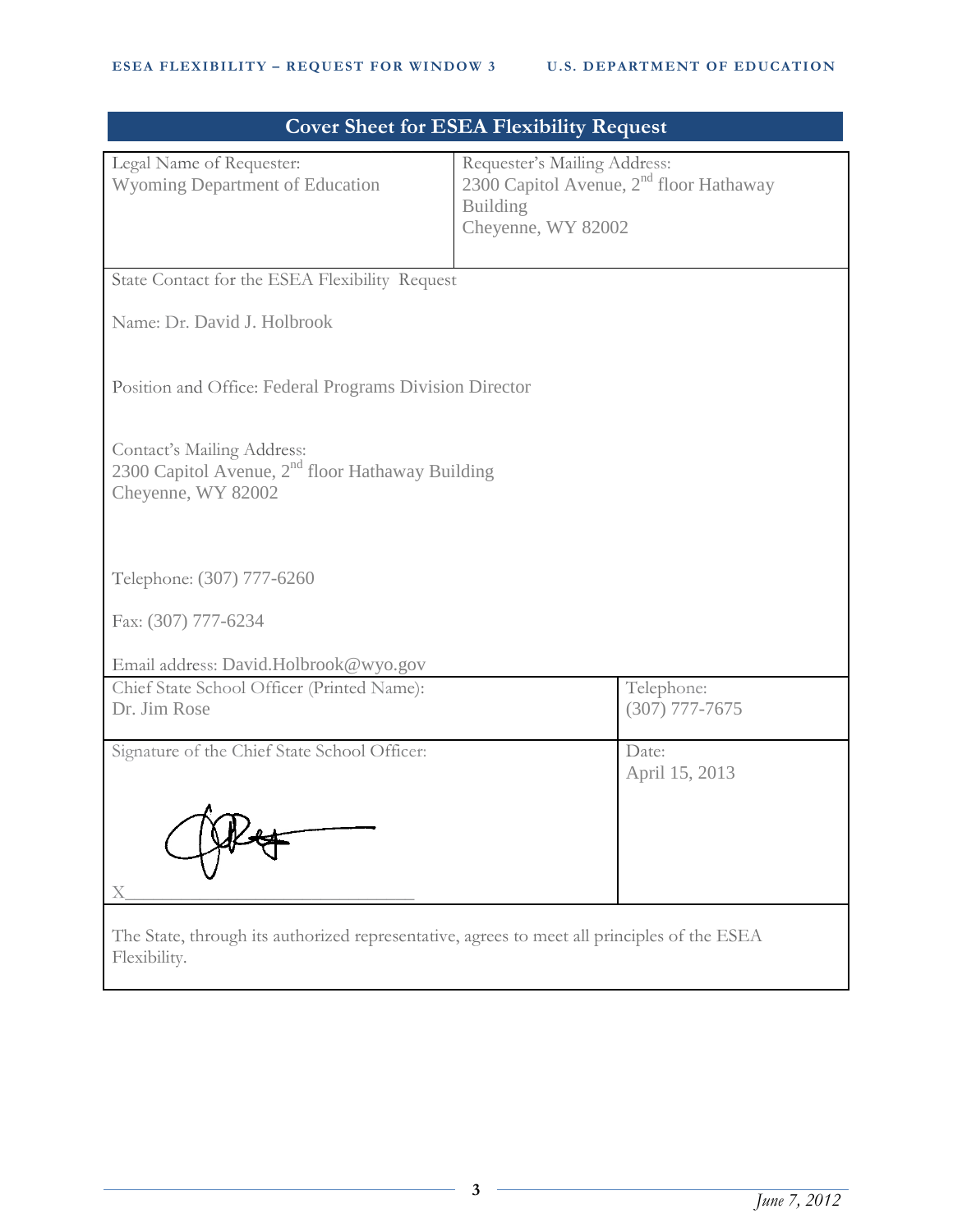## Cover Sheet for ESEA Flexibility Request

| Legal Name of Requester: Wyoming Department of Education | Requester's Mailing Address: 2300 Capitol Avenue, 2nd floor Hathaway Building Cheyenne, WY 82002 |
|---|---|

State Contact for the ESEA Flexibility Request

Name: Dr. David J. Holbrook

Position and Office: Federal Programs Division Director

Contact's Mailing Address:
2300 Capitol Avenue, 2nd floor Hathaway Building
Cheyenne, WY 82002

Telephone: (307) 777-6260

Fax: (307) 777-6234

Email address: David.Holbrook@wyo.gov

| Chief State School Officer (Printed Name): Dr. Jim Rose | Telephone: (307) 777-7675 |
|---|---|
| Signature of the Chief State School Officer: X_______________ | Date: April 15, 2013 |

The State, through its authorized representative, agrees to meet all principles of the ESEA Flexibility.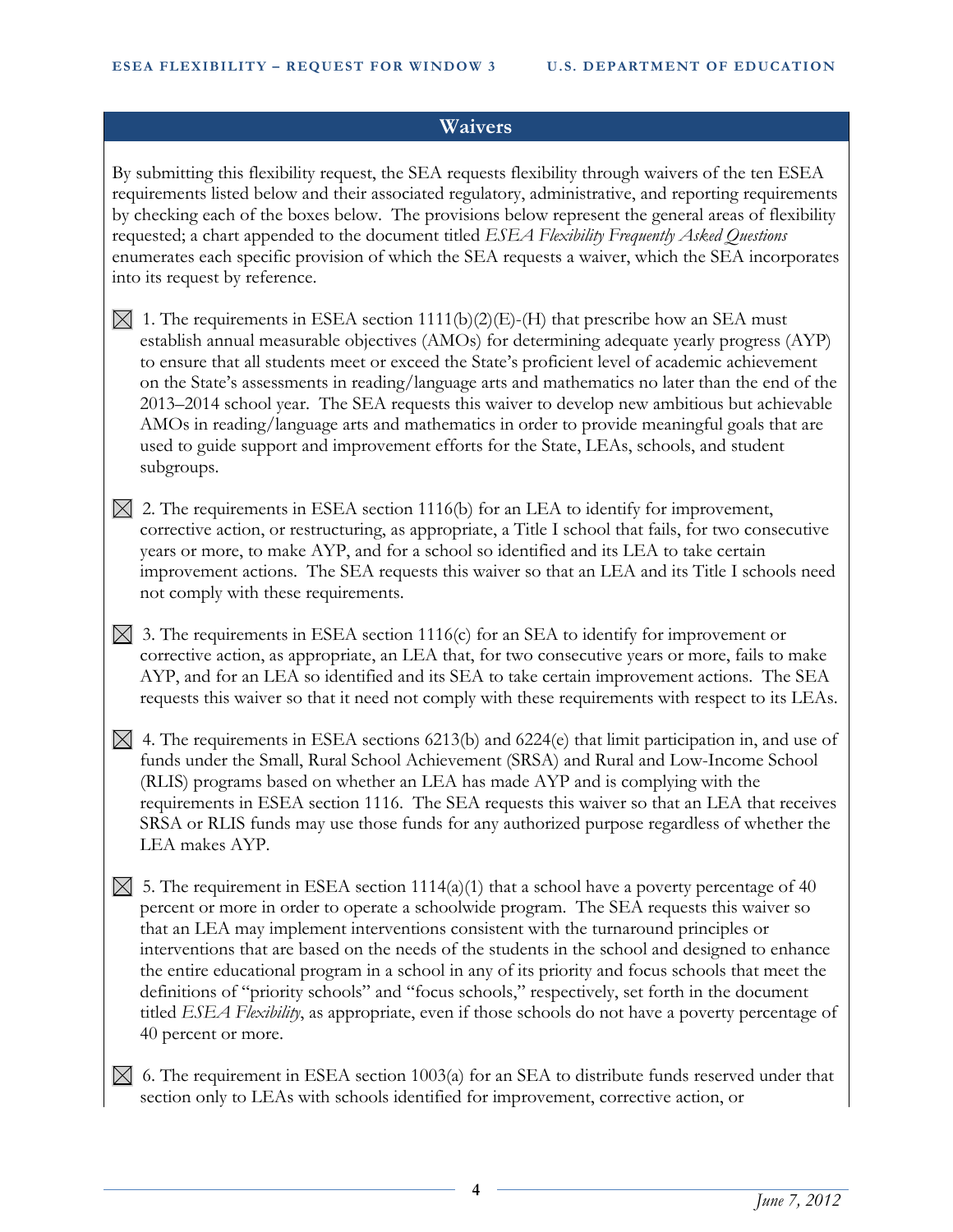## Waivers

By submitting this flexibility request, the SEA requests flexibility through waivers of the ten ESEA requirements listed below and their associated regulatory, administrative, and reporting requirements by checking each of the boxes below. The provisions below represent the general areas of flexibility requested; a chart appended to the document titled *ESEA Flexibility Frequently Asked Questions* enumerates each specific provision of which the SEA requests a waiver, which the SEA incorporates into its request by reference.

☒ 1. The requirements in ESEA section 1111(b)(2)(E)-(H) that prescribe how an SEA must establish annual measurable objectives (AMOs) for determining adequate yearly progress (AYP) to ensure that all students meet or exceed the State's proficient level of academic achievement on the State's assessments in reading/language arts and mathematics no later than the end of the 2013–2014 school year. The SEA requests this waiver to develop new ambitious but achievable AMOs in reading/language arts and mathematics in order to provide meaningful goals that are used to guide support and improvement efforts for the State, LEAs, schools, and student subgroups.

☒ 2. The requirements in ESEA section 1116(b) for an LEA to identify for improvement, corrective action, or restructuring, as appropriate, a Title I school that fails, for two consecutive years or more, to make AYP, and for a school so identified and its LEA to take certain improvement actions. The SEA requests this waiver so that an LEA and its Title I schools need not comply with these requirements.

☒ 3. The requirements in ESEA section 1116(c) for an SEA to identify for improvement or corrective action, as appropriate, an LEA that, for two consecutive years or more, fails to make AYP, and for an LEA so identified and its SEA to take certain improvement actions. The SEA requests this waiver so that it need not comply with these requirements with respect to its LEAs.

☒ 4. The requirements in ESEA sections 6213(b) and 6224(e) that limit participation in, and use of funds under the Small, Rural School Achievement (SRSA) and Rural and Low-Income School (RLIS) programs based on whether an LEA has made AYP and is complying with the requirements in ESEA section 1116. The SEA requests this waiver so that an LEA that receives SRSA or RLIS funds may use those funds for any authorized purpose regardless of whether the LEA makes AYP.

☒ 5. The requirement in ESEA section 1114(a)(1) that a school have a poverty percentage of 40 percent or more in order to operate a schoolwide program. The SEA requests this waiver so that an LEA may implement interventions consistent with the turnaround principles or interventions that are based on the needs of the students in the school and designed to enhance the entire educational program in a school in any of its priority and focus schools that meet the definitions of "priority schools" and "focus schools," respectively, set forth in the document titled *ESEA Flexibility*, as appropriate, even if those schools do not have a poverty percentage of 40 percent or more.

☒ 6. The requirement in ESEA section 1003(a) for an SEA to distribute funds reserved under that section only to LEAs with schools identified for improvement, corrective action, or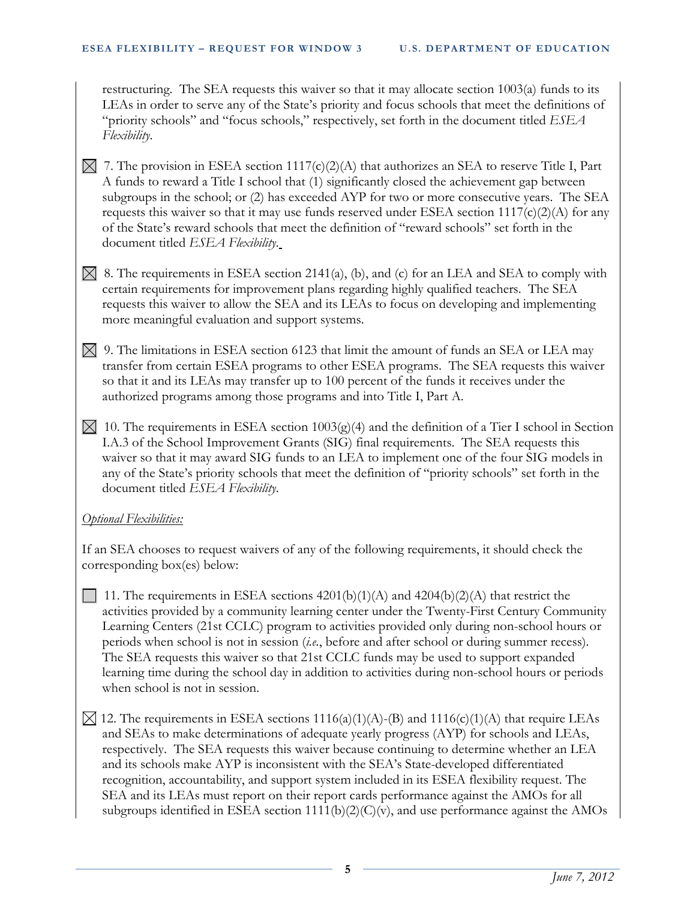restructuring. The SEA requests this waiver so that it may allocate section 1003(a) funds to its LEAs in order to serve any of the State's priority and focus schools that meet the definitions of "priority schools" and "focus schools," respectively, set forth in the document titled *ESEA Flexibility*.

☒ 7. The provision in ESEA section 1117(c)(2)(A) that authorizes an SEA to reserve Title I, Part A funds to reward a Title I school that (1) significantly closed the achievement gap between subgroups in the school; or (2) has exceeded AYP for two or more consecutive years. The SEA requests this waiver so that it may use funds reserved under ESEA section 1117(c)(2)(A) for any of the State's reward schools that meet the definition of "reward schools" set forth in the document titled *ESEA Flexibility*.

☒ 8. The requirements in ESEA section 2141(a), (b), and (c) for an LEA and SEA to comply with certain requirements for improvement plans regarding highly qualified teachers. The SEA requests this waiver to allow the SEA and its LEAs to focus on developing and implementing more meaningful evaluation and support systems.

☒ 9. The limitations in ESEA section 6123 that limit the amount of funds an SEA or LEA may transfer from certain ESEA programs to other ESEA programs. The SEA requests this waiver so that it and its LEAs may transfer up to 100 percent of the funds it receives under the authorized programs among those programs and into Title I, Part A.

☒ 10. The requirements in ESEA section 1003(g)(4) and the definition of a Tier I school in Section I.A.3 of the School Improvement Grants (SIG) final requirements. The SEA requests this waiver so that it may award SIG funds to an LEA to implement one of the four SIG models in any of the State's priority schools that meet the definition of "priority schools" set forth in the document titled *ESEA Flexibility*.

*Optional Flexibilities:*

If an SEA chooses to request waivers of any of the following requirements, it should check the corresponding box(es) below:

☐ 11. The requirements in ESEA sections 4201(b)(1)(A) and 4204(b)(2)(A) that restrict the activities provided by a community learning center under the Twenty-First Century Community Learning Centers (21st CCLC) program to activities provided only during non-school hours or periods when school is not in session (*i.e.*, before and after school or during summer recess). The SEA requests this waiver so that 21st CCLC funds may be used to support expanded learning time during the school day in addition to activities during non-school hours or periods when school is not in session.

☒ 12. The requirements in ESEA sections 1116(a)(1)(A)-(B) and 1116(c)(1)(A) that require LEAs and SEAs to make determinations of adequate yearly progress (AYP) for schools and LEAs, respectively. The SEA requests this waiver because continuing to determine whether an LEA and its schools make AYP is inconsistent with the SEA's State-developed differentiated recognition, accountability, and support system included in its ESEA flexibility request. The SEA and its LEAs must report on their report cards performance against the AMOs for all subgroups identified in ESEA section 1111(b)(2)(C)(v), and use performance against the AMOs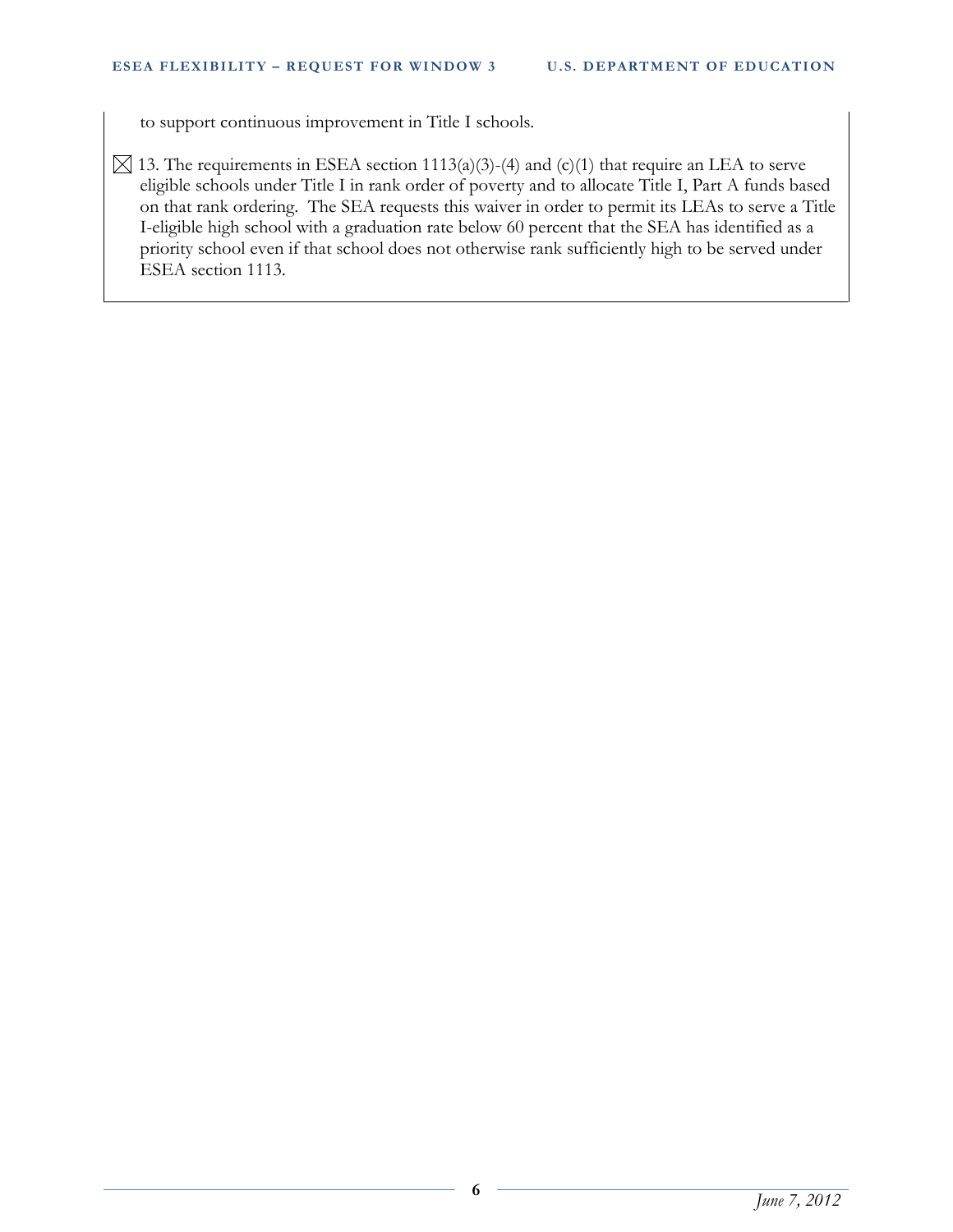to support continuous improvement in Title I schools.

☒ 13. The requirements in ESEA section 1113(a)(3)-(4) and (c)(1) that require an LEA to serve eligible schools under Title I in rank order of poverty and to allocate Title I, Part A funds based on that rank ordering. The SEA requests this waiver in order to permit its LEAs to serve a Title I-eligible high school with a graduation rate below 60 percent that the SEA has identified as a priority school even if that school does not otherwise rank sufficiently high to be served under ESEA section 1113.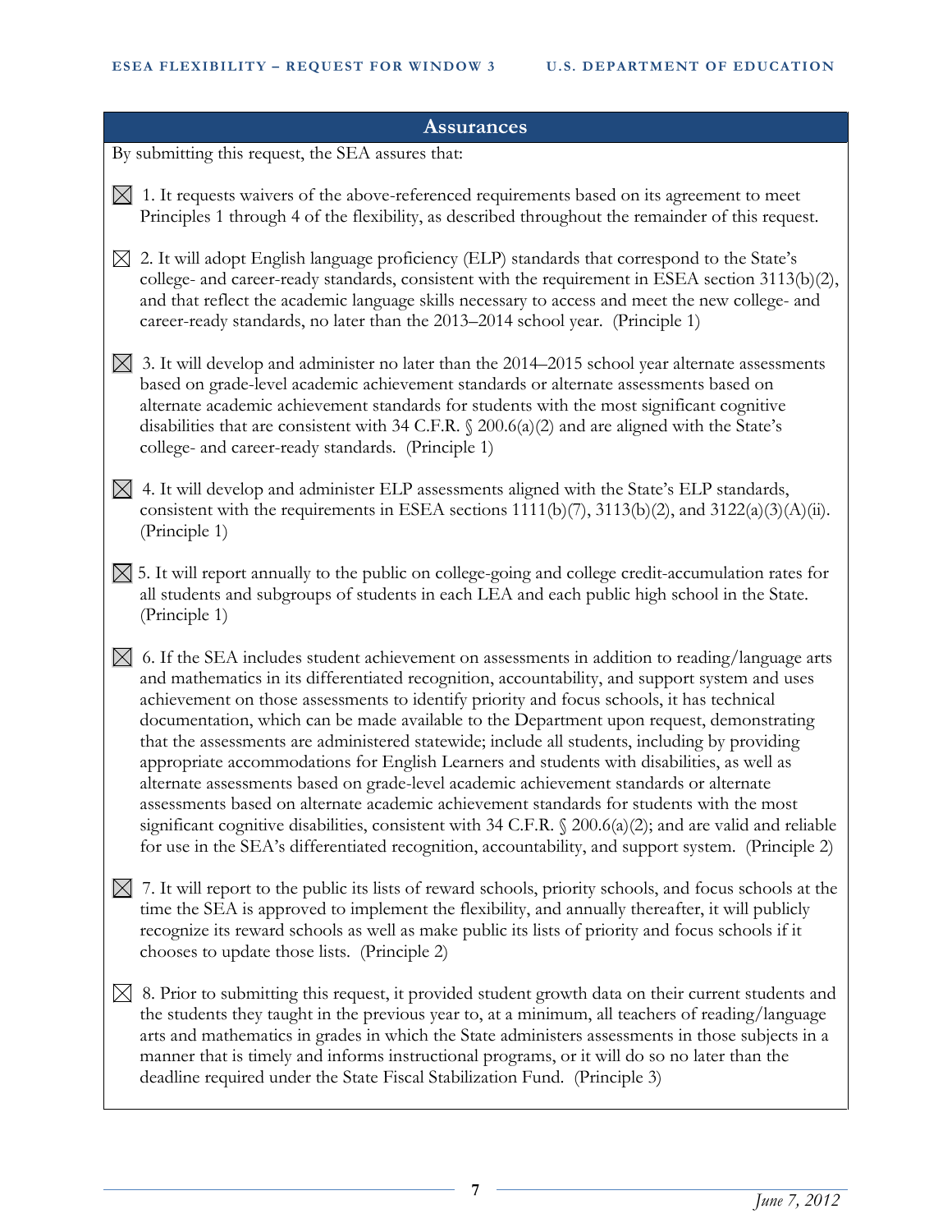## Assurances

By submitting this request, the SEA assures that:

☒ 1. It requests waivers of the above-referenced requirements based on its agreement to meet Principles 1 through 4 of the flexibility, as described throughout the remainder of this request.

☒ 2. It will adopt English language proficiency (ELP) standards that correspond to the State's college- and career-ready standards, consistent with the requirement in ESEA section 3113(b)(2), and that reflect the academic language skills necessary to access and meet the new college- and career-ready standards, no later than the 2013–2014 school year. (Principle 1)

☒ 3. It will develop and administer no later than the 2014–2015 school year alternate assessments based on grade-level academic achievement standards or alternate assessments based on alternate academic achievement standards for students with the most significant cognitive disabilities that are consistent with 34 C.F.R. § 200.6(a)(2) and are aligned with the State's college- and career-ready standards. (Principle 1)

☒ 4. It will develop and administer ELP assessments aligned with the State's ELP standards, consistent with the requirements in ESEA sections 1111(b)(7), 3113(b)(2), and 3122(a)(3)(A)(ii). (Principle 1)

☒ 5. It will report annually to the public on college-going and college credit-accumulation rates for all students and subgroups of students in each LEA and each public high school in the State. (Principle 1)

☒ 6. If the SEA includes student achievement on assessments in addition to reading/language arts and mathematics in its differentiated recognition, accountability, and support system and uses achievement on those assessments to identify priority and focus schools, it has technical documentation, which can be made available to the Department upon request, demonstrating that the assessments are administered statewide; include all students, including by providing appropriate accommodations for English Learners and students with disabilities, as well as alternate assessments based on grade-level academic achievement standards or alternate assessments based on alternate academic achievement standards for students with the most significant cognitive disabilities, consistent with 34 C.F.R. § 200.6(a)(2); and are valid and reliable for use in the SEA's differentiated recognition, accountability, and support system. (Principle 2)

☒ 7. It will report to the public its lists of reward schools, priority schools, and focus schools at the time the SEA is approved to implement the flexibility, and annually thereafter, it will publicly recognize its reward schools as well as make public its lists of priority and focus schools if it chooses to update those lists. (Principle 2)

☒ 8. Prior to submitting this request, it provided student growth data on their current students and the students they taught in the previous year to, at a minimum, all teachers of reading/language arts and mathematics in grades in which the State administers assessments in those subjects in a manner that is timely and informs instructional programs, or it will do so no later than the deadline required under the State Fiscal Stabilization Fund. (Principle 3)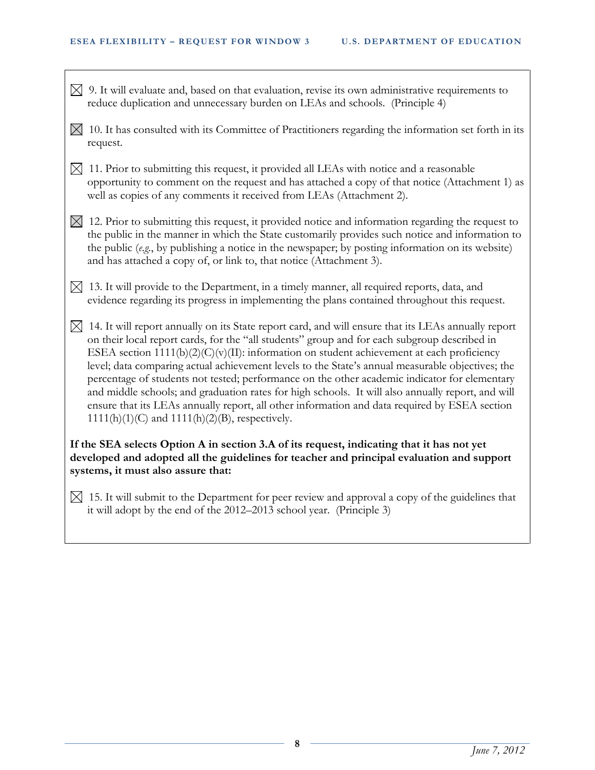☒ 9. It will evaluate and, based on that evaluation, revise its own administrative requirements to reduce duplication and unnecessary burden on LEAs and schools. (Principle 4)

☒ 10. It has consulted with its Committee of Practitioners regarding the information set forth in its request.

☒ 11. Prior to submitting this request, it provided all LEAs with notice and a reasonable opportunity to comment on the request and has attached a copy of that notice (Attachment 1) as well as copies of any comments it received from LEAs (Attachment 2).

☒ 12. Prior to submitting this request, it provided notice and information regarding the request to the public in the manner in which the State customarily provides such notice and information to the public (*e.g.*, by publishing a notice in the newspaper; by posting information on its website) and has attached a copy of, or link to, that notice (Attachment 3).

☒ 13. It will provide to the Department, in a timely manner, all required reports, data, and evidence regarding its progress in implementing the plans contained throughout this request.

☒ 14. It will report annually on its State report card, and will ensure that its LEAs annually report on their local report cards, for the "all students" group and for each subgroup described in ESEA section 1111(b)(2)(C)(v)(II): information on student achievement at each proficiency level; data comparing actual achievement levels to the State's annual measurable objectives; the percentage of students not tested; performance on the other academic indicator for elementary and middle schools; and graduation rates for high schools. It will also annually report, and will ensure that its LEAs annually report, all other information and data required by ESEA section 1111(h)(1)(C) and 1111(h)(2)(B), respectively.

**If the SEA selects Option A in section 3.A of its request, indicating that it has not yet developed and adopted all the guidelines for teacher and principal evaluation and support systems, it must also assure that:**

☒ 15. It will submit to the Department for peer review and approval a copy of the guidelines that it will adopt by the end of the 2012–2013 school year. (Principle 3)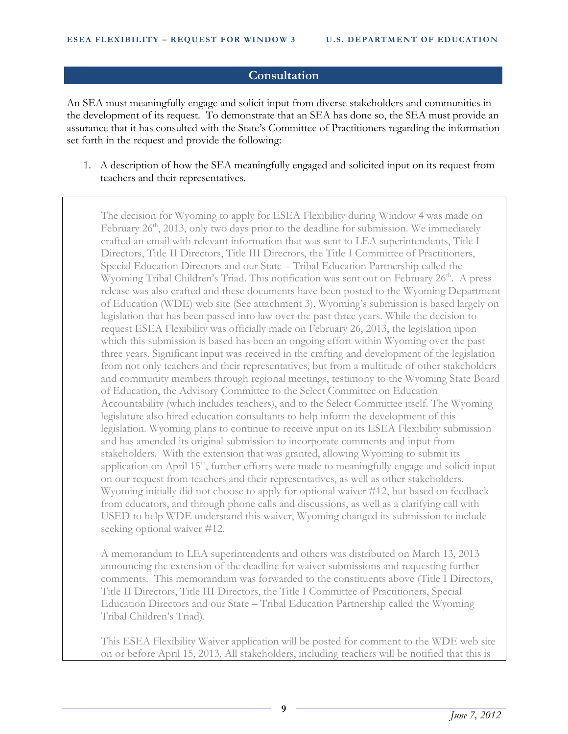## Consultation

An SEA must meaningfully engage and solicit input from diverse stakeholders and communities in the development of its request. To demonstrate that an SEA has done so, the SEA must provide an assurance that it has consulted with the State's Committee of Practitioners regarding the information set forth in the request and provide the following:

1. A description of how the SEA meaningfully engaged and solicited input on its request from teachers and their representatives.

The decision for Wyoming to apply for ESEA Flexibility during Window 4 was made on February 26th, 2013, only two days prior to the deadline for submission. We immediately crafted an email with relevant information that was sent to LEA superintendents, Title I Directors, Title II Directors, Title III Directors, the Title I Committee of Practitioners, Special Education Directors and our State – Tribal Education Partnership called the Wyoming Tribal Children's Triad. This notification was sent out on February 26th. A press release was also crafted and these documents have been posted to the Wyoming Department of Education (WDE) web site (See attachment 3). Wyoming's submission is based largely on legislation that has been passed into law over the past three years. While the decision to request ESEA Flexibility was officially made on February 26, 2013, the legislation upon which this submission is based has been an ongoing effort within Wyoming over the past three years. Significant input was received in the crafting and development of the legislation from not only teachers and their representatives, but from a multitude of other stakeholders and community members through regional meetings, testimony to the Wyoming State Board of Education, the Advisory Committee to the Select Committee on Education Accountability (which includes teachers), and to the Select Committee itself. The Wyoming legislature also hired education consultants to help inform the development of this legislation. Wyoming plans to continue to receive input on its ESEA Flexibility submission and has amended its original submission to incorporate comments and input from stakeholders. With the extension that was granted, allowing Wyoming to submit its application on April 15th, further efforts were made to meaningfully engage and solicit input on our request from teachers and their representatives, as well as other stakeholders. Wyoming initially did not choose to apply for optional waiver #12, but based on feedback from educators, and through phone calls and discussions, as well as a clarifying call with USED to help WDE understand this waiver, Wyoming changed its submission to include seeking optional waiver #12.

A memorandum to LEA superintendents and others was distributed on March 13, 2013 announcing the extension of the deadline for waiver submissions and requesting further comments. This memorandum was forwarded to the constituents above (Title I Directors, Title II Directors, Title III Directors, the Title I Committee of Practitioners, Special Education Directors and our State – Tribal Education Partnership called the Wyoming Tribal Children's Triad).

This ESEA Flexibility Waiver application will be posted for comment to the WDE web site on or before April 15, 2013. All stakeholders, including teachers will be notified that this is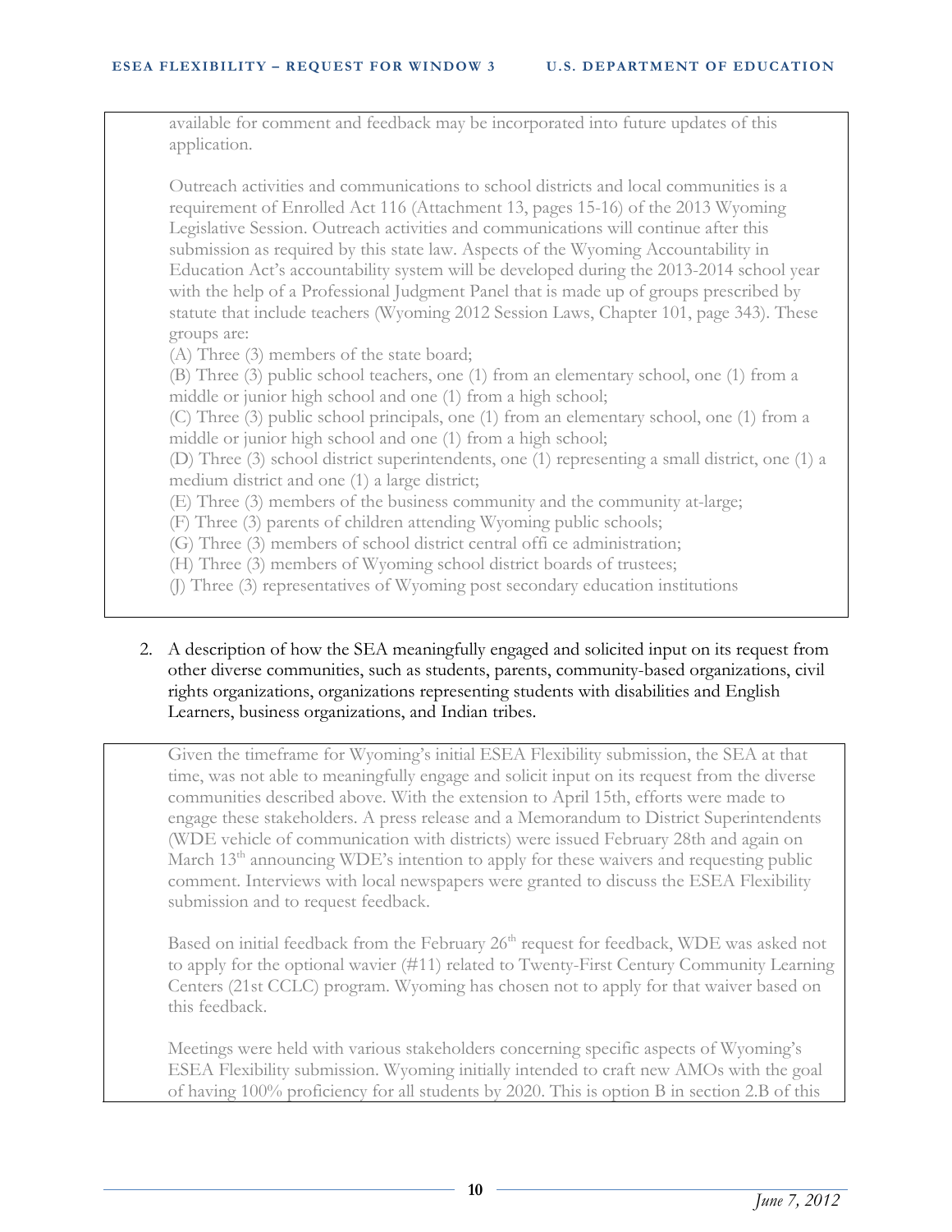available for comment and feedback may be incorporated into future updates of this application.

Outreach activities and communications to school districts and local communities is a requirement of Enrolled Act 116 (Attachment 13, pages 15-16) of the 2013 Wyoming Legislative Session. Outreach activities and communications will continue after this submission as required by this state law. Aspects of the Wyoming Accountability in Education Act's accountability system will be developed during the 2013-2014 school year with the help of a Professional Judgment Panel that is made up of groups prescribed by statute that include teachers (Wyoming 2012 Session Laws, Chapter 101, page 343). These groups are:

(A) Three (3) members of the state board;
(B) Three (3) public school teachers, one (1) from an elementary school, one (1) from a middle or junior high school and one (1) from a high school;
(C) Three (3) public school principals, one (1) from an elementary school, one (1) from a middle or junior high school and one (1) from a high school;
(D) Three (3) school district superintendents, one (1) representing a small district, one (1) a medium district and one (1) a large district;
(E) Three (3) members of the business community and the community at-large;
(F) Three (3) parents of children attending Wyoming public schools;
(G) Three (3) members of school district central offi ce administration;
(H) Three (3) members of Wyoming school district boards of trustees;
(J) Three (3) representatives of Wyoming post secondary education institutions

2. A description of how the SEA meaningfully engaged and solicited input on its request from other diverse communities, such as students, parents, community-based organizations, civil rights organizations, organizations representing students with disabilities and English Learners, business organizations, and Indian tribes.

Given the timeframe for Wyoming's initial ESEA Flexibility submission, the SEA at that time, was not able to meaningfully engage and solicit input on its request from the diverse communities described above. With the extension to April 15th, efforts were made to engage these stakeholders. A press release and a Memorandum to District Superintendents (WDE vehicle of communication with districts) were issued February 28th and again on March 13th announcing WDE's intention to apply for these waivers and requesting public comment. Interviews with local newspapers were granted to discuss the ESEA Flexibility submission and to request feedback.

Based on initial feedback from the February 26th request for feedback, WDE was asked not to apply for the optional wavier (#11) related to Twenty-First Century Community Learning Centers (21st CCLC) program. Wyoming has chosen not to apply for that waiver based on this feedback.

Meetings were held with various stakeholders concerning specific aspects of Wyoming's ESEA Flexibility submission. Wyoming initially intended to craft new AMOs with the goal of having 100% proficiency for all students by 2020. This is option B in section 2.B of this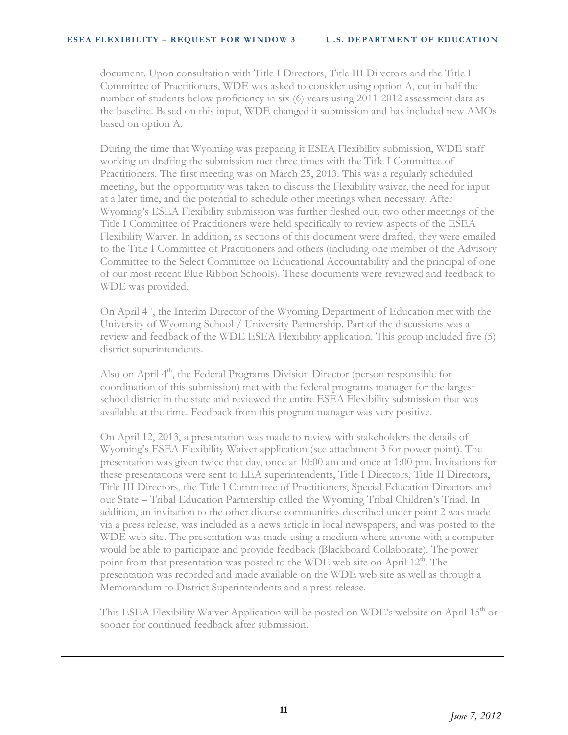document. Upon consultation with Title I Directors, Title III Directors and the Title I Committee of Practitioners, WDE was asked to consider using option A, cut in half the number of students below proficiency in six (6) years using 2011-2012 assessment data as the baseline. Based on this input, WDE changed it submission and has included new AMOs based on option A.

During the time that Wyoming was preparing it ESEA Flexibility submission, WDE staff working on drafting the submission met three times with the Title I Committee of Practitioners. The first meeting was on March 25, 2013. This was a regularly scheduled meeting, but the opportunity was taken to discuss the Flexibility waiver, the need for input at a later time, and the potential to schedule other meetings when necessary. After Wyoming's ESEA Flexibility submission was further fleshed out, two other meetings of the Title I Committee of Practitioners were held specifically to review aspects of the ESEA Flexibility Waiver. In addition, as sections of this document were drafted, they were emailed to the Title I Committee of Practitioners and others (including one member of the Advisory Committee to the Select Committee on Educational Accountability and the principal of one of our most recent Blue Ribbon Schools). These documents were reviewed and feedback to WDE was provided.

On April 4th, the Interim Director of the Wyoming Department of Education met with the University of Wyoming School / University Partnership. Part of the discussions was a review and feedback of the WDE ESEA Flexibility application. This group included five (5) district superintendents.

Also on April 4th, the Federal Programs Division Director (person responsible for coordination of this submission) met with the federal programs manager for the largest school district in the state and reviewed the entire ESEA Flexibility submission that was available at the time. Feedback from this program manager was very positive.

On April 12, 2013, a presentation was made to review with stakeholders the details of Wyoming's ESEA Flexibility Waiver application (see attachment 3 for power point). The presentation was given twice that day, once at 10:00 am and once at 1:00 pm. Invitations for these presentations were sent to LEA superintendents, Title I Directors, Title II Directors, Title III Directors, the Title I Committee of Practitioners, Special Education Directors and our State – Tribal Education Partnership called the Wyoming Tribal Children's Triad. In addition, an invitation to the other diverse communities described under point 2 was made via a press release, was included as a news article in local newspapers, and was posted to the WDE web site. The presentation was made using a medium where anyone with a computer would be able to participate and provide feedback (Blackboard Collaborate). The power point from that presentation was posted to the WDE web site on April 12th. The presentation was recorded and made available on the WDE web site as well as through a Memorandum to District Superintendents and a press release.

This ESEA Flexibility Waiver Application will be posted on WDE's website on April 15th or sooner for continued feedback after submission.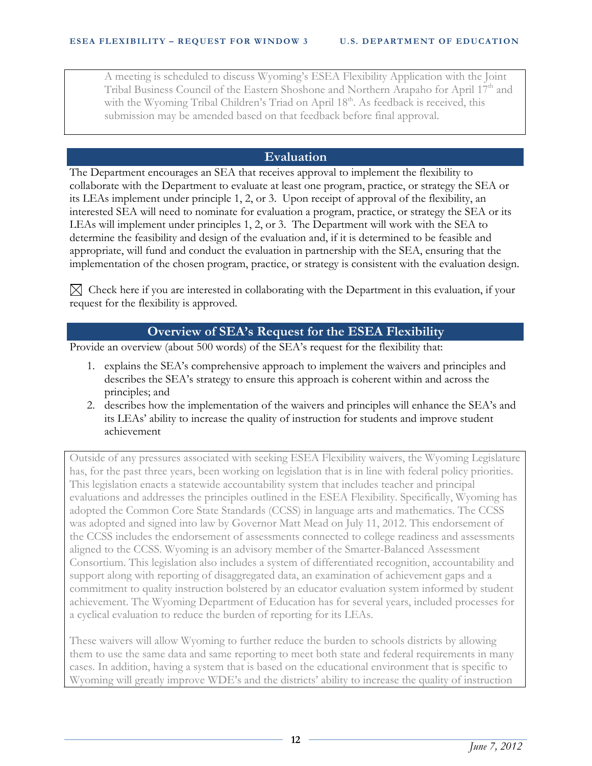A meeting is scheduled to discuss Wyoming's ESEA Flexibility Application with the Joint Tribal Business Council of the Eastern Shoshone and Northern Arapaho for April 17th and with the Wyoming Tribal Children's Triad on April 18th. As feedback is received, this submission may be amended based on that feedback before final approval.

## Evaluation

The Department encourages an SEA that receives approval to implement the flexibility to collaborate with the Department to evaluate at least one program, practice, or strategy the SEA or its LEAs implement under principle 1, 2, or 3. Upon receipt of approval of the flexibility, an interested SEA will need to nominate for evaluation a program, practice, or strategy the SEA or its LEAs will implement under principles 1, 2, or 3. The Department will work with the SEA to determine the feasibility and design of the evaluation and, if it is determined to be feasible and appropriate, will fund and conduct the evaluation in partnership with the SEA, ensuring that the implementation of the chosen program, practice, or strategy is consistent with the evaluation design.

☒ Check here if you are interested in collaborating with the Department in this evaluation, if your request for the flexibility is approved.

## Overview of SEA's Request for the ESEA Flexibility

Provide an overview (about 500 words) of the SEA's request for the flexibility that:

1. explains the SEA's comprehensive approach to implement the waivers and principles and describes the SEA's strategy to ensure this approach is coherent within and across the principles; and
2. describes how the implementation of the waivers and principles will enhance the SEA's and its LEAs' ability to increase the quality of instruction for students and improve student achievement

Outside of any pressures associated with seeking ESEA Flexibility waivers, the Wyoming Legislature has, for the past three years, been working on legislation that is in line with federal policy priorities. This legislation enacts a statewide accountability system that includes teacher and principal evaluations and addresses the principles outlined in the ESEA Flexibility. Specifically, Wyoming has adopted the Common Core State Standards (CCSS) in language arts and mathematics. The CCSS was adopted and signed into law by Governor Matt Mead on July 11, 2012. This endorsement of the CCSS includes the endorsement of assessments connected to college readiness and assessments aligned to the CCSS. Wyoming is an advisory member of the Smarter-Balanced Assessment Consortium. This legislation also includes a system of differentiated recognition, accountability and support along with reporting of disaggregated data, an examination of achievement gaps and a commitment to quality instruction bolstered by an educator evaluation system informed by student achievement. The Wyoming Department of Education has for several years, included processes for a cyclical evaluation to reduce the burden of reporting for its LEAs.

These waivers will allow Wyoming to further reduce the burden to schools districts by allowing them to use the same data and same reporting to meet both state and federal requirements in many cases. In addition, having a system that is based on the educational environment that is specific to Wyoming will greatly improve WDE's and the districts' ability to increase the quality of instruction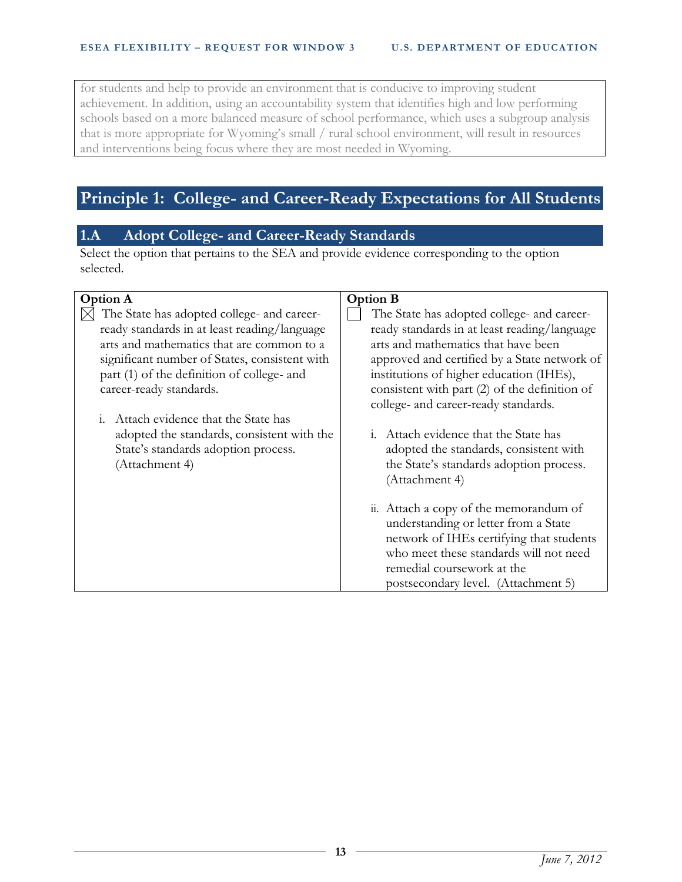for students and help to provide an environment that is conducive to improving student achievement. In addition, using an accountability system that identifies high and low performing schools based on a more balanced measure of school performance, which uses a subgroup analysis that is more appropriate for Wyoming's small / rural school environment, will result in resources and interventions being focus where they are most needed in Wyoming.

# Principle 1: College- and Career-Ready Expectations for All Students

## 1.A Adopt College- and Career-Ready Standards

Select the option that pertains to the SEA and provide evidence corresponding to the option selected.

| Option A | Option B |
|---|---|
| ☒ The State has adopted college- and career-ready standards in at least reading/language arts and mathematics that are common to a significant number of States, consistent with part (1) of the definition of college- and career-ready standards.<br><br>i. Attach evidence that the State has adopted the standards, consistent with the State's standards adoption process. (Attachment 4) | ☐ The State has adopted college- and career-ready standards in at least reading/language arts and mathematics that have been approved and certified by a State network of institutions of higher education (IHEs), consistent with part (2) of the definition of college- and career-ready standards.<br><br>i. Attach evidence that the State has adopted the standards, consistent with the State's standards adoption process. (Attachment 4)<br><br>ii. Attach a copy of the memorandum of understanding or letter from a State network of IHEs certifying that students who meet these standards will not need remedial coursework at the postsecondary level. (Attachment 5) |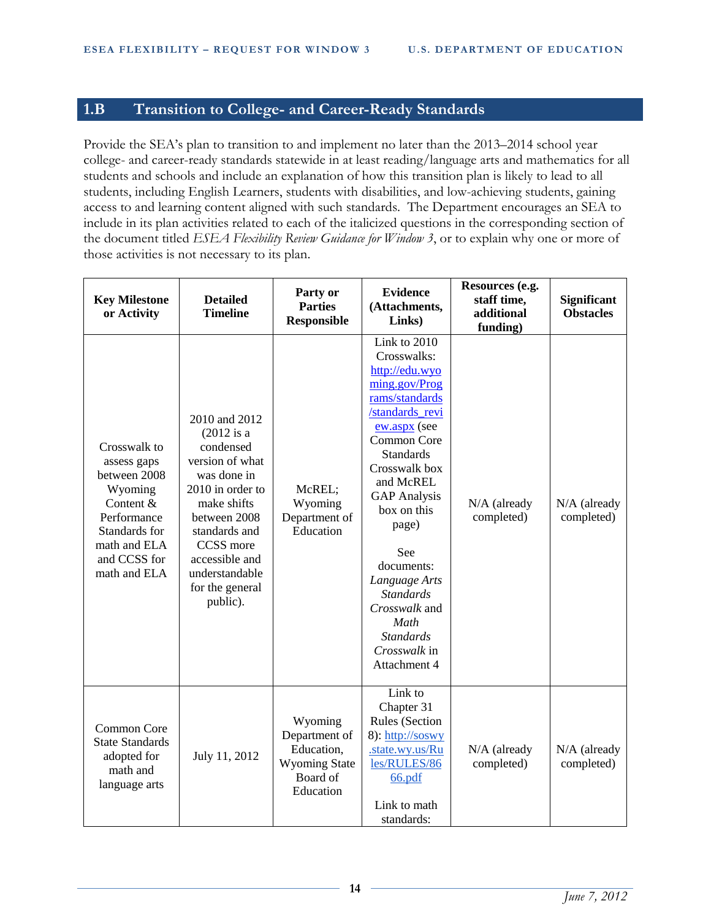## 1.B Transition to College- and Career-Ready Standards

Provide the SEA's plan to transition to and implement no later than the 2013–2014 school year college- and career-ready standards statewide in at least reading/language arts and mathematics for all students and schools and include an explanation of how this transition plan is likely to lead to all students, including English Learners, students with disabilities, and low-achieving students, gaining access to and learning content aligned with such standards. The Department encourages an SEA to include in its plan activities related to each of the italicized questions in the corresponding section of the document titled *ESEA Flexibility Review Guidance for Window 3*, or to explain why one or more of those activities is not necessary to its plan.

| Key Milestone or Activity | Detailed Timeline | Party or Parties Responsible | Evidence (Attachments, Links) | Resources (e.g. staff time, additional funding) | Significant Obstacles |
|---|---|---|---|---|---|
| Crosswalk to assess gaps between 2008 Wyoming Content & Performance Standards for math and ELA and CCSS for math and ELA | 2010 and 2012 (2012 is a condensed version of what was done in 2010 in order to make shifts between 2008 standards and CCSS more accessible and understandable for the general public). | McREL; Wyoming Department of Education | Link to 2010 Crosswalks: http://edu.wyoming.gov/Programs/standards/standards_review.aspx (see Common Core Standards Crosswalk box and McREL GAP Analysis box on this page)<br><br>See documents: *Language Arts Standards Crosswalk* and *Math Standards Crosswalk* in Attachment 4 | N/A (already completed) | N/A (already completed) |
| Common Core State Standards adopted for math and language arts | July 11, 2012 | Wyoming Department of Education, Wyoming State Board of Education | Link to Chapter 31 Rules (Section 8): http://soswy.state.wy.us/Rules/RULES/8666.pdf<br><br>Link to math standards: | N/A (already completed) | N/A (already completed) |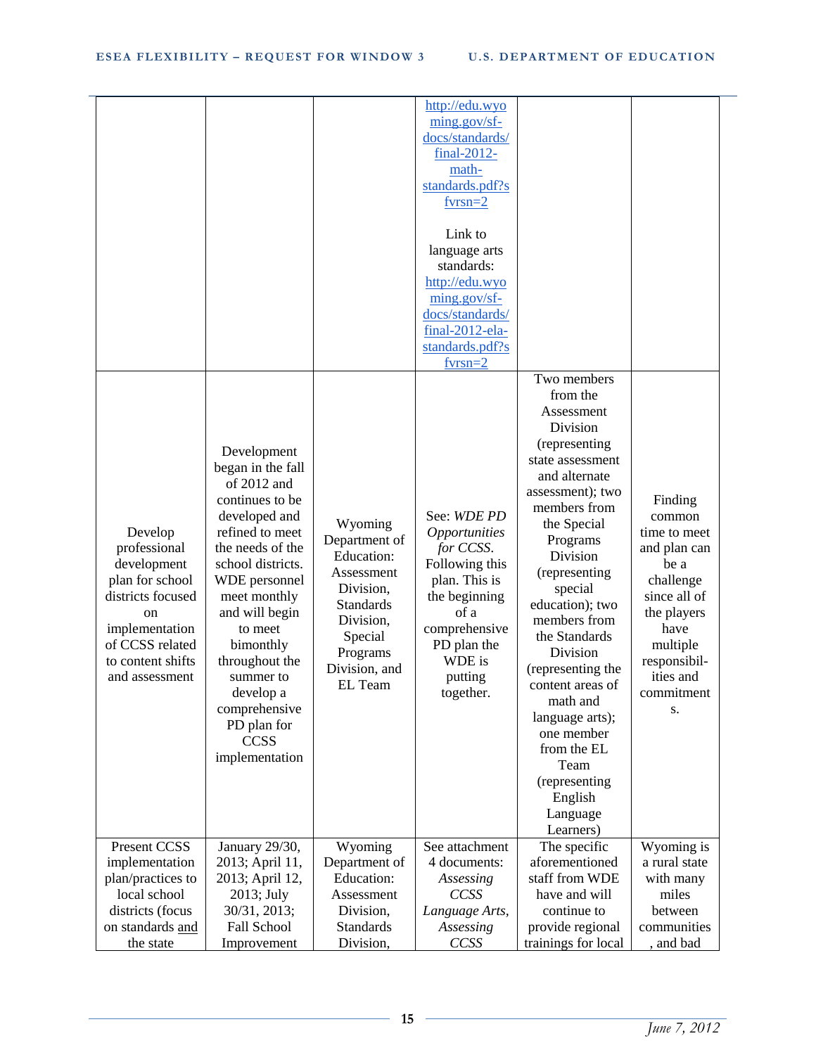| | | | | | |
|---|---|---|---|---|---|
| | | | http://edu.wyoming.gov/sf-docs/standards/final-2012-math-standards.pdf?sfvrsn=2<br><br>Link to language arts standards: http://edu.wyoming.gov/sf-docs/standards/final-2012-ela-standards.pdf?sfvrsn=2 | | |
| Develop professional development plan for school districts focused on implementation of CCSS related to content shifts and assessment | Development began in the fall of 2012 and continues to be developed and refined to meet the needs of the school districts. WDE personnel meet monthly and will begin to meet bimonthly throughout the summer to develop a comprehensive PD plan for CCSS implementation | Wyoming Department of Education: Assessment Division, Standards Division, Special Programs Division, and EL Team | See: *WDE PD Opportunities for CCSS.* Following this plan. This is the beginning of a comprehensive PD plan the WDE is putting together. | Two members from the Assessment Division (representing state assessment and alternate assessment); two members from the Special Programs Division (representing special education); two members from the Standards Division (representing the content areas of math and language arts); one member from the EL Team (representing English Language Learners) | Finding common time to meet and plan can be a challenge since all of the players have multiple responsibil-ities and commitment s. |
| Present CCSS implementation plan/practices to local school districts (focus on standards and the state | January 29/30, 2013; April 11, 2013; April 12, 2013; July 30/31, 2013; Fall School Improvement | Wyoming Department of Education: Assessment Division, Standards Division, | See attachment 4 documents: *Assessing CCSS Language Arts, Assessing CCSS* | The specific aforementioned staff from WDE have and will continue to provide regional trainings for local | Wyoming is a rural state with many miles between communities , and bad |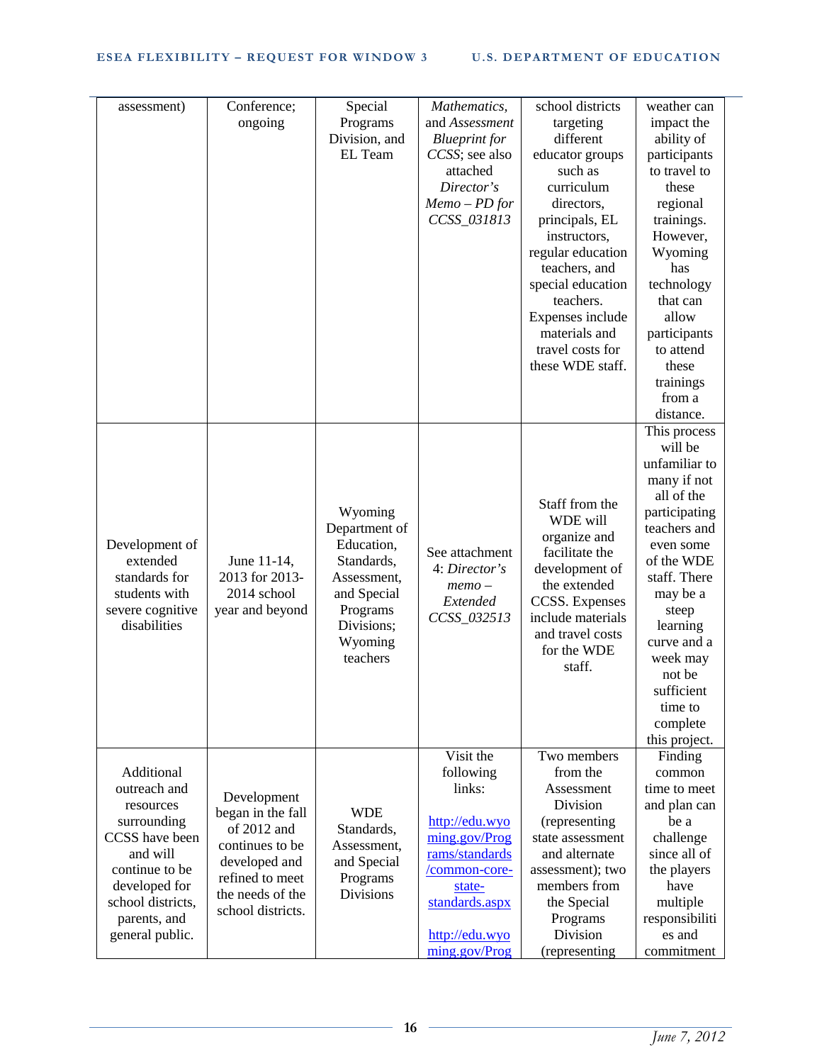| | | | | | |
|---|---|---|---|---|---|
| assessment) | Conference; ongoing | Special Programs Division, and EL Team | *Mathematics,* and *Assessment Blueprint for CCSS*; see also attached *Director's Memo – PD for CCSS_031813* | school districts targeting different educator groups such as curriculum directors, principals, EL instructors, regular education teachers, and special education teachers. Expenses include materials and travel costs for these WDE staff. | weather can impact the ability of participants to travel to these regional trainings. However, Wyoming has technology that can allow participants to attend these trainings from a distance. |
| Development of extended standards for students with severe cognitive disabilities | June 11-14, 2013 for 2013-2014 school year and beyond | Wyoming Department of Education, Standards, Assessment, and Special Programs Divisions; Wyoming teachers | See attachment 4: *Director's memo – Extended CCSS_032513* | Staff from the WDE will organize and facilitate the development of the extended CCSS. Expenses include materials and travel costs for the WDE staff. | This process will be unfamiliar to many if not all of the participating teachers and even some of the WDE staff. There may be a steep learning curve and a week may not be sufficient time to complete this project. |
| Additional outreach and resources surrounding CCSS have been and will continue to be developed for school districts, parents, and general public. | Development began in the fall of 2012 and continues to be developed and refined to meet the needs of the school districts. | WDE Standards, Assessment, and Special Programs Divisions | Visit the following links: [http://edu.wyoming.gov/Programs/standards/common-core-state-standards.aspx](http://edu.wyoming.gov/Programs/standards/common-core-state-standards.aspx) http://edu.wyoming.gov/Prog | Two members from the Assessment Division (representing state assessment and alternate assessment); two members from the Special Programs Division (representing | Finding common time to meet and plan can be a challenge since all of the players have multiple responsibilities and commitment |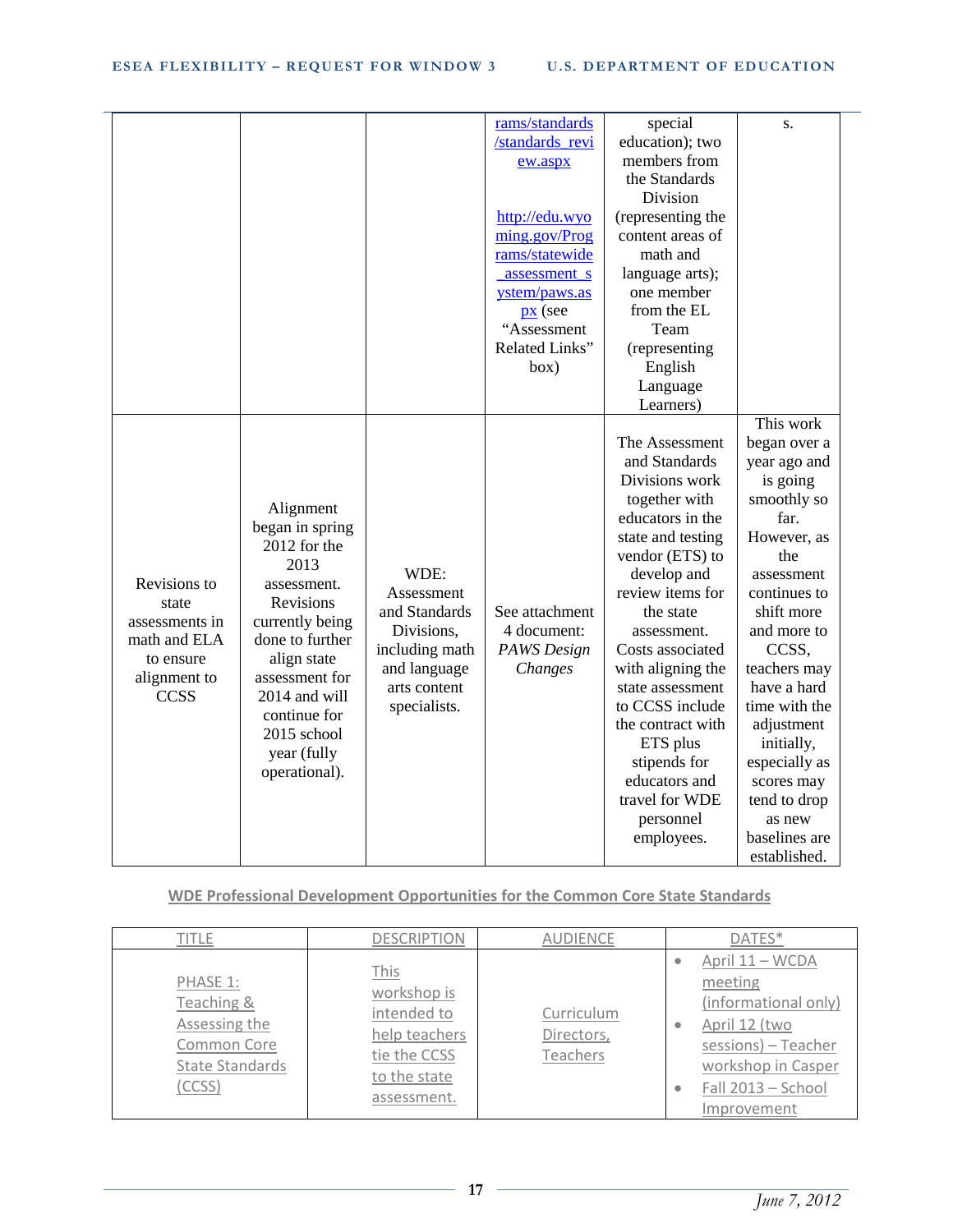| | | | | | |
|---|---|---|---|---|---|
| | | | rams/standards/standards_review.aspx<br><br>http://edu.wyoming.gov/Programs/statewide_assessment_system/paws.aspx (see "Assessment Related Links" box) | special education); two members from the Standards Division (representing the content areas of math and language arts); one member from the EL Team (representing English Language Learners) | s. |
| Revisions to state assessments in math and ELA to ensure alignment to CCSS | Alignment began in spring 2012 for the 2013 assessment. Revisions currently being done to further align state assessment for 2014 and will continue for 2015 school year (fully operational). | WDE: Assessment and Standards Divisions, including math and language arts content specialists. | See attachment 4 document: *PAWS Design Changes* | The Assessment and Standards Divisions work together with educators in the state and testing vendor (ETS) to develop and review items for the state assessment. Costs associated with aligning the state assessment to CCSS include the contract with ETS plus stipends for educators and travel for WDE personnel employees. | This work began over a year ago and is going smoothly so far. However, as the assessment continues to shift more and more to CCSS, teachers may have a hard time with the adjustment initially, especially as scores may tend to drop as new baselines are established. |

**WDE Professional Development Opportunities for the Common Core State Standards**

| TITLE | DESCRIPTION | AUDIENCE | DATES* |
|---|---|---|---|
| PHASE 1: Teaching & Assessing the Common Core State Standards (CCSS) | This workshop is intended to help teachers tie the CCSS to the state assessment. | Curriculum Directors, Teachers | • April 11 – WCDA meeting (informational only)<br>• April 12 (two sessions) – Teacher workshop in Casper<br>• Fall 2013 – School Improvement |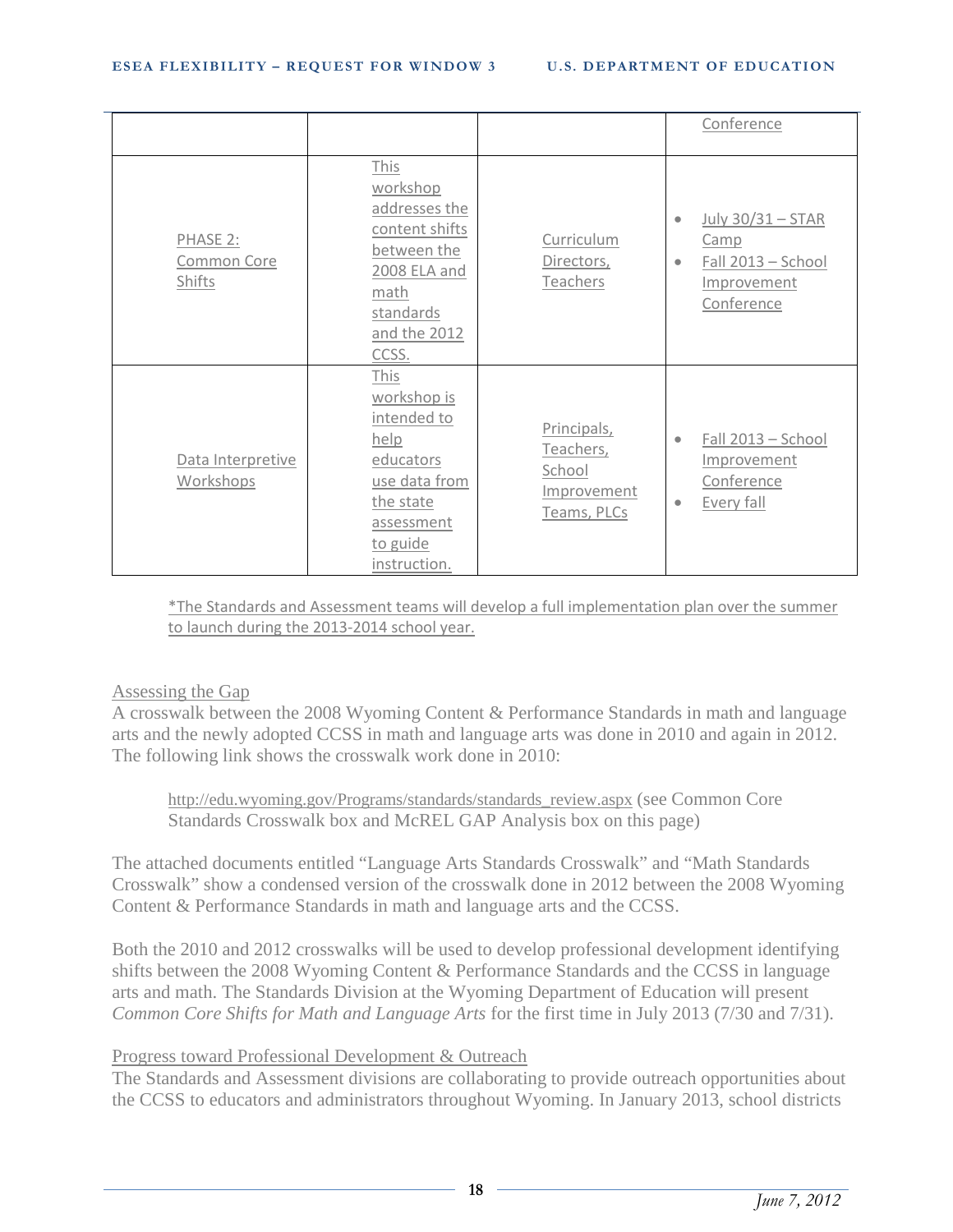| | | | Conference |
|---|---|---|---|
| PHASE 2: Common Core Shifts | This workshop addresses the content shifts between the 2008 ELA and math standards and the 2012 CCSS. | Curriculum Directors, Teachers | • July 30/31 – STAR Camp<br>• Fall 2013 – School Improvement Conference |
| Data Interpretive Workshops | This workshop is intended to help educators use data from the state assessment to guide instruction. | Principals, Teachers, School Improvement Teams, PLCs | • Fall 2013 – School Improvement Conference<br>• Every fall |

*The Standards and Assessment teams will develop a full implementation plan over the summer to launch during the 2013-2014 school year.

Assessing the Gap

A crosswalk between the 2008 Wyoming Content & Performance Standards in math and language arts and the newly adopted CCSS in math and language arts was done in 2010 and again in 2012. The following link shows the crosswalk work done in 2010:

> http://edu.wyoming.gov/Programs/standards/standards_review.aspx (see Common Core Standards Crosswalk box and McREL GAP Analysis box on this page)

The attached documents entitled "Language Arts Standards Crosswalk" and "Math Standards Crosswalk" show a condensed version of the crosswalk done in 2012 between the 2008 Wyoming Content & Performance Standards in math and language arts and the CCSS.

Both the 2010 and 2012 crosswalks will be used to develop professional development identifying shifts between the 2008 Wyoming Content & Performance Standards and the CCSS in language arts and math. The Standards Division at the Wyoming Department of Education will present *Common Core Shifts for Math and Language Arts* for the first time in July 2013 (7/30 and 7/31).

Progress toward Professional Development & Outreach

The Standards and Assessment divisions are collaborating to provide outreach opportunities about the CCSS to educators and administrators throughout Wyoming. In January 2013, school districts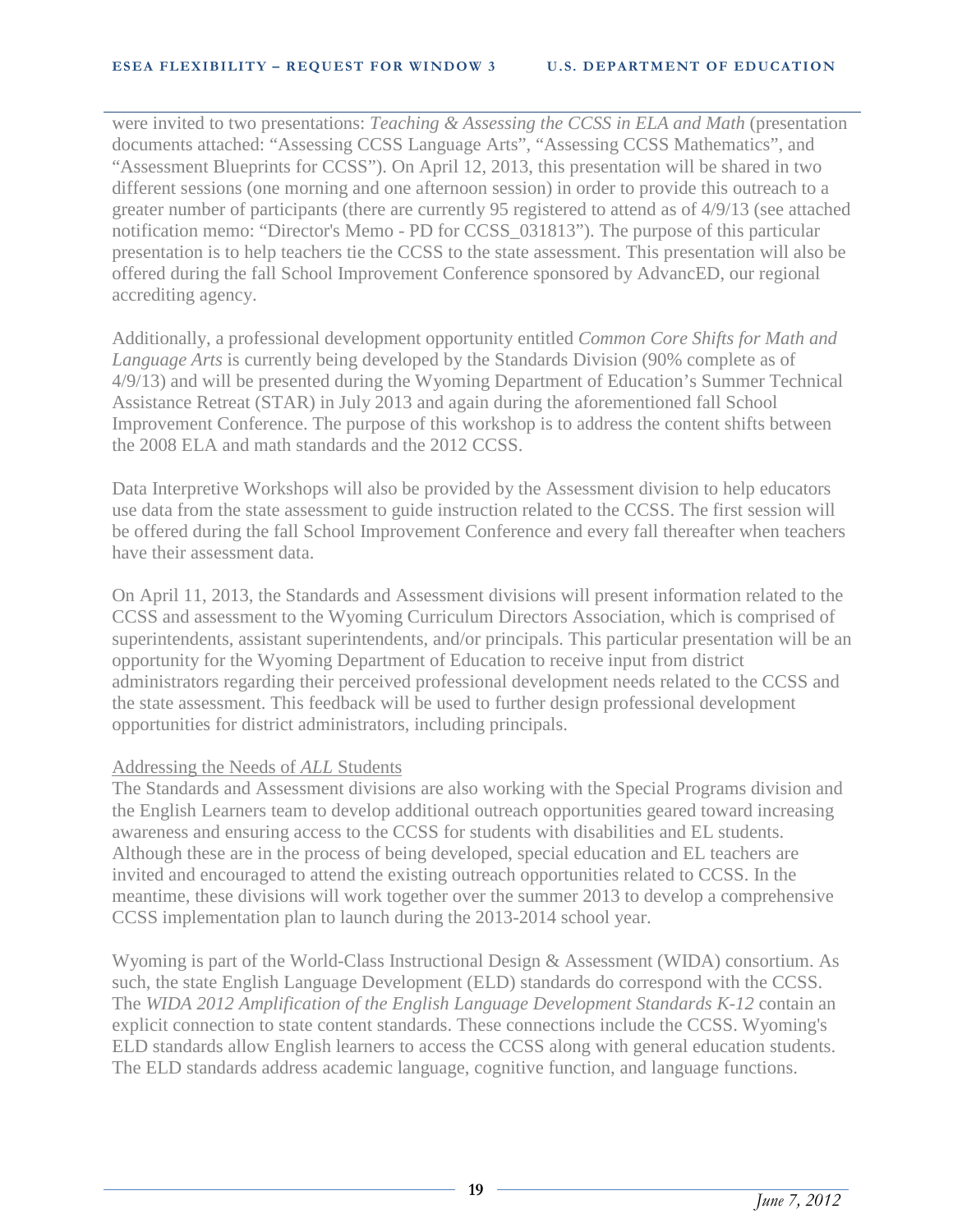were invited to two presentations: *Teaching & Assessing the CCSS in ELA and Math* (presentation documents attached: "Assessing CCSS Language Arts", "Assessing CCSS Mathematics", and "Assessment Blueprints for CCSS"). On April 12, 2013, this presentation will be shared in two different sessions (one morning and one afternoon session) in order to provide this outreach to a greater number of participants (there are currently 95 registered to attend as of 4/9/13 (see attached notification memo: "Director's Memo - PD for CCSS_031813"). The purpose of this particular presentation is to help teachers tie the CCSS to the state assessment. This presentation will also be offered during the fall School Improvement Conference sponsored by AdvancED, our regional accrediting agency.

Additionally, a professional development opportunity entitled *Common Core Shifts for Math and Language Arts* is currently being developed by the Standards Division (90% complete as of 4/9/13) and will be presented during the Wyoming Department of Education's Summer Technical Assistance Retreat (STAR) in July 2013 and again during the aforementioned fall School Improvement Conference. The purpose of this workshop is to address the content shifts between the 2008 ELA and math standards and the 2012 CCSS.

Data Interpretive Workshops will also be provided by the Assessment division to help educators use data from the state assessment to guide instruction related to the CCSS. The first session will be offered during the fall School Improvement Conference and every fall thereafter when teachers have their assessment data.

On April 11, 2013, the Standards and Assessment divisions will present information related to the CCSS and assessment to the Wyoming Curriculum Directors Association, which is comprised of superintendents, assistant superintendents, and/or principals. This particular presentation will be an opportunity for the Wyoming Department of Education to receive input from district administrators regarding their perceived professional development needs related to the CCSS and the state assessment. This feedback will be used to further design professional development opportunities for district administrators, including principals.

Addressing the Needs of *ALL* Students

The Standards and Assessment divisions are also working with the Special Programs division and the English Learners team to develop additional outreach opportunities geared toward increasing awareness and ensuring access to the CCSS for students with disabilities and EL students. Although these are in the process of being developed, special education and EL teachers are invited and encouraged to attend the existing outreach opportunities related to CCSS. In the meantime, these divisions will work together over the summer 2013 to develop a comprehensive CCSS implementation plan to launch during the 2013-2014 school year.

Wyoming is part of the World-Class Instructional Design & Assessment (WIDA) consortium. As such, the state English Language Development (ELD) standards do correspond with the CCSS. The *WIDA 2012 Amplification of the English Language Development Standards K-12* contain an explicit connection to state content standards. These connections include the CCSS. Wyoming's ELD standards allow English learners to access the CCSS along with general education students. The ELD standards address academic language, cognitive function, and language functions.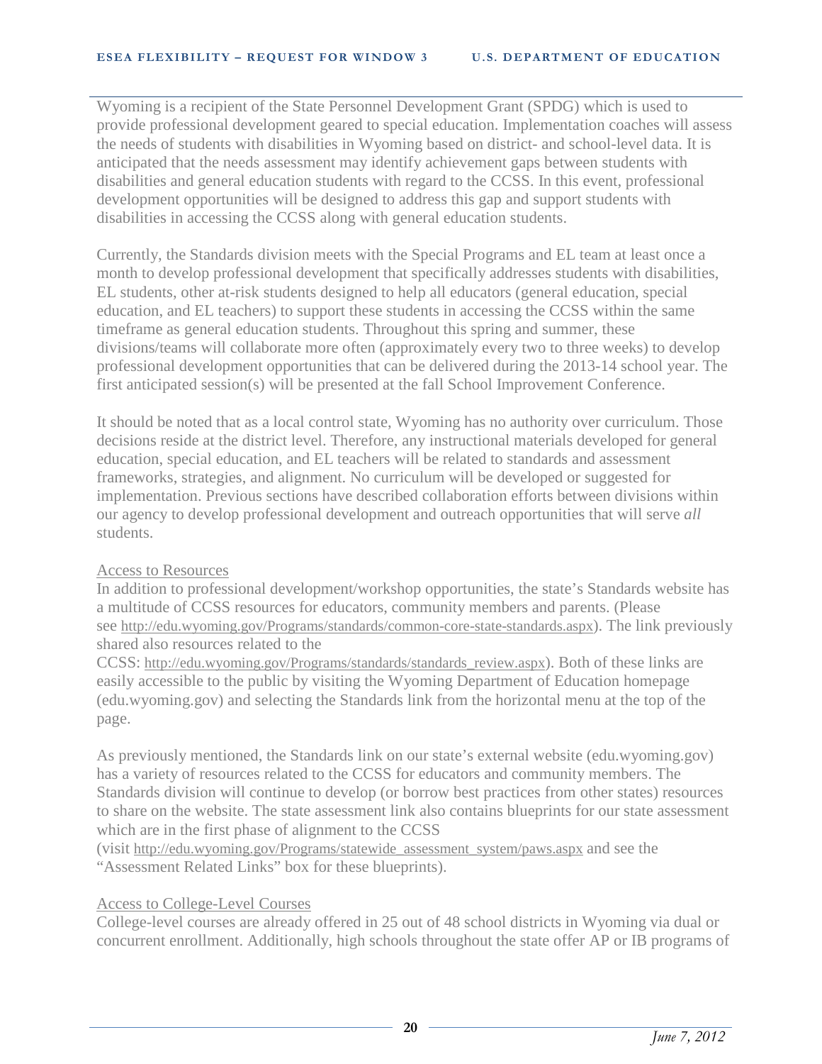Wyoming is a recipient of the State Personnel Development Grant (SPDG) which is used to provide professional development geared to special education. Implementation coaches will assess the needs of students with disabilities in Wyoming based on district- and school-level data. It is anticipated that the needs assessment may identify achievement gaps between students with disabilities and general education students with regard to the CCSS. In this event, professional development opportunities will be designed to address this gap and support students with disabilities in accessing the CCSS along with general education students.

Currently, the Standards division meets with the Special Programs and EL team at least once a month to develop professional development that specifically addresses students with disabilities, EL students, other at-risk students designed to help all educators (general education, special education, and EL teachers) to support these students in accessing the CCSS within the same timeframe as general education students. Throughout this spring and summer, these divisions/teams will collaborate more often (approximately every two to three weeks) to develop professional development opportunities that can be delivered during the 2013-14 school year. The first anticipated session(s) will be presented at the fall School Improvement Conference.

It should be noted that as a local control state, Wyoming has no authority over curriculum. Those decisions reside at the district level. Therefore, any instructional materials developed for general education, special education, and EL teachers will be related to standards and assessment frameworks, strategies, and alignment. No curriculum will be developed or suggested for implementation. Previous sections have described collaboration efforts between divisions within our agency to develop professional development and outreach opportunities that will serve *all* students.

Access to Resources

In addition to professional development/workshop opportunities, the state's Standards website has a multitude of CCSS resources for educators, community members and parents. (Please see http://edu.wyoming.gov/Programs/standards/common-core-state-standards.aspx). The link previously shared also resources related to the CCSS: http://edu.wyoming.gov/Programs/standards/standards_review.aspx). Both of these links are easily accessible to the public by visiting the Wyoming Department of Education homepage (edu.wyoming.gov) and selecting the Standards link from the horizontal menu at the top of the page.

As previously mentioned, the Standards link on our state's external website (edu.wyoming.gov) has a variety of resources related to the CCSS for educators and community members. The Standards division will continue to develop (or borrow best practices from other states) resources to share on the website. The state assessment link also contains blueprints for our state assessment which are in the first phase of alignment to the CCSS (visit http://edu.wyoming.gov/Programs/statewide_assessment_system/paws.aspx and see the "Assessment Related Links" box for these blueprints).

Access to College-Level Courses

College-level courses are already offered in 25 out of 48 school districts in Wyoming via dual or concurrent enrollment. Additionally, high schools throughout the state offer AP or IB programs of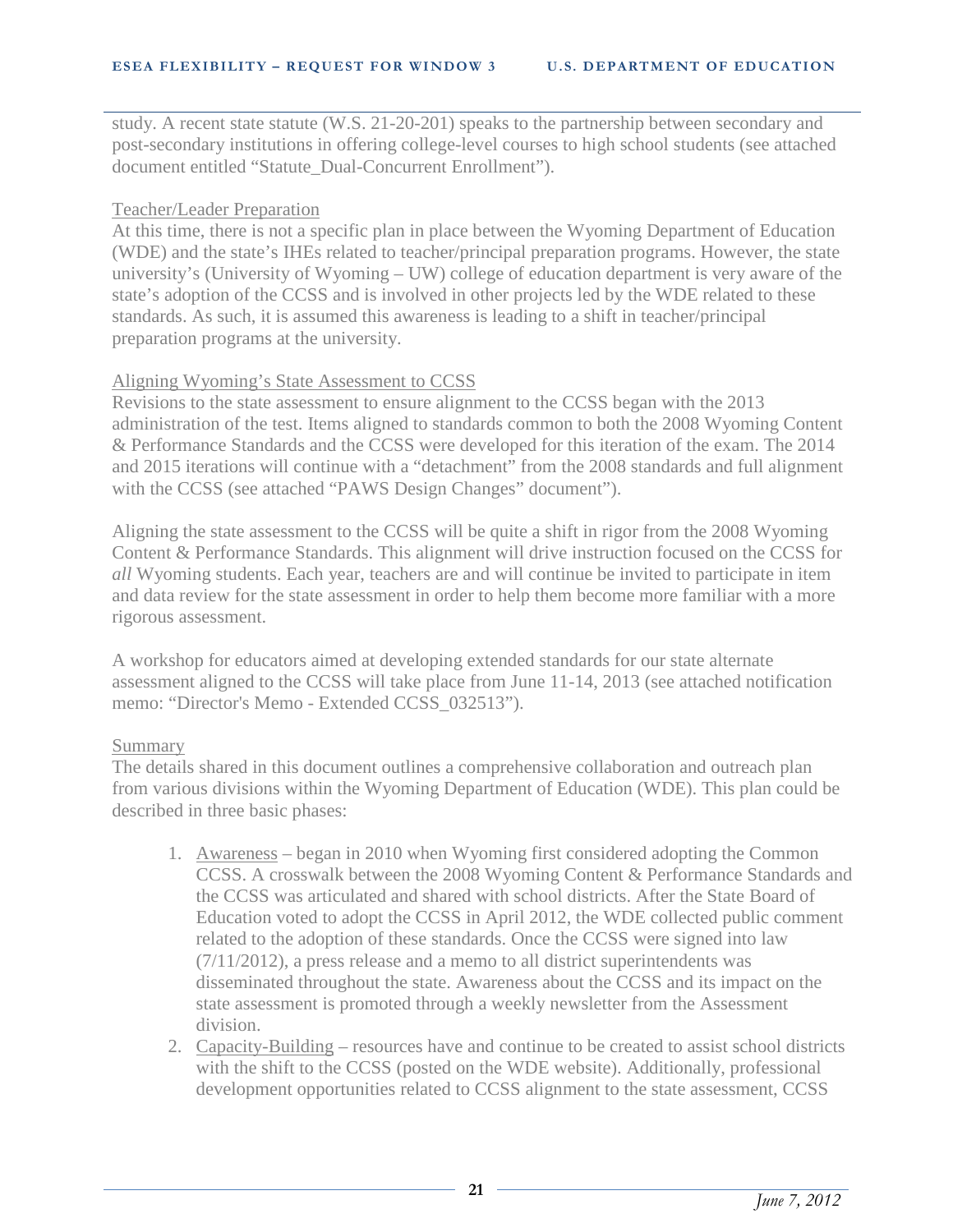study. A recent state statute (W.S. 21-20-201) speaks to the partnership between secondary and post-secondary institutions in offering college-level courses to high school students (see attached document entitled "Statute_Dual-Concurrent Enrollment").

Teacher/Leader Preparation

At this time, there is not a specific plan in place between the Wyoming Department of Education (WDE) and the state's IHEs related to teacher/principal preparation programs. However, the state university's (University of Wyoming – UW) college of education department is very aware of the state's adoption of the CCSS and is involved in other projects led by the WDE related to these standards. As such, it is assumed this awareness is leading to a shift in teacher/principal preparation programs at the university.

Aligning Wyoming's State Assessment to CCSS

Revisions to the state assessment to ensure alignment to the CCSS began with the 2013 administration of the test. Items aligned to standards common to both the 2008 Wyoming Content & Performance Standards and the CCSS were developed for this iteration of the exam. The 2014 and 2015 iterations will continue with a "detachment" from the 2008 standards and full alignment with the CCSS (see attached "PAWS Design Changes" document").

Aligning the state assessment to the CCSS will be quite a shift in rigor from the 2008 Wyoming Content & Performance Standards. This alignment will drive instruction focused on the CCSS for *all* Wyoming students. Each year, teachers are and will continue be invited to participate in item and data review for the state assessment in order to help them become more familiar with a more rigorous assessment.

A workshop for educators aimed at developing extended standards for our state alternate assessment aligned to the CCSS will take place from June 11-14, 2013 (see attached notification memo: "Director's Memo - Extended CCSS_032513").

Summary

The details shared in this document outlines a comprehensive collaboration and outreach plan from various divisions within the Wyoming Department of Education (WDE). This plan could be described in three basic phases:

1. Awareness – began in 2010 when Wyoming first considered adopting the Common CCSS. A crosswalk between the 2008 Wyoming Content & Performance Standards and the CCSS was articulated and shared with school districts. After the State Board of Education voted to adopt the CCSS in April 2012, the WDE collected public comment related to the adoption of these standards. Once the CCSS were signed into law (7/11/2012), a press release and a memo to all district superintendents was disseminated throughout the state. Awareness about the CCSS and its impact on the state assessment is promoted through a weekly newsletter from the Assessment division.
2. Capacity-Building – resources have and continue to be created to assist school districts with the shift to the CCSS (posted on the WDE website). Additionally, professional development opportunities related to CCSS alignment to the state assessment, CCSS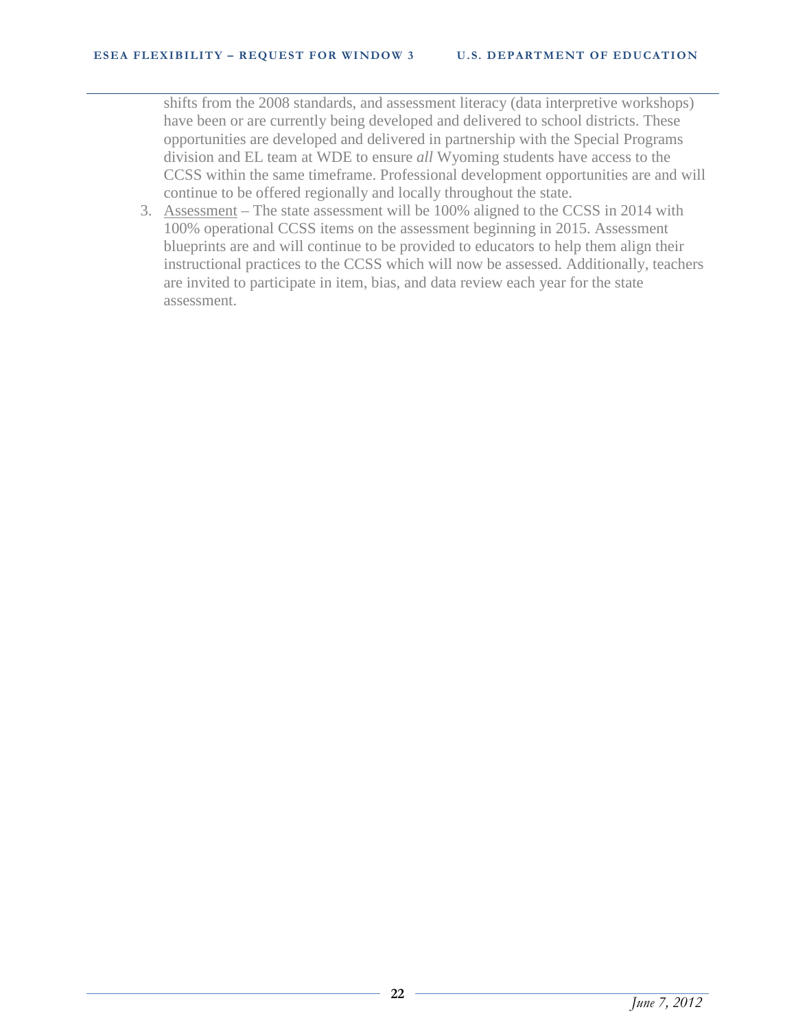shifts from the 2008 standards, and assessment literacy (data interpretive workshops) have been or are currently being developed and delivered to school districts. These opportunities are developed and delivered in partnership with the Special Programs division and EL team at WDE to ensure *all* Wyoming students have access to the CCSS within the same timeframe. Professional development opportunities are and will continue to be offered regionally and locally throughout the state.

3. <u>Assessment</u> – The state assessment will be 100% aligned to the CCSS in 2014 with 100% operational CCSS items on the assessment beginning in 2015. Assessment blueprints are and will continue to be provided to educators to help them align their instructional practices to the CCSS which will now be assessed. Additionally, teachers are invited to participate in item, bias, and data review each year for the state assessment.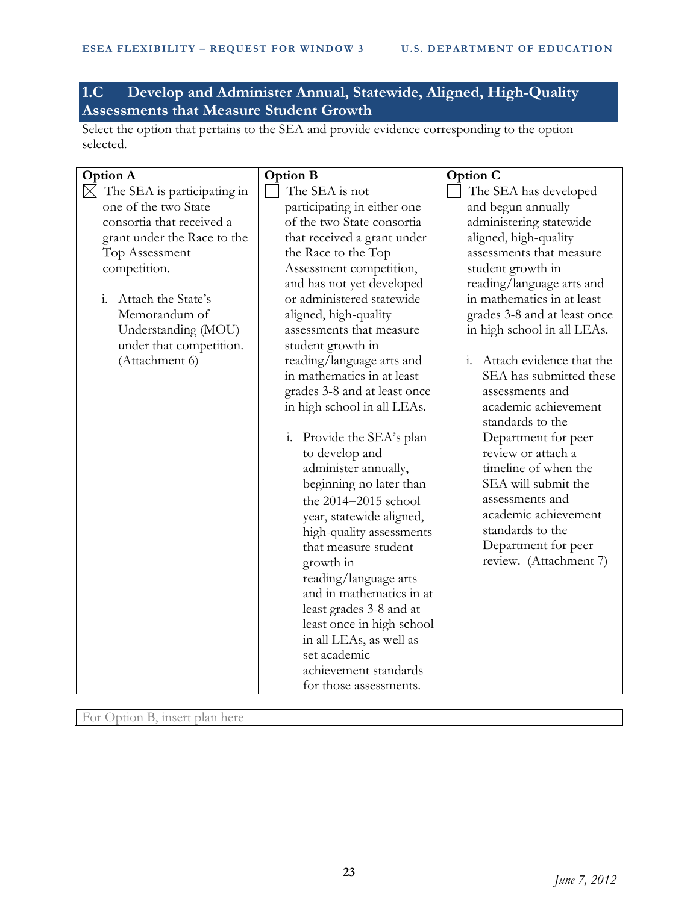## 1.C Develop and Administer Annual, Statewide, Aligned, High-Quality Assessments that Measure Student Growth

Select the option that pertains to the SEA and provide evidence corresponding to the option selected.

| Option A | Option B | Option C |
| --- | --- | --- |
| ☒ The SEA is participating in one of the two State consortia that received a grant under the Race to the Top Assessment competition.<br><br>i. Attach the State's Memorandum of Understanding (MOU) under that competition. (Attachment 6) | ☐ The SEA is not participating in either one of the two State consortia that received a grant under the Race to the Top Assessment competition, and has not yet developed or administered statewide aligned, high-quality assessments that measure student growth in reading/language arts and in mathematics in at least grades 3-8 and at least once in high school in all LEAs.<br><br>i. Provide the SEA's plan to develop and administer annually, beginning no later than the 2014–2015 school year, statewide aligned, high-quality assessments that measure student growth in reading/language arts and in mathematics in at least grades 3-8 and at least once in high school in all LEAs, as well as set academic achievement standards for those assessments. | ☐ The SEA has developed and begun annually administering statewide aligned, high-quality assessments that measure student growth in reading/language arts and in mathematics in at least grades 3-8 and at least once in high school in all LEAs.<br><br>i. Attach evidence that the SEA has submitted these assessments and academic achievement standards to the Department for peer review or attach a timeline of when the SEA will submit the assessments and academic achievement standards to the Department for peer review. (Attachment 7) |

| For Option B, insert plan here |
| --- |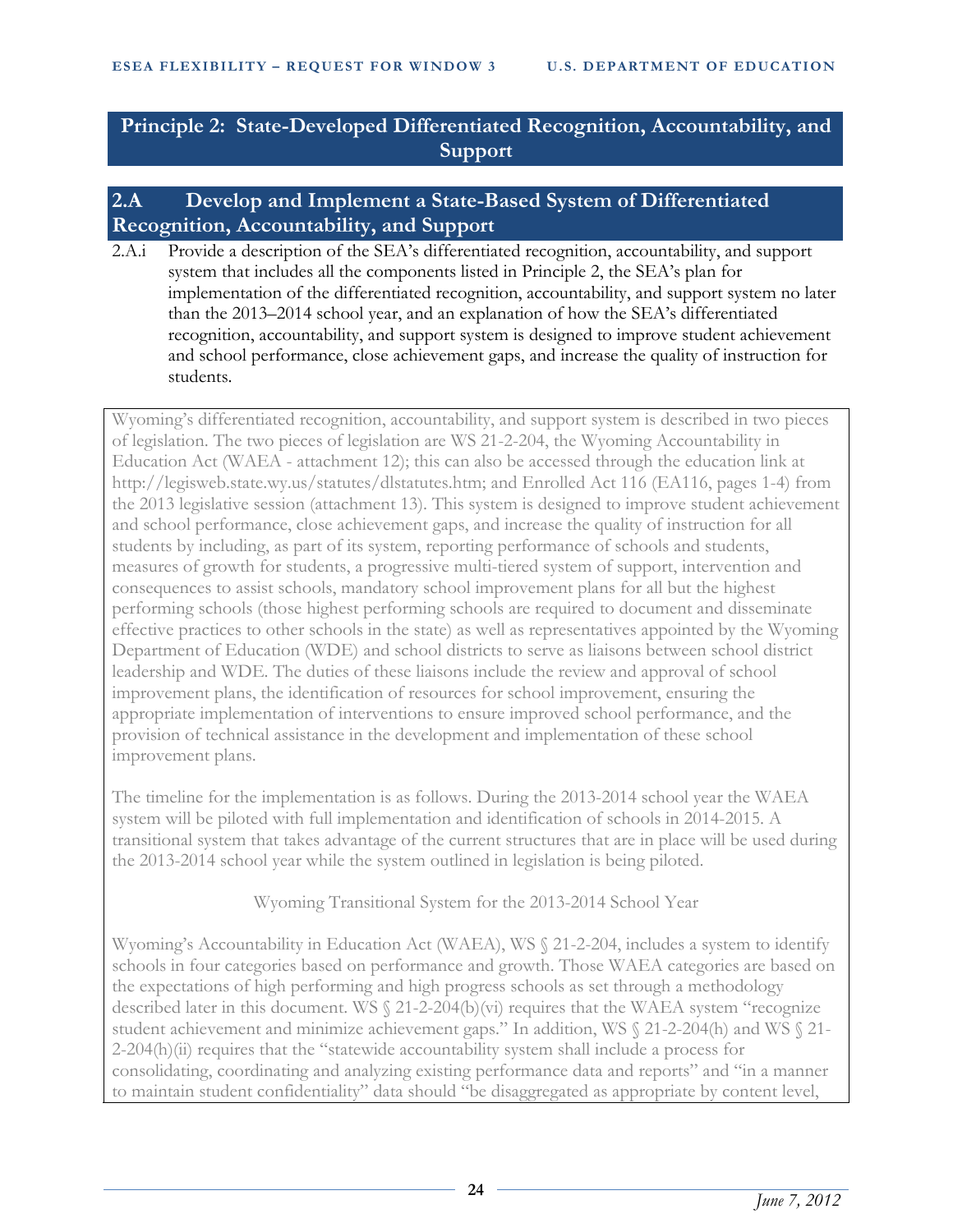## Principle 2: State-Developed Differentiated Recognition, Accountability, and Support

### 2.A Develop and Implement a State-Based System of Differentiated Recognition, Accountability, and Support

2.A.i Provide a description of the SEA's differentiated recognition, accountability, and support system that includes all the components listed in Principle 2, the SEA's plan for implementation of the differentiated recognition, accountability, and support system no later than the 2013–2014 school year, and an explanation of how the SEA's differentiated recognition, accountability, and support system is designed to improve student achievement and school performance, close achievement gaps, and increase the quality of instruction for students.

Wyoming's differentiated recognition, accountability, and support system is described in two pieces of legislation. The two pieces of legislation are WS 21-2-204, the Wyoming Accountability in Education Act (WAEA - attachment 12); this can also be accessed through the education link at http://legisweb.state.wy.us/statutes/dlstatutes.htm; and Enrolled Act 116 (EA116, pages 1-4) from the 2013 legislative session (attachment 13). This system is designed to improve student achievement and school performance, close achievement gaps, and increase the quality of instruction for all students by including, as part of its system, reporting performance of schools and students, measures of growth for students, a progressive multi-tiered system of support, intervention and consequences to assist schools, mandatory school improvement plans for all but the highest performing schools (those highest performing schools are required to document and disseminate effective practices to other schools in the state) as well as representatives appointed by the Wyoming Department of Education (WDE) and school districts to serve as liaisons between school district leadership and WDE. The duties of these liaisons include the review and approval of school improvement plans, the identification of resources for school improvement, ensuring the appropriate implementation of interventions to ensure improved school performance, and the provision of technical assistance in the development and implementation of these school improvement plans.

The timeline for the implementation is as follows. During the 2013-2014 school year the WAEA system will be piloted with full implementation and identification of schools in 2014-2015. A transitional system that takes advantage of the current structures that are in place will be used during the 2013-2014 school year while the system outlined in legislation is being piloted.

Wyoming Transitional System for the 2013-2014 School Year

Wyoming's Accountability in Education Act (WAEA), WS § 21-2-204, includes a system to identify schools in four categories based on performance and growth. Those WAEA categories are based on the expectations of high performing and high progress schools as set through a methodology described later in this document. WS § 21-2-204(b)(vi) requires that the WAEA system "recognize student achievement and minimize achievement gaps." In addition, WS § 21-2-204(h) and WS § 21-2-204(h)(ii) requires that the "statewide accountability system shall include a process for consolidating, coordinating and analyzing existing performance data and reports" and "in a manner to maintain student confidentiality" data should "be disaggregated as appropriate by content level,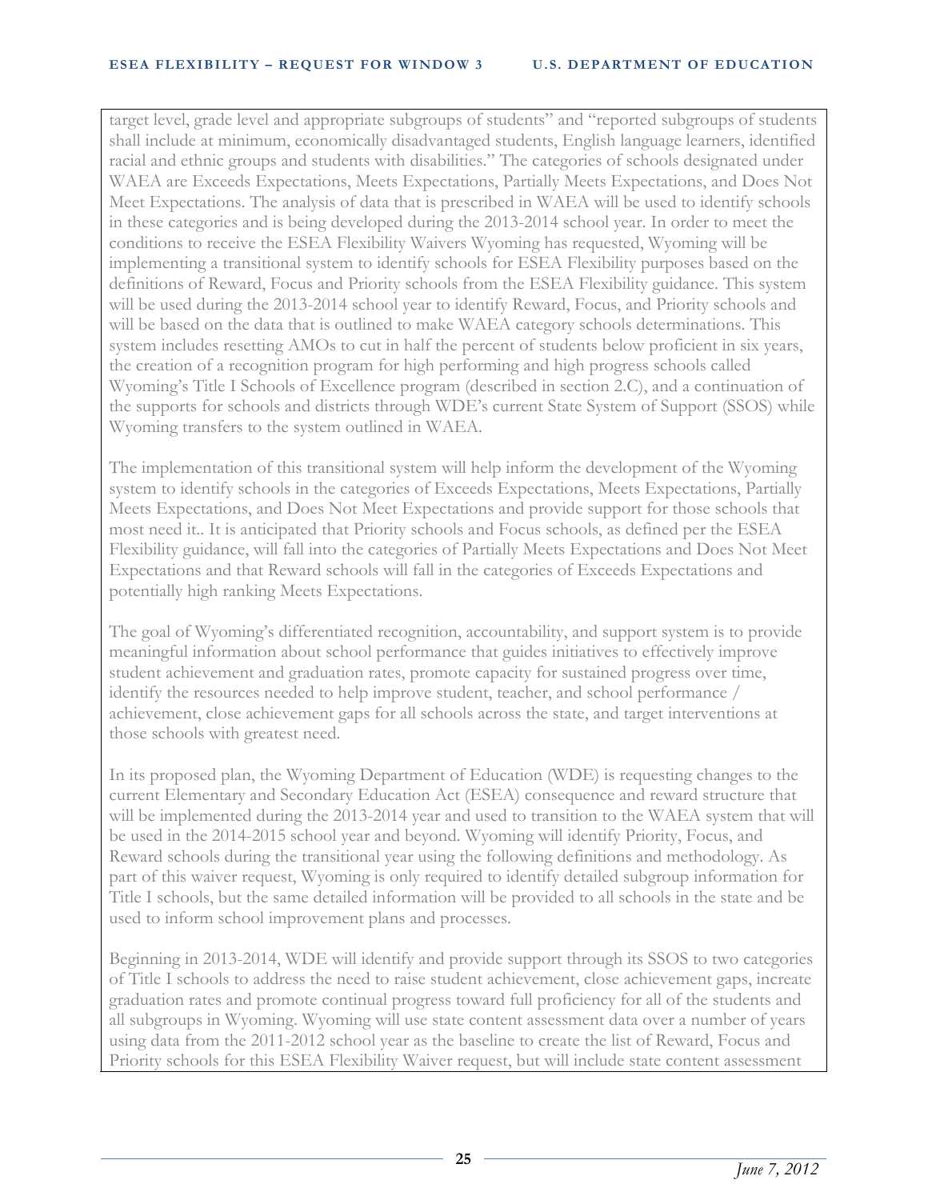target level, grade level and appropriate subgroups of students" and "reported subgroups of students shall include at minimum, economically disadvantaged students, English language learners, identified racial and ethnic groups and students with disabilities." The categories of schools designated under WAEA are Exceeds Expectations, Meets Expectations, Partially Meets Expectations, and Does Not Meet Expectations. The analysis of data that is prescribed in WAEA will be used to identify schools in these categories and is being developed during the 2013-2014 school year. In order to meet the conditions to receive the ESEA Flexibility Waivers Wyoming has requested, Wyoming will be implementing a transitional system to identify schools for ESEA Flexibility purposes based on the definitions of Reward, Focus and Priority schools from the ESEA Flexibility guidance. This system will be used during the 2013-2014 school year to identify Reward, Focus, and Priority schools and will be based on the data that is outlined to make WAEA category schools determinations. This system includes resetting AMOs to cut in half the percent of students below proficient in six years, the creation of a recognition program for high performing and high progress schools called Wyoming's Title I Schools of Excellence program (described in section 2.C), and a continuation of the supports for schools and districts through WDE's current State System of Support (SSOS) while Wyoming transfers to the system outlined in WAEA.

The implementation of this transitional system will help inform the development of the Wyoming system to identify schools in the categories of Exceeds Expectations, Meets Expectations, Partially Meets Expectations, and Does Not Meet Expectations and provide support for those schools that most need it.. It is anticipated that Priority schools and Focus schools, as defined per the ESEA Flexibility guidance, will fall into the categories of Partially Meets Expectations and Does Not Meet Expectations and that Reward schools will fall in the categories of Exceeds Expectations and potentially high ranking Meets Expectations.

The goal of Wyoming's differentiated recognition, accountability, and support system is to provide meaningful information about school performance that guides initiatives to effectively improve student achievement and graduation rates, promote capacity for sustained progress over time, identify the resources needed to help improve student, teacher, and school performance / achievement, close achievement gaps for all schools across the state, and target interventions at those schools with greatest need.

In its proposed plan, the Wyoming Department of Education (WDE) is requesting changes to the current Elementary and Secondary Education Act (ESEA) consequence and reward structure that will be implemented during the 2013-2014 year and used to transition to the WAEA system that will be used in the 2014-2015 school year and beyond. Wyoming will identify Priority, Focus, and Reward schools during the transitional year using the following definitions and methodology. As part of this waiver request, Wyoming is only required to identify detailed subgroup information for Title I schools, but the same detailed information will be provided to all schools in the state and be used to inform school improvement plans and processes.

Beginning in 2013-2014, WDE will identify and provide support through its SSOS to two categories of Title I schools to address the need to raise student achievement, close achievement gaps, increate graduation rates and promote continual progress toward full proficiency for all of the students and all subgroups in Wyoming. Wyoming will use state content assessment data over a number of years using data from the 2011-2012 school year as the baseline to create the list of Reward, Focus and Priority schools for this ESEA Flexibility Waiver request, but will include state content assessment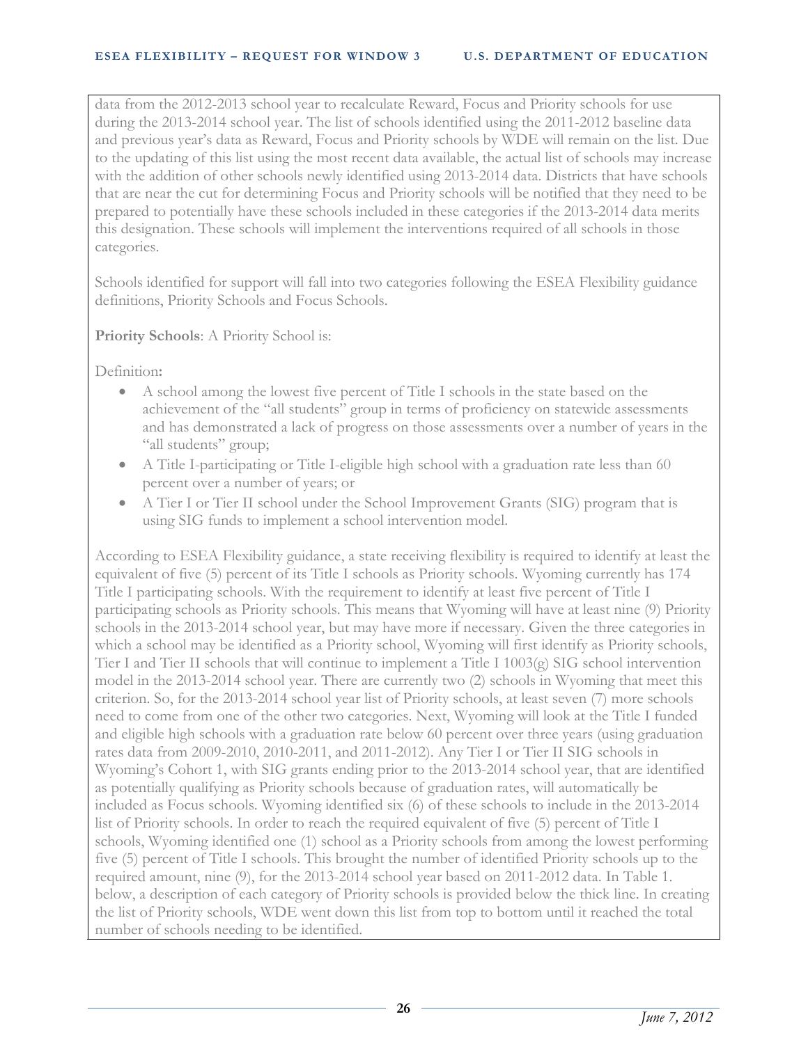data from the 2012-2013 school year to recalculate Reward, Focus and Priority schools for use during the 2013-2014 school year. The list of schools identified using the 2011-2012 baseline data and previous year's data as Reward, Focus and Priority schools by WDE will remain on the list. Due to the updating of this list using the most recent data available, the actual list of schools may increase with the addition of other schools newly identified using 2013-2014 data. Districts that have schools that are near the cut for determining Focus and Priority schools will be notified that they need to be prepared to potentially have these schools included in these categories if the 2013-2014 data merits this designation. These schools will implement the interventions required of all schools in those categories.

Schools identified for support will fall into two categories following the ESEA Flexibility guidance definitions, Priority Schools and Focus Schools.

**Priority Schools**: A Priority School is:

Definition**:**

- A school among the lowest five percent of Title I schools in the state based on the achievement of the "all students" group in terms of proficiency on statewide assessments and has demonstrated a lack of progress on those assessments over a number of years in the "all students" group;
- A Title I-participating or Title I-eligible high school with a graduation rate less than 60 percent over a number of years; or
- A Tier I or Tier II school under the School Improvement Grants (SIG) program that is using SIG funds to implement a school intervention model.

According to ESEA Flexibility guidance, a state receiving flexibility is required to identify at least the equivalent of five (5) percent of its Title I schools as Priority schools. Wyoming currently has 174 Title I participating schools. With the requirement to identify at least five percent of Title I participating schools as Priority schools. This means that Wyoming will have at least nine (9) Priority schools in the 2013-2014 school year, but may have more if necessary. Given the three categories in which a school may be identified as a Priority school, Wyoming will first identify as Priority schools, Tier I and Tier II schools that will continue to implement a Title I 1003(g) SIG school intervention model in the 2013-2014 school year. There are currently two (2) schools in Wyoming that meet this criterion. So, for the 2013-2014 school year list of Priority schools, at least seven (7) more schools need to come from one of the other two categories. Next, Wyoming will look at the Title I funded and eligible high schools with a graduation rate below 60 percent over three years (using graduation rates data from 2009-2010, 2010-2011, and 2011-2012). Any Tier I or Tier II SIG schools in Wyoming's Cohort 1, with SIG grants ending prior to the 2013-2014 school year, that are identified as potentially qualifying as Priority schools because of graduation rates, will automatically be included as Focus schools. Wyoming identified six (6) of these schools to include in the 2013-2014 list of Priority schools. In order to reach the required equivalent of five (5) percent of Title I schools, Wyoming identified one (1) school as a Priority schools from among the lowest performing five (5) percent of Title I schools. This brought the number of identified Priority schools up to the required amount, nine (9), for the 2013-2014 school year based on 2011-2012 data. In Table 1. below, a description of each category of Priority schools is provided below the thick line. In creating the list of Priority schools, WDE went down this list from top to bottom until it reached the total number of schools needing to be identified.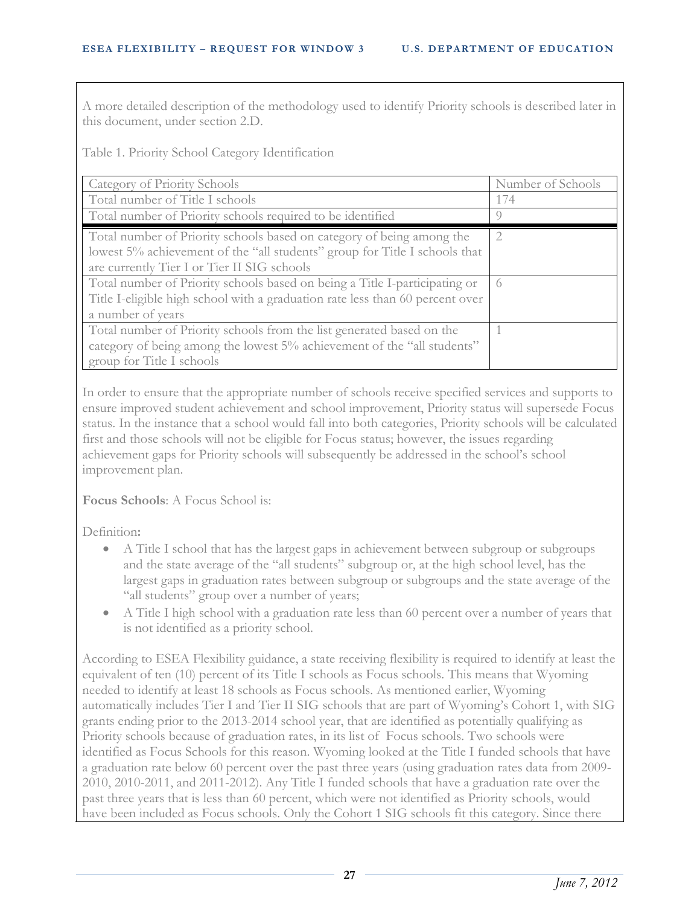A more detailed description of the methodology used to identify Priority schools is described later in this document, under section 2.D.

Table 1. Priority School Category Identification

| Category of Priority Schools | Number of Schools |
|---|---|
| Total number of Title I schools | 174 |
| Total number of Priority schools required to be identified | 9 |
| Total number of Priority schools based on category of being among the lowest 5% achievement of the "all students" group for Title I schools that are currently Tier I or Tier II SIG schools | 2 |
| Total number of Priority schools based on being a Title I-participating or Title I-eligible high school with a graduation rate less than 60 percent over a number of years | 6 |
| Total number of Priority schools from the list generated based on the category of being among the lowest 5% achievement of the "all students" group for Title I schools | 1 |

In order to ensure that the appropriate number of schools receive specified services and supports to ensure improved student achievement and school improvement, Priority status will supersede Focus status. In the instance that a school would fall into both categories, Priority schools will be calculated first and those schools will not be eligible for Focus status; however, the issues regarding achievement gaps for Priority schools will subsequently be addressed in the school's school improvement plan.

**Focus Schools**: A Focus School is:

Definition**:**

- A Title I school that has the largest gaps in achievement between subgroup or subgroups and the state average of the "all students" subgroup or, at the high school level, has the largest gaps in graduation rates between subgroup or subgroups and the state average of the "all students" group over a number of years;
- A Title I high school with a graduation rate less than 60 percent over a number of years that is not identified as a priority school.

According to ESEA Flexibility guidance, a state receiving flexibility is required to identify at least the equivalent of ten (10) percent of its Title I schools as Focus schools. This means that Wyoming needed to identify at least 18 schools as Focus schools. As mentioned earlier, Wyoming automatically includes Tier I and Tier II SIG schools that are part of Wyoming's Cohort 1, with SIG grants ending prior to the 2013-2014 school year, that are identified as potentially qualifying as Priority schools because of graduation rates, in its list of Focus schools. Two schools were identified as Focus Schools for this reason. Wyoming looked at the Title I funded schools that have a graduation rate below 60 percent over the past three years (using graduation rates data from 2009-2010, 2010-2011, and 2011-2012). Any Title I funded schools that have a graduation rate over the past three years that is less than 60 percent, which were not identified as Priority schools, would have been included as Focus schools. Only the Cohort 1 SIG schools fit this category. Since there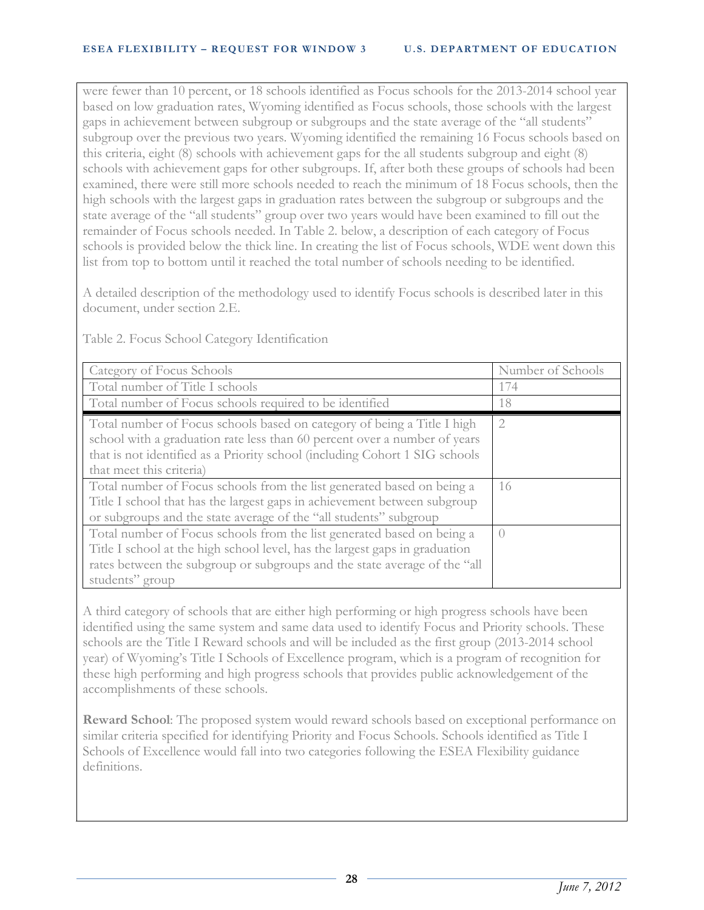were fewer than 10 percent, or 18 schools identified as Focus schools for the 2013-2014 school year based on low graduation rates, Wyoming identified as Focus schools, those schools with the largest gaps in achievement between subgroup or subgroups and the state average of the "all students" subgroup over the previous two years. Wyoming identified the remaining 16 Focus schools based on this criteria, eight (8) schools with achievement gaps for the all students subgroup and eight (8) schools with achievement gaps for other subgroups. If, after both these groups of schools had been examined, there were still more schools needed to reach the minimum of 18 Focus schools, then the high schools with the largest gaps in graduation rates between the subgroup or subgroups and the state average of the "all students" group over two years would have been examined to fill out the remainder of Focus schools needed. In Table 2. below, a description of each category of Focus schools is provided below the thick line. In creating the list of Focus schools, WDE went down this list from top to bottom until it reached the total number of schools needing to be identified.

A detailed description of the methodology used to identify Focus schools is described later in this document, under section 2.E.

Table 2. Focus School Category Identification

| Category of Focus Schools | Number of Schools |
|---|---|
| Total number of Title I schools | 174 |
| Total number of Focus schools required to be identified | 18 |
| Total number of Focus schools based on category of being a Title I high school with a graduation rate less than 60 percent over a number of years that is not identified as a Priority school (including Cohort 1 SIG schools that meet this criteria) | 2 |
| Total number of Focus schools from the list generated based on being a Title I school that has the largest gaps in achievement between subgroup or subgroups and the state average of the "all students" subgroup | 16 |
| Total number of Focus schools from the list generated based on being a Title I school at the high school level, has the largest gaps in graduation rates between the subgroup or subgroups and the state average of the "all students" group | 0 |

A third category of schools that are either high performing or high progress schools have been identified using the same system and same data used to identify Focus and Priority schools. These schools are the Title I Reward schools and will be included as the first group (2013-2014 school year) of Wyoming's Title I Schools of Excellence program, which is a program of recognition for these high performing and high progress schools that provides public acknowledgement of the accomplishments of these schools.

**Reward School**: The proposed system would reward schools based on exceptional performance on similar criteria specified for identifying Priority and Focus Schools. Schools identified as Title I Schools of Excellence would fall into two categories following the ESEA Flexibility guidance definitions.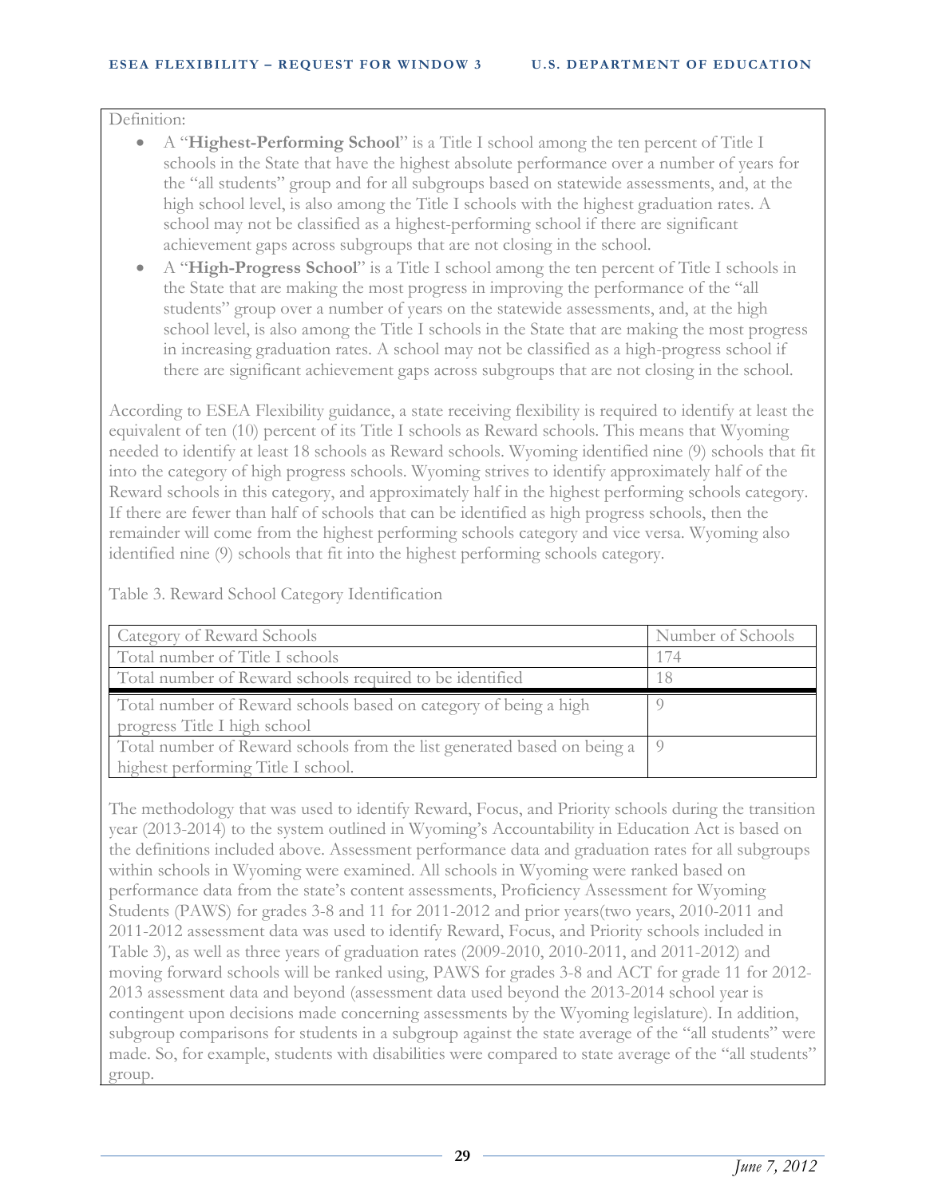Definition:

- A "**Highest-Performing School**" is a Title I school among the ten percent of Title I schools in the State that have the highest absolute performance over a number of years for the "all students" group and for all subgroups based on statewide assessments, and, at the high school level, is also among the Title I schools with the highest graduation rates. A school may not be classified as a highest-performing school if there are significant achievement gaps across subgroups that are not closing in the school.
- A "**High-Progress School**" is a Title I school among the ten percent of Title I schools in the State that are making the most progress in improving the performance of the "all students" group over a number of years on the statewide assessments, and, at the high school level, is also among the Title I schools in the State that are making the most progress in increasing graduation rates. A school may not be classified as a high-progress school if there are significant achievement gaps across subgroups that are not closing in the school.

According to ESEA Flexibility guidance, a state receiving flexibility is required to identify at least the equivalent of ten (10) percent of its Title I schools as Reward schools. This means that Wyoming needed to identify at least 18 schools as Reward schools. Wyoming identified nine (9) schools that fit into the category of high progress schools. Wyoming strives to identify approximately half of the Reward schools in this category, and approximately half in the highest performing schools category. If there are fewer than half of schools that can be identified as high progress schools, then the remainder will come from the highest performing schools category and vice versa. Wyoming also identified nine (9) schools that fit into the highest performing schools category.

Table 3. Reward School Category Identification

| Category of Reward Schools | Number of Schools |
|---|---|
| Total number of Title I schools | 174 |
| Total number of Reward schools required to be identified | 18 |
| Total number of Reward schools based on category of being a high progress Title I high school | 9 |
| Total number of Reward schools from the list generated based on being a highest performing Title I school. | 9 |

The methodology that was used to identify Reward, Focus, and Priority schools during the transition year (2013-2014) to the system outlined in Wyoming's Accountability in Education Act is based on the definitions included above. Assessment performance data and graduation rates for all subgroups within schools in Wyoming were examined. All schools in Wyoming were ranked based on performance data from the state's content assessments, Proficiency Assessment for Wyoming Students (PAWS) for grades 3-8 and 11 for 2011-2012 and prior years(two years, 2010-2011 and 2011-2012 assessment data was used to identify Reward, Focus, and Priority schools included in Table 3), as well as three years of graduation rates (2009-2010, 2010-2011, and 2011-2012) and moving forward schools will be ranked using, PAWS for grades 3-8 and ACT for grade 11 for 2012-2013 assessment data and beyond (assessment data used beyond the 2013-2014 school year is contingent upon decisions made concerning assessments by the Wyoming legislature). In addition, subgroup comparisons for students in a subgroup against the state average of the "all students" were made. So, for example, students with disabilities were compared to state average of the "all students" group.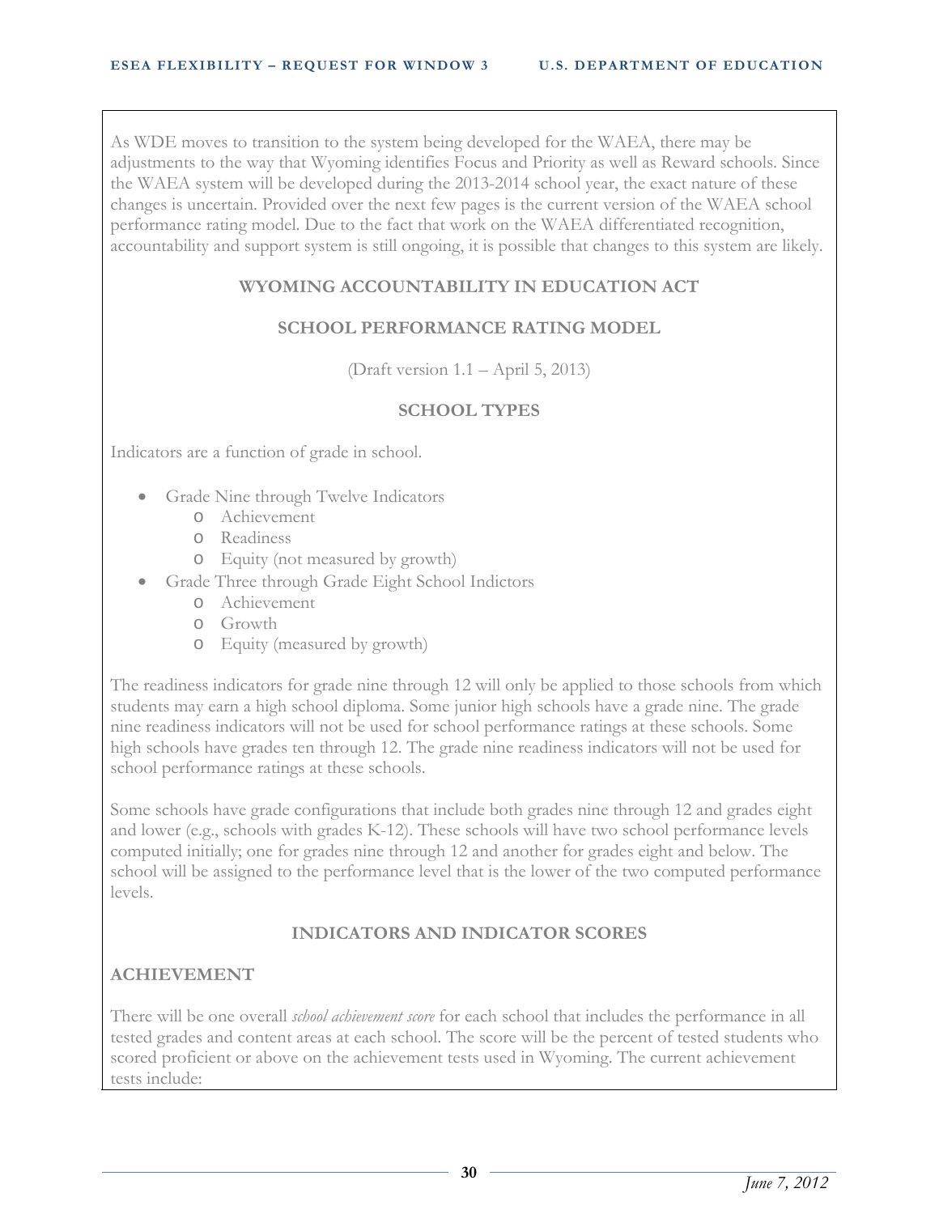As WDE moves to transition to the system being developed for the WAEA, there may be adjustments to the way that Wyoming identifies Focus and Priority as well as Reward schools. Since the WAEA system will be developed during the 2013-2014 school year, the exact nature of these changes is uncertain. Provided over the next few pages is the current version of the WAEA school performance rating model. Due to the fact that work on the WAEA differentiated recognition, accountability and support system is still ongoing, it is possible that changes to this system are likely.

## WYOMING ACCOUNTABILITY IN EDUCATION ACT

## SCHOOL PERFORMANCE RATING MODEL

(Draft version 1.1 – April 5, 2013)

### SCHOOL TYPES

Indicators are a function of grade in school.

- Grade Nine through Twelve Indicators
  - Achievement
  - Readiness
  - Equity (not measured by growth)
- Grade Three through Grade Eight School Indictors
  - Achievement
  - Growth
  - Equity (measured by growth)

The readiness indicators for grade nine through 12 will only be applied to those schools from which students may earn a high school diploma. Some junior high schools have a grade nine. The grade nine readiness indicators will not be used for school performance ratings at these schools. Some high schools have grades ten through 12. The grade nine readiness indicators will not be used for school performance ratings at these schools.

Some schools have grade configurations that include both grades nine through 12 and grades eight and lower (e.g., schools with grades K-12). These schools will have two school performance levels computed initially; one for grades nine through 12 and another for grades eight and below. The school will be assigned to the performance level that is the lower of the two computed performance levels.

### INDICATORS AND INDICATOR SCORES

#### ACHIEVEMENT

There will be one overall *school achievement score* for each school that includes the performance in all tested grades and content areas at each school. The score will be the percent of tested students who scored proficient or above on the achievement tests used in Wyoming. The current achievement tests include: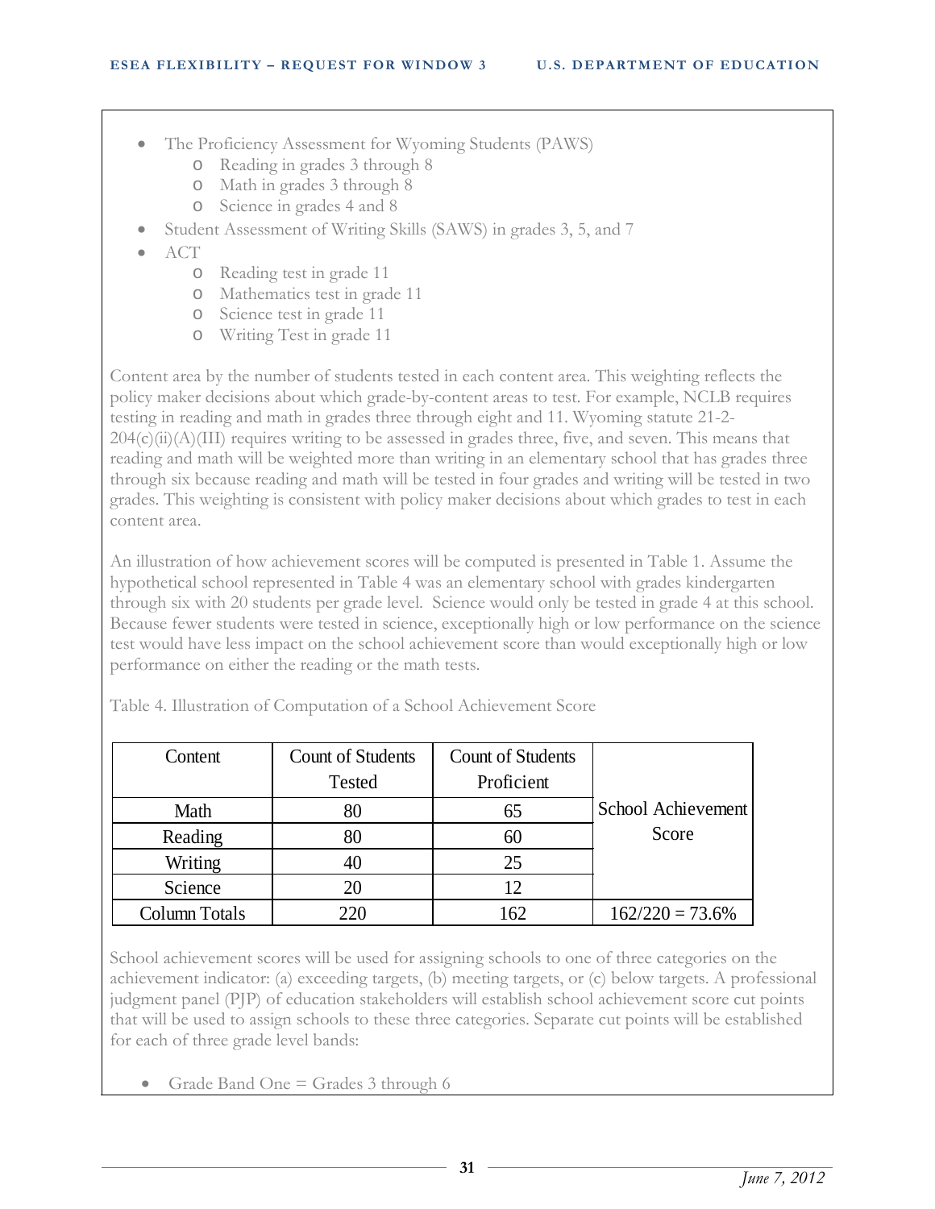- The Proficiency Assessment for Wyoming Students (PAWS)
  - Reading in grades 3 through 8
  - Math in grades 3 through 8
  - Science in grades 4 and 8
- Student Assessment of Writing Skills (SAWS) in grades 3, 5, and 7
- ACT
  - Reading test in grade 11
  - Mathematics test in grade 11
  - Science test in grade 11
  - Writing Test in grade 11

Content area by the number of students tested in each content area. This weighting reflects the policy maker decisions about which grade-by-content areas to test. For example, NCLB requires testing in reading and math in grades three through eight and 11. Wyoming statute 21-2-204(c)(ii)(A)(III) requires writing to be assessed in grades three, five, and seven. This means that reading and math will be weighted more than writing in an elementary school that has grades three through six because reading and math will be tested in four grades and writing will be tested in two grades. This weighting is consistent with policy maker decisions about which grades to test in each content area.

An illustration of how achievement scores will be computed is presented in Table 1. Assume the hypothetical school represented in Table 4 was an elementary school with grades kindergarten through six with 20 students per grade level. Science would only be tested in grade 4 at this school. Because fewer students were tested in science, exceptionally high or low performance on the science test would have less impact on the school achievement score than would exceptionally high or low performance on either the reading or the math tests.

Table 4. Illustration of Computation of a School Achievement Score

| Content | Count of Students Tested | Count of Students Proficient | School Achievement Score |
|---|---|---|---|
| Math | 80 | 65 | |
| Reading | 80 | 60 | |
| Writing | 40 | 25 | |
| Science | 20 | 12 | |
| Column Totals | 220 | 162 | 162/220 = 73.6% |

School achievement scores will be used for assigning schools to one of three categories on the achievement indicator: (a) exceeding targets, (b) meeting targets, or (c) below targets. A professional judgment panel (PJP) of education stakeholders will establish school achievement score cut points that will be used to assign schools to these three categories. Separate cut points will be established for each of three grade level bands:

- Grade Band One = Grades 3 through 6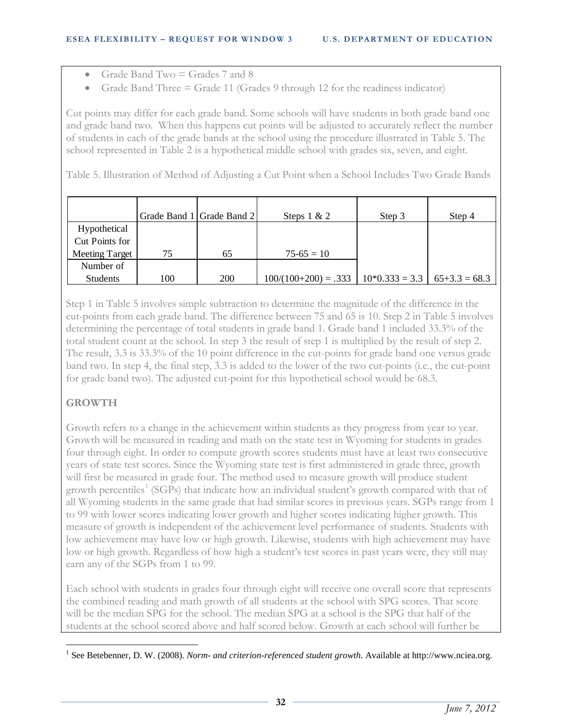- Grade Band Two = Grades 7 and 8
- Grade Band Three = Grade 11 (Grades 9 through 12 for the readiness indicator)

Cut points may differ for each grade band. Some schools will have students in both grade band one and grade band two. When this happens cut points will be adjusted to accurately reflect the number of students in each of the grade bands at the school using the procedure illustrated in Table 5. The school represented in Table 2 is a hypothetical middle school with grades six, seven, and eight.

Table 5. Illustration of Method of Adjusting a Cut Point when a School Includes Two Grade Bands

| | Grade Band 1 | Grade Band 2 | Steps 1 & 2 | Step 3 | Step 4 |
|---|---|---|---|---|---|
| Hypothetical Cut Points for Meeting Target | 75 | 65 | 75-65 = 10 | | |
| Number of Students | 100 | 200 | 100/(100+200) = .333 | 10*0.333 = 3.3 | 65+3.3 = 68.3 |

Step 1 in Table 5 involves simple subtraction to determine the magnitude of the difference in the cut-points from each grade band. The difference between 75 and 65 is 10. Step 2 in Table 5 involves determining the percentage of total students in grade band 1. Grade band 1 included 33.3% of the total student count at the school. In step 3 the result of step 1 is multiplied by the result of step 2. The result, 3.3 is 33.3% of the 10 point difference in the cut-points for grade band one versus grade band two. In step 4, the final step, 3.3 is added to the lower of the two cut-points (i.e., the cut-point for grade band two). The adjusted cut-point for this hypothetical school would be 68.3.

**GROWTH**

Growth refers to a change in the achievement within students as they progress from year to year. Growth will be measured in reading and math on the state test in Wyoming for students in grades four through eight. In order to compute growth scores students must have at least two consecutive years of state test scores. Since the Wyoming state test is first administered in grade three, growth will first be measured in grade four. The method used to measure growth will produce student growth percentiles[1] (SGPs) that indicate how an individual student's growth compared with that of all Wyoming students in the same grade that had similar scores in previous years. SGPs range from 1 to 99 with lower scores indicating lower growth and higher scores indicating higher growth. This measure of growth is independent of the achievement level performance of students. Students with low achievement may have low or high growth. Likewise, students with high achievement may have low or high growth. Regardless of how high a student's test scores in past years were, they still may earn any of the SGPs from 1 to 99.

Each school with students in grades four through eight will receive one overall score that represents the combined reading and math growth of all students at the school with SPG scores. That score will be the median SPG for the school. The median SPG at a school is the SPG that half of the students at the school scored above and half scored below. Growth at each school will further be

[1] See Betebenner, D. W. (2008). *Norm- and criterion-referenced student growth.* Available at http://www.nciea.org.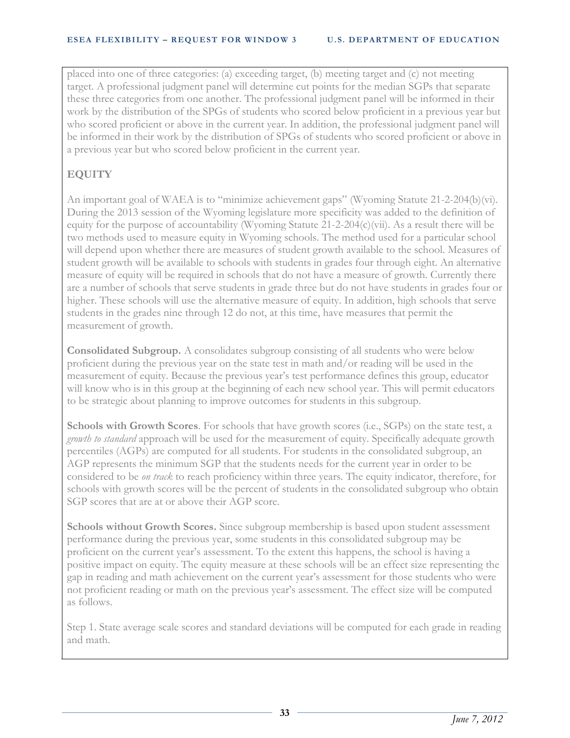placed into one of three categories: (a) exceeding target, (b) meeting target and (c) not meeting target. A professional judgment panel will determine cut points for the median SGPs that separate these three categories from one another. The professional judgment panel will be informed in their work by the distribution of the SPGs of students who scored below proficient in a previous year but who scored proficient or above in the current year. In addition, the professional judgment panel will be informed in their work by the distribution of SPGs of students who scored proficient or above in a previous year but who scored below proficient in the current year.

**EQUITY**

An important goal of WAEA is to "minimize achievement gaps" (Wyoming Statute 21-2-204(b)(vi). During the 2013 session of the Wyoming legislature more specificity was added to the definition of equity for the purpose of accountability (Wyoming Statute 21-2-204(c)(vii). As a result there will be two methods used to measure equity in Wyoming schools. The method used for a particular school will depend upon whether there are measures of student growth available to the school. Measures of student growth will be available to schools with students in grades four through eight. An alternative measure of equity will be required in schools that do not have a measure of growth. Currently there are a number of schools that serve students in grade three but do not have students in grades four or higher. These schools will use the alternative measure of equity. In addition, high schools that serve students in the grades nine through 12 do not, at this time, have measures that permit the measurement of growth.

**Consolidated Subgroup.** A consolidates subgroup consisting of all students who were below proficient during the previous year on the state test in math and/or reading will be used in the measurement of equity. Because the previous year's test performance defines this group, educator will know who is in this group at the beginning of each new school year. This will permit educators to be strategic about planning to improve outcomes for students in this subgroup.

**Schools with Growth Scores**. For schools that have growth scores (i.e., SGPs) on the state test, a *growth to standard* approach will be used for the measurement of equity. Specifically adequate growth percentiles (AGPs) are computed for all students. For students in the consolidated subgroup, an AGP represents the minimum SGP that the students needs for the current year in order to be considered to be *on track* to reach proficiency within three years. The equity indicator, therefore, for schools with growth scores will be the percent of students in the consolidated subgroup who obtain SGP scores that are at or above their AGP score.

**Schools without Growth Scores.** Since subgroup membership is based upon student assessment performance during the previous year, some students in this consolidated subgroup may be proficient on the current year's assessment. To the extent this happens, the school is having a positive impact on equity. The equity measure at these schools will be an effect size representing the gap in reading and math achievement on the current year's assessment for those students who were not proficient reading or math on the previous year's assessment. The effect size will be computed as follows.

Step 1. State average scale scores and standard deviations will be computed for each grade in reading and math.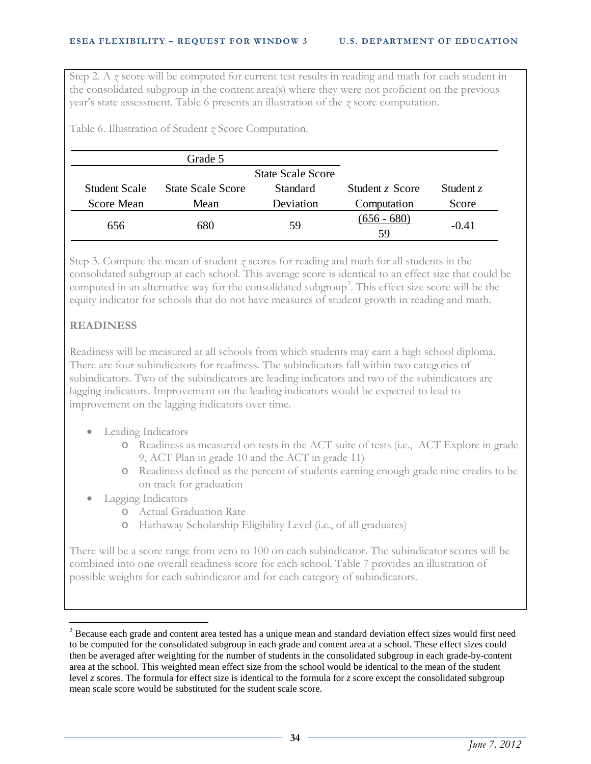Step 2. A *z* score will be computed for current test results in reading and math for each student in the consolidated subgroup in the content area(s) where they were not proficient on the previous year's state assessment. Table 6 presents an illustration of the *z* score computation.

Table 6. Illustration of Student *z* Score Computation.

| Grade 5 | | | | |
|---|---|---|---|---|
| Student Scale Score Mean | State Scale Score Mean | State Scale Score Standard Deviation | Student *z* Score Computation | Student *z* Score |
| 656 | 680 | 59 | $\frac{(656 - 680)}{59}$ | -0.41 |

Step 3. Compute the mean of student *z* scores for reading and math for all students in the consolidated subgroup at each school. This average score is identical to an effect size that could be computed in an alternative way for the consolidated subgroup[2]. This effect size score will be the equity indicator for schools that do not have measures of student growth in reading and math.

**READINESS**

Readiness will be measured at all schools from which students may earn a high school diploma. There are four subindicators for readiness. The subindicators fall within two categories of subindicators. Two of the subindicators are leading indicators and two of the subindicators are lagging indicators. Improvement on the leading indicators would be expected to lead to improvement on the lagging indicators over time.

- Leading Indicators
  - Readiness as measured on tests in the ACT suite of tests (i.e., ACT Explore in grade 9, ACT Plan in grade 10 and the ACT in grade 11)
  - Readiness defined as the percent of students earning enough grade nine credits to be on track for graduation
- Lagging Indicators
  - Actual Graduation Rate
  - Hathaway Scholarship Eligibility Level (i.e., of all graduates)

There will be a score range from zero to 100 on each subindicator. The subindicator scores will be combined into one overall readiness score for each school. Table 7 provides an illustration of possible weights for each subindicator and for each category of subindicators.

[2] Because each grade and content area tested has a unique mean and standard deviation effect sizes would first need to be computed for the consolidated subgroup in each grade and content area at a school. These effect sizes could then be averaged after weighting for the number of students in the consolidated subgroup in each grade-by-content area at the school. This weighted mean effect size from the school would be identical to the mean of the student level *z* scores. The formula for effect size is identical to the formula for *z* score except the consolidated subgroup mean scale score would be substituted for the student scale score.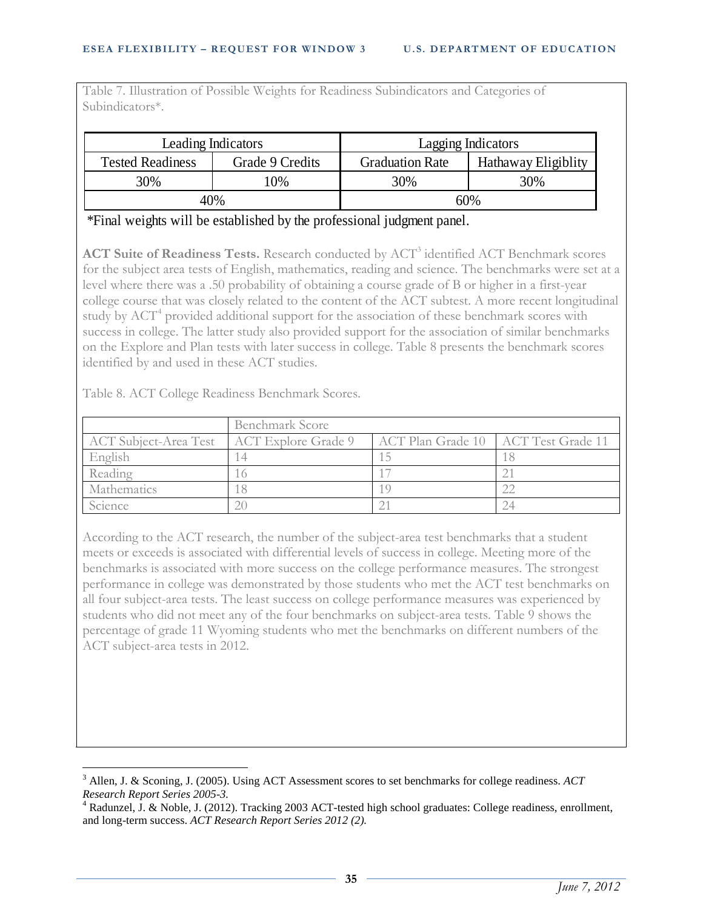Table 7. Illustration of Possible Weights for Readiness Subindicators and Categories of Subindicators*.

| Leading Indicators | | Lagging Indicators | |
|---|---|---|---|
| Tested Readiness | Grade 9 Credits | Graduation Rate | Hathaway Eligiblity |
| 30% | 10% | 30% | 30% |
| 40% | | 60% | |

*Final weights will be established by the professional judgment panel.

**ACT Suite of Readiness Tests.** Research conducted by ACT[3] identified ACT Benchmark scores for the subject area tests of English, mathematics, reading and science. The benchmarks were set at a level where there was a .50 probability of obtaining a course grade of B or higher in a first-year college course that was closely related to the content of the ACT subtest. A more recent longitudinal study by ACT[4] provided additional support for the association of these benchmark scores with success in college. The latter study also provided support for the association of similar benchmarks on the Explore and Plan tests with later success in college. Table 8 presents the benchmark scores identified by and used in these ACT studies.

Table 8. ACT College Readiness Benchmark Scores.

| | Benchmark Score | | |
|---|---|---|---|
| ACT Subject-Area Test | ACT Explore Grade 9 | ACT Plan Grade 10 | ACT Test Grade 11 |
| English | 14 | 15 | 18 |
| Reading | 16 | 17 | 21 |
| Mathematics | 18 | 19 | 22 |
| Science | 20 | 21 | 24 |

According to the ACT research, the number of the subject-area test benchmarks that a student meets or exceeds is associated with differential levels of success in college. Meeting more of the benchmarks is associated with more success on the college performance measures. The strongest performance in college was demonstrated by those students who met the ACT test benchmarks on all four subject-area tests. The least success on college performance measures was experienced by students who did not meet any of the four benchmarks on subject-area tests. Table 9 shows the percentage of grade 11 Wyoming students who met the benchmarks on different numbers of the ACT subject-area tests in 2012.

---

[3] Allen, J. & Sconing, J. (2005). Using ACT Assessment scores to set benchmarks for college readiness. *ACT Research Report Series 2005-3.*

[4] Radunzel, J. & Noble, J. (2012). Tracking 2003 ACT-tested high school graduates: College readiness, enrollment, and long-term success. *ACT Research Report Series 2012 (2).*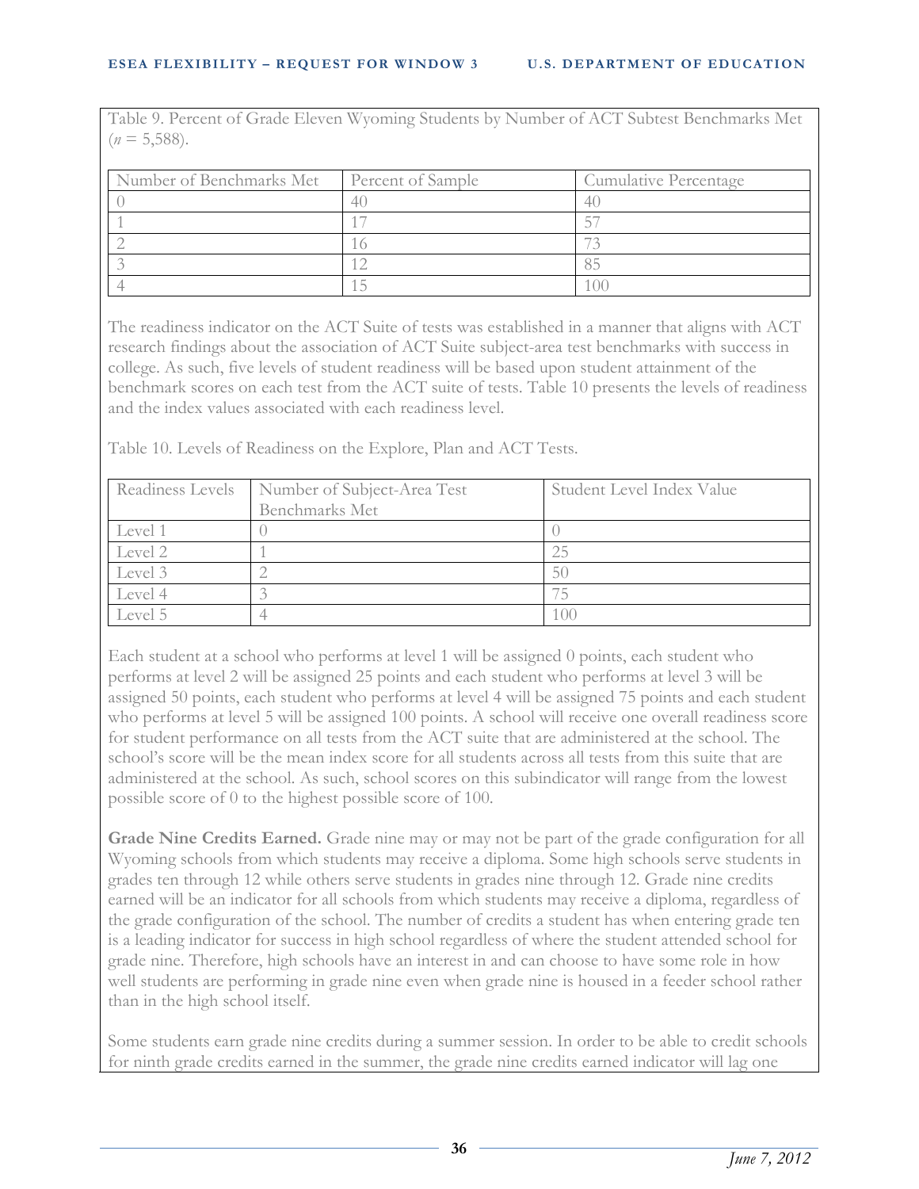Table 9. Percent of Grade Eleven Wyoming Students by Number of ACT Subtest Benchmarks Met ($n$ = 5,588).

| Number of Benchmarks Met | Percent of Sample | Cumulative Percentage |
|---|---|---|
| 0 | 40 | 40 |
| 1 | 17 | 57 |
| 2 | 16 | 73 |
| 3 | 12 | 85 |
| 4 | 15 | 100 |

The readiness indicator on the ACT Suite of tests was established in a manner that aligns with ACT research findings about the association of ACT Suite subject-area test benchmarks with success in college. As such, five levels of student readiness will be based upon student attainment of the benchmark scores on each test from the ACT suite of tests. Table 10 presents the levels of readiness and the index values associated with each readiness level.

Table 10. Levels of Readiness on the Explore, Plan and ACT Tests.

| Readiness Levels | Number of Subject-Area Test Benchmarks Met | Student Level Index Value |
|---|---|---|
| Level 1 | 0 | 0 |
| Level 2 | 1 | 25 |
| Level 3 | 2 | 50 |
| Level 4 | 3 | 75 |
| Level 5 | 4 | 100 |

Each student at a school who performs at level 1 will be assigned 0 points, each student who performs at level 2 will be assigned 25 points and each student who performs at level 3 will be assigned 50 points, each student who performs at level 4 will be assigned 75 points and each student who performs at level 5 will be assigned 100 points. A school will receive one overall readiness score for student performance on all tests from the ACT suite that are administered at the school. The school's score will be the mean index score for all students across all tests from this suite that are administered at the school. As such, school scores on this subindicator will range from the lowest possible score of 0 to the highest possible score of 100.

**Grade Nine Credits Earned.** Grade nine may or may not be part of the grade configuration for all Wyoming schools from which students may receive a diploma. Some high schools serve students in grades ten through 12 while others serve students in grades nine through 12. Grade nine credits earned will be an indicator for all schools from which students may receive a diploma, regardless of the grade configuration of the school. The number of credits a student has when entering grade ten is a leading indicator for success in high school regardless of where the student attended school for grade nine. Therefore, high schools have an interest in and can choose to have some role in how well students are performing in grade nine even when grade nine is housed in a feeder school rather than in the high school itself.

Some students earn grade nine credits during a summer session. In order to be able to credit schools for ninth grade credits earned in the summer, the grade nine credits earned indicator will lag one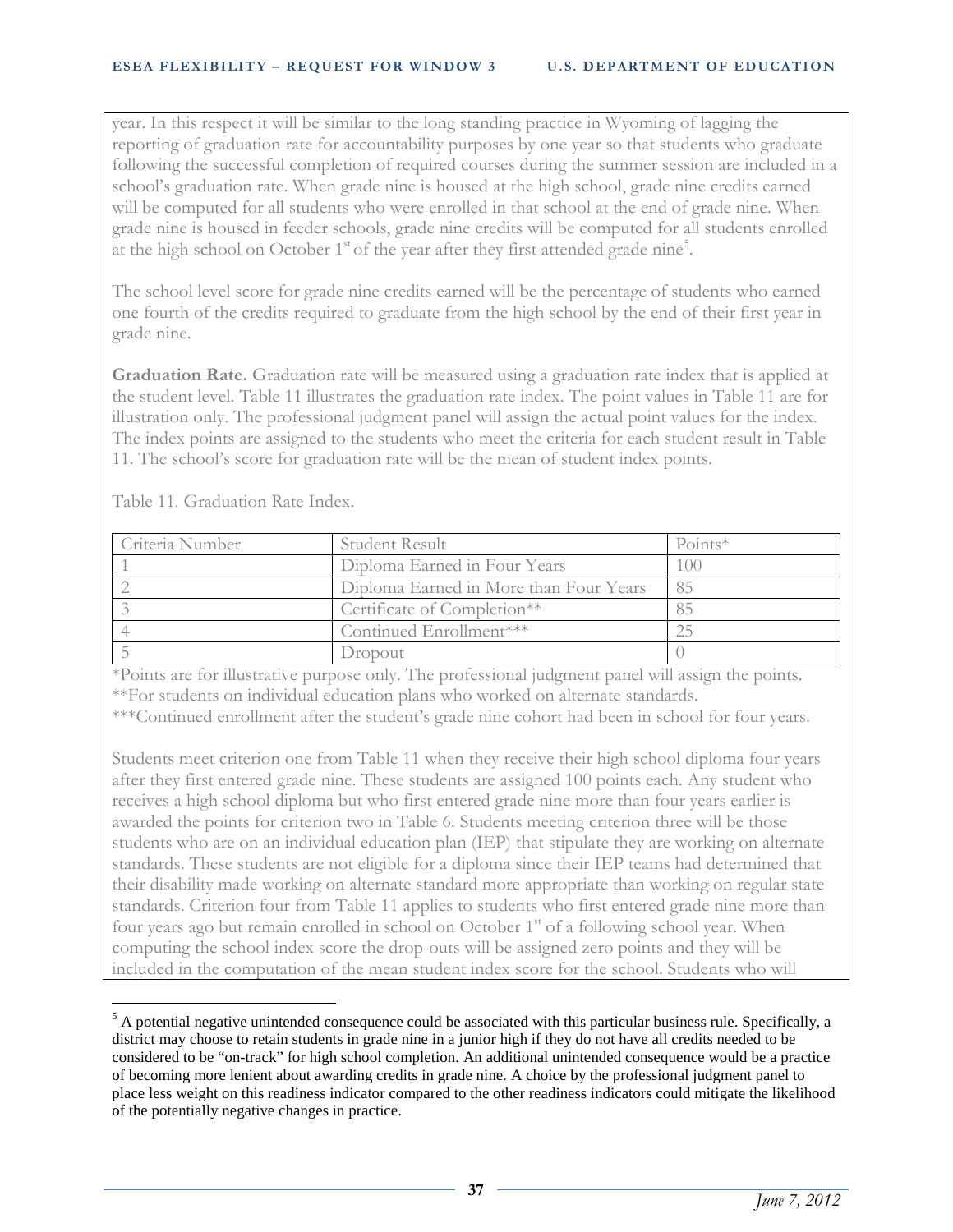year. In this respect it will be similar to the long standing practice in Wyoming of lagging the reporting of graduation rate for accountability purposes by one year so that students who graduate following the successful completion of required courses during the summer session are included in a school's graduation rate. When grade nine is housed at the high school, grade nine credits earned will be computed for all students who were enrolled in that school at the end of grade nine. When grade nine is housed in feeder schools, grade nine credits will be computed for all students enrolled at the high school on October 1st of the year after they first attended grade nine[5].

The school level score for grade nine credits earned will be the percentage of students who earned one fourth of the credits required to graduate from the high school by the end of their first year in grade nine.

**Graduation Rate.** Graduation rate will be measured using a graduation rate index that is applied at the student level. Table 11 illustrates the graduation rate index. The point values in Table 11 are for illustration only. The professional judgment panel will assign the actual point values for the index. The index points are assigned to the students who meet the criteria for each student result in Table 11. The school's score for graduation rate will be the mean of student index points.

Table 11. Graduation Rate Index.

| Criteria Number | Student Result | Points* |
|---|---|---|
| 1 | Diploma Earned in Four Years | 100 |
| 2 | Diploma Earned in More than Four Years | 85 |
| 3 | Certificate of Completion** | 85 |
| 4 | Continued Enrollment*** | 25 |
| 5 | Dropout | 0 |

*Points are for illustrative purpose only. The professional judgment panel will assign the points.
**For students on individual education plans who worked on alternate standards.
***Continued enrollment after the student's grade nine cohort had been in school for four years.

Students meet criterion one from Table 11 when they receive their high school diploma four years after they first entered grade nine. These students are assigned 100 points each. Any student who receives a high school diploma but who first entered grade nine more than four years earlier is awarded the points for criterion two in Table 6. Students meeting criterion three will be those students who are on an individual education plan (IEP) that stipulate they are working on alternate standards. These students are not eligible for a diploma since their IEP teams had determined that their disability made working on alternate standard more appropriate than working on regular state standards. Criterion four from Table 11 applies to students who first entered grade nine more than four years ago but remain enrolled in school on October 1st of a following school year. When computing the school index score the drop-outs will be assigned zero points and they will be included in the computation of the mean student index score for the school. Students who will

[5] A potential negative unintended consequence could be associated with this particular business rule. Specifically, a district may choose to retain students in grade nine in a junior high if they do not have all credits needed to be considered to be "on-track" for high school completion. An additional unintended consequence would be a practice of becoming more lenient about awarding credits in grade nine. A choice by the professional judgment panel to place less weight on this readiness indicator compared to the other readiness indicators could mitigate the likelihood of the potentially negative changes in practice.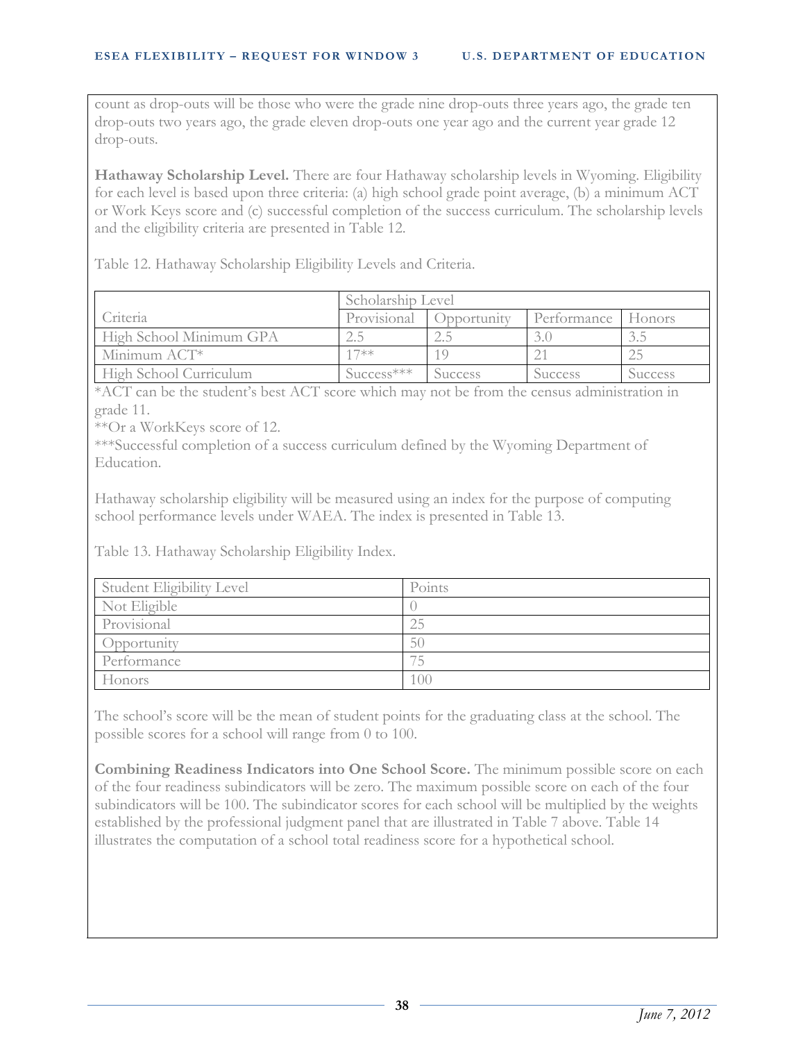count as drop-outs will be those who were the grade nine drop-outs three years ago, the grade ten drop-outs two years ago, the grade eleven drop-outs one year ago and the current year grade 12 drop-outs.

**Hathaway Scholarship Level.** There are four Hathaway scholarship levels in Wyoming. Eligibility for each level is based upon three criteria: (a) high school grade point average, (b) a minimum ACT or Work Keys score and (c) successful completion of the success curriculum. The scholarship levels and the eligibility criteria are presented in Table 12.

Table 12. Hathaway Scholarship Eligibility Levels and Criteria.

| | Scholarship Level | | | |
|---|---|---|---|---|
| Criteria | Provisional | Opportunity | Performance | Honors |
| High School Minimum GPA | 2.5 | 2.5 | 3.0 | 3.5 |
| Minimum ACT* | 17** | 19 | 21 | 25 |
| High School Curriculum | Success*** | Success | Success | Success |

*ACT can be the student's best ACT score which may not be from the census administration in grade 11.

**Or a WorkKeys score of 12.

***Successful completion of a success curriculum defined by the Wyoming Department of Education.

Hathaway scholarship eligibility will be measured using an index for the purpose of computing school performance levels under WAEA. The index is presented in Table 13.

Table 13. Hathaway Scholarship Eligibility Index.

| Student Eligibility Level | Points |
|---|---|
| Not Eligible | 0 |
| Provisional | 25 |
| Opportunity | 50 |
| Performance | 75 |
| Honors | 100 |

The school's score will be the mean of student points for the graduating class at the school. The possible scores for a school will range from 0 to 100.

**Combining Readiness Indicators into One School Score.** The minimum possible score on each of the four readiness subindicators will be zero. The maximum possible score on each of the four subindicators will be 100. The subindicator scores for each school will be multiplied by the weights established by the professional judgment panel that are illustrated in Table 7 above. Table 14 illustrates the computation of a school total readiness score for a hypothetical school.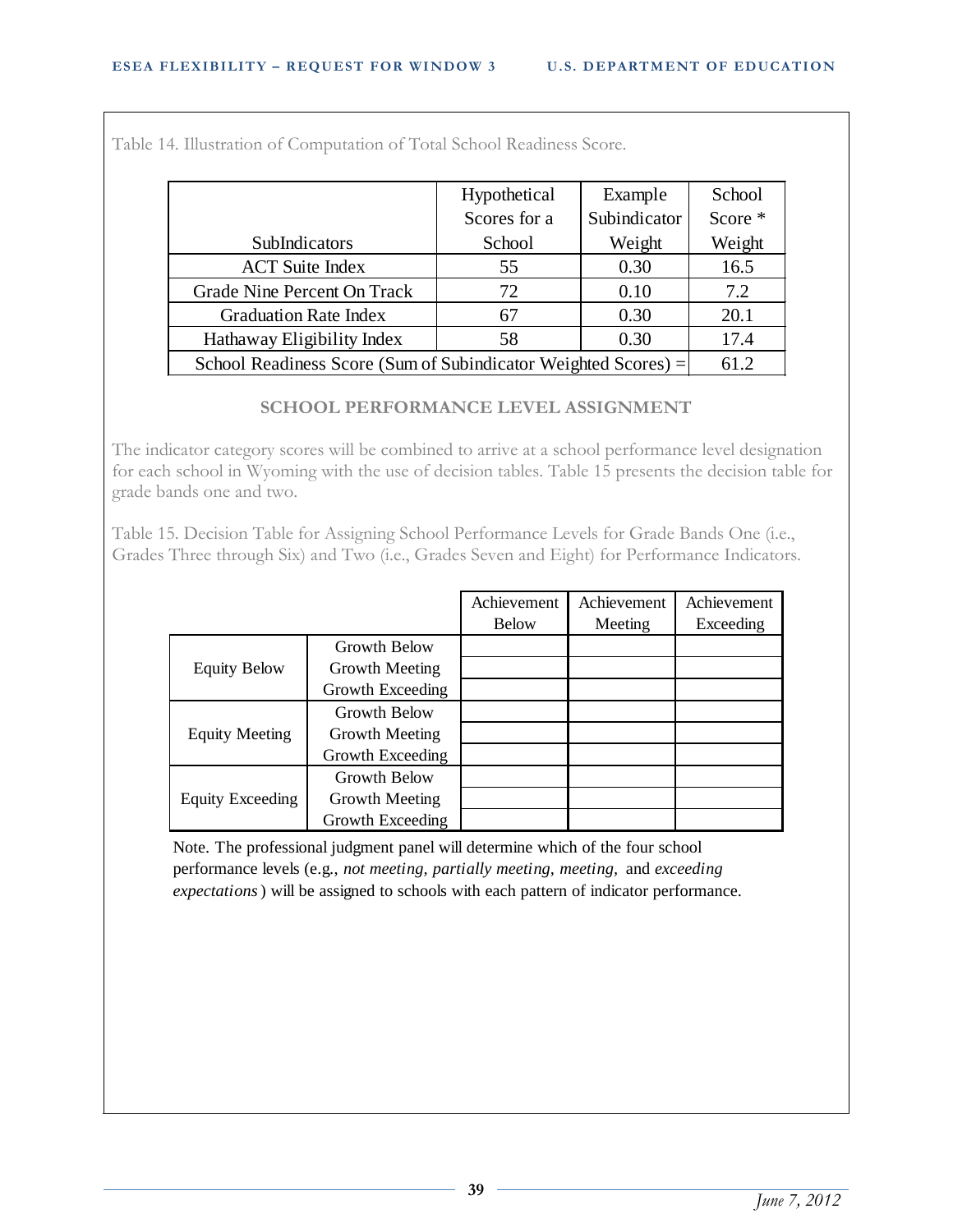Table 14. Illustration of Computation of Total School Readiness Score.

| SubIndicators | Hypothetical Scores for a School | Example Subindicator Weight | School Score * Weight |
|---|---|---|---|
| ACT Suite Index | 55 | 0.30 | 16.5 |
| Grade Nine Percent On Track | 72 | 0.10 | 7.2 |
| Graduation Rate Index | 67 | 0.30 | 20.1 |
| Hathaway Eligibility Index | 58 | 0.30 | 17.4 |
| School Readiness Score (Sum of Subindicator Weighted Scores) = | | | 61.2 |

### SCHOOL PERFORMANCE LEVEL ASSIGNMENT

The indicator category scores will be combined to arrive at a school performance level designation for each school in Wyoming with the use of decision tables. Table 15 presents the decision table for grade bands one and two.

Table 15. Decision Table for Assigning School Performance Levels for Grade Bands One (i.e., Grades Three through Six) and Two (i.e., Grades Seven and Eight) for Performance Indicators.

| | | Achievement Below | Achievement Meeting | Achievement Exceeding |
|---|---|---|---|---|
| Equity Below | Growth Below | | | |
| | Growth Meeting | | | |
| | Growth Exceeding | | | |
| Equity Meeting | Growth Below | | | |
| | Growth Meeting | | | |
| | Growth Exceeding | | | |
| Equity Exceeding | Growth Below | | | |
| | Growth Meeting | | | |
| | Growth Exceeding | | | |

Note. The professional judgment panel will determine which of the four school performance levels (e.g., *not meeting, partially meeting, meeting,* and *exceeding expectations*) will be assigned to schools with each pattern of indicator performance.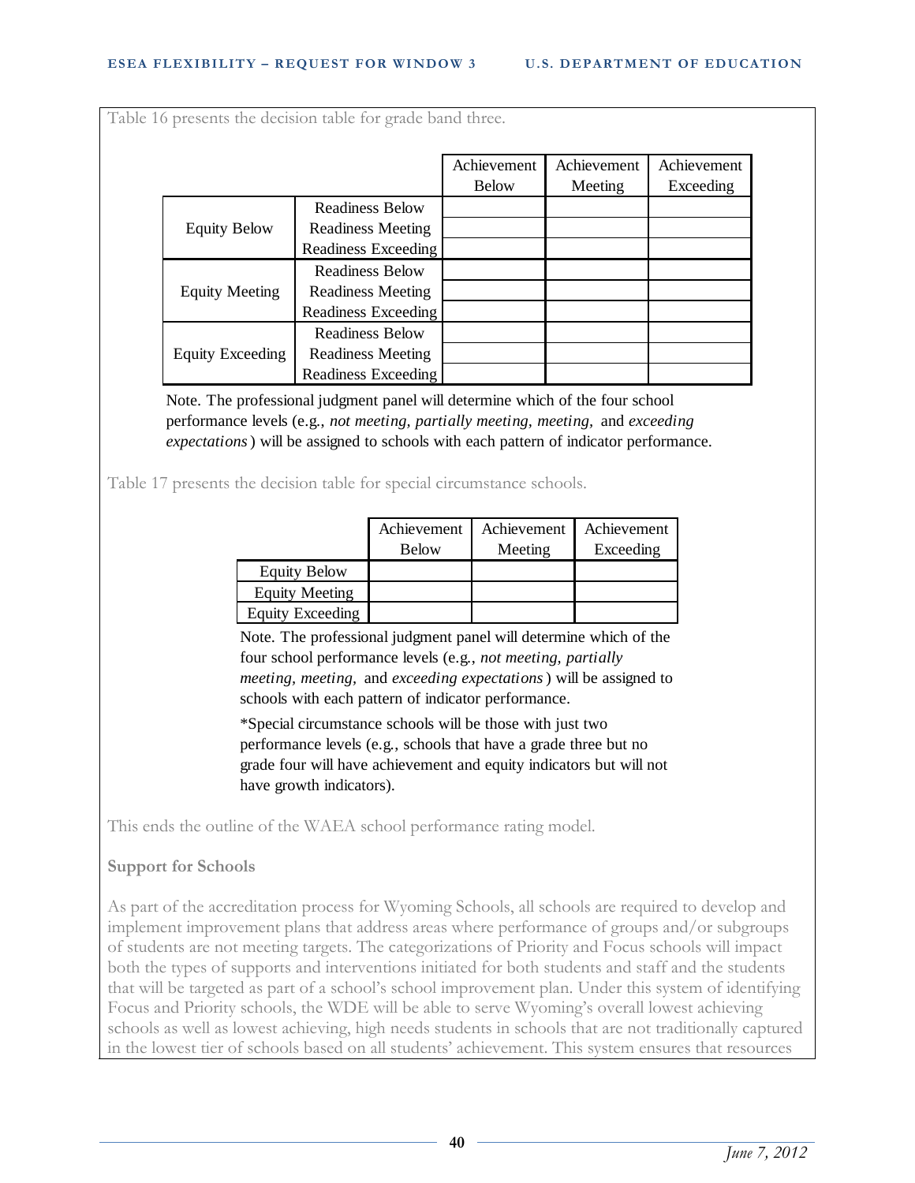Table 16 presents the decision table for grade band three.

| | | Achievement Below | Achievement Meeting | Achievement Exceeding |
|---|---|---|---|---|
| Equity Below | Readiness Below | | | |
| | Readiness Meeting | | | |
| | Readiness Exceeding | | | |
| Equity Meeting | Readiness Below | | | |
| | Readiness Meeting | | | |
| | Readiness Exceeding | | | |
| Equity Exceeding | Readiness Below | | | |
| | Readiness Meeting | | | |
| | Readiness Exceeding | | | |

Note. The professional judgment panel will determine which of the four school performance levels (e.g., *not meeting, partially meeting, meeting,* and *exceeding expectations*) will be assigned to schools with each pattern of indicator performance.

Table 17 presents the decision table for special circumstance schools.

| | Achievement Below | Achievement Meeting | Achievement Exceeding |
|---|---|---|---|
| Equity Below | | | |
| Equity Meeting | | | |
| Equity Exceeding | | | |

Note. The professional judgment panel will determine which of the four school performance levels (e.g., *not meeting, partially meeting, meeting,* and *exceeding expectations*) will be assigned to schools with each pattern of indicator performance.

*Special circumstance schools will be those with just two performance levels (e.g., schools that have a grade three but no grade four will have achievement and equity indicators but will not have growth indicators).

This ends the outline of the WAEA school performance rating model.

**Support for Schools**

As part of the accreditation process for Wyoming Schools, all schools are required to develop and implement improvement plans that address areas where performance of groups and/or subgroups of students are not meeting targets. The categorizations of Priority and Focus schools will impact both the types of supports and interventions initiated for both students and staff and the students that will be targeted as part of a school's school improvement plan. Under this system of identifying Focus and Priority schools, the WDE will be able to serve Wyoming's overall lowest achieving schools as well as lowest achieving, high needs students in schools that are not traditionally captured in the lowest tier of schools based on all students' achievement. This system ensures that resources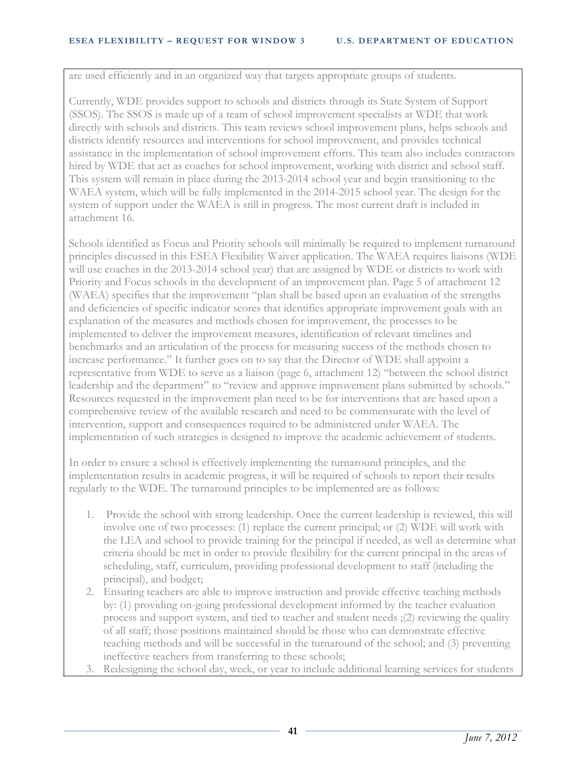are used efficiently and in an organized way that targets appropriate groups of students.

Currently, WDE provides support to schools and districts through its State System of Support (SSOS). The SSOS is made up of a team of school improvement specialists at WDE that work directly with schools and districts. This team reviews school improvement plans, helps schools and districts identify resources and interventions for school improvement, and provides technical assistance in the implementation of school improvement efforts. This team also includes contractors hired by WDE that act as coaches for school improvement, working with district and school staff. This system will remain in place during the 2013-2014 school year and begin transitioning to the WAEA system, which will be fully implemented in the 2014-2015 school year. The design for the system of support under the WAEA is still in progress. The most current draft is included in attachment 16.

Schools identified as Focus and Priority schools will minimally be required to implement turnaround principles discussed in this ESEA Flexibility Waiver application. The WAEA requires liaisons (WDE will use coaches in the 2013-2014 school year) that are assigned by WDE or districts to work with Priority and Focus schools in the development of an improvement plan. Page 5 of attachment 12 (WAEA) specifies that the improvement "plan shall be based upon an evaluation of the strengths and deficiencies of specific indicator scores that identifies appropriate improvement goals with an explanation of the measures and methods chosen for improvement, the processes to be implemented to deliver the improvement measures, identification of relevant timelines and benchmarks and an articulation of the process for measuring success of the methods chosen to increase performance." It further goes on to say that the Director of WDE shall appoint a representative from WDE to serve as a liaison (page 6, attachment 12) "between the school district leadership and the department" to "review and approve improvement plans submitted by schools." Resources requested in the improvement plan need to be for interventions that are based upon a comprehensive review of the available research and need to be commensurate with the level of intervention, support and consequences required to be administered under WAEA. The implementation of such strategies is designed to improve the academic achievement of students.

In order to ensure a school is effectively implementing the turnaround principles, and the implementation results in academic progress, it will be required of schools to report their results regularly to the WDE. The turnaround principles to be implemented are as follows:

1. Provide the school with strong leadership. Once the current leadership is reviewed, this will involve one of two processes: (1) replace the current principal; or (2) WDE will work with the LEA and school to provide training for the principal if needed, as well as determine what criteria should be met in order to provide flexibility for the current principal in the areas of scheduling, staff, curriculum, providing professional development to staff (including the principal), and budget;
2. Ensuring teachers are able to improve instruction and provide effective teaching methods by: (1) providing on-going professional development informed by the teacher evaluation process and support system, and tied to teacher and student needs ;(2) reviewing the quality of all staff; those positions maintained should be those who can demonstrate effective teaching methods and will be successful in the turnaround of the school; and (3) preventing ineffective teachers from transferring to these schools;
3. Redesigning the school day, week, or year to include additional learning services for students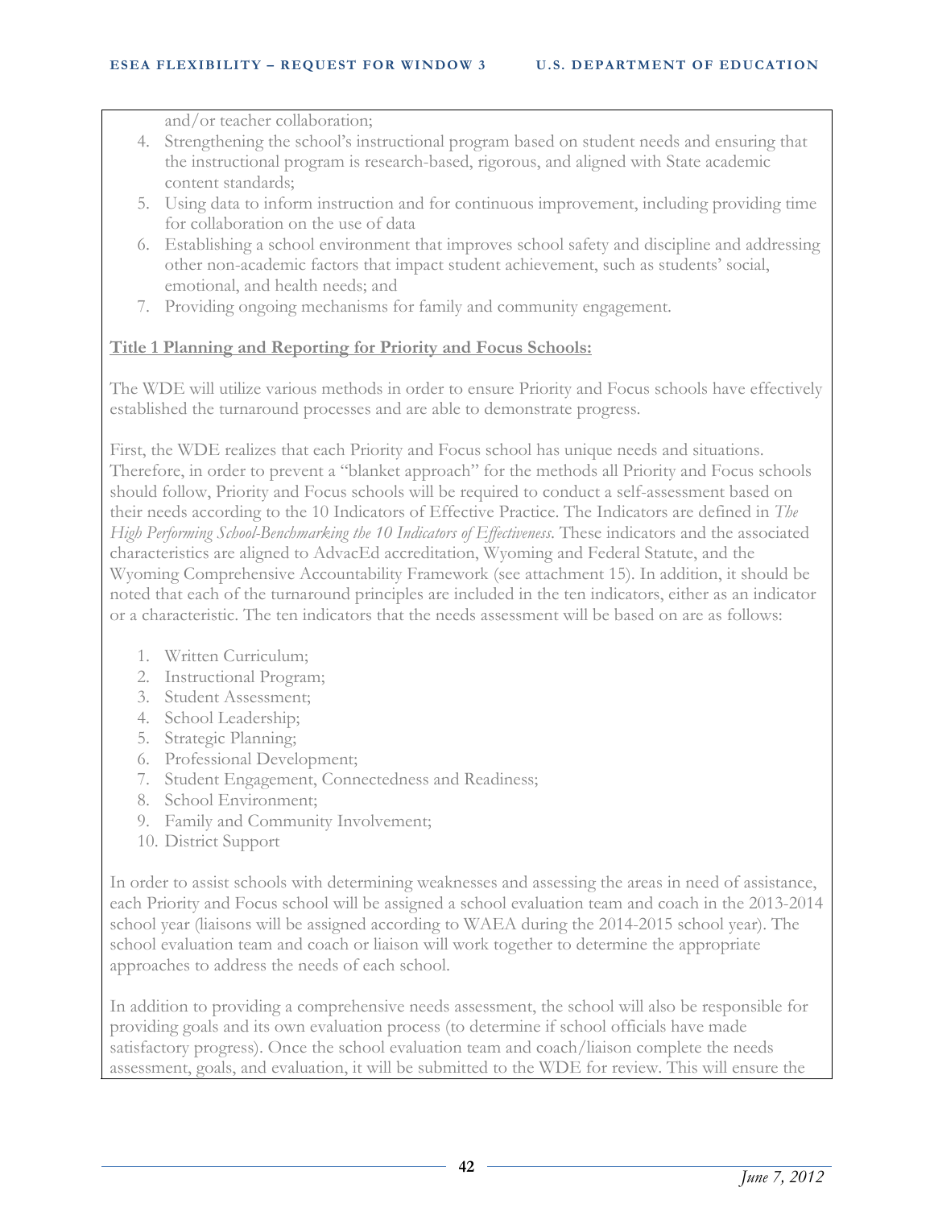and/or teacher collaboration;

4. Strengthening the school's instructional program based on student needs and ensuring that the instructional program is research-based, rigorous, and aligned with State academic content standards;
5. Using data to inform instruction and for continuous improvement, including providing time for collaboration on the use of data
6. Establishing a school environment that improves school safety and discipline and addressing other non-academic factors that impact student achievement, such as students' social, emotional, and health needs; and
7. Providing ongoing mechanisms for family and community engagement.

**Title 1 Planning and Reporting for Priority and Focus Schools:**

The WDE will utilize various methods in order to ensure Priority and Focus schools have effectively established the turnaround processes and are able to demonstrate progress.

First, the WDE realizes that each Priority and Focus school has unique needs and situations. Therefore, in order to prevent a "blanket approach" for the methods all Priority and Focus schools should follow, Priority and Focus schools will be required to conduct a self-assessment based on their needs according to the 10 Indicators of Effective Practice. The Indicators are defined in *The High Performing School-Benchmarking the 10 Indicators of Effectiveness*. These indicators and the associated characteristics are aligned to AdvacEd accreditation, Wyoming and Federal Statute, and the Wyoming Comprehensive Accountability Framework (see attachment 15). In addition, it should be noted that each of the turnaround principles are included in the ten indicators, either as an indicator or a characteristic. The ten indicators that the needs assessment will be based on are as follows:

1. Written Curriculum;
2. Instructional Program;
3. Student Assessment;
4. School Leadership;
5. Strategic Planning;
6. Professional Development;
7. Student Engagement, Connectedness and Readiness;
8. School Environment;
9. Family and Community Involvement;
10. District Support

In order to assist schools with determining weaknesses and assessing the areas in need of assistance, each Priority and Focus school will be assigned a school evaluation team and coach in the 2013-2014 school year (liaisons will be assigned according to WAEA during the 2014-2015 school year). The school evaluation team and coach or liaison will work together to determine the appropriate approaches to address the needs of each school.

In addition to providing a comprehensive needs assessment, the school will also be responsible for providing goals and its own evaluation process (to determine if school officials have made satisfactory progress). Once the school evaluation team and coach/liaison complete the needs assessment, goals, and evaluation, it will be submitted to the WDE for review. This will ensure the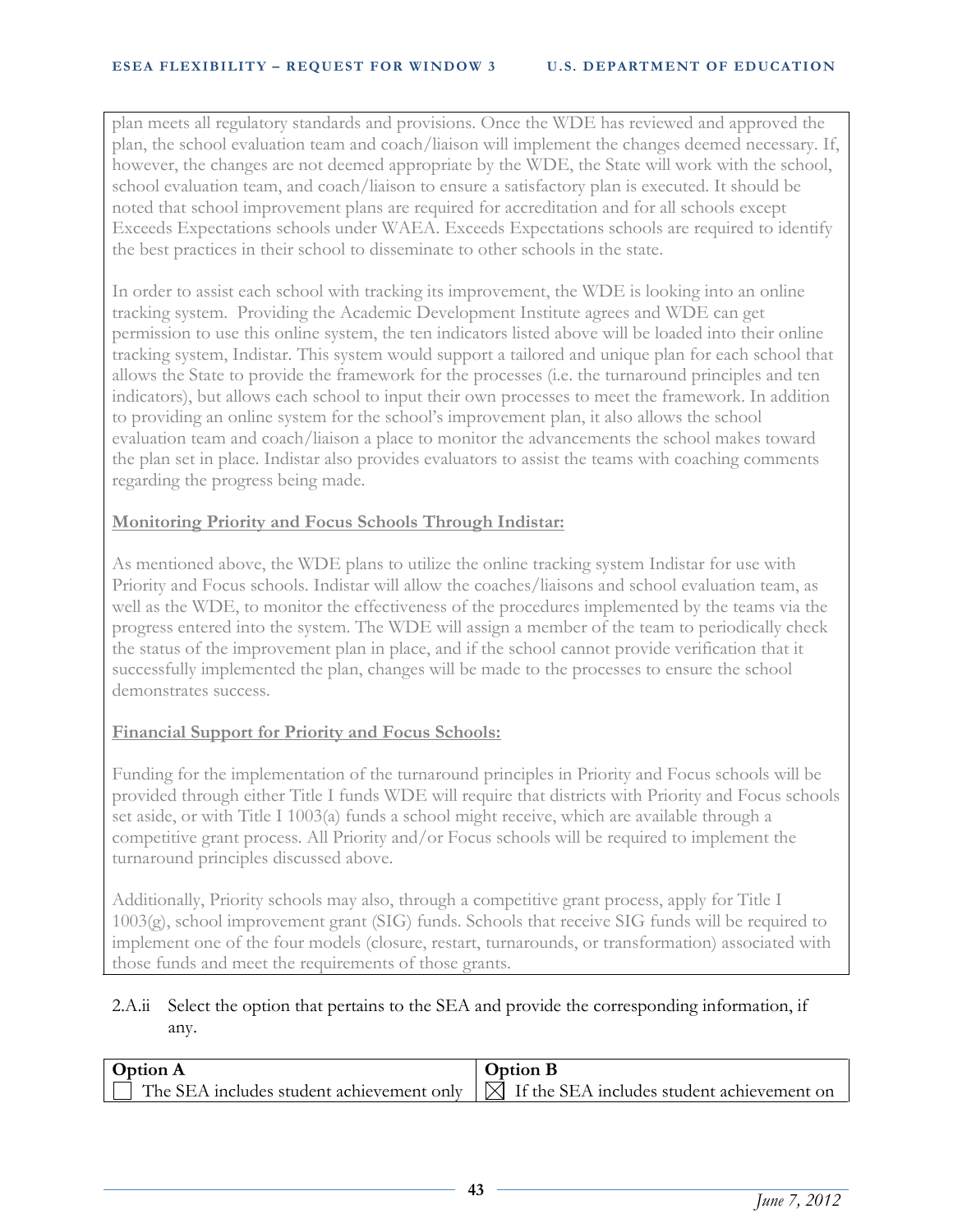plan meets all regulatory standards and provisions. Once the WDE has reviewed and approved the plan, the school evaluation team and coach/liaison will implement the changes deemed necessary. If, however, the changes are not deemed appropriate by the WDE, the State will work with the school, school evaluation team, and coach/liaison to ensure a satisfactory plan is executed. It should be noted that school improvement plans are required for accreditation and for all schools except Exceeds Expectations schools under WAEA. Exceeds Expectations schools are required to identify the best practices in their school to disseminate to other schools in the state.

In order to assist each school with tracking its improvement, the WDE is looking into an online tracking system. Providing the Academic Development Institute agrees and WDE can get permission to use this online system, the ten indicators listed above will be loaded into their online tracking system, Indistar. This system would support a tailored and unique plan for each school that allows the State to provide the framework for the processes (i.e. the turnaround principles and ten indicators), but allows each school to input their own processes to meet the framework. In addition to providing an online system for the school's improvement plan, it also allows the school evaluation team and coach/liaison a place to monitor the advancements the school makes toward the plan set in place. Indistar also provides evaluators to assist the teams with coaching comments regarding the progress being made.

**Monitoring Priority and Focus Schools Through Indistar:**

As mentioned above, the WDE plans to utilize the online tracking system Indistar for use with Priority and Focus schools. Indistar will allow the coaches/liaisons and school evaluation team, as well as the WDE, to monitor the effectiveness of the procedures implemented by the teams via the progress entered into the system. The WDE will assign a member of the team to periodically check the status of the improvement plan in place, and if the school cannot provide verification that it successfully implemented the plan, changes will be made to the processes to ensure the school demonstrates success.

**Financial Support for Priority and Focus Schools:**

Funding for the implementation of the turnaround principles in Priority and Focus schools will be provided through either Title I funds WDE will require that districts with Priority and Focus schools set aside, or with Title I 1003(a) funds a school might receive, which are available through a competitive grant process. All Priority and/or Focus schools will be required to implement the turnaround principles discussed above.

Additionally, Priority schools may also, through a competitive grant process, apply for Title I 1003(g), school improvement grant (SIG) funds. Schools that receive SIG funds will be required to implement one of the four models (closure, restart, turnarounds, or transformation) associated with those funds and meet the requirements of those grants.

2.A.ii Select the option that pertains to the SEA and provide the corresponding information, if any.

| **Option A** | **Option B** |
|---|---|
| ☐ The SEA includes student achievement only | ☒ If the SEA includes student achievement on |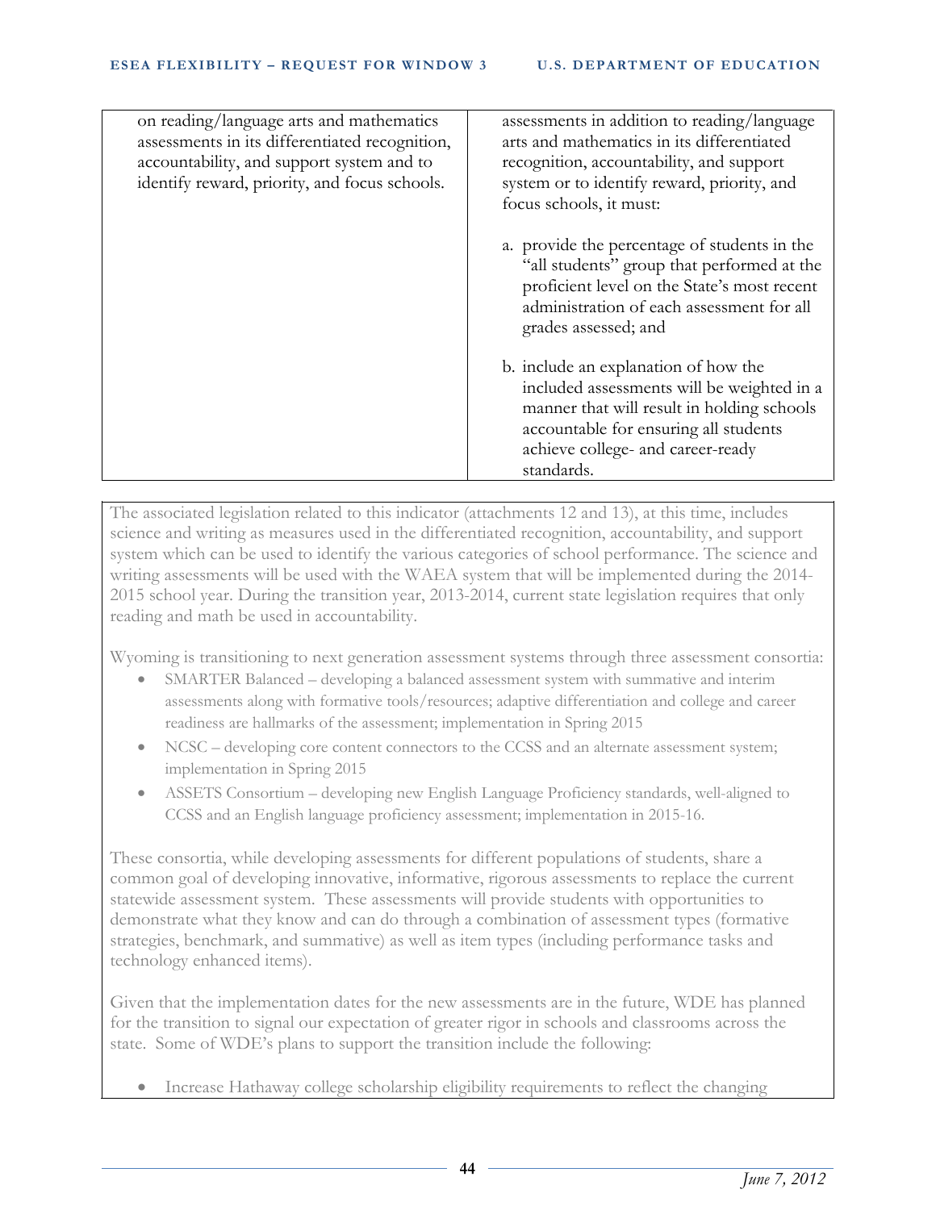| | |
|---|---|
| on reading/language arts and mathematics assessments in its differentiated recognition, accountability, and support system and to identify reward, priority, and focus schools. | assessments in addition to reading/language arts and mathematics in its differentiated recognition, accountability, and support system or to identify reward, priority, and focus schools, it must:<br><br>a. provide the percentage of students in the "all students" group that performed at the proficient level on the State's most recent administration of each assessment for all grades assessed; and<br><br>b. include an explanation of how the included assessments will be weighted in a manner that will result in holding schools accountable for ensuring all students achieve college- and career-ready standards. |

The associated legislation related to this indicator (attachments 12 and 13), at this time, includes science and writing as measures used in the differentiated recognition, accountability, and support system which can be used to identify the various categories of school performance. The science and writing assessments will be used with the WAEA system that will be implemented during the 2014-2015 school year. During the transition year, 2013-2014, current state legislation requires that only reading and math be used in accountability.

Wyoming is transitioning to next generation assessment systems through three assessment consortia:

- SMARTER Balanced – developing a balanced assessment system with summative and interim assessments along with formative tools/resources; adaptive differentiation and college and career readiness are hallmarks of the assessment; implementation in Spring 2015
- NCSC – developing core content connectors to the CCSS and an alternate assessment system; implementation in Spring 2015
- ASSETS Consortium – developing new English Language Proficiency standards, well-aligned to CCSS and an English language proficiency assessment; implementation in 2015-16.

These consortia, while developing assessments for different populations of students, share a common goal of developing innovative, informative, rigorous assessments to replace the current statewide assessment system. These assessments will provide students with opportunities to demonstrate what they know and can do through a combination of assessment types (formative strategies, benchmark, and summative) as well as item types (including performance tasks and technology enhanced items).

Given that the implementation dates for the new assessments are in the future, WDE has planned for the transition to signal our expectation of greater rigor in schools and classrooms across the state. Some of WDE's plans to support the transition include the following:

- Increase Hathaway college scholarship eligibility requirements to reflect the changing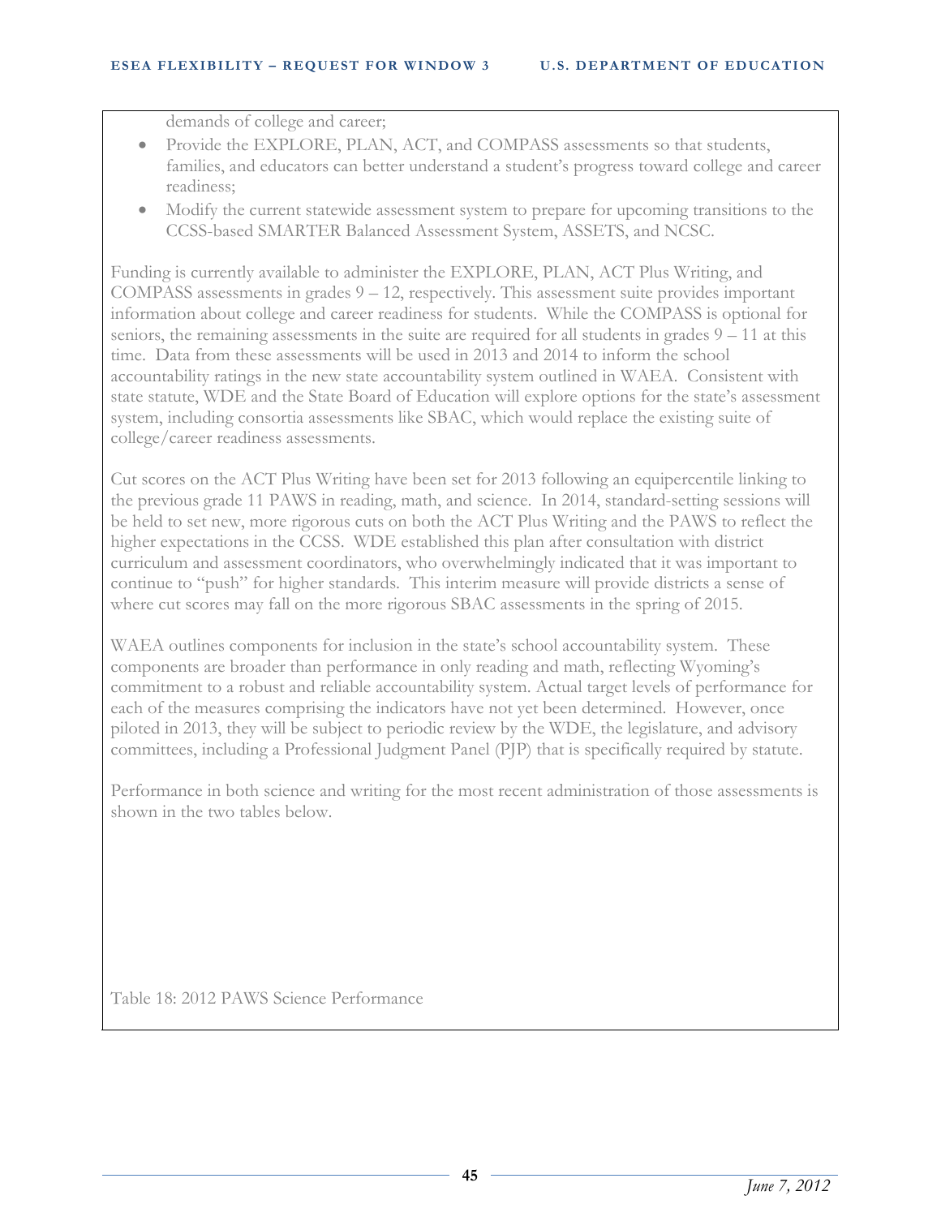demands of college and career;

- Provide the EXPLORE, PLAN, ACT, and COMPASS assessments so that students, families, and educators can better understand a student's progress toward college and career readiness;
- Modify the current statewide assessment system to prepare for upcoming transitions to the CCSS-based SMARTER Balanced Assessment System, ASSETS, and NCSC.

Funding is currently available to administer the EXPLORE, PLAN, ACT Plus Writing, and COMPASS assessments in grades 9 – 12, respectively. This assessment suite provides important information about college and career readiness for students. While the COMPASS is optional for seniors, the remaining assessments in the suite are required for all students in grades 9 – 11 at this time. Data from these assessments will be used in 2013 and 2014 to inform the school accountability ratings in the new state accountability system outlined in WAEA. Consistent with state statute, WDE and the State Board of Education will explore options for the state's assessment system, including consortia assessments like SBAC, which would replace the existing suite of college/career readiness assessments.

Cut scores on the ACT Plus Writing have been set for 2013 following an equipercentile linking to the previous grade 11 PAWS in reading, math, and science. In 2014, standard-setting sessions will be held to set new, more rigorous cuts on both the ACT Plus Writing and the PAWS to reflect the higher expectations in the CCSS. WDE established this plan after consultation with district curriculum and assessment coordinators, who overwhelmingly indicated that it was important to continue to "push" for higher standards. This interim measure will provide districts a sense of where cut scores may fall on the more rigorous SBAC assessments in the spring of 2015.

WAEA outlines components for inclusion in the state's school accountability system. These components are broader than performance in only reading and math, reflecting Wyoming's commitment to a robust and reliable accountability system. Actual target levels of performance for each of the measures comprising the indicators have not yet been determined. However, once piloted in 2013, they will be subject to periodic review by the WDE, the legislature, and advisory committees, including a Professional Judgment Panel (PJP) that is specifically required by statute.

Performance in both science and writing for the most recent administration of those assessments is shown in the two tables below.

Table 18: 2012 PAWS Science Performance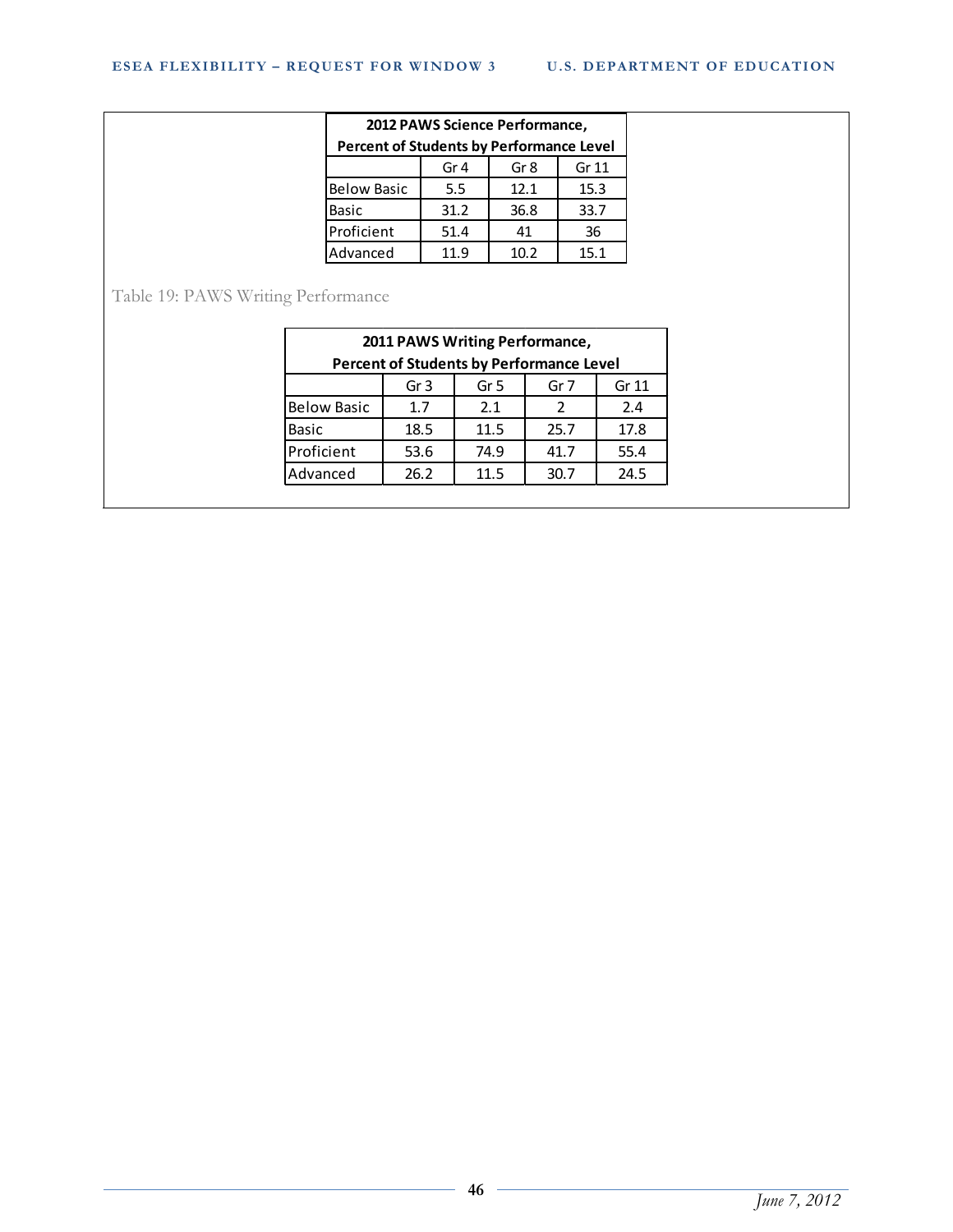| 2012 PAWS Science Performance, Percent of Students by Performance Level | | | |
|---|---|---|---|
| | Gr 4 | Gr 8 | Gr 11 |
| Below Basic | 5.5 | 12.1 | 15.3 |
| Basic | 31.2 | 36.8 | 33.7 |
| Proficient | 51.4 | 41 | 36 |
| Advanced | 11.9 | 10.2 | 15.1 |

Table 19: PAWS Writing Performance

| 2011 PAWS Writing Performance, Percent of Students by Performance Level | | | | |
|---|---|---|---|---|
| | Gr 3 | Gr 5 | Gr 7 | Gr 11 |
| Below Basic | 1.7 | 2.1 | 2 | 2.4 |
| Basic | 18.5 | 11.5 | 25.7 | 17.8 |
| Proficient | 53.6 | 74.9 | 41.7 | 55.4 |
| Advanced | 26.2 | 11.5 | 30.7 | 24.5 |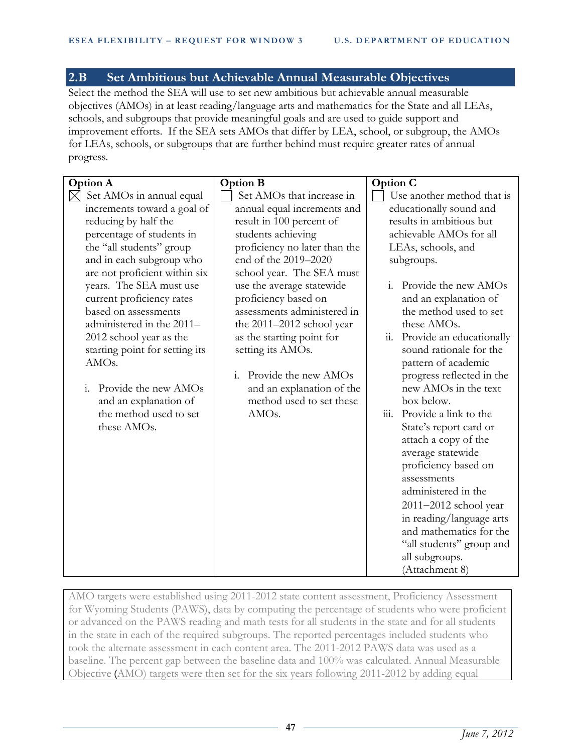## 2.B Set Ambitious but Achievable Annual Measurable Objectives

Select the method the SEA will use to set new ambitious but achievable annual measurable objectives (AMOs) in at least reading/language arts and mathematics for the State and all LEAs, schools, and subgroups that provide meaningful goals and are used to guide support and improvement efforts. If the SEA sets AMOs that differ by LEA, school, or subgroup, the AMOs for LEAs, schools, or subgroups that are further behind must require greater rates of annual progress.

| Option A | Option B | Option C |
|---|---|---|
| ☒ Set AMOs in annual equal increments toward a goal of reducing by half the percentage of students in the "all students" group and in each subgroup who are not proficient within six years. The SEA must use current proficiency rates based on assessments administered in the 2011–2012 school year as the starting point for setting its AMOs.<br><br>i. Provide the new AMOs and an explanation of the method used to set these AMOs. | ☐ Set AMOs that increase in annual equal increments and result in 100 percent of students achieving proficiency no later than the end of the 2019–2020 school year. The SEA must use the average statewide proficiency based on assessments administered in the 2011–2012 school year as the starting point for setting its AMOs.<br><br>i. Provide the new AMOs and an explanation of the method used to set these AMOs. | ☐ Use another method that is educationally sound and results in ambitious but achievable AMOs for all LEAs, schools, and subgroups.<br><br>i. Provide the new AMOs and an explanation of the method used to set these AMOs.<br>ii. Provide an educationally sound rationale for the pattern of academic progress reflected in the new AMOs in the text box below.<br>iii. Provide a link to the State's report card or attach a copy of the average statewide proficiency based on assessments administered in the 2011–2012 school year in reading/language arts and mathematics for the "all students" group and all subgroups. (Attachment 8) |

AMO targets were established using 2011-2012 state content assessment, Proficiency Assessment for Wyoming Students (PAWS), data by computing the percentage of students who were proficient or advanced on the PAWS reading and math tests for all students in the state and for all students in the state in each of the required subgroups. The reported percentages included students who took the alternate assessment in each content area. The 2011-2012 PAWS data was used as a baseline. The percent gap between the baseline data and 100% was calculated. Annual Measurable Objective (AMO) targets were then set for the six years following 2011-2012 by adding equal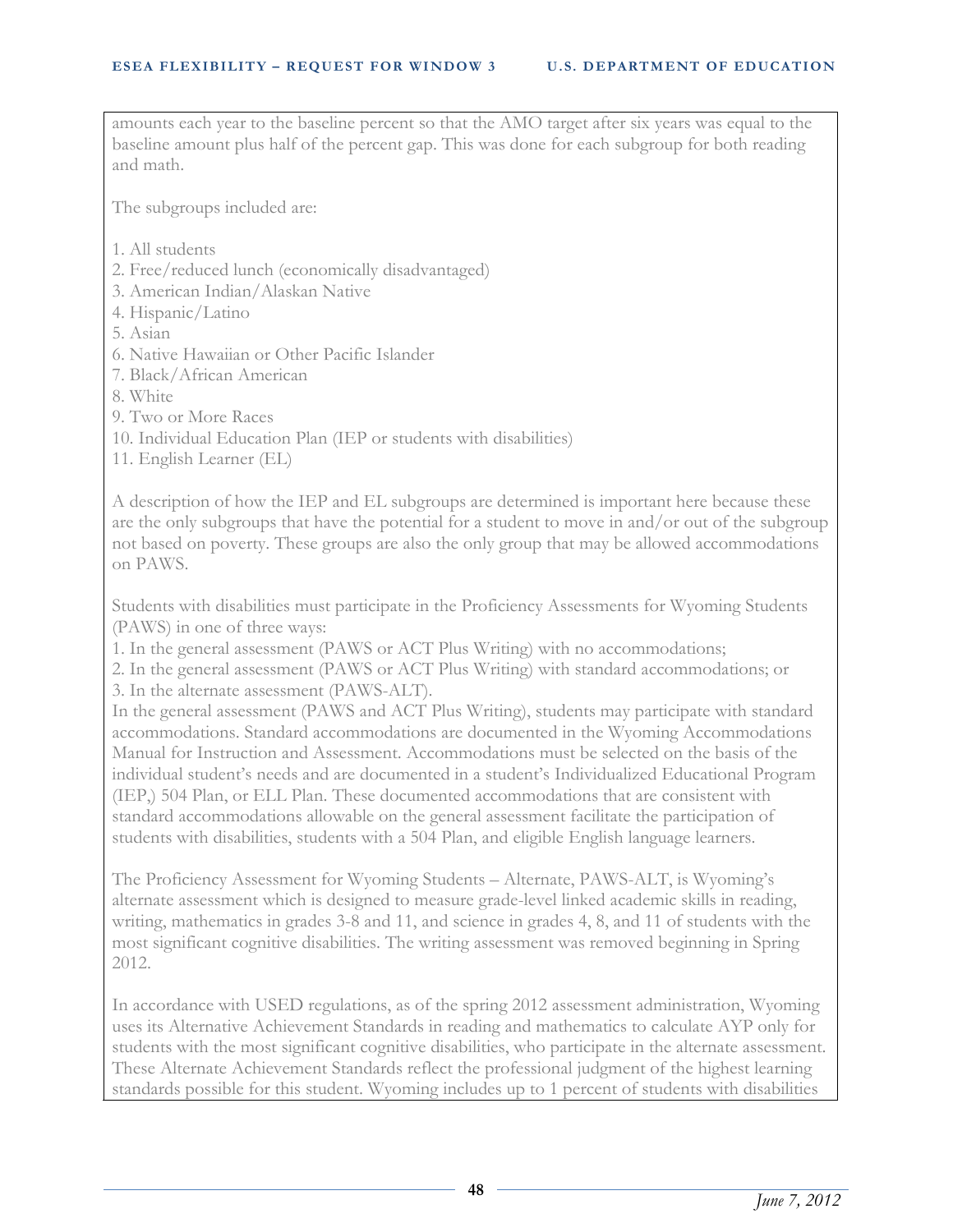amounts each year to the baseline percent so that the AMO target after six years was equal to the baseline amount plus half of the percent gap. This was done for each subgroup for both reading and math.

The subgroups included are:

1. All students
2. Free/reduced lunch (economically disadvantaged)
3. American Indian/Alaskan Native
4. Hispanic/Latino
5. Asian
6. Native Hawaiian or Other Pacific Islander
7. Black/African American
8. White
9. Two or More Races
10. Individual Education Plan (IEP or students with disabilities)
11. English Learner (EL)

A description of how the IEP and EL subgroups are determined is important here because these are the only subgroups that have the potential for a student to move in and/or out of the subgroup not based on poverty. These groups are also the only group that may be allowed accommodations on PAWS.

Students with disabilities must participate in the Proficiency Assessments for Wyoming Students (PAWS) in one of three ways:

1. In the general assessment (PAWS or ACT Plus Writing) with no accommodations;
2. In the general assessment (PAWS or ACT Plus Writing) with standard accommodations; or
3. In the alternate assessment (PAWS-ALT).

In the general assessment (PAWS and ACT Plus Writing), students may participate with standard accommodations. Standard accommodations are documented in the Wyoming Accommodations Manual for Instruction and Assessment. Accommodations must be selected on the basis of the individual student's needs and are documented in a student's Individualized Educational Program (IEP,) 504 Plan, or ELL Plan. These documented accommodations that are consistent with standard accommodations allowable on the general assessment facilitate the participation of students with disabilities, students with a 504 Plan, and eligible English language learners.

The Proficiency Assessment for Wyoming Students – Alternate, PAWS-ALT, is Wyoming's alternate assessment which is designed to measure grade-level linked academic skills in reading, writing, mathematics in grades 3-8 and 11, and science in grades 4, 8, and 11 of students with the most significant cognitive disabilities. The writing assessment was removed beginning in Spring 2012.

In accordance with USED regulations, as of the spring 2012 assessment administration, Wyoming uses its Alternative Achievement Standards in reading and mathematics to calculate AYP only for students with the most significant cognitive disabilities, who participate in the alternate assessment. These Alternate Achievement Standards reflect the professional judgment of the highest learning standards possible for this student. Wyoming includes up to 1 percent of students with disabilities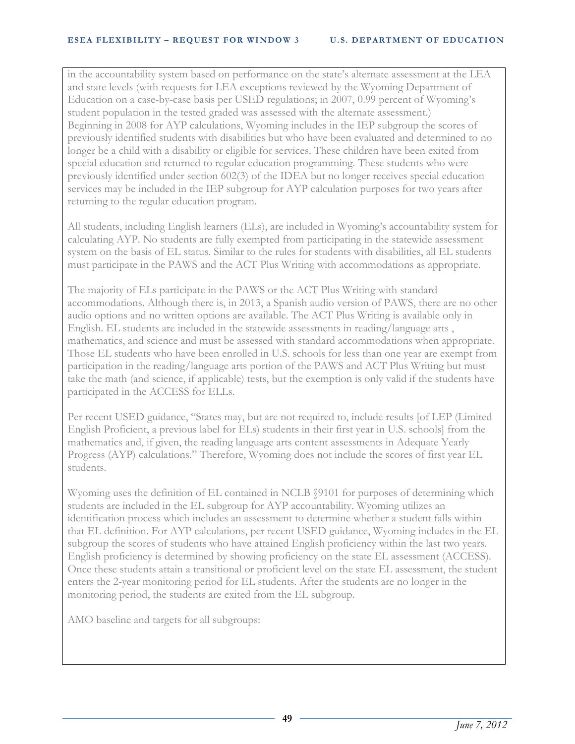in the accountability system based on performance on the state's alternate assessment at the LEA and state levels (with requests for LEA exceptions reviewed by the Wyoming Department of Education on a case-by-case basis per USED regulations; in 2007, 0.99 percent of Wyoming's student population in the tested graded was assessed with the alternate assessment.) Beginning in 2008 for AYP calculations, Wyoming includes in the IEP subgroup the scores of previously identified students with disabilities but who have been evaluated and determined to no longer be a child with a disability or eligible for services. These children have been exited from special education and returned to regular education programming. These students who were previously identified under section 602(3) of the IDEA but no longer receives special education services may be included in the IEP subgroup for AYP calculation purposes for two years after returning to the regular education program.

All students, including English learners (ELs), are included in Wyoming's accountability system for calculating AYP. No students are fully exempted from participating in the statewide assessment system on the basis of EL status. Similar to the rules for students with disabilities, all EL students must participate in the PAWS and the ACT Plus Writing with accommodations as appropriate.

The majority of ELs participate in the PAWS or the ACT Plus Writing with standard accommodations. Although there is, in 2013, a Spanish audio version of PAWS, there are no other audio options and no written options are available. The ACT Plus Writing is available only in English. EL students are included in the statewide assessments in reading/language arts , mathematics, and science and must be assessed with standard accommodations when appropriate. Those EL students who have been enrolled in U.S. schools for less than one year are exempt from participation in the reading/language arts portion of the PAWS and ACT Plus Writing but must take the math (and science, if applicable) tests, but the exemption is only valid if the students have participated in the ACCESS for ELLs.

Per recent USED guidance, "States may, but are not required to, include results [of LEP (Limited English Proficient, a previous label for ELs) students in their first year in U.S. schools] from the mathematics and, if given, the reading language arts content assessments in Adequate Yearly Progress (AYP) calculations." Therefore, Wyoming does not include the scores of first year EL students.

Wyoming uses the definition of EL contained in NCLB §9101 for purposes of determining which students are included in the EL subgroup for AYP accountability. Wyoming utilizes an identification process which includes an assessment to determine whether a student falls within that EL definition. For AYP calculations, per recent USED guidance, Wyoming includes in the EL subgroup the scores of students who have attained English proficiency within the last two years. English proficiency is determined by showing proficiency on the state EL assessment (ACCESS). Once these students attain a transitional or proficient level on the state EL assessment, the student enters the 2-year monitoring period for EL students. After the students are no longer in the monitoring period, the students are exited from the EL subgroup.

AMO baseline and targets for all subgroups: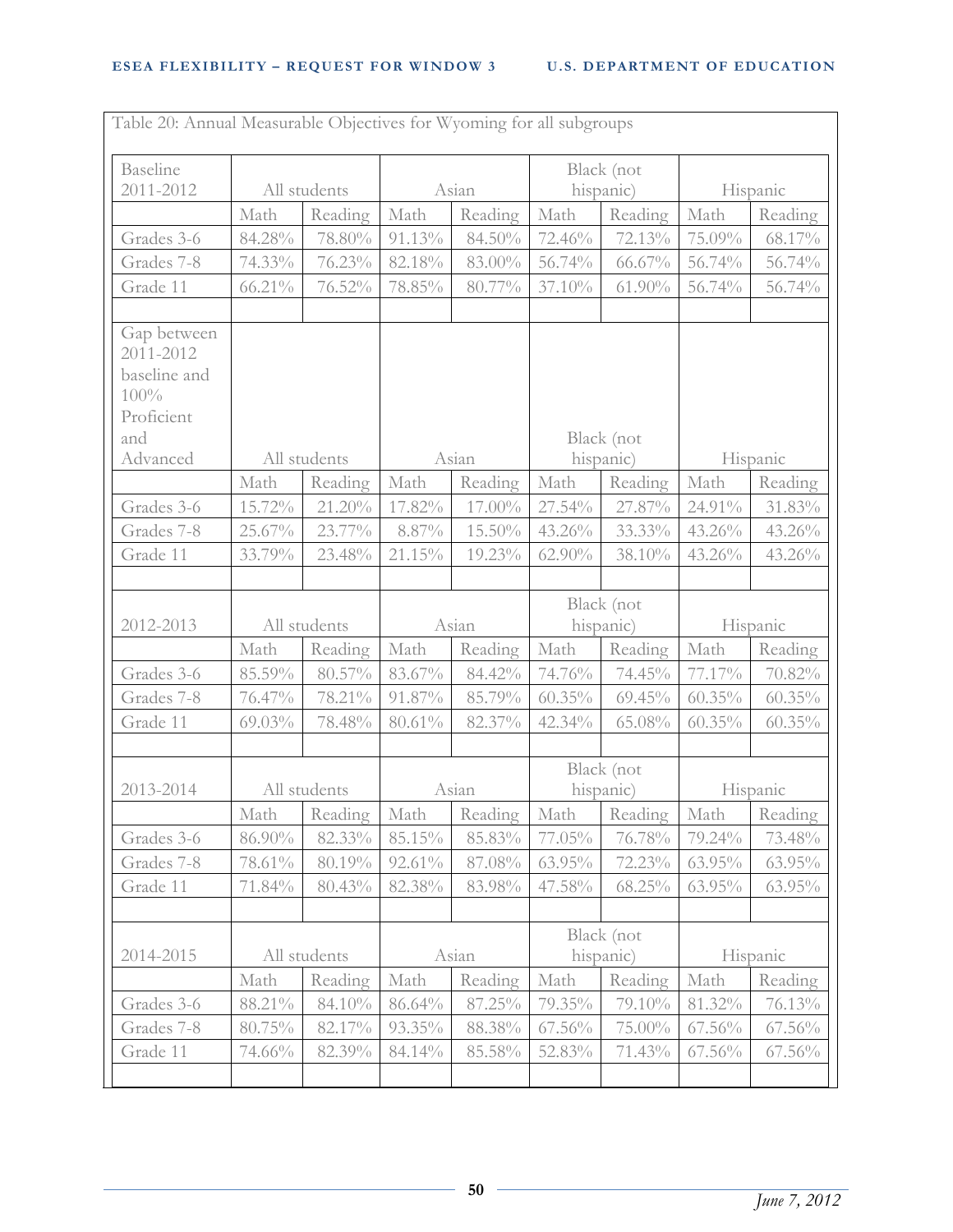Table 20: Annual Measurable Objectives for Wyoming for all subgroups

| Baseline 2011-2012 | All students | | Asian | | Black (not hispanic) | | Hispanic | |
|---|---|---|---|---|---|---|---|---|
| | Math | Reading | Math | Reading | Math | Reading | Math | Reading |
| Grades 3-6 | 84.28% | 78.80% | 91.13% | 84.50% | 72.46% | 72.13% | 75.09% | 68.17% |
| Grades 7-8 | 74.33% | 76.23% | 82.18% | 83.00% | 56.74% | 66.67% | 56.74% | 56.74% |
| Grade 11 | 66.21% | 76.52% | 78.85% | 80.77% | 37.10% | 61.90% | 56.74% | 56.74% |
| | | | | | | | | |
| Gap between 2011-2012 baseline and 100% Proficient and Advanced | All students | | Asian | | Black (not hispanic) | | Hispanic | |
| | Math | Reading | Math | Reading | Math | Reading | Math | Reading |
| Grades 3-6 | 15.72% | 21.20% | 17.82% | 17.00% | 27.54% | 27.87% | 24.91% | 31.83% |
| Grades 7-8 | 25.67% | 23.77% | 8.87% | 15.50% | 43.26% | 33.33% | 43.26% | 43.26% |
| Grade 11 | 33.79% | 23.48% | 21.15% | 19.23% | 62.90% | 38.10% | 43.26% | 43.26% |
| | | | | | | | | |
| 2012-2013 | All students | | Asian | | Black (not hispanic) | | Hispanic | |
| | Math | Reading | Math | Reading | Math | Reading | Math | Reading |
| Grades 3-6 | 85.59% | 80.57% | 83.67% | 84.42% | 74.76% | 74.45% | 77.17% | 70.82% |
| Grades 7-8 | 76.47% | 78.21% | 91.87% | 85.79% | 60.35% | 69.45% | 60.35% | 60.35% |
| Grade 11 | 69.03% | 78.48% | 80.61% | 82.37% | 42.34% | 65.08% | 60.35% | 60.35% |
| | | | | | | | | |
| 2013-2014 | All students | | Asian | | Black (not hispanic) | | Hispanic | |
| | Math | Reading | Math | Reading | Math | Reading | Math | Reading |
| Grades 3-6 | 86.90% | 82.33% | 85.15% | 85.83% | 77.05% | 76.78% | 79.24% | 73.48% |
| Grades 7-8 | 78.61% | 80.19% | 92.61% | 87.08% | 63.95% | 72.23% | 63.95% | 63.95% |
| Grade 11 | 71.84% | 80.43% | 82.38% | 83.98% | 47.58% | 68.25% | 63.95% | 63.95% |
| | | | | | | | | |
| 2014-2015 | All students | | Asian | | Black (not hispanic) | | Hispanic | |
| | Math | Reading | Math | Reading | Math | Reading | Math | Reading |
| Grades 3-6 | 88.21% | 84.10% | 86.64% | 87.25% | 79.35% | 79.10% | 81.32% | 76.13% |
| Grades 7-8 | 80.75% | 82.17% | 93.35% | 88.38% | 67.56% | 75.00% | 67.56% | 67.56% |
| Grade 11 | 74.66% | 82.39% | 84.14% | 85.58% | 52.83% | 71.43% | 67.56% | 67.56% |
| | | | | | | | | |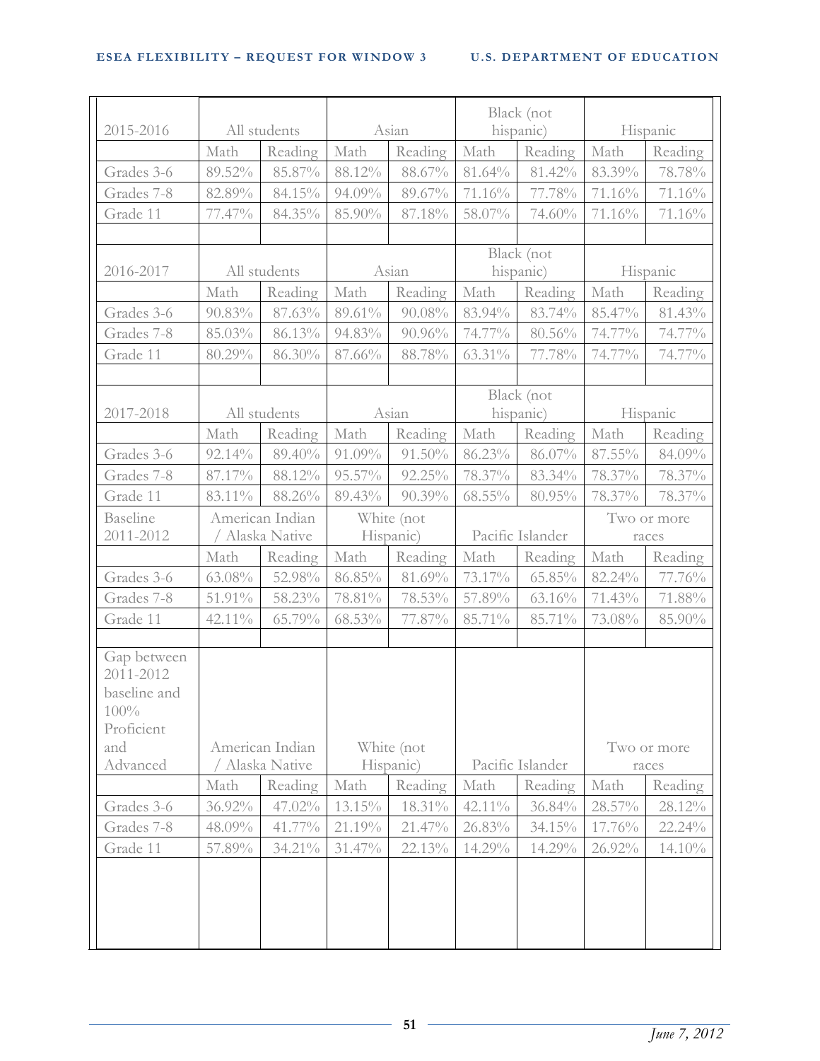| 2015-2016 | All students | | Asian | | Black (not hispanic) | | Hispanic | |
|---|---|---|---|---|---|---|---|---|
| | Math | Reading | Math | Reading | Math | Reading | Math | Reading |
| Grades 3-6 | 89.52% | 85.87% | 88.12% | 88.67% | 81.64% | 81.42% | 83.39% | 78.78% |
| Grades 7-8 | 82.89% | 84.15% | 94.09% | 89.67% | 71.16% | 77.78% | 71.16% | 71.16% |
| Grade 11 | 77.47% | 84.35% | 85.90% | 87.18% | 58.07% | 74.60% | 71.16% | 71.16% |
| | | | | | | | | |
| 2016-2017 | All students | | Asian | | Black (not hispanic) | | Hispanic | |
| | Math | Reading | Math | Reading | Math | Reading | Math | Reading |
| Grades 3-6 | 90.83% | 87.63% | 89.61% | 90.08% | 83.94% | 83.74% | 85.47% | 81.43% |
| Grades 7-8 | 85.03% | 86.13% | 94.83% | 90.96% | 74.77% | 80.56% | 74.77% | 74.77% |
| Grade 11 | 80.29% | 86.30% | 87.66% | 88.78% | 63.31% | 77.78% | 74.77% | 74.77% |
| | | | | | | | | |
| 2017-2018 | All students | | Asian | | Black (not hispanic) | | Hispanic | |
| | Math | Reading | Math | Reading | Math | Reading | Math | Reading |
| Grades 3-6 | 92.14% | 89.40% | 91.09% | 91.50% | 86.23% | 86.07% | 87.55% | 84.09% |
| Grades 7-8 | 87.17% | 88.12% | 95.57% | 92.25% | 78.37% | 83.34% | 78.37% | 78.37% |
| Grade 11 | 83.11% | 88.26% | 89.43% | 90.39% | 68.55% | 80.95% | 78.37% | 78.37% |
| Baseline 2011-2012 | American Indian / Alaska Native | | White (not Hispanic) | | Pacific Islander | | Two or more races | |
| | Math | Reading | Math | Reading | Math | Reading | Math | Reading |
| Grades 3-6 | 63.08% | 52.98% | 86.85% | 81.69% | 73.17% | 65.85% | 82.24% | 77.76% |
| Grades 7-8 | 51.91% | 58.23% | 78.81% | 78.53% | 57.89% | 63.16% | 71.43% | 71.88% |
| Grade 11 | 42.11% | 65.79% | 68.53% | 77.87% | 85.71% | 85.71% | 73.08% | 85.90% |
| | | | | | | | | |
| Gap between 2011-2012 baseline and 100% Proficient and Advanced | American Indian / Alaska Native | | White (not Hispanic) | | Pacific Islander | | Two or more races | |
| | Math | Reading | Math | Reading | Math | Reading | Math | Reading |
| Grades 3-6 | 36.92% | 47.02% | 13.15% | 18.31% | 42.11% | 36.84% | 28.57% | 28.12% |
| Grades 7-8 | 48.09% | 41.77% | 21.19% | 21.47% | 26.83% | 34.15% | 17.76% | 22.24% |
| Grade 11 | 57.89% | 34.21% | 31.47% | 22.13% | 14.29% | 14.29% | 26.92% | 14.10% |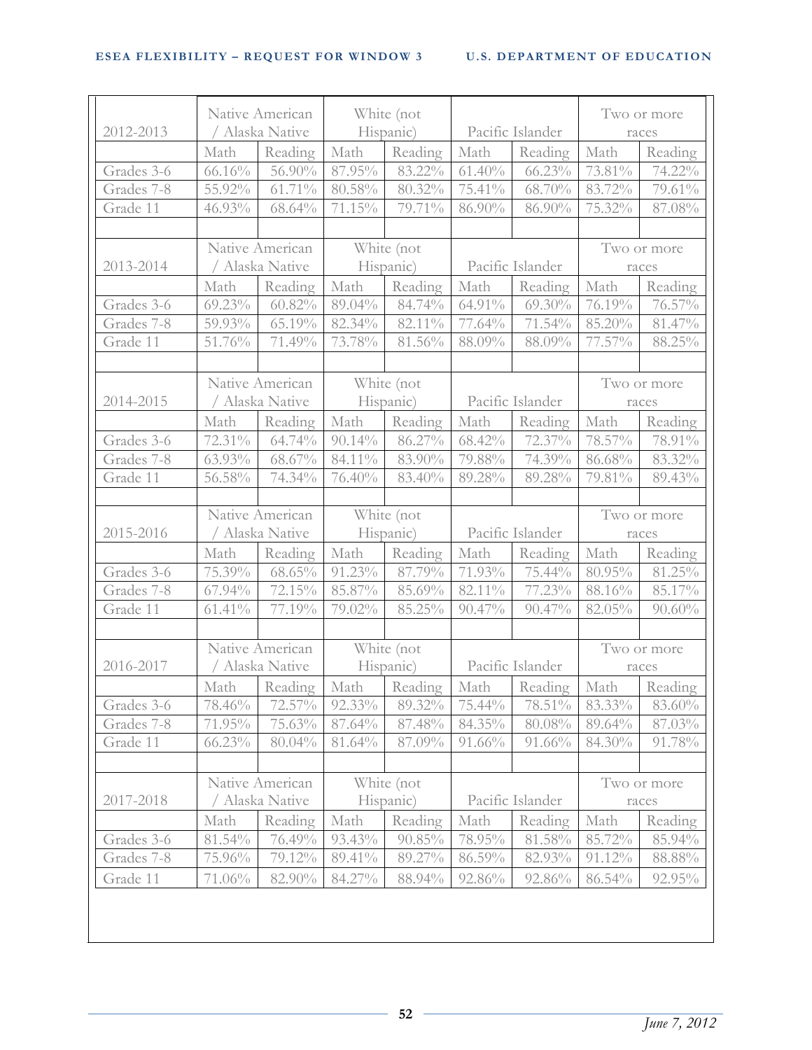| 2012-2013 | Native American / Alaska Native | | White (not Hispanic) | | Pacific Islander | | Two or more races | |
|---|---|---|---|---|---|---|---|---|
| | Math | Reading | Math | Reading | Math | Reading | Math | Reading |
| Grades 3-6 | 66.16% | 56.90% | 87.95% | 83.22% | 61.40% | 66.23% | 73.81% | 74.22% |
| Grades 7-8 | 55.92% | 61.71% | 80.58% | 80.32% | 75.41% | 68.70% | 83.72% | 79.61% |
| Grade 11 | 46.93% | 68.64% | 71.15% | 79.71% | 86.90% | 86.90% | 75.32% | 87.08% |
| | | | | | | | | |
| 2013-2014 | Native American / Alaska Native | | White (not Hispanic) | | Pacific Islander | | Two or more races | |
| | Math | Reading | Math | Reading | Math | Reading | Math | Reading |
| Grades 3-6 | 69.23% | 60.82% | 89.04% | 84.74% | 64.91% | 69.30% | 76.19% | 76.57% |
| Grades 7-8 | 59.93% | 65.19% | 82.34% | 82.11% | 77.64% | 71.54% | 85.20% | 81.47% |
| Grade 11 | 51.76% | 71.49% | 73.78% | 81.56% | 88.09% | 88.09% | 77.57% | 88.25% |
| | | | | | | | | |
| 2014-2015 | Native American / Alaska Native | | White (not Hispanic) | | Pacific Islander | | Two or more races | |
| | Math | Reading | Math | Reading | Math | Reading | Math | Reading |
| Grades 3-6 | 72.31% | 64.74% | 90.14% | 86.27% | 68.42% | 72.37% | 78.57% | 78.91% |
| Grades 7-8 | 63.93% | 68.67% | 84.11% | 83.90% | 79.88% | 74.39% | 86.68% | 83.32% |
| Grade 11 | 56.58% | 74.34% | 76.40% | 83.40% | 89.28% | 89.28% | 79.81% | 89.43% |
| | | | | | | | | |
| 2015-2016 | Native American / Alaska Native | | White (not Hispanic) | | Pacific Islander | | Two or more races | |
| | Math | Reading | Math | Reading | Math | Reading | Math | Reading |
| Grades 3-6 | 75.39% | 68.65% | 91.23% | 87.79% | 71.93% | 75.44% | 80.95% | 81.25% |
| Grades 7-8 | 67.94% | 72.15% | 85.87% | 85.69% | 82.11% | 77.23% | 88.16% | 85.17% |
| Grade 11 | 61.41% | 77.19% | 79.02% | 85.25% | 90.47% | 90.47% | 82.05% | 90.60% |
| | | | | | | | | |
| 2016-2017 | Native American / Alaska Native | | White (not Hispanic) | | Pacific Islander | | Two or more races | |
| | Math | Reading | Math | Reading | Math | Reading | Math | Reading |
| Grades 3-6 | 78.46% | 72.57% | 92.33% | 89.32% | 75.44% | 78.51% | 83.33% | 83.60% |
| Grades 7-8 | 71.95% | 75.63% | 87.64% | 87.48% | 84.35% | 80.08% | 89.64% | 87.03% |
| Grade 11 | 66.23% | 80.04% | 81.64% | 87.09% | 91.66% | 91.66% | 84.30% | 91.78% |
| | | | | | | | | |
| 2017-2018 | Native American / Alaska Native | | White (not Hispanic) | | Pacific Islander | | Two or more races | |
| | Math | Reading | Math | Reading | Math | Reading | Math | Reading |
| Grades 3-6 | 81.54% | 76.49% | 93.43% | 90.85% | 78.95% | 81.58% | 85.72% | 85.94% |
| Grades 7-8 | 75.96% | 79.12% | 89.41% | 89.27% | 86.59% | 82.93% | 91.12% | 88.88% |
| Grade 11 | 71.06% | 82.90% | 84.27% | 88.94% | 92.86% | 92.86% | 86.54% | 92.95% |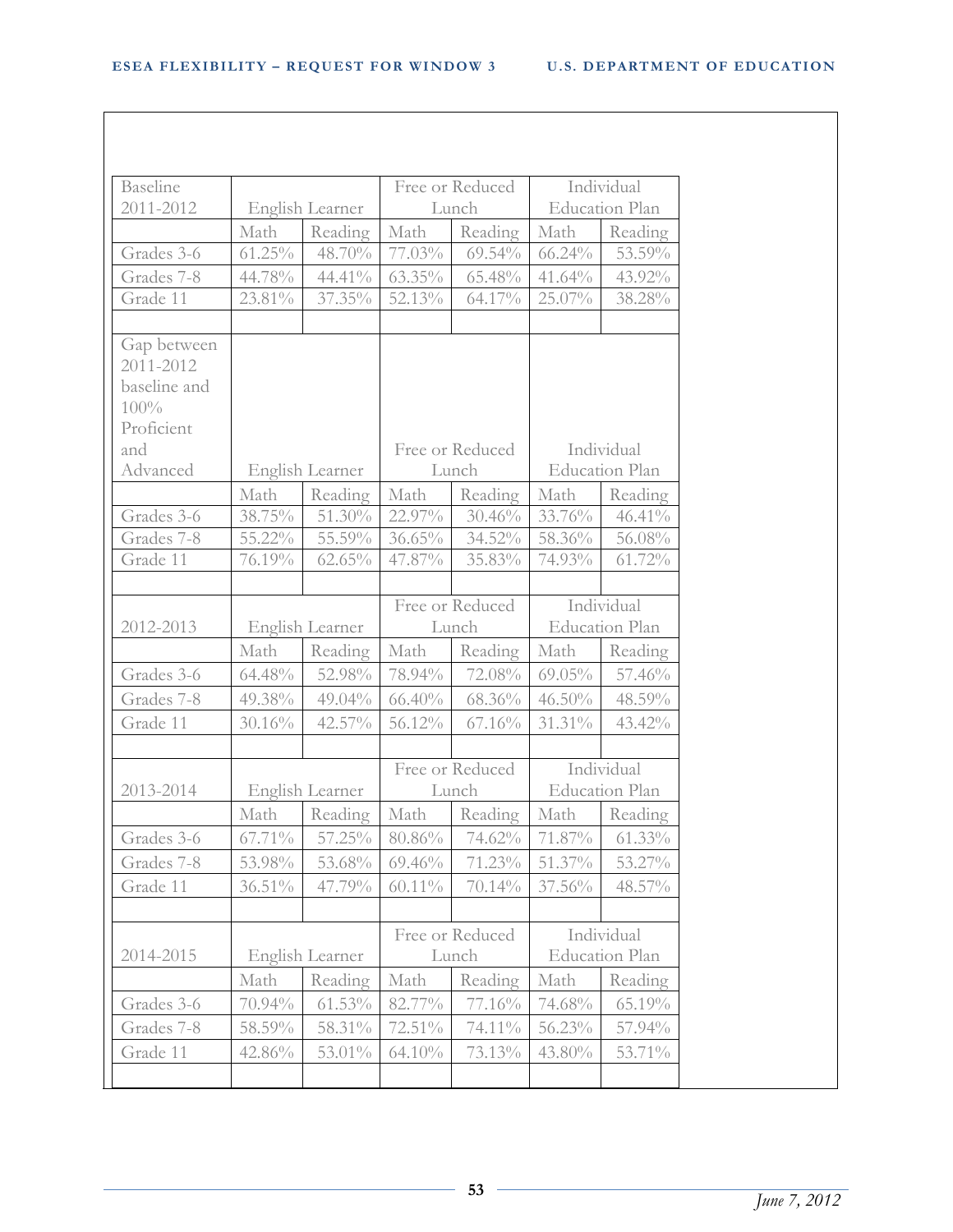| Baseline 2011-2012 | English Learner | | Free or Reduced Lunch | | Individual Education Plan | |
|---|---|---|---|---|---|---|
| | Math | Reading | Math | Reading | Math | Reading |
| Grades 3-6 | 61.25% | 48.70% | 77.03% | 69.54% | 66.24% | 53.59% |
| Grades 7-8 | 44.78% | 44.41% | 63.35% | 65.48% | 41.64% | 43.92% |
| Grade 11 | 23.81% | 37.35% | 52.13% | 64.17% | 25.07% | 38.28% |
| | | | | | | |
| Gap between 2011-2012 baseline and 100% Proficient and Advanced | English Learner | | Free or Reduced Lunch | | Individual Education Plan | |
| | Math | Reading | Math | Reading | Math | Reading |
| Grades 3-6 | 38.75% | 51.30% | 22.97% | 30.46% | 33.76% | 46.41% |
| Grades 7-8 | 55.22% | 55.59% | 36.65% | 34.52% | 58.36% | 56.08% |
| Grade 11 | 76.19% | 62.65% | 47.87% | 35.83% | 74.93% | 61.72% |
| | | | | | | |
| 2012-2013 | English Learner | | Free or Reduced Lunch | | Individual Education Plan | |
| | Math | Reading | Math | Reading | Math | Reading |
| Grades 3-6 | 64.48% | 52.98% | 78.94% | 72.08% | 69.05% | 57.46% |
| Grades 7-8 | 49.38% | 49.04% | 66.40% | 68.36% | 46.50% | 48.59% |
| Grade 11 | 30.16% | 42.57% | 56.12% | 67.16% | 31.31% | 43.42% |
| | | | | | | |
| 2013-2014 | English Learner | | Free or Reduced Lunch | | Individual Education Plan | |
| | Math | Reading | Math | Reading | Math | Reading |
| Grades 3-6 | 67.71% | 57.25% | 80.86% | 74.62% | 71.87% | 61.33% |
| Grades 7-8 | 53.98% | 53.68% | 69.46% | 71.23% | 51.37% | 53.27% |
| Grade 11 | 36.51% | 47.79% | 60.11% | 70.14% | 37.56% | 48.57% |
| | | | | | | |
| 2014-2015 | English Learner | | Free or Reduced Lunch | | Individual Education Plan | |
| | Math | Reading | Math | Reading | Math | Reading |
| Grades 3-6 | 70.94% | 61.53% | 82.77% | 77.16% | 74.68% | 65.19% |
| Grades 7-8 | 58.59% | 58.31% | 72.51% | 74.11% | 56.23% | 57.94% |
| Grade 11 | 42.86% | 53.01% | 64.10% | 73.13% | 43.80% | 53.71% |
| | | | | | | |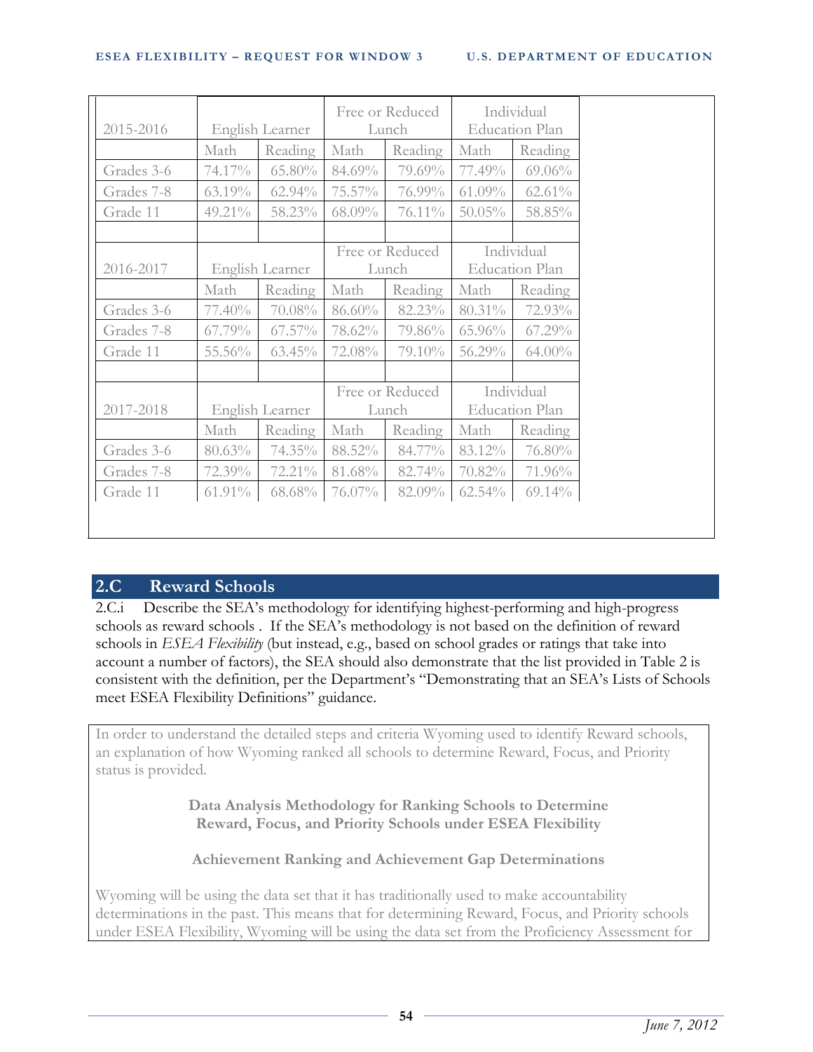| 2015-2016 | English Learner | | Free or Reduced Lunch | | Individual Education Plan | |
|---|---|---|---|---|---|---|
| | Math | Reading | Math | Reading | Math | Reading |
| Grades 3-6 | 74.17% | 65.80% | 84.69% | 79.69% | 77.49% | 69.06% |
| Grades 7-8 | 63.19% | 62.94% | 75.57% | 76.99% | 61.09% | 62.61% |
| Grade 11 | 49.21% | 58.23% | 68.09% | 76.11% | 50.05% | 58.85% |
| | | | | | | |
| 2016-2017 | English Learner | | Free or Reduced Lunch | | Individual Education Plan | |
| | Math | Reading | Math | Reading | Math | Reading |
| Grades 3-6 | 77.40% | 70.08% | 86.60% | 82.23% | 80.31% | 72.93% |
| Grades 7-8 | 67.79% | 67.57% | 78.62% | 79.86% | 65.96% | 67.29% |
| Grade 11 | 55.56% | 63.45% | 72.08% | 79.10% | 56.29% | 64.00% |
| | | | | | | |
| 2017-2018 | English Learner | | Free or Reduced Lunch | | Individual Education Plan | |
| | Math | Reading | Math | Reading | Math | Reading |
| Grades 3-6 | 80.63% | 74.35% | 88.52% | 84.77% | 83.12% | 76.80% |
| Grades 7-8 | 72.39% | 72.21% | 81.68% | 82.74% | 70.82% | 71.96% |
| Grade 11 | 61.91% | 68.68% | 76.07% | 82.09% | 62.54% | 69.14% |

## 2.C Reward Schools

2.C.i Describe the SEA's methodology for identifying highest-performing and high-progress schools as reward schools . If the SEA's methodology is not based on the definition of reward schools in *ESEA Flexibility* (but instead, e.g., based on school grades or ratings that take into account a number of factors), the SEA should also demonstrate that the list provided in Table 2 is consistent with the definition, per the Department's "Demonstrating that an SEA's Lists of Schools meet ESEA Flexibility Definitions" guidance.

In order to understand the detailed steps and criteria Wyoming used to identify Reward schools, an explanation of how Wyoming ranked all schools to determine Reward, Focus, and Priority status is provided.

**Data Analysis Methodology for Ranking Schools to Determine Reward, Focus, and Priority Schools under ESEA Flexibility**

**Achievement Ranking and Achievement Gap Determinations**

Wyoming will be using the data set that it has traditionally used to make accountability determinations in the past. This means that for determining Reward, Focus, and Priority schools under ESEA Flexibility, Wyoming will be using the data set from the Proficiency Assessment for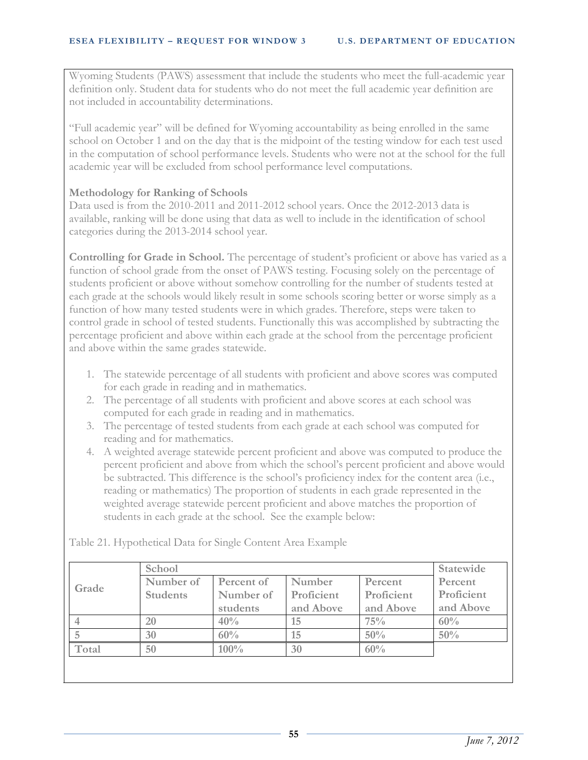Wyoming Students (PAWS) assessment that include the students who meet the full-academic year definition only. Student data for students who do not meet the full academic year definition are not included in accountability determinations.

"Full academic year" will be defined for Wyoming accountability as being enrolled in the same school on October 1 and on the day that is the midpoint of the testing window for each test used in the computation of school performance levels. Students who were not at the school for the full academic year will be excluded from school performance level computations.

**Methodology for Ranking of Schools**

Data used is from the 2010-2011 and 2011-2012 school years. Once the 2012-2013 data is available, ranking will be done using that data as well to include in the identification of school categories during the 2013-2014 school year.

**Controlling for Grade in School.** The percentage of student's proficient or above has varied as a function of school grade from the onset of PAWS testing. Focusing solely on the percentage of students proficient or above without somehow controlling for the number of students tested at each grade at the schools would likely result in some schools scoring better or worse simply as a function of how many tested students were in which grades. Therefore, steps were taken to control grade in school of tested students. Functionally this was accomplished by subtracting the percentage proficient and above within each grade at the school from the percentage proficient and above within the same grades statewide.

1. The statewide percentage of all students with proficient and above scores was computed for each grade in reading and in mathematics.
2. The percentage of all students with proficient and above scores at each school was computed for each grade in reading and in mathematics.
3. The percentage of tested students from each grade at each school was computed for reading and for mathematics.
4. A weighted average statewide percent proficient and above was computed to produce the percent proficient and above from which the school's percent proficient and above would be subtracted. This difference is the school's proficiency index for the content area (i.e., reading or mathematics) The proportion of students in each grade represented in the weighted average statewide percent proficient and above matches the proportion of students in each grade at the school. See the example below:

Table 21. Hypothetical Data for Single Content Area Example

| Grade | School | | | | Statewide |
|---|---|---|---|---|---|
| | Number of Students | Percent of Number of students | Number Proficient and Above | Percent Proficient and Above | Percent Proficient and Above |
| 4 | 20 | 40% | 15 | 75% | 60% |
| 5 | 30 | 60% | 15 | 50% | 50% |
| Total | 50 | 100% | 30 | 60% | |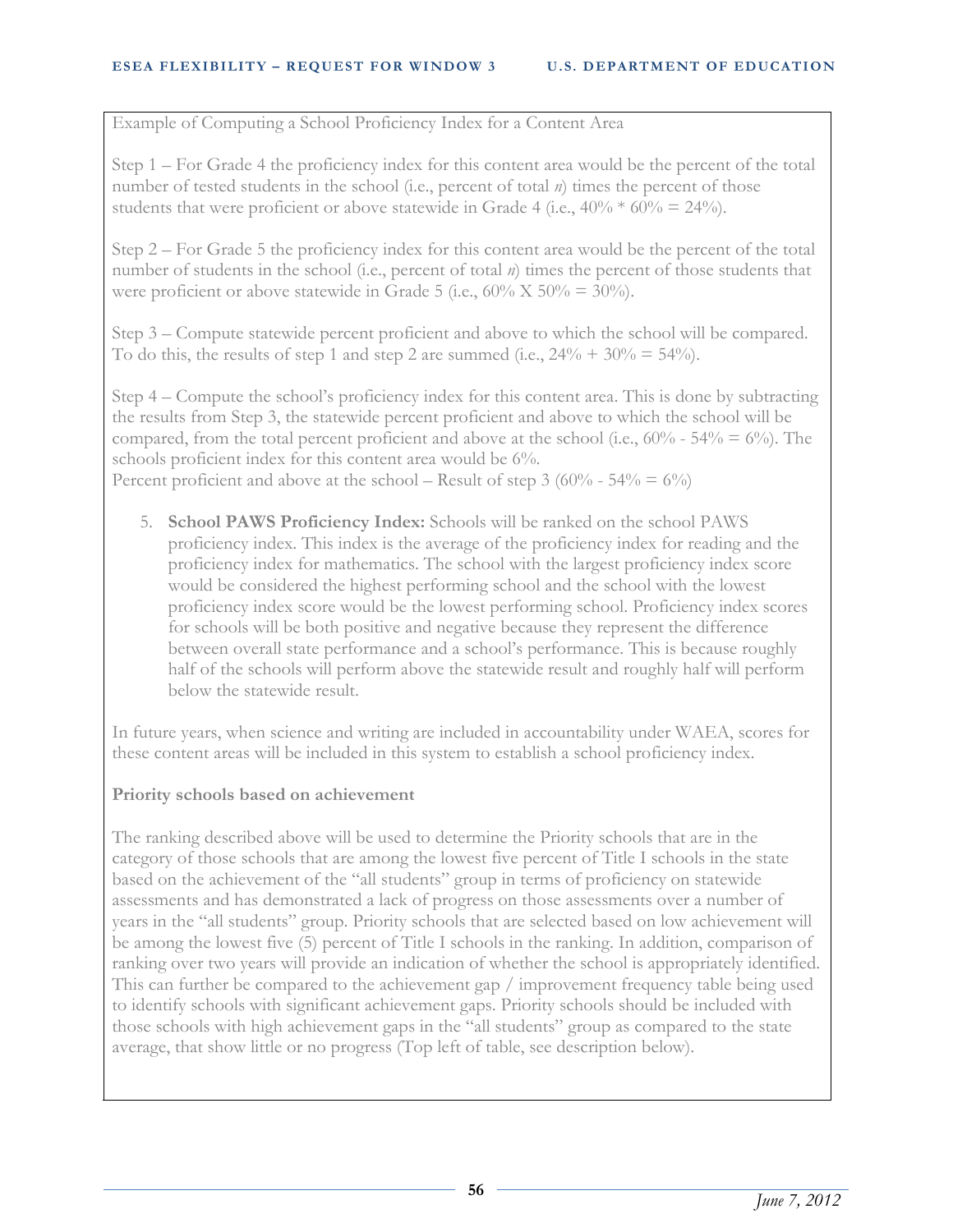Example of Computing a School Proficiency Index for a Content Area

Step 1 – For Grade 4 the proficiency index for this content area would be the percent of the total number of tested students in the school (i.e., percent of total *n*) times the percent of those students that were proficient or above statewide in Grade 4 (i.e., 40% * 60% = 24%).

Step 2 – For Grade 5 the proficiency index for this content area would be the percent of the total number of students in the school (i.e., percent of total *n*) times the percent of those students that were proficient or above statewide in Grade 5 (i.e., 60% X 50% = 30%).

Step 3 – Compute statewide percent proficient and above to which the school will be compared. To do this, the results of step 1 and step 2 are summed (i.e., 24% + 30% = 54%).

Step 4 – Compute the school's proficiency index for this content area. This is done by subtracting the results from Step 3, the statewide percent proficient and above to which the school will be compared, from the total percent proficient and above at the school (i.e., 60% - 54% = 6%). The schools proficient index for this content area would be 6%.
Percent proficient and above at the school – Result of step 3 (60% - 54% = 6%)

5. **School PAWS Proficiency Index:** Schools will be ranked on the school PAWS proficiency index. This index is the average of the proficiency index for reading and the proficiency index for mathematics. The school with the largest proficiency index score would be considered the highest performing school and the school with the lowest proficiency index score would be the lowest performing school. Proficiency index scores for schools will be both positive and negative because they represent the difference between overall state performance and a school's performance. This is because roughly half of the schools will perform above the statewide result and roughly half will perform below the statewide result.

In future years, when science and writing are included in accountability under WAEA, scores for these content areas will be included in this system to establish a school proficiency index.

**Priority schools based on achievement**

The ranking described above will be used to determine the Priority schools that are in the category of those schools that are among the lowest five percent of Title I schools in the state based on the achievement of the "all students" group in terms of proficiency on statewide assessments and has demonstrated a lack of progress on those assessments over a number of years in the "all students" group. Priority schools that are selected based on low achievement will be among the lowest five (5) percent of Title I schools in the ranking. In addition, comparison of ranking over two years will provide an indication of whether the school is appropriately identified. This can further be compared to the achievement gap / improvement frequency table being used to identify schools with significant achievement gaps. Priority schools should be included with those schools with high achievement gaps in the "all students" group as compared to the state average, that show little or no progress (Top left of table, see description below).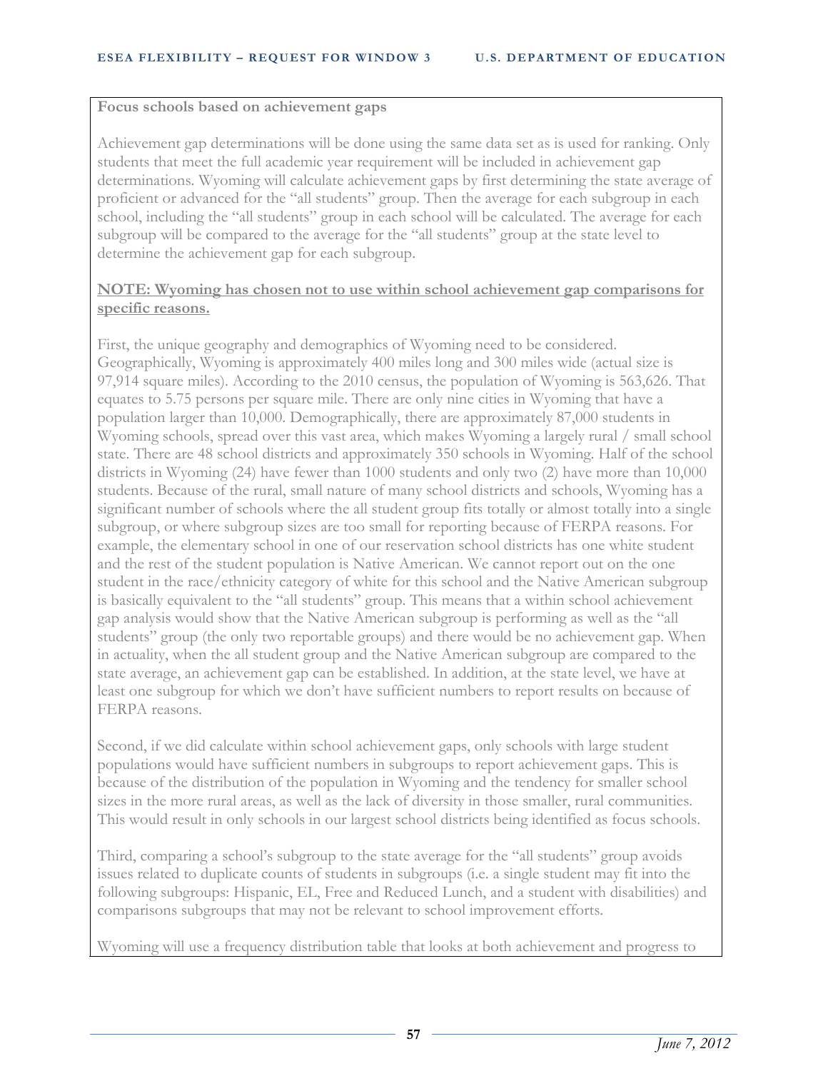**Focus schools based on achievement gaps**

Achievement gap determinations will be done using the same data set as is used for ranking. Only students that meet the full academic year requirement will be included in achievement gap determinations. Wyoming will calculate achievement gaps by first determining the state average of proficient or advanced for the "all students" group. Then the average for each subgroup in each school, including the "all students" group in each school will be calculated. The average for each subgroup will be compared to the average for the "all students" group at the state level to determine the achievement gap for each subgroup.

**NOTE: Wyoming has chosen not to use within school achievement gap comparisons for specific reasons.**

First, the unique geography and demographics of Wyoming need to be considered. Geographically, Wyoming is approximately 400 miles long and 300 miles wide (actual size is 97,914 square miles). According to the 2010 census, the population of Wyoming is 563,626. That equates to 5.75 persons per square mile. There are only nine cities in Wyoming that have a population larger than 10,000. Demographically, there are approximately 87,000 students in Wyoming schools, spread over this vast area, which makes Wyoming a largely rural / small school state. There are 48 school districts and approximately 350 schools in Wyoming. Half of the school districts in Wyoming (24) have fewer than 1000 students and only two (2) have more than 10,000 students. Because of the rural, small nature of many school districts and schools, Wyoming has a significant number of schools where the all student group fits totally or almost totally into a single subgroup, or where subgroup sizes are too small for reporting because of FERPA reasons. For example, the elementary school in one of our reservation school districts has one white student and the rest of the student population is Native American. We cannot report out on the one student in the race/ethnicity category of white for this school and the Native American subgroup is basically equivalent to the "all students" group. This means that a within school achievement gap analysis would show that the Native American subgroup is performing as well as the "all students" group (the only two reportable groups) and there would be no achievement gap. When in actuality, when the all student group and the Native American subgroup are compared to the state average, an achievement gap can be established. In addition, at the state level, we have at least one subgroup for which we don't have sufficient numbers to report results on because of FERPA reasons.

Second, if we did calculate within school achievement gaps, only schools with large student populations would have sufficient numbers in subgroups to report achievement gaps. This is because of the distribution of the population in Wyoming and the tendency for smaller school sizes in the more rural areas, as well as the lack of diversity in those smaller, rural communities. This would result in only schools in our largest school districts being identified as focus schools.

Third, comparing a school's subgroup to the state average for the "all students" group avoids issues related to duplicate counts of students in subgroups (i.e. a single student may fit into the following subgroups: Hispanic, EL, Free and Reduced Lunch, and a student with disabilities) and comparisons subgroups that may not be relevant to school improvement efforts.

Wyoming will use a frequency distribution table that looks at both achievement and progress to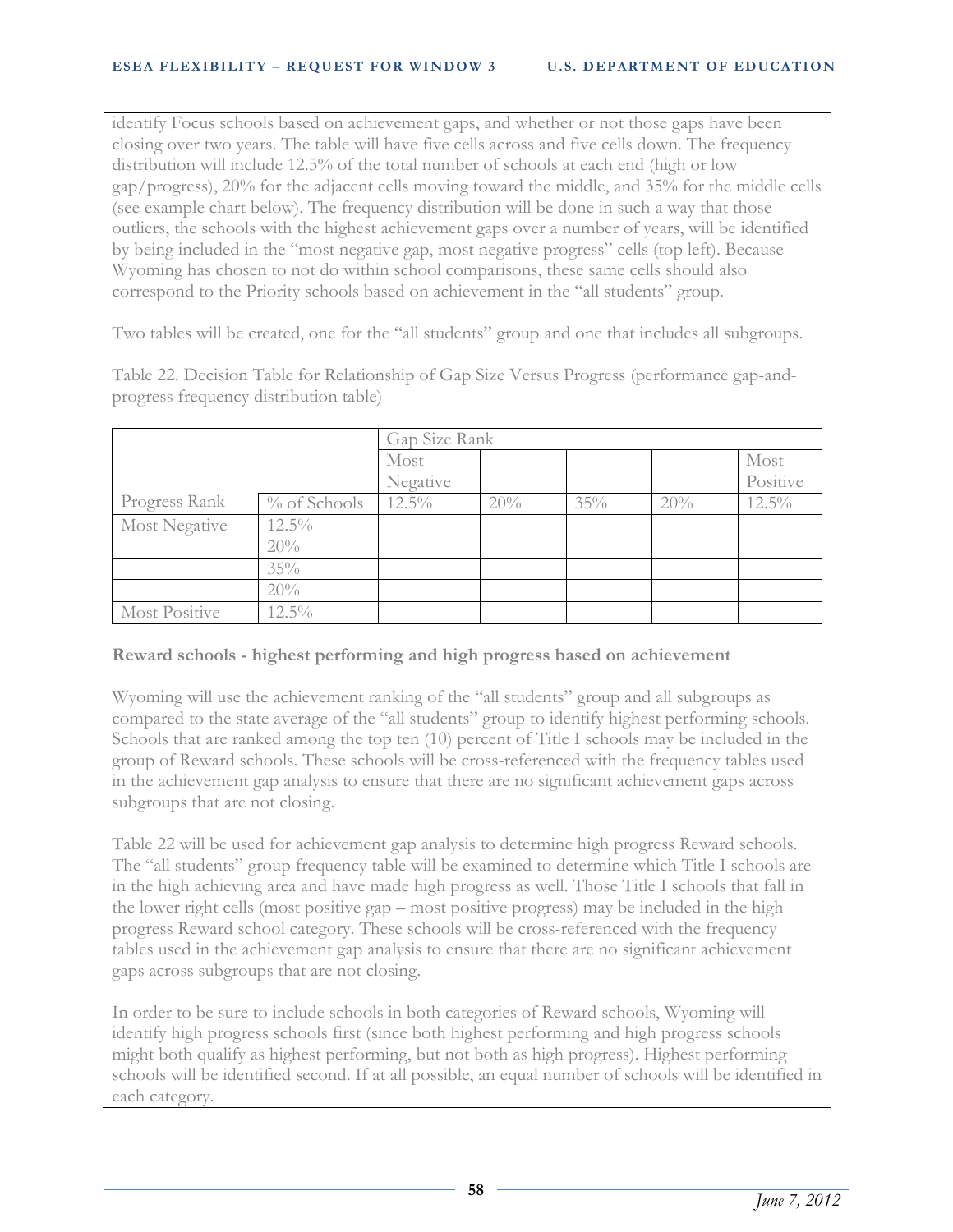identify Focus schools based on achievement gaps, and whether or not those gaps have been closing over two years. The table will have five cells across and five cells down. The frequency distribution will include 12.5% of the total number of schools at each end (high or low gap/progress), 20% for the adjacent cells moving toward the middle, and 35% for the middle cells (see example chart below). The frequency distribution will be done in such a way that those outliers, the schools with the highest achievement gaps over a number of years, will be identified by being included in the "most negative gap, most negative progress" cells (top left). Because Wyoming has chosen to not do within school comparisons, these same cells should also correspond to the Priority schools based on achievement in the "all students" group.

Two tables will be created, one for the "all students" group and one that includes all subgroups.

Table 22. Decision Table for Relationship of Gap Size Versus Progress (performance gap-and-progress frequency distribution table)

| | | Gap Size Rank | | | | |
|---|---|---|---|---|---|---|
| | | Most Negative | | | | Most Positive |
| Progress Rank | % of Schools | 12.5% | 20% | 35% | 20% | 12.5% |
| Most Negative | 12.5% | | | | | |
| | 20% | | | | | |
| | 35% | | | | | |
| | 20% | | | | | |
| Most Positive | 12.5% | | | | | |

**Reward schools - highest performing and high progress based on achievement**

Wyoming will use the achievement ranking of the "all students" group and all subgroups as compared to the state average of the "all students" group to identify highest performing schools. Schools that are ranked among the top ten (10) percent of Title I schools may be included in the group of Reward schools. These schools will be cross-referenced with the frequency tables used in the achievement gap analysis to ensure that there are no significant achievement gaps across subgroups that are not closing.

Table 22 will be used for achievement gap analysis to determine high progress Reward schools. The "all students" group frequency table will be examined to determine which Title I schools are in the high achieving area and have made high progress as well. Those Title I schools that fall in the lower right cells (most positive gap – most positive progress) may be included in the high progress Reward school category. These schools will be cross-referenced with the frequency tables used in the achievement gap analysis to ensure that there are no significant achievement gaps across subgroups that are not closing.

In order to be sure to include schools in both categories of Reward schools, Wyoming will identify high progress schools first (since both highest performing and high progress schools might both qualify as highest performing, but not both as high progress). Highest performing schools will be identified second. If at all possible, an equal number of schools will be identified in each category.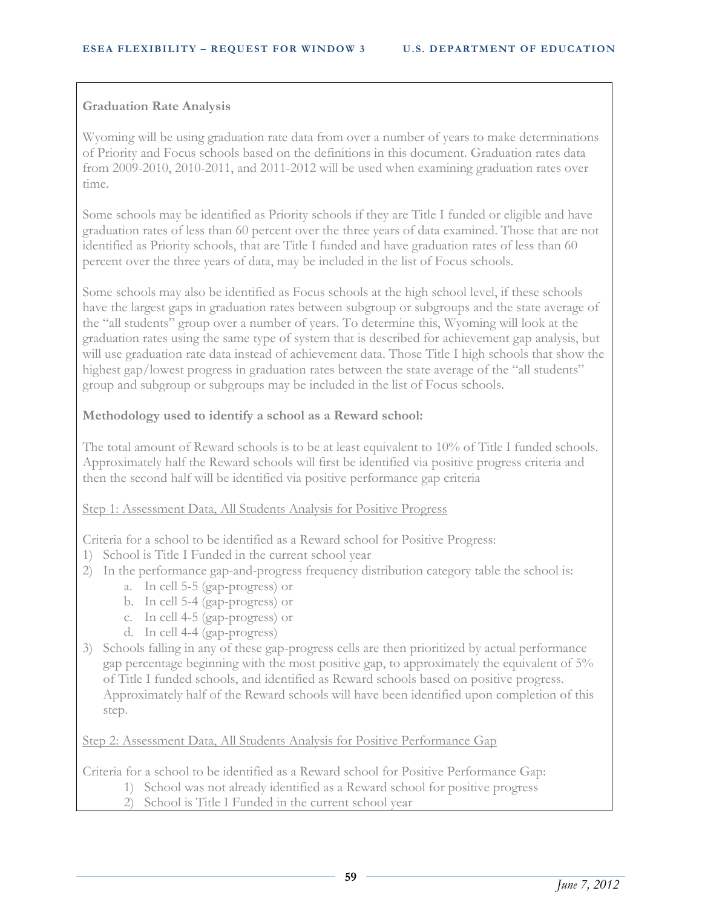**Graduation Rate Analysis**

Wyoming will be using graduation rate data from over a number of years to make determinations of Priority and Focus schools based on the definitions in this document. Graduation rates data from 2009-2010, 2010-2011, and 2011-2012 will be used when examining graduation rates over time.

Some schools may be identified as Priority schools if they are Title I funded or eligible and have graduation rates of less than 60 percent over the three years of data examined. Those that are not identified as Priority schools, that are Title I funded and have graduation rates of less than 60 percent over the three years of data, may be included in the list of Focus schools.

Some schools may also be identified as Focus schools at the high school level, if these schools have the largest gaps in graduation rates between subgroup or subgroups and the state average of the "all students" group over a number of years. To determine this, Wyoming will look at the graduation rates using the same type of system that is described for achievement gap analysis, but will use graduation rate data instead of achievement data. Those Title I high schools that show the highest gap/lowest progress in graduation rates between the state average of the "all students" group and subgroup or subgroups may be included in the list of Focus schools.

**Methodology used to identify a school as a Reward school:**

The total amount of Reward schools is to be at least equivalent to 10% of Title I funded schools. Approximately half the Reward schools will first be identified via positive progress criteria and then the second half will be identified via positive performance gap criteria

Step 1: Assessment Data, All Students Analysis for Positive Progress

Criteria for a school to be identified as a Reward school for Positive Progress:

1) School is Title I Funded in the current school year
2) In the performance gap-and-progress frequency distribution category table the school is:
    a. In cell 5-5 (gap-progress) or
    b. In cell 5-4 (gap-progress) or
    c. In cell 4-5 (gap-progress) or
    d. In cell 4-4 (gap-progress)
3) Schools falling in any of these gap-progress cells are then prioritized by actual performance gap percentage beginning with the most positive gap, to approximately the equivalent of 5% of Title I funded schools, and identified as Reward schools based on positive progress. Approximately half of the Reward schools will have been identified upon completion of this step.

Step 2: Assessment Data, All Students Analysis for Positive Performance Gap

Criteria for a school to be identified as a Reward school for Positive Performance Gap:

1) School was not already identified as a Reward school for positive progress
2) School is Title I Funded in the current school year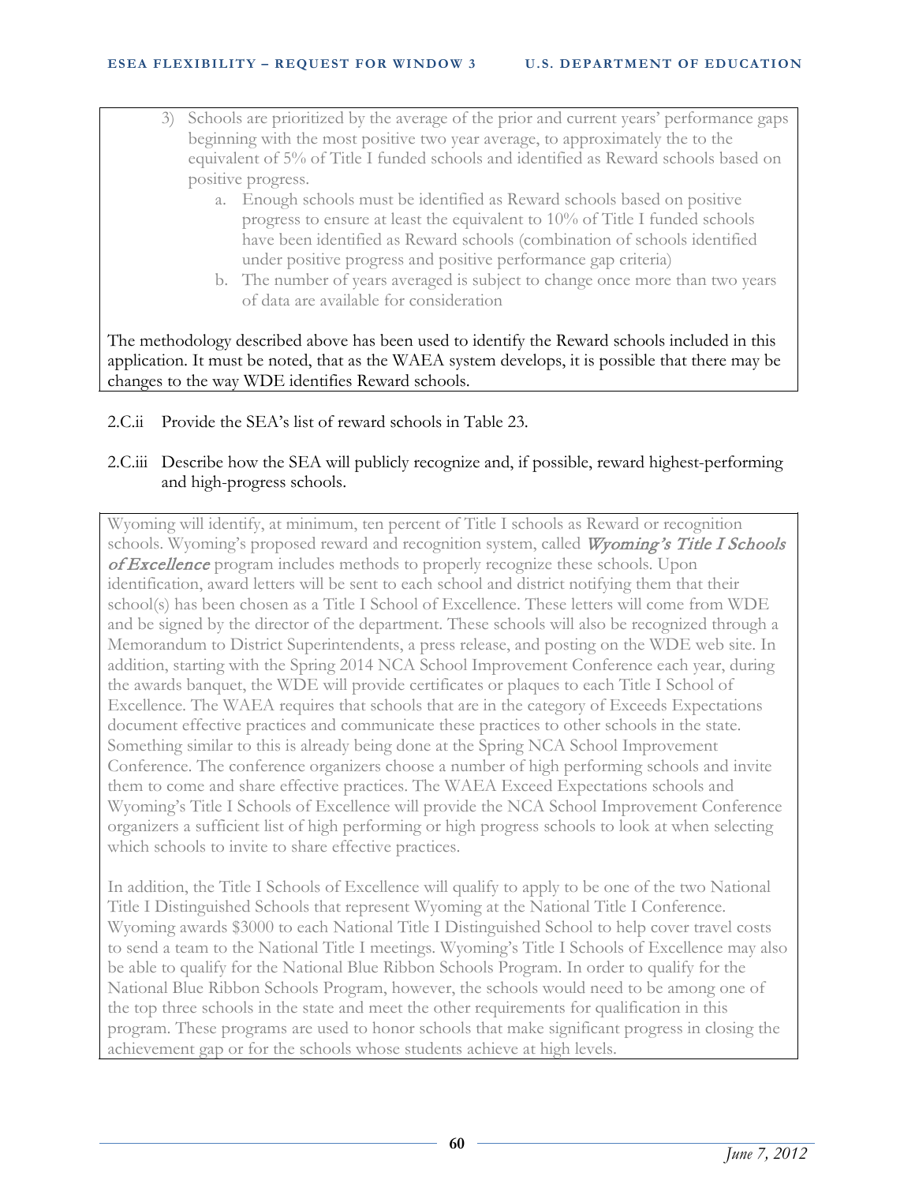3) Schools are prioritized by the average of the prior and current years' performance gaps beginning with the most positive two year average, to approximately the to the equivalent of 5% of Title I funded schools and identified as Reward schools based on positive progress.
    a. Enough schools must be identified as Reward schools based on positive progress to ensure at least the equivalent to 10% of Title I funded schools have been identified as Reward schools (combination of schools identified under positive progress and positive performance gap criteria)
    b. The number of years averaged is subject to change once more than two years of data are available for consideration

The methodology described above has been used to identify the Reward schools included in this application. It must be noted, that as the WAEA system develops, it is possible that there may be changes to the way WDE identifies Reward schools.

2.C.ii Provide the SEA's list of reward schools in Table 23.

2.C.iii Describe how the SEA will publicly recognize and, if possible, reward highest-performing and high-progress schools.

Wyoming will identify, at minimum, ten percent of Title I schools as Reward or recognition schools. Wyoming's proposed reward and recognition system, called *Wyoming's Title I Schools of Excellence* program includes methods to properly recognize these schools. Upon identification, award letters will be sent to each school and district notifying them that their school(s) has been chosen as a Title I School of Excellence. These letters will come from WDE and be signed by the director of the department. These schools will also be recognized through a Memorandum to District Superintendents, a press release, and posting on the WDE web site. In addition, starting with the Spring 2014 NCA School Improvement Conference each year, during the awards banquet, the WDE will provide certificates or plaques to each Title I School of Excellence. The WAEA requires that schools that are in the category of Exceeds Expectations document effective practices and communicate these practices to other schools in the state. Something similar to this is already being done at the Spring NCA School Improvement Conference. The conference organizers choose a number of high performing schools and invite them to come and share effective practices. The WAEA Exceed Expectations schools and Wyoming's Title I Schools of Excellence will provide the NCA School Improvement Conference organizers a sufficient list of high performing or high progress schools to look at when selecting which schools to invite to share effective practices.

In addition, the Title I Schools of Excellence will qualify to apply to be one of the two National Title I Distinguished Schools that represent Wyoming at the National Title I Conference. Wyoming awards $3000 to each National Title I Distinguished School to help cover travel costs to send a team to the National Title I meetings. Wyoming's Title I Schools of Excellence may also be able to qualify for the National Blue Ribbon Schools Program. In order to qualify for the National Blue Ribbon Schools Program, however, the schools would need to be among one of the top three schools in the state and meet the other requirements for qualification in this program. These programs are used to honor schools that make significant progress in closing the achievement gap or for the schools whose students achieve at high levels.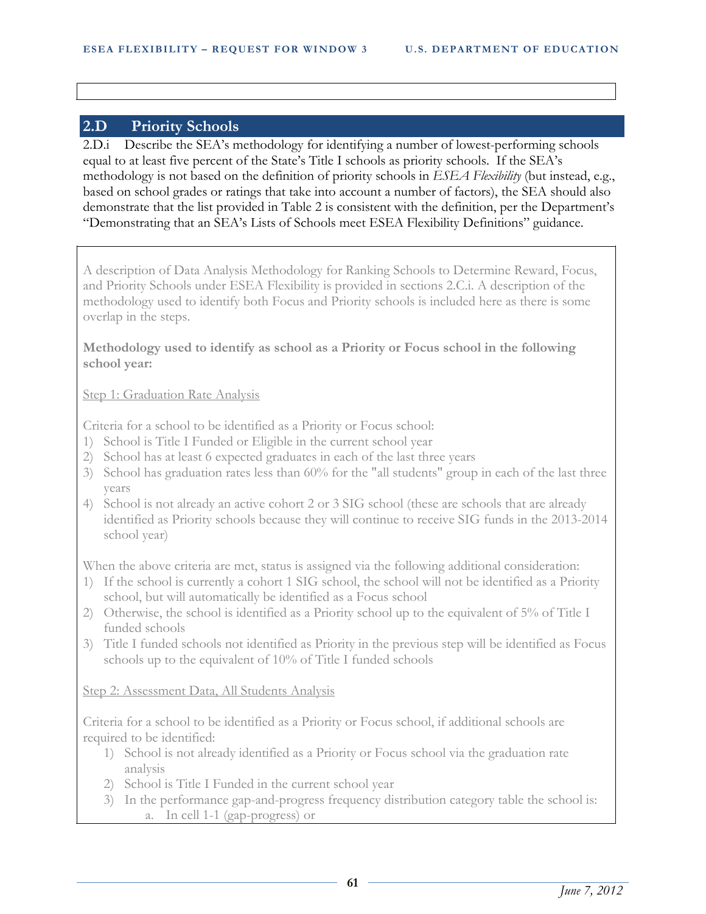## 2.D Priority Schools

2.D.i Describe the SEA's methodology for identifying a number of lowest-performing schools equal to at least five percent of the State's Title I schools as priority schools. If the SEA's methodology is not based on the definition of priority schools in *ESEA Flexibility* (but instead, e.g., based on school grades or ratings that take into account a number of factors), the SEA should also demonstrate that the list provided in Table 2 is consistent with the definition, per the Department's "Demonstrating that an SEA's Lists of Schools meet ESEA Flexibility Definitions" guidance.

A description of Data Analysis Methodology for Ranking Schools to Determine Reward, Focus, and Priority Schools under ESEA Flexibility is provided in sections 2.C.i. A description of the methodology used to identify both Focus and Priority schools is included here as there is some overlap in the steps.

**Methodology used to identify as school as a Priority or Focus school in the following school year:**

Step 1: Graduation Rate Analysis

Criteria for a school to be identified as a Priority or Focus school:

1) School is Title I Funded or Eligible in the current school year
2) School has at least 6 expected graduates in each of the last three years
3) School has graduation rates less than 60% for the "all students" group in each of the last three years
4) School is not already an active cohort 2 or 3 SIG school (these are schools that are already identified as Priority schools because they will continue to receive SIG funds in the 2013-2014 school year)

When the above criteria are met, status is assigned via the following additional consideration:

1) If the school is currently a cohort 1 SIG school, the school will not be identified as a Priority school, but will automatically be identified as a Focus school
2) Otherwise, the school is identified as a Priority school up to the equivalent of 5% of Title I funded schools
3) Title I funded schools not identified as Priority in the previous step will be identified as Focus schools up to the equivalent of 10% of Title I funded schools

Step 2: Assessment Data, All Students Analysis

Criteria for a school to be identified as a Priority or Focus school, if additional schools are required to be identified:

1) School is not already identified as a Priority or Focus school via the graduation rate analysis
2) School is Title I Funded in the current school year
3) In the performance gap-and-progress frequency distribution category table the school is:
    a. In cell 1-1 (gap-progress) or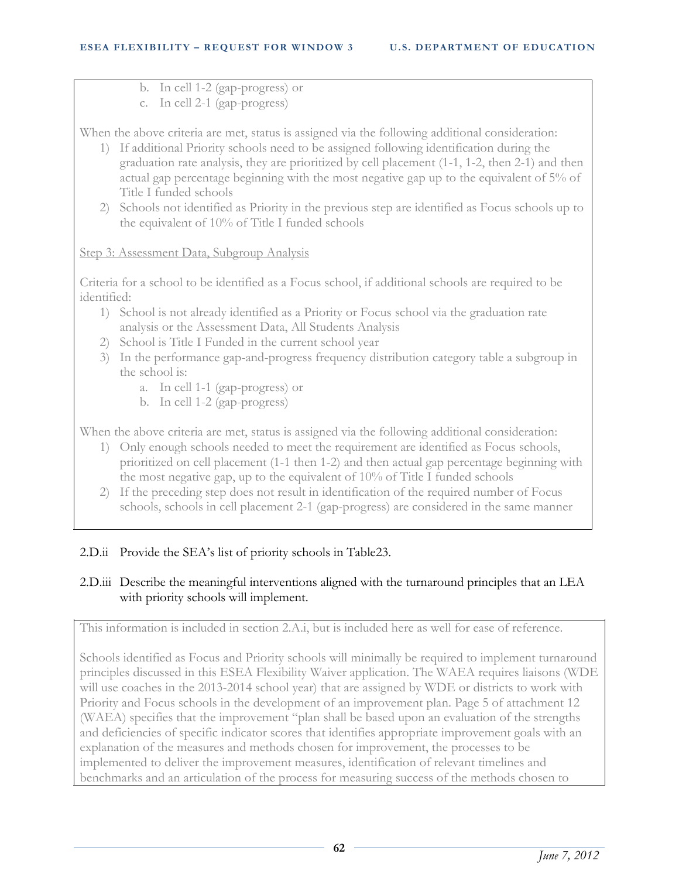b. In cell 1-2 (gap-progress) or
   c. In cell 2-1 (gap-progress)

When the above criteria are met, status is assigned via the following additional consideration:

1) If additional Priority schools need to be assigned following identification during the graduation rate analysis, they are prioritized by cell placement (1-1, 1-2, then 2-1) and then actual gap percentage beginning with the most negative gap up to the equivalent of 5% of Title I funded schools
2) Schools not identified as Priority in the previous step are identified as Focus schools up to the equivalent of 10% of Title I funded schools

<u>Step 3: Assessment Data, Subgroup Analysis</u>

Criteria for a school to be identified as a Focus school, if additional schools are required to be identified:

1) School is not already identified as a Priority or Focus school via the graduation rate analysis or the Assessment Data, All Students Analysis
2) School is Title I Funded in the current school year
3) In the performance gap-and-progress frequency distribution category table a subgroup in the school is:
   a. In cell 1-1 (gap-progress) or
   b. In cell 1-2 (gap-progress)

When the above criteria are met, status is assigned via the following additional consideration:

1) Only enough schools needed to meet the requirement are identified as Focus schools, prioritized on cell placement (1-1 then 1-2) and then actual gap percentage beginning with the most negative gap, up to the equivalent of 10% of Title I funded schools
2) If the preceding step does not result in identification of the required number of Focus schools, schools in cell placement 2-1 (gap-progress) are considered in the same manner

2.D.ii Provide the SEA's list of priority schools in Table23.

2.D.iii Describe the meaningful interventions aligned with the turnaround principles that an LEA with priority schools will implement.

This information is included in section 2.A.i, but is included here as well for ease of reference.

Schools identified as Focus and Priority schools will minimally be required to implement turnaround principles discussed in this ESEA Flexibility Waiver application. The WAEA requires liaisons (WDE will use coaches in the 2013-2014 school year) that are assigned by WDE or districts to work with Priority and Focus schools in the development of an improvement plan. Page 5 of attachment 12 (WAEA) specifies that the improvement "plan shall be based upon an evaluation of the strengths and deficiencies of specific indicator scores that identifies appropriate improvement goals with an explanation of the measures and methods chosen for improvement, the processes to be implemented to deliver the improvement measures, identification of relevant timelines and benchmarks and an articulation of the process for measuring success of the methods chosen to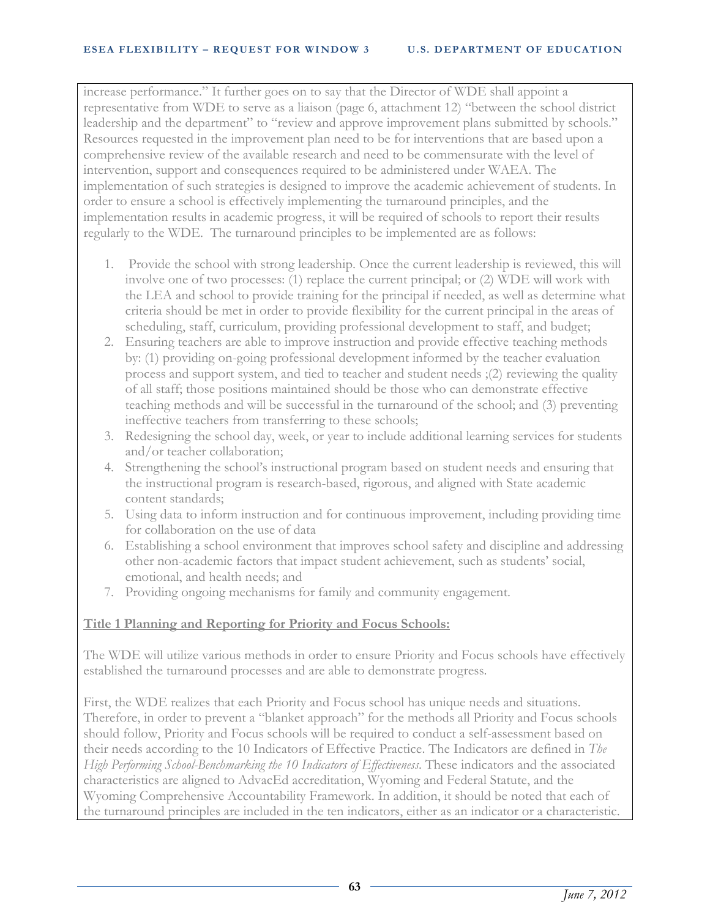increase performance." It further goes on to say that the Director of WDE shall appoint a representative from WDE to serve as a liaison (page 6, attachment 12) "between the school district leadership and the department" to "review and approve improvement plans submitted by schools." Resources requested in the improvement plan need to be for interventions that are based upon a comprehensive review of the available research and need to be commensurate with the level of intervention, support and consequences required to be administered under WAEA. The implementation of such strategies is designed to improve the academic achievement of students. In order to ensure a school is effectively implementing the turnaround principles, and the implementation results in academic progress, it will be required of schools to report their results regularly to the WDE. The turnaround principles to be implemented are as follows:

1. Provide the school with strong leadership. Once the current leadership is reviewed, this will involve one of two processes: (1) replace the current principal; or (2) WDE will work with the LEA and school to provide training for the principal if needed, as well as determine what criteria should be met in order to provide flexibility for the current principal in the areas of scheduling, staff, curriculum, providing professional development to staff, and budget;
2. Ensuring teachers are able to improve instruction and provide effective teaching methods by: (1) providing on-going professional development informed by the teacher evaluation process and support system, and tied to teacher and student needs ;(2) reviewing the quality of all staff; those positions maintained should be those who can demonstrate effective teaching methods and will be successful in the turnaround of the school; and (3) preventing ineffective teachers from transferring to these schools;
3. Redesigning the school day, week, or year to include additional learning services for students and/or teacher collaboration;
4. Strengthening the school's instructional program based on student needs and ensuring that the instructional program is research-based, rigorous, and aligned with State academic content standards;
5. Using data to inform instruction and for continuous improvement, including providing time for collaboration on the use of data
6. Establishing a school environment that improves school safety and discipline and addressing other non-academic factors that impact student achievement, such as students' social, emotional, and health needs; and
7. Providing ongoing mechanisms for family and community engagement.

**Title 1 Planning and Reporting for Priority and Focus Schools:**

The WDE will utilize various methods in order to ensure Priority and Focus schools have effectively established the turnaround processes and are able to demonstrate progress.

First, the WDE realizes that each Priority and Focus school has unique needs and situations. Therefore, in order to prevent a "blanket approach" for the methods all Priority and Focus schools should follow, Priority and Focus schools will be required to conduct a self-assessment based on their needs according to the 10 Indicators of Effective Practice. The Indicators are defined in *The High Performing School-Benchmarking the 10 Indicators of Effectiveness*. These indicators and the associated characteristics are aligned to AdvacEd accreditation, Wyoming and Federal Statute, and the Wyoming Comprehensive Accountability Framework. In addition, it should be noted that each of the turnaround principles are included in the ten indicators, either as an indicator or a characteristic.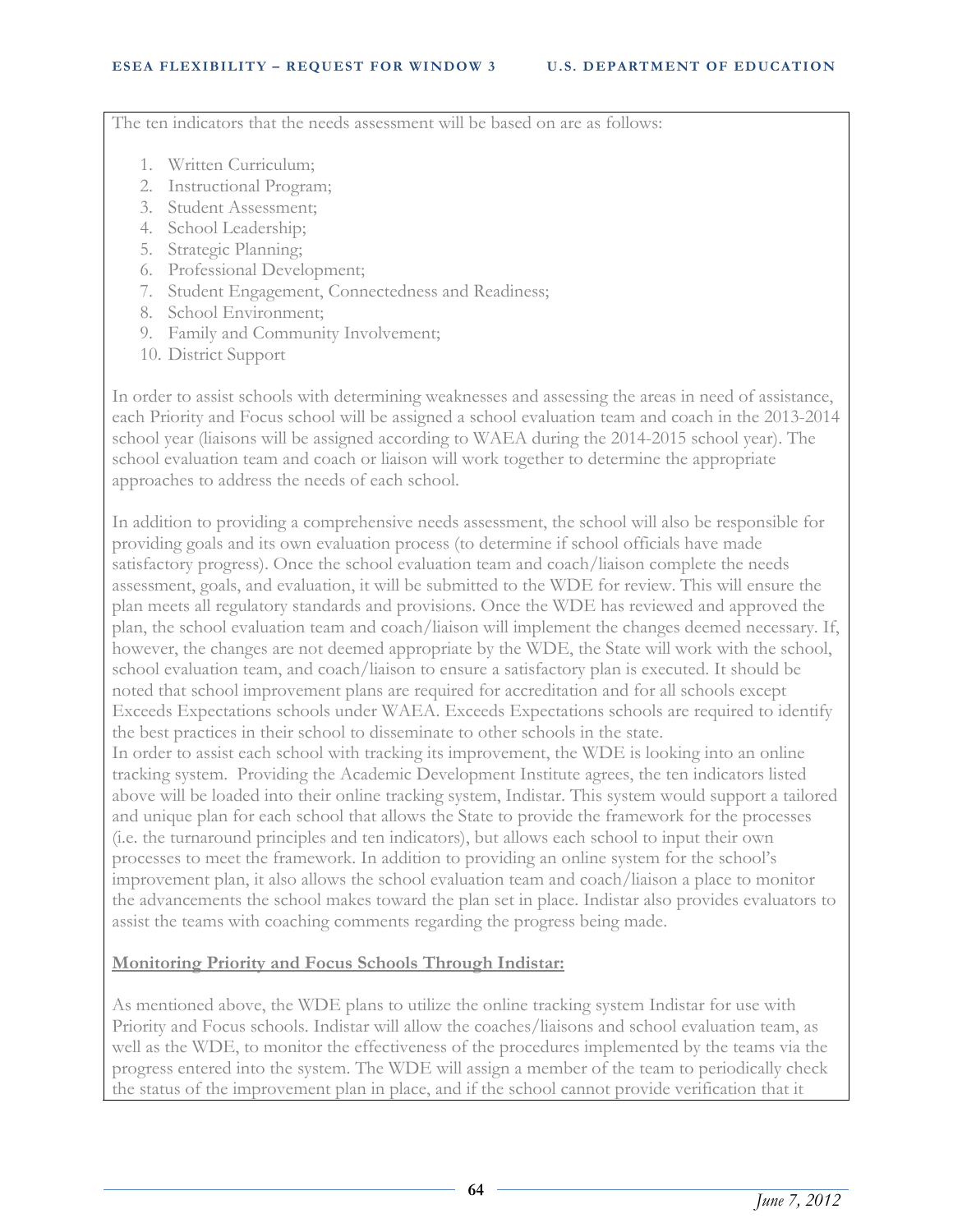The ten indicators that the needs assessment will be based on are as follows:

1. Written Curriculum;
2. Instructional Program;
3. Student Assessment;
4. School Leadership;
5. Strategic Planning;
6. Professional Development;
7. Student Engagement, Connectedness and Readiness;
8. School Environment;
9. Family and Community Involvement;
10. District Support

In order to assist schools with determining weaknesses and assessing the areas in need of assistance, each Priority and Focus school will be assigned a school evaluation team and coach in the 2013-2014 school year (liaisons will be assigned according to WAEA during the 2014-2015 school year). The school evaluation team and coach or liaison will work together to determine the appropriate approaches to address the needs of each school.

In addition to providing a comprehensive needs assessment, the school will also be responsible for providing goals and its own evaluation process (to determine if school officials have made satisfactory progress). Once the school evaluation team and coach/liaison complete the needs assessment, goals, and evaluation, it will be submitted to the WDE for review. This will ensure the plan meets all regulatory standards and provisions. Once the WDE has reviewed and approved the plan, the school evaluation team and coach/liaison will implement the changes deemed necessary. If, however, the changes are not deemed appropriate by the WDE, the State will work with the school, school evaluation team, and coach/liaison to ensure a satisfactory plan is executed. It should be noted that school improvement plans are required for accreditation and for all schools except Exceeds Expectations schools under WAEA. Exceeds Expectations schools are required to identify the best practices in their school to disseminate to other schools in the state.
In order to assist each school with tracking its improvement, the WDE is looking into an online tracking system. Providing the Academic Development Institute agrees, the ten indicators listed above will be loaded into their online tracking system, Indistar. This system would support a tailored and unique plan for each school that allows the State to provide the framework for the processes (i.e. the turnaround principles and ten indicators), but allows each school to input their own processes to meet the framework. In addition to providing an online system for the school's improvement plan, it also allows the school evaluation team and coach/liaison a place to monitor the advancements the school makes toward the plan set in place. Indistar also provides evaluators to assist the teams with coaching comments regarding the progress being made.

**Monitoring Priority and Focus Schools Through Indistar:**

As mentioned above, the WDE plans to utilize the online tracking system Indistar for use with Priority and Focus schools. Indistar will allow the coaches/liaisons and school evaluation team, as well as the WDE, to monitor the effectiveness of the procedures implemented by the teams via the progress entered into the system. The WDE will assign a member of the team to periodically check the status of the improvement plan in place, and if the school cannot provide verification that it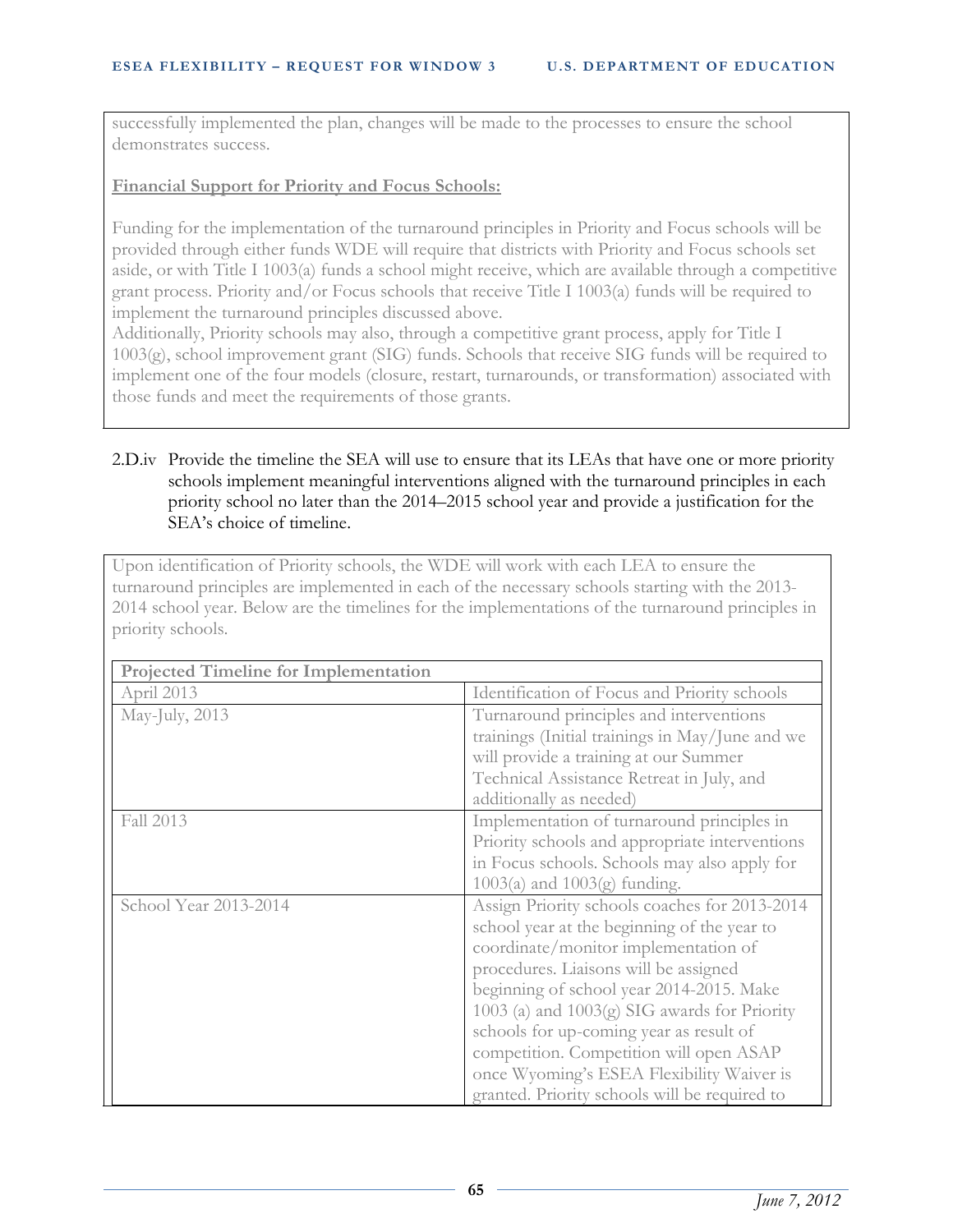successfully implemented the plan, changes will be made to the processes to ensure the school demonstrates success.

**Financial Support for Priority and Focus Schools:**

Funding for the implementation of the turnaround principles in Priority and Focus schools will be provided through either funds WDE will require that districts with Priority and Focus schools set aside, or with Title I 1003(a) funds a school might receive, which are available through a competitive grant process. Priority and/or Focus schools that receive Title I 1003(a) funds will be required to implement the turnaround principles discussed above.
Additionally, Priority schools may also, through a competitive grant process, apply for Title I 1003(g), school improvement grant (SIG) funds. Schools that receive SIG funds will be required to implement one of the four models (closure, restart, turnarounds, or transformation) associated with those funds and meet the requirements of those grants.

2.D.iv Provide the timeline the SEA will use to ensure that its LEAs that have one or more priority schools implement meaningful interventions aligned with the turnaround principles in each priority school no later than the 2014–2015 school year and provide a justification for the SEA's choice of timeline.

Upon identification of Priority schools, the WDE will work with each LEA to ensure the turnaround principles are implemented in each of the necessary schools starting with the 2013-2014 school year. Below are the timelines for the implementations of the turnaround principles in priority schools.

| Projected Timeline for Implementation | |
|---|---|
| April 2013 | Identification of Focus and Priority schools |
| May-July, 2013 | Turnaround principles and interventions trainings (Initial trainings in May/June and we will provide a training at our Summer Technical Assistance Retreat in July, and additionally as needed) |
| Fall 2013 | Implementation of turnaround principles in Priority schools and appropriate interventions in Focus schools. Schools may also apply for 1003(a) and 1003(g) funding. |
| School Year 2013-2014 | Assign Priority schools coaches for 2013-2014 school year at the beginning of the year to coordinate/monitor implementation of procedures. Liaisons will be assigned beginning of school year 2014-2015. Make 1003 (a) and 1003(g) SIG awards for Priority schools for up-coming year as result of competition. Competition will open ASAP once Wyoming's ESEA Flexibility Waiver is granted. Priority schools will be required to |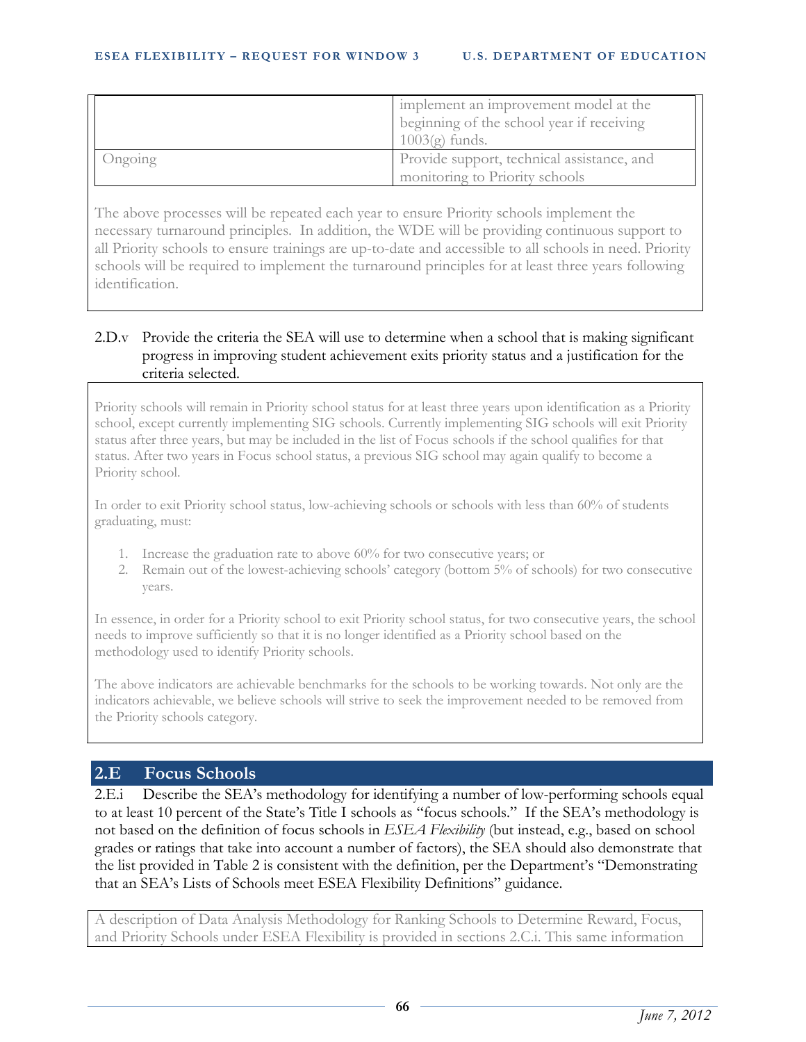| | |
|---|---|
| | implement an improvement model at the beginning of the school year if receiving 1003(g) funds. |
| Ongoing | Provide support, technical assistance, and monitoring to Priority schools |

The above processes will be repeated each year to ensure Priority schools implement the necessary turnaround principles. In addition, the WDE will be providing continuous support to all Priority schools to ensure trainings are up-to-date and accessible to all schools in need. Priority schools will be required to implement the turnaround principles for at least three years following identification.

2.D.v Provide the criteria the SEA will use to determine when a school that is making significant progress in improving student achievement exits priority status and a justification for the criteria selected.

Priority schools will remain in Priority school status for at least three years upon identification as a Priority school, except currently implementing SIG schools. Currently implementing SIG schools will exit Priority status after three years, but may be included in the list of Focus schools if the school qualifies for that status. After two years in Focus school status, a previous SIG school may again qualify to become a Priority school.

In order to exit Priority school status, low-achieving schools or schools with less than 60% of students graduating, must:

1. Increase the graduation rate to above 60% for two consecutive years; or
2. Remain out of the lowest-achieving schools' category (bottom 5% of schools) for two consecutive years.

In essence, in order for a Priority school to exit Priority school status, for two consecutive years, the school needs to improve sufficiently so that it is no longer identified as a Priority school based on the methodology used to identify Priority schools.

The above indicators are achievable benchmarks for the schools to be working towards. Not only are the indicators achievable, we believe schools will strive to seek the improvement needed to be removed from the Priority schools category.

## 2.E Focus Schools

2.E.i Describe the SEA's methodology for identifying a number of low-performing schools equal to at least 10 percent of the State's Title I schools as "focus schools." If the SEA's methodology is not based on the definition of focus schools in *ESEA Flexibility* (but instead, e.g., based on school grades or ratings that take into account a number of factors), the SEA should also demonstrate that the list provided in Table 2 is consistent with the definition, per the Department's "Demonstrating that an SEA's Lists of Schools meet ESEA Flexibility Definitions" guidance.

A description of Data Analysis Methodology for Ranking Schools to Determine Reward, Focus, and Priority Schools under ESEA Flexibility is provided in sections 2.C.i. This same information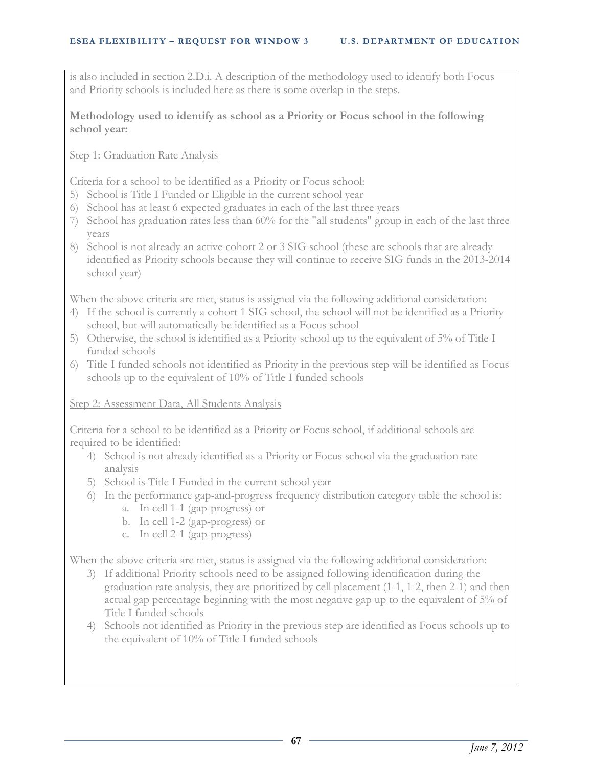is also included in section 2.D.i. A description of the methodology used to identify both Focus and Priority schools is included here as there is some overlap in the steps.

**Methodology used to identify as school as a Priority or Focus school in the following school year:**

Step 1: Graduation Rate Analysis

Criteria for a school to be identified as a Priority or Focus school:

5) School is Title I Funded or Eligible in the current school year
6) School has at least 6 expected graduates in each of the last three years
7) School has graduation rates less than 60% for the "all students" group in each of the last three years
8) School is not already an active cohort 2 or 3 SIG school (these are schools that are already identified as Priority schools because they will continue to receive SIG funds in the 2013-2014 school year)

When the above criteria are met, status is assigned via the following additional consideration:

4) If the school is currently a cohort 1 SIG school, the school will not be identified as a Priority school, but will automatically be identified as a Focus school
5) Otherwise, the school is identified as a Priority school up to the equivalent of 5% of Title I funded schools
6) Title I funded schools not identified as Priority in the previous step will be identified as Focus schools up to the equivalent of 10% of Title I funded schools

Step 2: Assessment Data, All Students Analysis

Criteria for a school to be identified as a Priority or Focus school, if additional schools are required to be identified:

4) School is not already identified as a Priority or Focus school via the graduation rate analysis
5) School is Title I Funded in the current school year
6) In the performance gap-and-progress frequency distribution category table the school is:
    a. In cell 1-1 (gap-progress) or
    b. In cell 1-2 (gap-progress) or
    c. In cell 2-1 (gap-progress)

When the above criteria are met, status is assigned via the following additional consideration:

3) If additional Priority schools need to be assigned following identification during the graduation rate analysis, they are prioritized by cell placement (1-1, 1-2, then 2-1) and then actual gap percentage beginning with the most negative gap up to the equivalent of 5% of Title I funded schools
4) Schools not identified as Priority in the previous step are identified as Focus schools up to the equivalent of 10% of Title I funded schools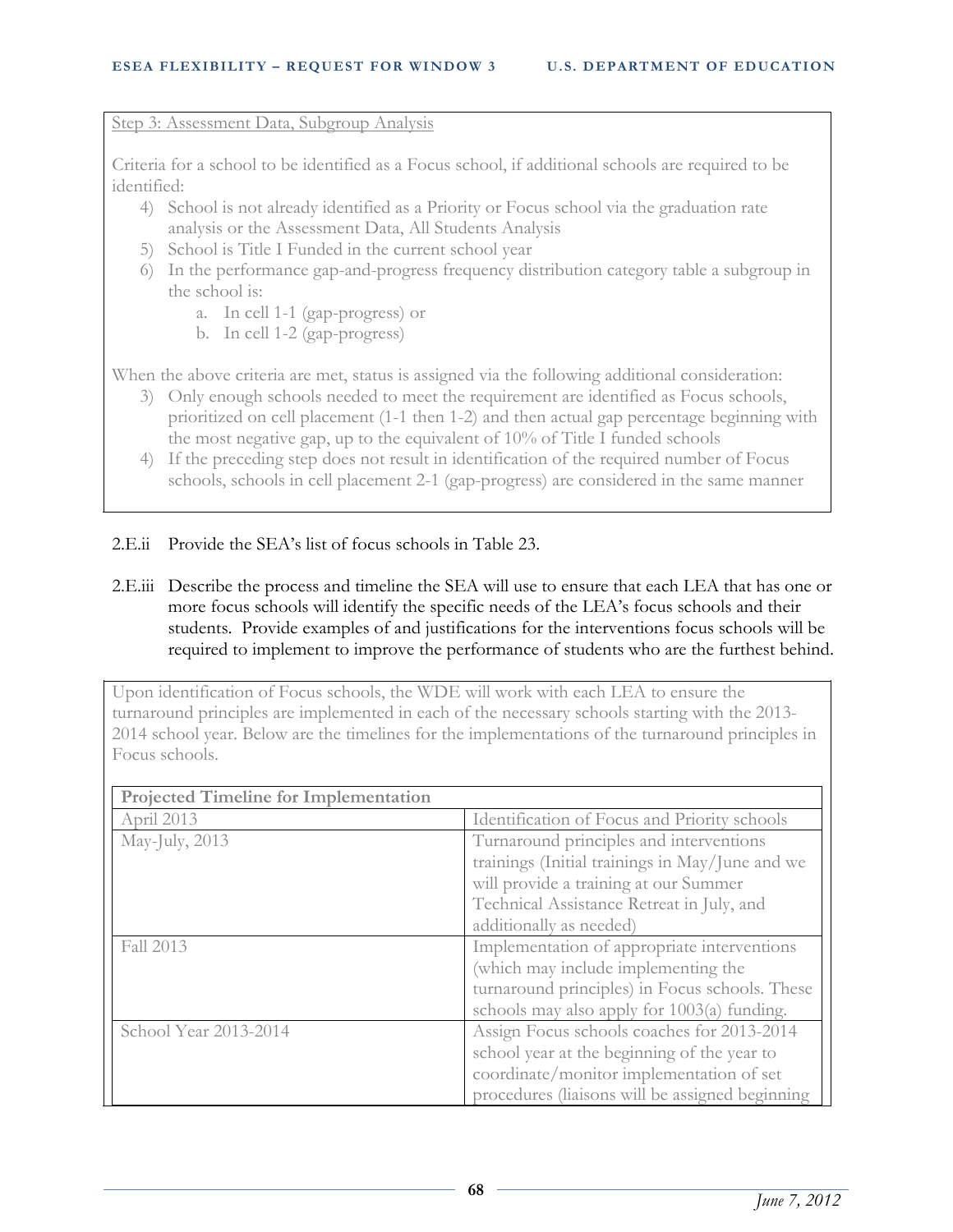Step 3: Assessment Data, Subgroup Analysis

Criteria for a school to be identified as a Focus school, if additional schools are required to be identified:

4) School is not already identified as a Priority or Focus school via the graduation rate analysis or the Assessment Data, All Students Analysis
5) School is Title I Funded in the current school year
6) In the performance gap-and-progress frequency distribution category table a subgroup in the school is:
    a. In cell 1-1 (gap-progress) or
    b. In cell 1-2 (gap-progress)

When the above criteria are met, status is assigned via the following additional consideration:

3) Only enough schools needed to meet the requirement are identified as Focus schools, prioritized on cell placement (1-1 then 1-2) and then actual gap percentage beginning with the most negative gap, up to the equivalent of 10% of Title I funded schools
4) If the preceding step does not result in identification of the required number of Focus schools, schools in cell placement 2-1 (gap-progress) are considered in the same manner

2.E.ii Provide the SEA's list of focus schools in Table 23.

2.E.iii Describe the process and timeline the SEA will use to ensure that each LEA that has one or more focus schools will identify the specific needs of the LEA's focus schools and their students. Provide examples of and justifications for the interventions focus schools will be required to implement to improve the performance of students who are the furthest behind.

Upon identification of Focus schools, the WDE will work with each LEA to ensure the turnaround principles are implemented in each of the necessary schools starting with the 2013-2014 school year. Below are the timelines for the implementations of the turnaround principles in Focus schools.

| **Projected Timeline for Implementation** | |
|---|---|
| April 2013 | Identification of Focus and Priority schools |
| May-July, 2013 | Turnaround principles and interventions trainings (Initial trainings in May/June and we will provide a training at our Summer Technical Assistance Retreat in July, and additionally as needed) |
| Fall 2013 | Implementation of appropriate interventions (which may include implementing the turnaround principles) in Focus schools. These schools may also apply for 1003(a) funding. |
| School Year 2013-2014 | Assign Focus schools coaches for 2013-2014 school year at the beginning of the year to coordinate/monitor implementation of set procedures (liaisons will be assigned beginning |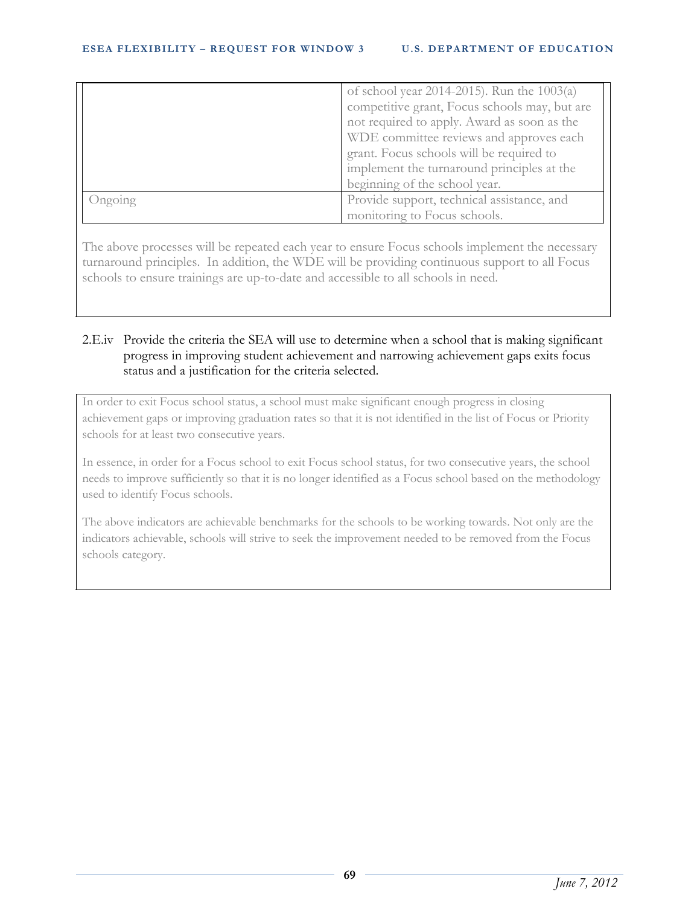| | |
|---|---|
| | of school year 2014-2015). Run the 1003(a) competitive grant, Focus schools may, but are not required to apply. Award as soon as the WDE committee reviews and approves each grant. Focus schools will be required to implement the turnaround principles at the beginning of the school year. |
| Ongoing | Provide support, technical assistance, and monitoring to Focus schools. |

The above processes will be repeated each year to ensure Focus schools implement the necessary turnaround principles. In addition, the WDE will be providing continuous support to all Focus schools to ensure trainings are up-to-date and accessible to all schools in need.

2.E.iv Provide the criteria the SEA will use to determine when a school that is making significant progress in improving student achievement and narrowing achievement gaps exits focus status and a justification for the criteria selected.

In order to exit Focus school status, a school must make significant enough progress in closing achievement gaps or improving graduation rates so that it is not identified in the list of Focus or Priority schools for at least two consecutive years.

In essence, in order for a Focus school to exit Focus school status, for two consecutive years, the school needs to improve sufficiently so that it is no longer identified as a Focus school based on the methodology used to identify Focus schools.

The above indicators are achievable benchmarks for the schools to be working towards. Not only are the indicators achievable, schools will strive to seek the improvement needed to be removed from the Focus schools category.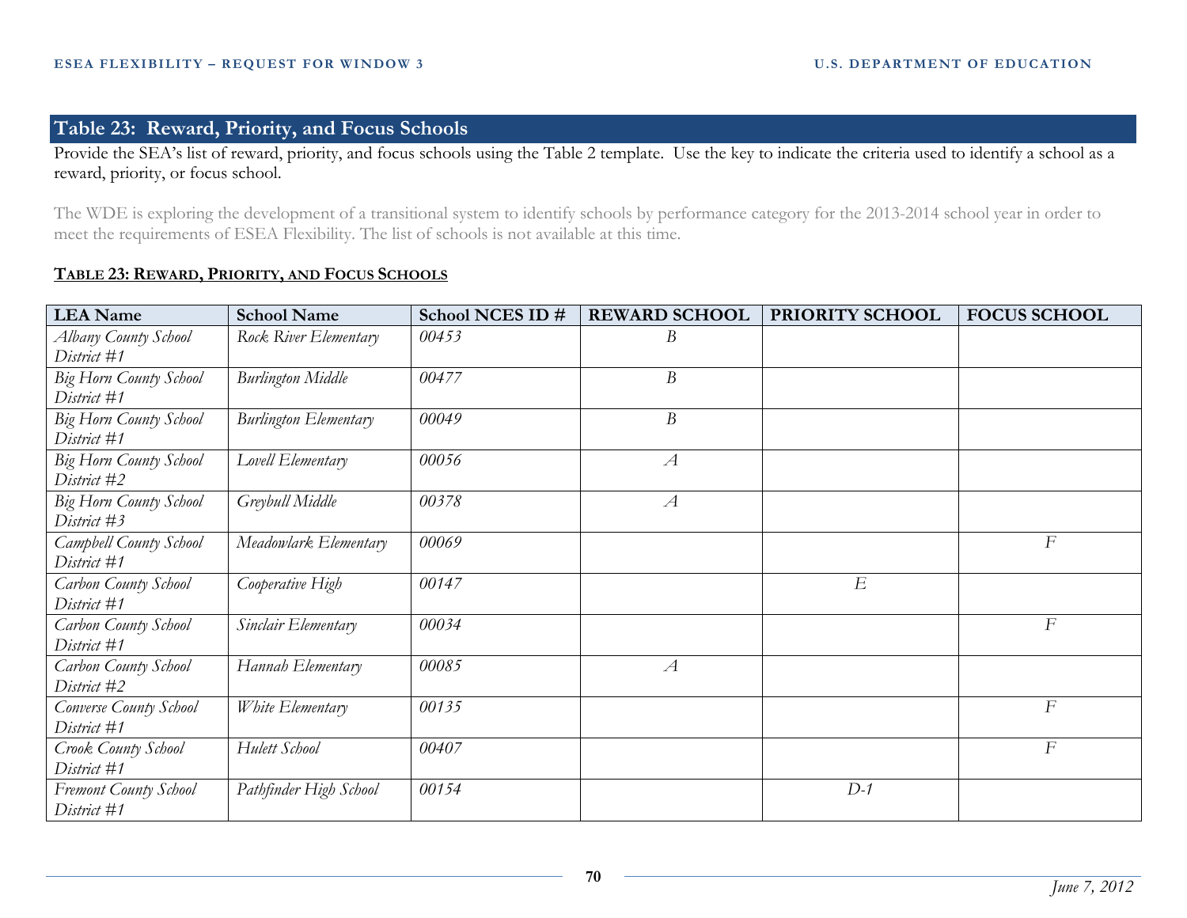## Table 23: Reward, Priority, and Focus Schools

Provide the SEA's list of reward, priority, and focus schools using the Table 2 template. Use the key to indicate the criteria used to identify a school as a reward, priority, or focus school.

The WDE is exploring the development of a transitional system to identify schools by performance category for the 2013-2014 school year in order to meet the requirements of ESEA Flexibility. The list of schools is not available at this time.

**TABLE 23: REWARD, PRIORITY, AND FOCUS SCHOOLS**

| LEA Name | School Name | School NCES ID # | REWARD SCHOOL | PRIORITY SCHOOL | FOCUS SCHOOL |
|---|---|---|---|---|---|
| *Albany County School District #1* | *Rock River Elementary* | *00453* | *B* | | |
| *Big Horn County School District #1* | *Burlington Middle* | *00477* | *B* | | |
| *Big Horn County School District #1* | *Burlington Elementary* | *00049* | *B* | | |
| *Big Horn County School District #2* | *Lovell Elementary* | *00056* | *A* | | |
| *Big Horn County School District #3* | *Greybull Middle* | *00378* | *A* | | |
| *Campbell County School District #1* | *Meadowlark Elementary* | *00069* | | | *F* |
| *Carbon County School District #1* | *Cooperative High* | *00147* | | *E* | |
| *Carbon County School District #1* | *Sinclair Elementary* | *00034* | | | *F* |
| *Carbon County School District #2* | *Hannah Elementary* | *00085* | *A* | | |
| *Converse County School District #1* | *White Elementary* | *00135* | | | *F* |
| *Crook County School District #1* | *Hulett School* | *00407* | | | *F* |
| *Fremont County School District #1* | *Pathfinder High School* | *00154* | | *D-1* | |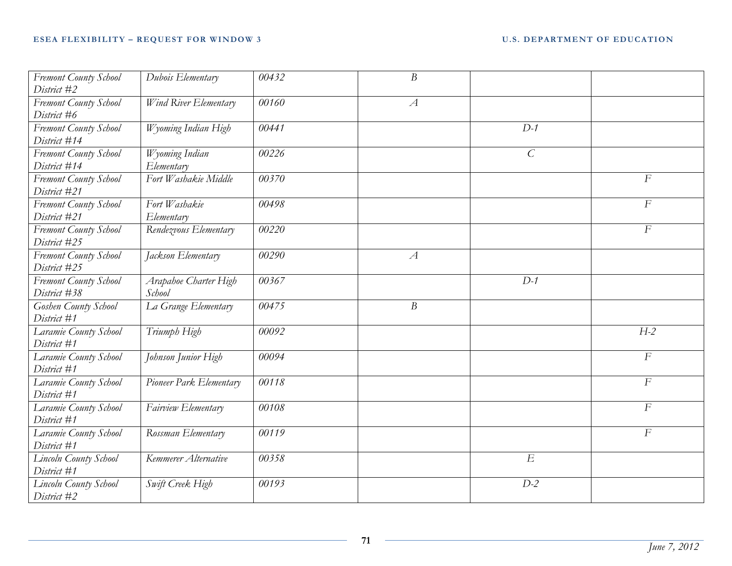| | | | | | |
|---|---|---|---|---|---|
| *Fremont County School District #2* | *Dubois Elementary* | *00432* | *B* | | |
| *Fremont County School District #6* | *Wind River Elementary* | *00160* | *A* | | |
| *Fremont County School District #14* | *Wyoming Indian High* | *00441* | | *D-1* | |
| *Fremont County School District #14* | *Wyoming Indian Elementary* | *00226* | | *C* | |
| *Fremont County School District #21* | *Fort Washakie Middle* | *00370* | | | *F* |
| *Fremont County School District #21* | *Fort Washakie Elementary* | *00498* | | | *F* |
| *Fremont County School District #25* | *Rendezvous Elementary* | *00220* | | | *F* |
| *Fremont County School District #25* | *Jackson Elementary* | *00290* | *A* | | |
| *Fremont County School District #38* | *Arapahoe Charter High School* | *00367* | | *D-1* | |
| *Goshen County School District #1* | *La Grange Elementary* | *00475* | *B* | | |
| *Laramie County School District #1* | *Triumph High* | *00092* | | | *H-2* |
| *Laramie County School District #1* | *Johnson Junior High* | *00094* | | | *F* |
| *Laramie County School District #1* | *Pioneer Park Elementary* | *00118* | | | *F* |
| *Laramie County School District #1* | *Fairview Elementary* | *00108* | | | *F* |
| *Laramie County School District #1* | *Rossman Elementary* | *00119* | | | *F* |
| *Lincoln County School District #1* | *Kemmerer Alternative* | *00358* | | *E* | |
| *Lincoln County School District #2* | *Swift Creek High* | *00193* | | *D-2* | |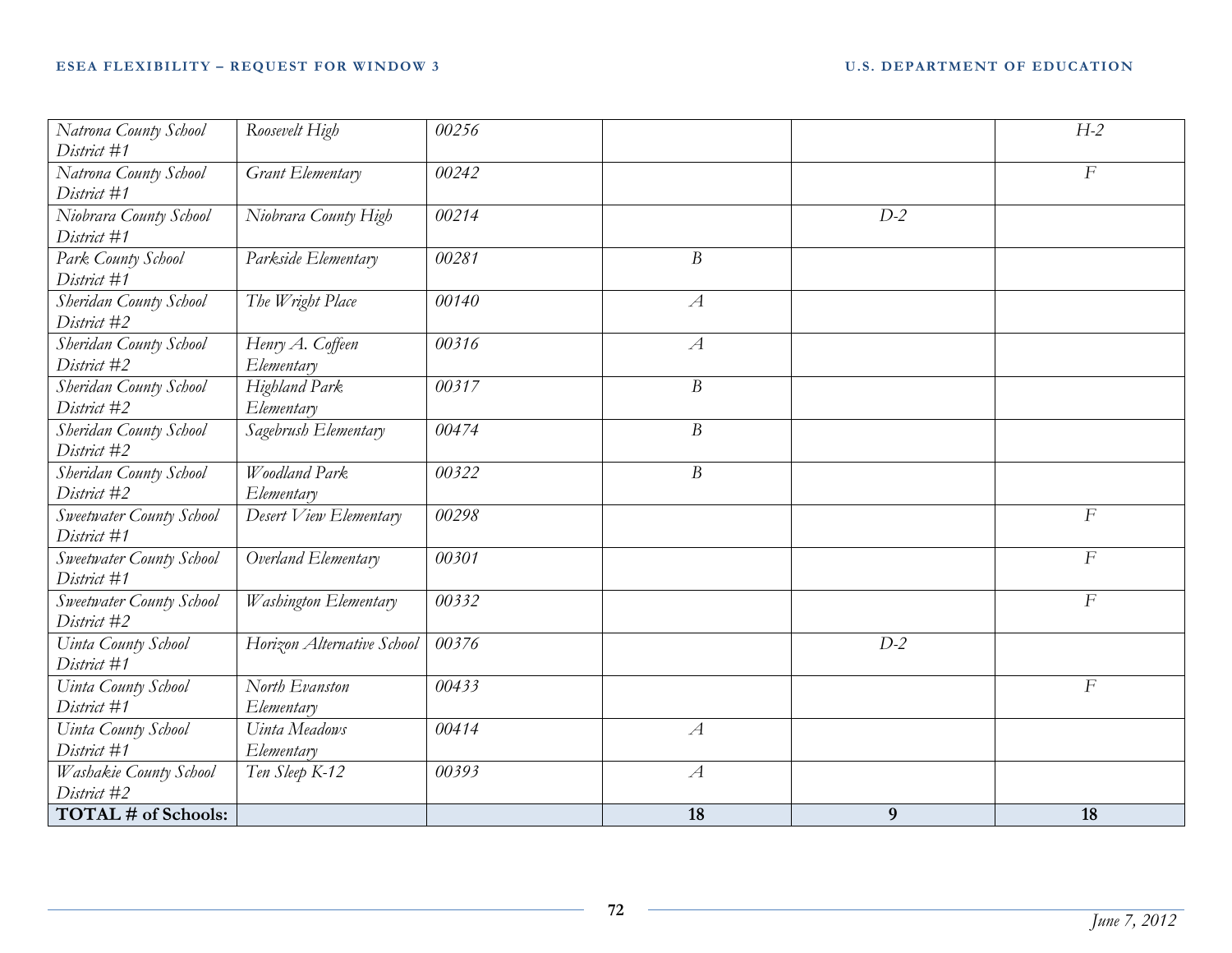| | | | | | |
|---|---|---|---|---|---|
| *Natrona County School District #1* | *Roosevelt High* | *00256* | | | *H-2* |
| *Natrona County School District #1* | *Grant Elementary* | *00242* | | | *F* |
| *Niobrara County School District #1* | *Niobrara County High* | *00214* | | *D-2* | |
| *Park County School District #1* | *Parkside Elementary* | *00281* | *B* | | |
| *Sheridan County School District #2* | *The Wright Place* | *00140* | *A* | | |
| *Sheridan County School District #2* | *Henry A. Coffeen Elementary* | *00316* | *A* | | |
| *Sheridan County School District #2* | *Highland Park Elementary* | *00317* | *B* | | |
| *Sheridan County School District #2* | *Sagebrush Elementary* | *00474* | *B* | | |
| *Sheridan County School District #2* | *Woodland Park Elementary* | *00322* | *B* | | |
| *Sweetwater County School District #1* | *Desert View Elementary* | *00298* | | | *F* |
| *Sweetwater County School District #1* | *Overland Elementary* | *00301* | | | *F* |
| *Sweetwater County School District #2* | *Washington Elementary* | *00332* | | | *F* |
| *Uinta County School District #1* | *Horizon Alternative School* | *00376* | | *D-2* | |
| *Uinta County School District #1* | *North Evanston Elementary* | *00433* | | | *F* |
| *Uinta County School District #1* | *Uinta Meadows Elementary* | *00414* | *A* | | |
| *Washakie County School District #2* | *Ten Sleep K-12* | *00393* | *A* | | |
| **TOTAL # of Schools:** | | | **18** | **9** | **18** |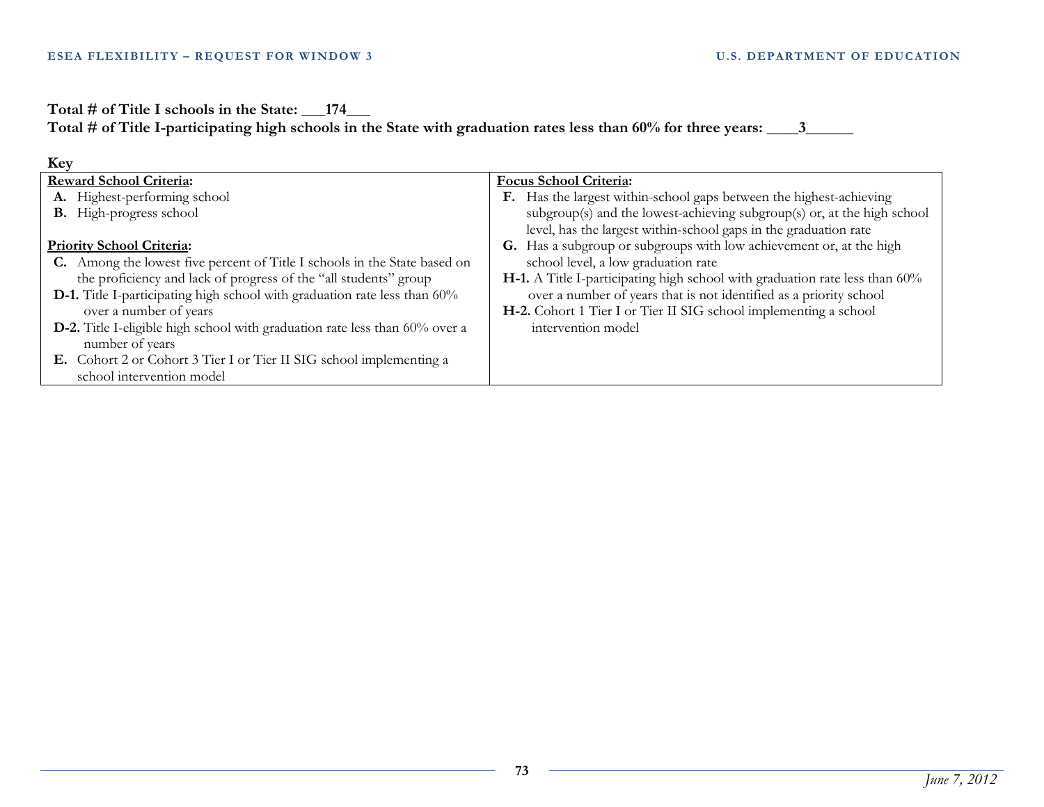**Total # of Title I schools in the State: \_\_\_174\_\_\_**
**Total # of Title I-participating high schools in the State with graduation rates less than 60% for three years: \_\_\_\_3\_\_\_\_\_\_**

**Key**

| **Reward School Criteria:** | **Focus School Criteria:** |
|---|---|
| **A.** Highest-performing school<br>**B.** High-progress school<br><br>**Priority School Criteria:**<br>**C.** Among the lowest five percent of Title I schools in the State based on the proficiency and lack of progress of the "all students" group<br>**D-1.** Title I-participating high school with graduation rate less than 60% over a number of years<br>**D-2.** Title I-eligible high school with graduation rate less than 60% over a number of years<br>**E.** Cohort 2 or Cohort 3 Tier I or Tier II SIG school implementing a school intervention model | **F.** Has the largest within-school gaps between the highest-achieving subgroup(s) and the lowest-achieving subgroup(s) or, at the high school level, has the largest within-school gaps in the graduation rate<br>**G.** Has a subgroup or subgroups with low achievement or, at the high school level, a low graduation rate<br>**H-1.** A Title I-participating high school with graduation rate less than 60% over a number of years that is not identified as a priority school<br>**H-2.** Cohort 1 Tier I or Tier II SIG school implementing a school intervention model |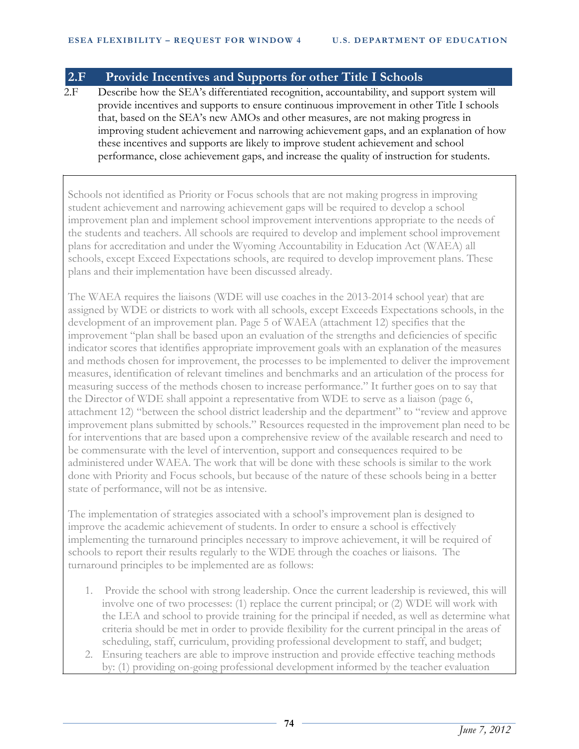## 2.F Provide Incentives and Supports for other Title I Schools

2.F Describe how the SEA's differentiated recognition, accountability, and support system will provide incentives and supports to ensure continuous improvement in other Title I schools that, based on the SEA's new AMOs and other measures, are not making progress in improving student achievement and narrowing achievement gaps, and an explanation of how these incentives and supports are likely to improve student achievement and school performance, close achievement gaps, and increase the quality of instruction for students.

Schools not identified as Priority or Focus schools that are not making progress in improving student achievement and narrowing achievement gaps will be required to develop a school improvement plan and implement school improvement interventions appropriate to the needs of the students and teachers. All schools are required to develop and implement school improvement plans for accreditation and under the Wyoming Accountability in Education Act (WAEA) all schools, except Exceed Expectations schools, are required to develop improvement plans. These plans and their implementation have been discussed already.

The WAEA requires the liaisons (WDE will use coaches in the 2013-2014 school year) that are assigned by WDE or districts to work with all schools, except Exceeds Expectations schools, in the development of an improvement plan. Page 5 of WAEA (attachment 12) specifies that the improvement "plan shall be based upon an evaluation of the strengths and deficiencies of specific indicator scores that identifies appropriate improvement goals with an explanation of the measures and methods chosen for improvement, the processes to be implemented to deliver the improvement measures, identification of relevant timelines and benchmarks and an articulation of the process for measuring success of the methods chosen to increase performance." It further goes on to say that the Director of WDE shall appoint a representative from WDE to serve as a liaison (page 6, attachment 12) "between the school district leadership and the department" to "review and approve improvement plans submitted by schools." Resources requested in the improvement plan need to be for interventions that are based upon a comprehensive review of the available research and need to be commensurate with the level of intervention, support and consequences required to be administered under WAEA. The work that will be done with these schools is similar to the work done with Priority and Focus schools, but because of the nature of these schools being in a better state of performance, will not be as intensive.

The implementation of strategies associated with a school's improvement plan is designed to improve the academic achievement of students. In order to ensure a school is effectively implementing the turnaround principles necessary to improve achievement, it will be required of schools to report their results regularly to the WDE through the coaches or liaisons. The turnaround principles to be implemented are as follows:

1. Provide the school with strong leadership. Once the current leadership is reviewed, this will involve one of two processes: (1) replace the current principal; or (2) WDE will work with the LEA and school to provide training for the principal if needed, as well as determine what criteria should be met in order to provide flexibility for the current principal in the areas of scheduling, staff, curriculum, providing professional development to staff, and budget;
2. Ensuring teachers are able to improve instruction and provide effective teaching methods by: (1) providing on-going professional development informed by the teacher evaluation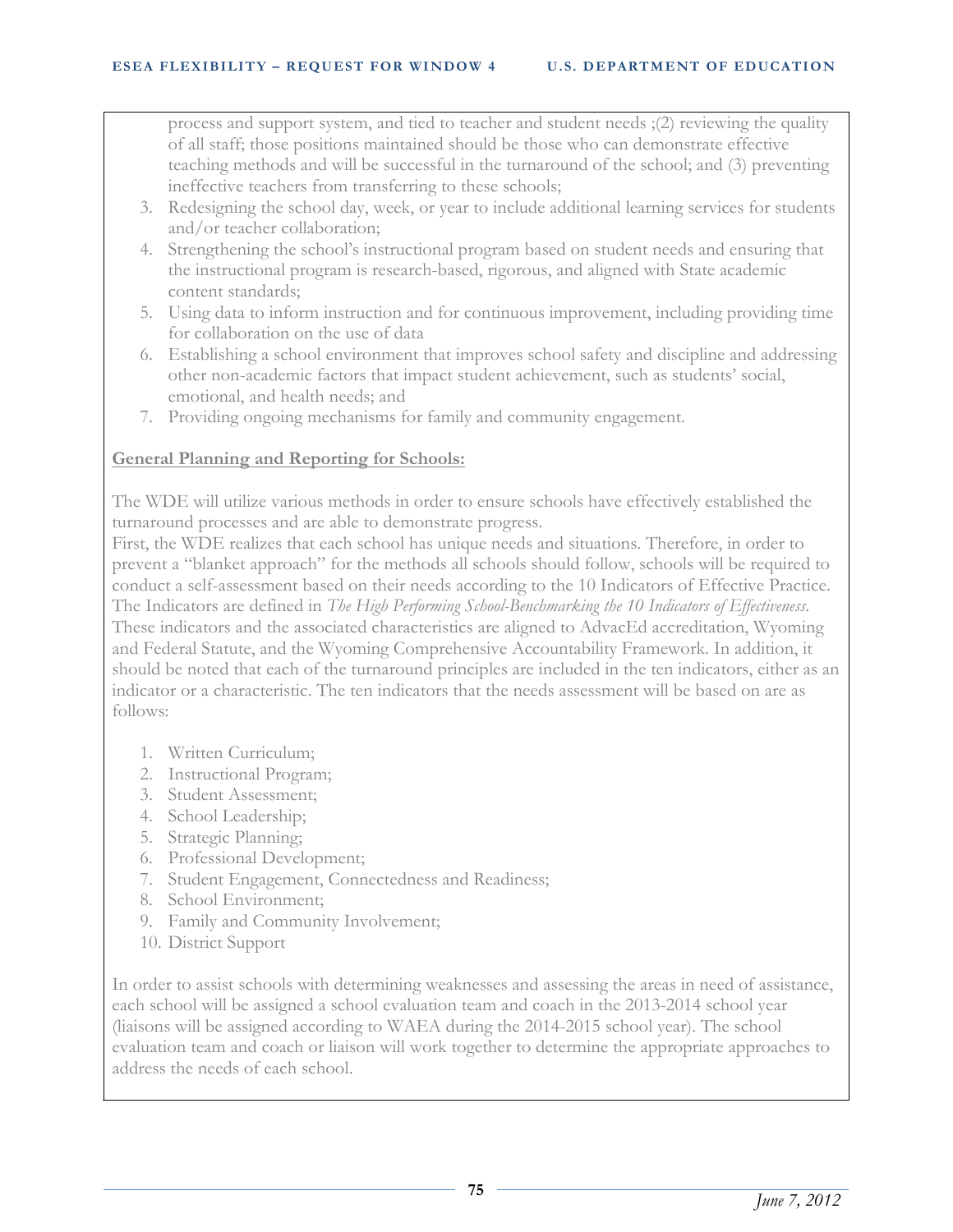process and support system, and tied to teacher and student needs ;(2) reviewing the quality of all staff; those positions maintained should be those who can demonstrate effective teaching methods and will be successful in the turnaround of the school; and (3) preventing ineffective teachers from transferring to these schools;

3. Redesigning the school day, week, or year to include additional learning services for students and/or teacher collaboration;
4. Strengthening the school's instructional program based on student needs and ensuring that the instructional program is research-based, rigorous, and aligned with State academic content standards;
5. Using data to inform instruction and for continuous improvement, including providing time for collaboration on the use of data
6. Establishing a school environment that improves school safety and discipline and addressing other non-academic factors that impact student achievement, such as students' social, emotional, and health needs; and
7. Providing ongoing mechanisms for family and community engagement.

**General Planning and Reporting for Schools:**

The WDE will utilize various methods in order to ensure schools have effectively established the turnaround processes and are able to demonstrate progress.

First, the WDE realizes that each school has unique needs and situations. Therefore, in order to prevent a "blanket approach" for the methods all schools should follow, schools will be required to conduct a self-assessment based on their needs according to the 10 Indicators of Effective Practice. The Indicators are defined in *The High Performing School-Benchmarking the 10 Indicators of Effectiveness*. These indicators and the associated characteristics are aligned to AdvacEd accreditation, Wyoming and Federal Statute, and the Wyoming Comprehensive Accountability Framework. In addition, it should be noted that each of the turnaround principles are included in the ten indicators, either as an indicator or a characteristic. The ten indicators that the needs assessment will be based on are as follows:

1. Written Curriculum;
2. Instructional Program;
3. Student Assessment;
4. School Leadership;
5. Strategic Planning;
6. Professional Development;
7. Student Engagement, Connectedness and Readiness;
8. School Environment;
9. Family and Community Involvement;
10. District Support

In order to assist schools with determining weaknesses and assessing the areas in need of assistance, each school will be assigned a school evaluation team and coach in the 2013-2014 school year (liaisons will be assigned according to WAEA during the 2014-2015 school year). The school evaluation team and coach or liaison will work together to determine the appropriate approaches to address the needs of each school.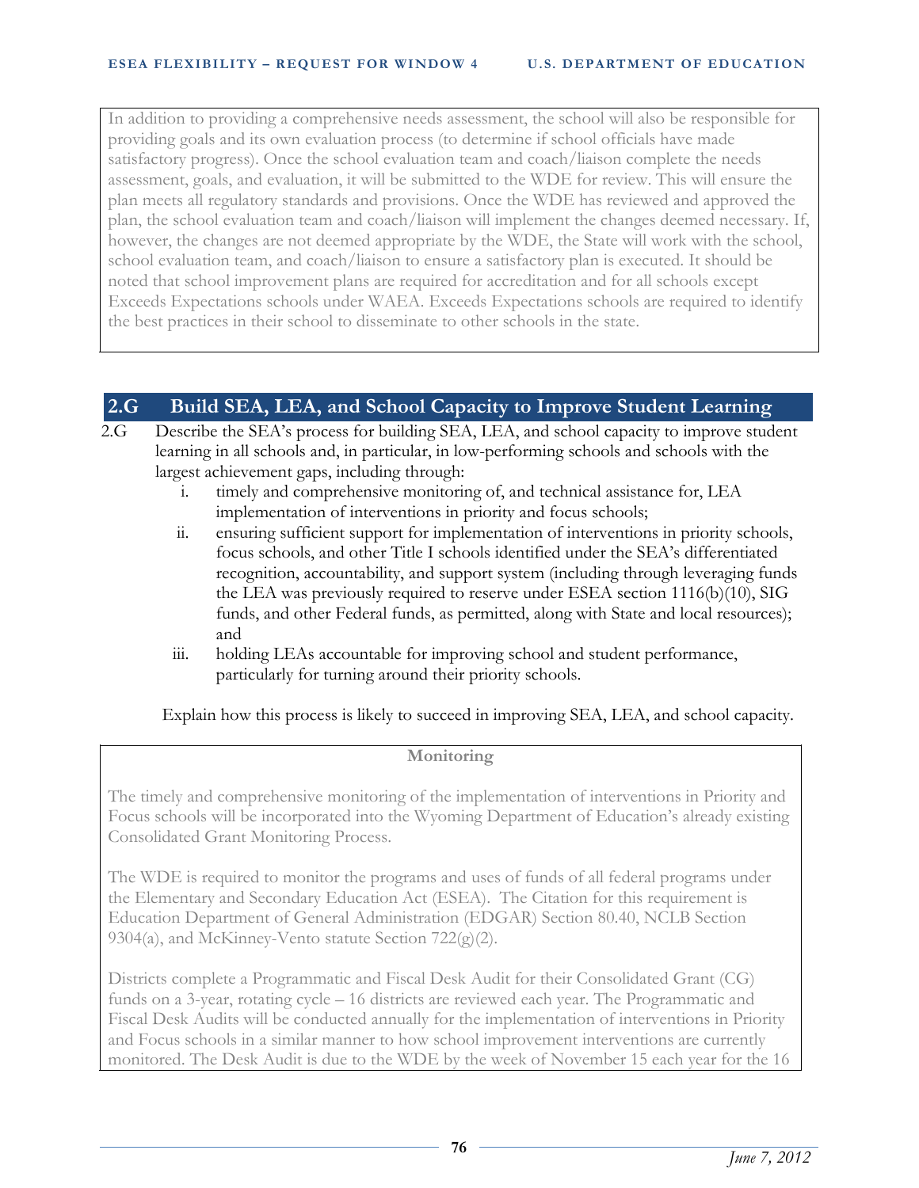In addition to providing a comprehensive needs assessment, the school will also be responsible for providing goals and its own evaluation process (to determine if school officials have made satisfactory progress). Once the school evaluation team and coach/liaison complete the needs assessment, goals, and evaluation, it will be submitted to the WDE for review. This will ensure the plan meets all regulatory standards and provisions. Once the WDE has reviewed and approved the plan, the school evaluation team and coach/liaison will implement the changes deemed necessary. If, however, the changes are not deemed appropriate by the WDE, the State will work with the school, school evaluation team, and coach/liaison to ensure a satisfactory plan is executed. It should be noted that school improvement plans are required for accreditation and for all schools except Exceeds Expectations schools under WAEA. Exceeds Expectations schools are required to identify the best practices in their school to disseminate to other schools in the state.

## 2.G Build SEA, LEA, and School Capacity to Improve Student Learning

2.G Describe the SEA's process for building SEA, LEA, and school capacity to improve student learning in all schools and, in particular, in low-performing schools and schools with the largest achievement gaps, including through:

i. timely and comprehensive monitoring of, and technical assistance for, LEA implementation of interventions in priority and focus schools;

ii. ensuring sufficient support for implementation of interventions in priority schools, focus schools, and other Title I schools identified under the SEA's differentiated recognition, accountability, and support system (including through leveraging funds the LEA was previously required to reserve under ESEA section 1116(b)(10), SIG funds, and other Federal funds, as permitted, along with State and local resources); and

iii. holding LEAs accountable for improving school and student performance, particularly for turning around their priority schools.

Explain how this process is likely to succeed in improving SEA, LEA, and school capacity.

**Monitoring**

The timely and comprehensive monitoring of the implementation of interventions in Priority and Focus schools will be incorporated into the Wyoming Department of Education's already existing Consolidated Grant Monitoring Process.

The WDE is required to monitor the programs and uses of funds of all federal programs under the Elementary and Secondary Education Act (ESEA). The Citation for this requirement is Education Department of General Administration (EDGAR) Section 80.40, NCLB Section 9304(a), and McKinney-Vento statute Section 722(g)(2).

Districts complete a Programmatic and Fiscal Desk Audit for their Consolidated Grant (CG) funds on a 3-year, rotating cycle – 16 districts are reviewed each year. The Programmatic and Fiscal Desk Audits will be conducted annually for the implementation of interventions in Priority and Focus schools in a similar manner to how school improvement interventions are currently monitored. The Desk Audit is due to the WDE by the week of November 15 each year for the 16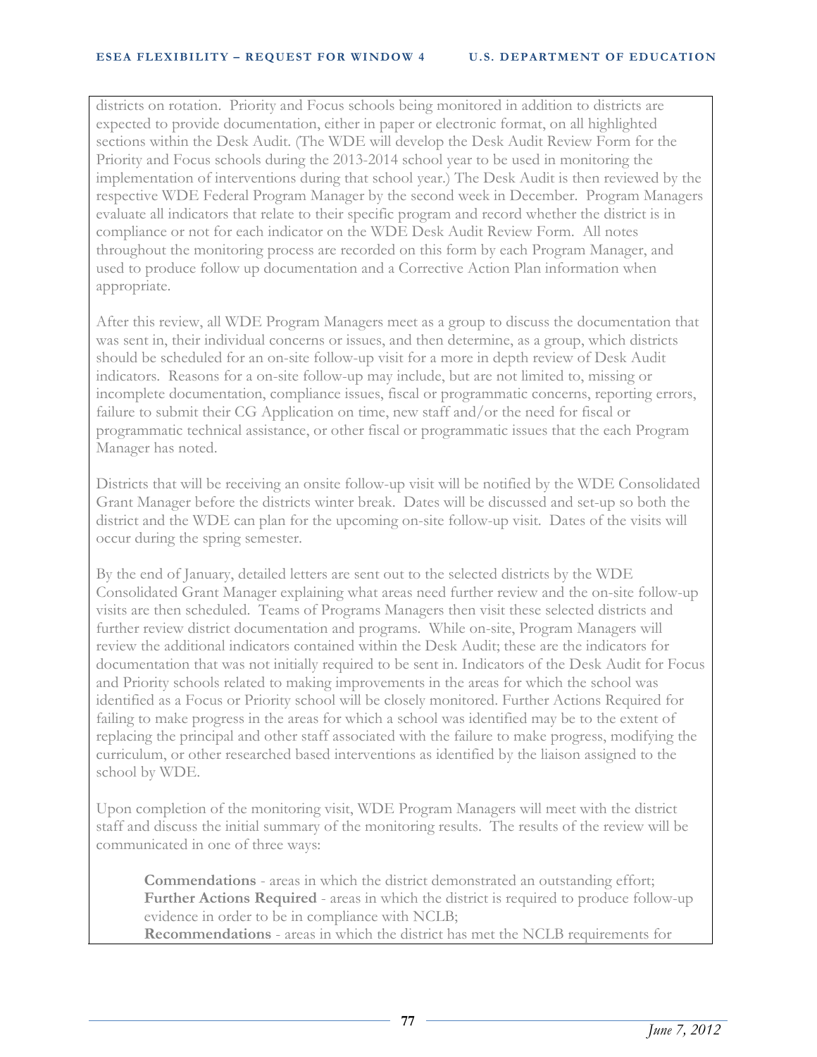districts on rotation. Priority and Focus schools being monitored in addition to districts are expected to provide documentation, either in paper or electronic format, on all highlighted sections within the Desk Audit. (The WDE will develop the Desk Audit Review Form for the Priority and Focus schools during the 2013-2014 school year to be used in monitoring the implementation of interventions during that school year.) The Desk Audit is then reviewed by the respective WDE Federal Program Manager by the second week in December. Program Managers evaluate all indicators that relate to their specific program and record whether the district is in compliance or not for each indicator on the WDE Desk Audit Review Form. All notes throughout the monitoring process are recorded on this form by each Program Manager, and used to produce follow up documentation and a Corrective Action Plan information when appropriate.

After this review, all WDE Program Managers meet as a group to discuss the documentation that was sent in, their individual concerns or issues, and then determine, as a group, which districts should be scheduled for an on-site follow-up visit for a more in depth review of Desk Audit indicators. Reasons for a on-site follow-up may include, but are not limited to, missing or incomplete documentation, compliance issues, fiscal or programmatic concerns, reporting errors, failure to submit their CG Application on time, new staff and/or the need for fiscal or programmatic technical assistance, or other fiscal or programmatic issues that the each Program Manager has noted.

Districts that will be receiving an onsite follow-up visit will be notified by the WDE Consolidated Grant Manager before the districts winter break. Dates will be discussed and set-up so both the district and the WDE can plan for the upcoming on-site follow-up visit. Dates of the visits will occur during the spring semester.

By the end of January, detailed letters are sent out to the selected districts by the WDE Consolidated Grant Manager explaining what areas need further review and the on-site follow-up visits are then scheduled. Teams of Programs Managers then visit these selected districts and further review district documentation and programs. While on-site, Program Managers will review the additional indicators contained within the Desk Audit; these are the indicators for documentation that was not initially required to be sent in. Indicators of the Desk Audit for Focus and Priority schools related to making improvements in the areas for which the school was identified as a Focus or Priority school will be closely monitored. Further Actions Required for failing to make progress in the areas for which a school was identified may be to the extent of replacing the principal and other staff associated with the failure to make progress, modifying the curriculum, or other researched based interventions as identified by the liaison assigned to the school by WDE.

Upon completion of the monitoring visit, WDE Program Managers will meet with the district staff and discuss the initial summary of the monitoring results. The results of the review will be communicated in one of three ways:

**Commendations** - areas in which the district demonstrated an outstanding effort;
**Further Actions Required** - areas in which the district is required to produce follow-up evidence in order to be in compliance with NCLB;
**Recommendations** - areas in which the district has met the NCLB requirements for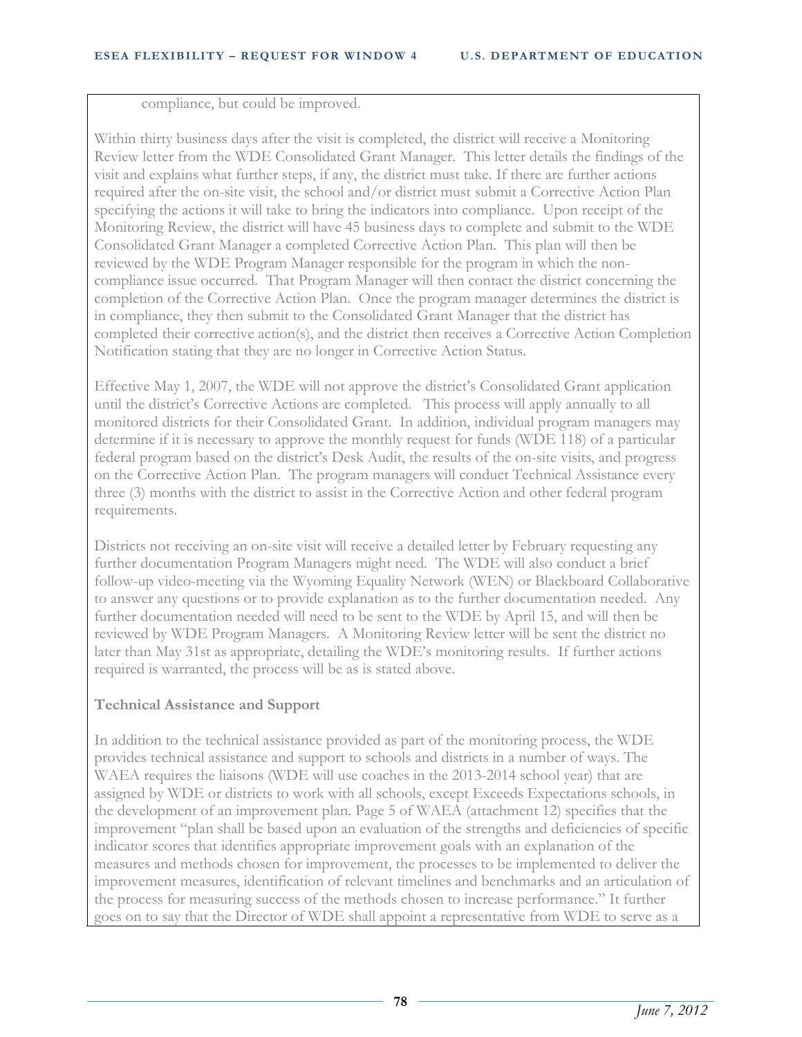compliance, but could be improved.

Within thirty business days after the visit is completed, the district will receive a Monitoring Review letter from the WDE Consolidated Grant Manager. This letter details the findings of the visit and explains what further steps, if any, the district must take. If there are further actions required after the on-site visit, the school and/or district must submit a Corrective Action Plan specifying the actions it will take to bring the indicators into compliance. Upon receipt of the Monitoring Review, the district will have 45 business days to complete and submit to the WDE Consolidated Grant Manager a completed Corrective Action Plan. This plan will then be reviewed by the WDE Program Manager responsible for the program in which the non-compliance issue occurred. That Program Manager will then contact the district concerning the completion of the Corrective Action Plan. Once the program manager determines the district is in compliance, they then submit to the Consolidated Grant Manager that the district has completed their corrective action(s), and the district then receives a Corrective Action Completion Notification stating that they are no longer in Corrective Action Status.

Effective May 1, 2007, the WDE will not approve the district's Consolidated Grant application until the district's Corrective Actions are completed. This process will apply annually to all monitored districts for their Consolidated Grant. In addition, individual program managers may determine if it is necessary to approve the monthly request for funds (WDE 118) of a particular federal program based on the district's Desk Audit, the results of the on-site visits, and progress on the Corrective Action Plan. The program managers will conduct Technical Assistance every three (3) months with the district to assist in the Corrective Action and other federal program requirements.

Districts not receiving an on-site visit will receive a detailed letter by February requesting any further documentation Program Managers might need. The WDE will also conduct a brief follow-up video-meeting via the Wyoming Equality Network (WEN) or Blackboard Collaborative to answer any questions or to provide explanation as to the further documentation needed. Any further documentation needed will need to be sent to the WDE by April 15, and will then be reviewed by WDE Program Managers. A Monitoring Review letter will be sent the district no later than May 31st as appropriate, detailing the WDE's monitoring results. If further actions required is warranted, the process will be as is stated above.

**Technical Assistance and Support**

In addition to the technical assistance provided as part of the monitoring process, the WDE provides technical assistance and support to schools and districts in a number of ways. The WAEA requires the liaisons (WDE will use coaches in the 2013-2014 school year) that are assigned by WDE or districts to work with all schools, except Exceeds Expectations schools, in the development of an improvement plan. Page 5 of WAEA (attachment 12) specifies that the improvement "plan shall be based upon an evaluation of the strengths and deficiencies of specific indicator scores that identifies appropriate improvement goals with an explanation of the measures and methods chosen for improvement, the processes to be implemented to deliver the improvement measures, identification of relevant timelines and benchmarks and an articulation of the process for measuring success of the methods chosen to increase performance." It further goes on to say that the Director of WDE shall appoint a representative from WDE to serve as a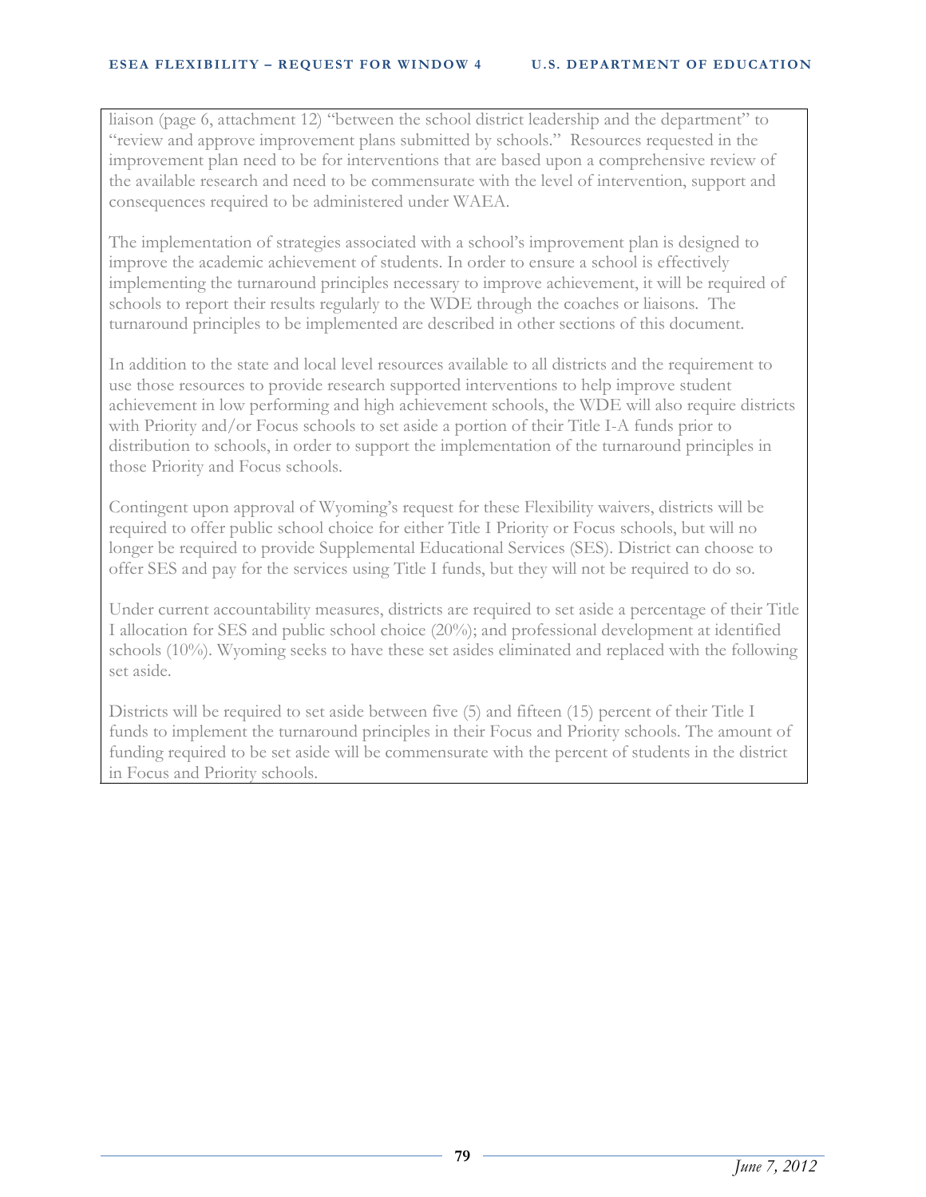liaison (page 6, attachment 12) "between the school district leadership and the department" to "review and approve improvement plans submitted by schools." Resources requested in the improvement plan need to be for interventions that are based upon a comprehensive review of the available research and need to be commensurate with the level of intervention, support and consequences required to be administered under WAEA.

The implementation of strategies associated with a school's improvement plan is designed to improve the academic achievement of students. In order to ensure a school is effectively implementing the turnaround principles necessary to improve achievement, it will be required of schools to report their results regularly to the WDE through the coaches or liaisons. The turnaround principles to be implemented are described in other sections of this document.

In addition to the state and local level resources available to all districts and the requirement to use those resources to provide research supported interventions to help improve student achievement in low performing and high achievement schools, the WDE will also require districts with Priority and/or Focus schools to set aside a portion of their Title I-A funds prior to distribution to schools, in order to support the implementation of the turnaround principles in those Priority and Focus schools.

Contingent upon approval of Wyoming's request for these Flexibility waivers, districts will be required to offer public school choice for either Title I Priority or Focus schools, but will no longer be required to provide Supplemental Educational Services (SES). District can choose to offer SES and pay for the services using Title I funds, but they will not be required to do so.

Under current accountability measures, districts are required to set aside a percentage of their Title I allocation for SES and public school choice (20%); and professional development at identified schools (10%). Wyoming seeks to have these set asides eliminated and replaced with the following set aside.

Districts will be required to set aside between five (5) and fifteen (15) percent of their Title I funds to implement the turnaround principles in their Focus and Priority schools. The amount of funding required to be set aside will be commensurate with the percent of students in the district in Focus and Priority schools.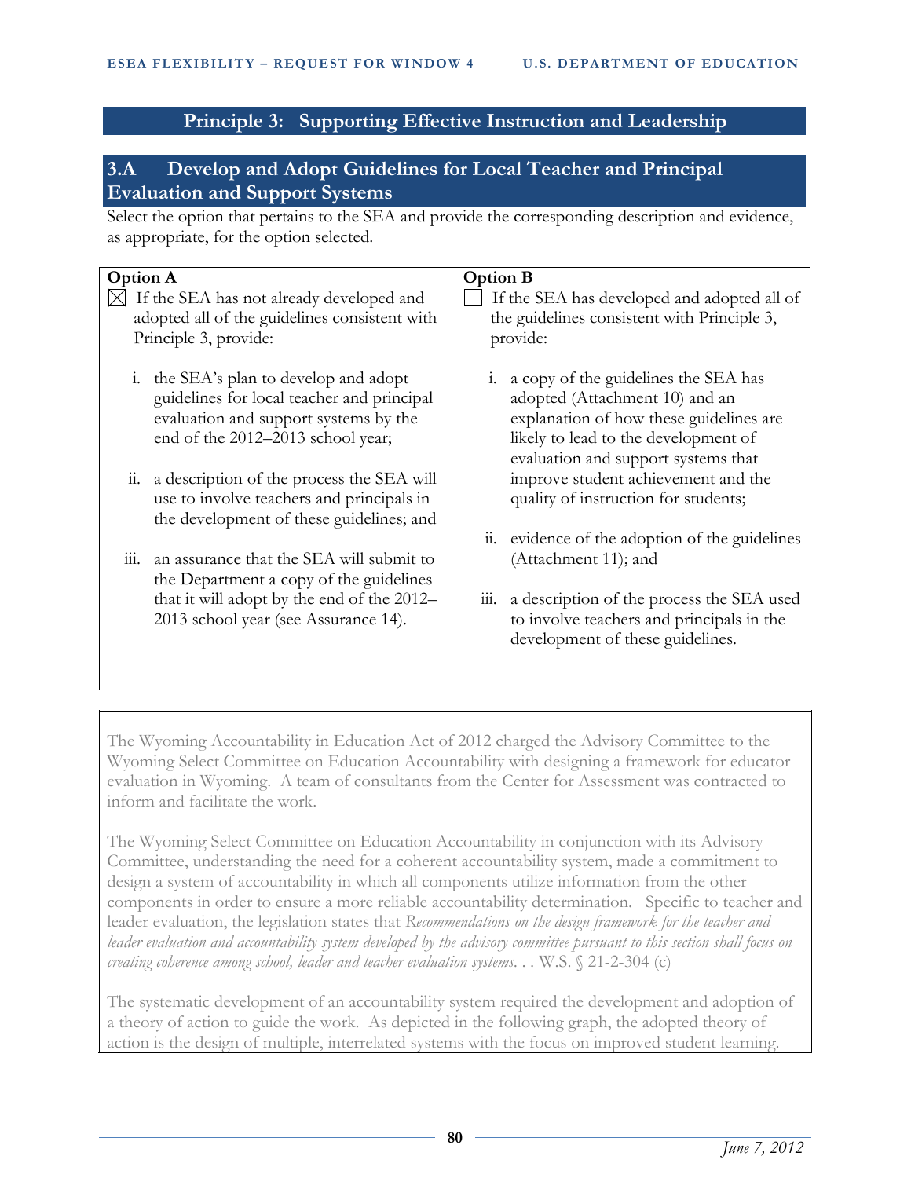## Principle 3: Supporting Effective Instruction and Leadership

### 3.A Develop and Adopt Guidelines for Local Teacher and Principal Evaluation and Support Systems

Select the option that pertains to the SEA and provide the corresponding description and evidence, as appropriate, for the option selected.

| Option A | Option B |
|---|---|
| ☒ If the SEA has not already developed and adopted all of the guidelines consistent with Principle 3, provide:<br><br>i. the SEA's plan to develop and adopt guidelines for local teacher and principal evaluation and support systems by the end of the 2012–2013 school year;<br><br>ii. a description of the process the SEA will use to involve teachers and principals in the development of these guidelines; and<br><br>iii. an assurance that the SEA will submit to the Department a copy of the guidelines that it will adopt by the end of the 2012–2013 school year (see Assurance 14). | ☐ If the SEA has developed and adopted all of the guidelines consistent with Principle 3, provide:<br><br>i. a copy of the guidelines the SEA has adopted (Attachment 10) and an explanation of how these guidelines are likely to lead to the development of evaluation and support systems that improve student achievement and the quality of instruction for students;<br><br>ii. evidence of the adoption of the guidelines (Attachment 11); and<br><br>iii. a description of the process the SEA used to involve teachers and principals in the development of these guidelines. |

The Wyoming Accountability in Education Act of 2012 charged the Advisory Committee to the Wyoming Select Committee on Education Accountability with designing a framework for educator evaluation in Wyoming. A team of consultants from the Center for Assessment was contracted to inform and facilitate the work.

The Wyoming Select Committee on Education Accountability in conjunction with its Advisory Committee, understanding the need for a coherent accountability system, made a commitment to design a system of accountability in which all components utilize information from the other components in order to ensure a more reliable accountability determination. Specific to teacher and leader evaluation, the legislation states that *Recommendations on the design framework for the teacher and leader evaluation and accountability system developed by the advisory committee pursuant to this section shall focus on creating coherence among school, leader and teacher evaluation systems. . .* W.S. § 21-2-304 (c)

The systematic development of an accountability system required the development and adoption of a theory of action to guide the work. As depicted in the following graph, the adopted theory of action is the design of multiple, interrelated systems with the focus on improved student learning.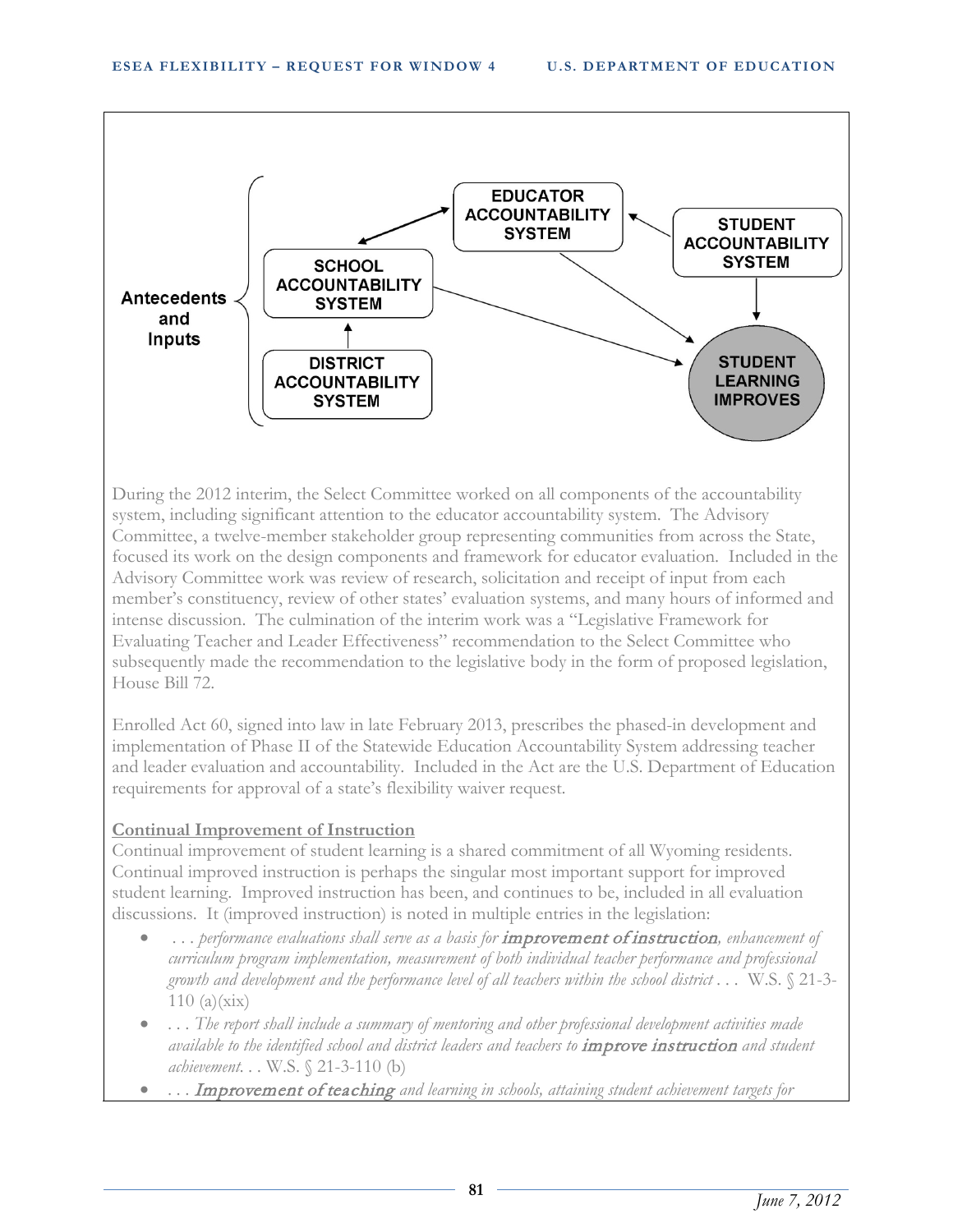Antecedents and Inputs

EDUCATOR ACCOUNTABILITY SYSTEM

STUDENT ACCOUNTABILITY SYSTEM

SCHOOL ACCOUNTABILITY SYSTEM

DISTRICT ACCOUNTABILITY SYSTEM

STUDENT LEARNING IMPROVES

During the 2012 interim, the Select Committee worked on all components of the accountability system, including significant attention to the educator accountability system. The Advisory Committee, a twelve-member stakeholder group representing communities from across the State, focused its work on the design components and framework for educator evaluation. Included in the Advisory Committee work was review of research, solicitation and receipt of input from each member's constituency, review of other states' evaluation systems, and many hours of informed and intense discussion. The culmination of the interim work was a "Legislative Framework for Evaluating Teacher and Leader Effectiveness" recommendation to the Select Committee who subsequently made the recommendation to the legislative body in the form of proposed legislation, House Bill 72.

Enrolled Act 60, signed into law in late February 2013, prescribes the phased-in development and implementation of Phase II of the Statewide Education Accountability System addressing teacher and leader evaluation and accountability. Included in the Act are the U.S. Department of Education requirements for approval of a state's flexibility waiver request.

**Continual Improvement of Instruction**

Continual improvement of student learning is a shared commitment of all Wyoming residents. Continual improved instruction is perhaps the singular most important support for improved student learning. Improved instruction has been, and continues to be, included in all evaluation discussions. It (improved instruction) is noted in multiple entries in the legislation:

- *. . . performance evaluations shall serve as a basis for **improvement of instruction**, enhancement of curriculum program implementation, measurement of both individual teacher performance and professional growth and development and the performance level of all teachers within the school district . . .* W.S. § 21-3-110 (a)(xix)
- *. . . The report shall include a summary of mentoring and other professional development activities made available to the identified school and district leaders and teachers to **improve instruction** and student achievement. . .* W.S. § 21-3-110 (b)
- *. . . **Improvement of teaching** and learning in schools, attaining student achievement targets for*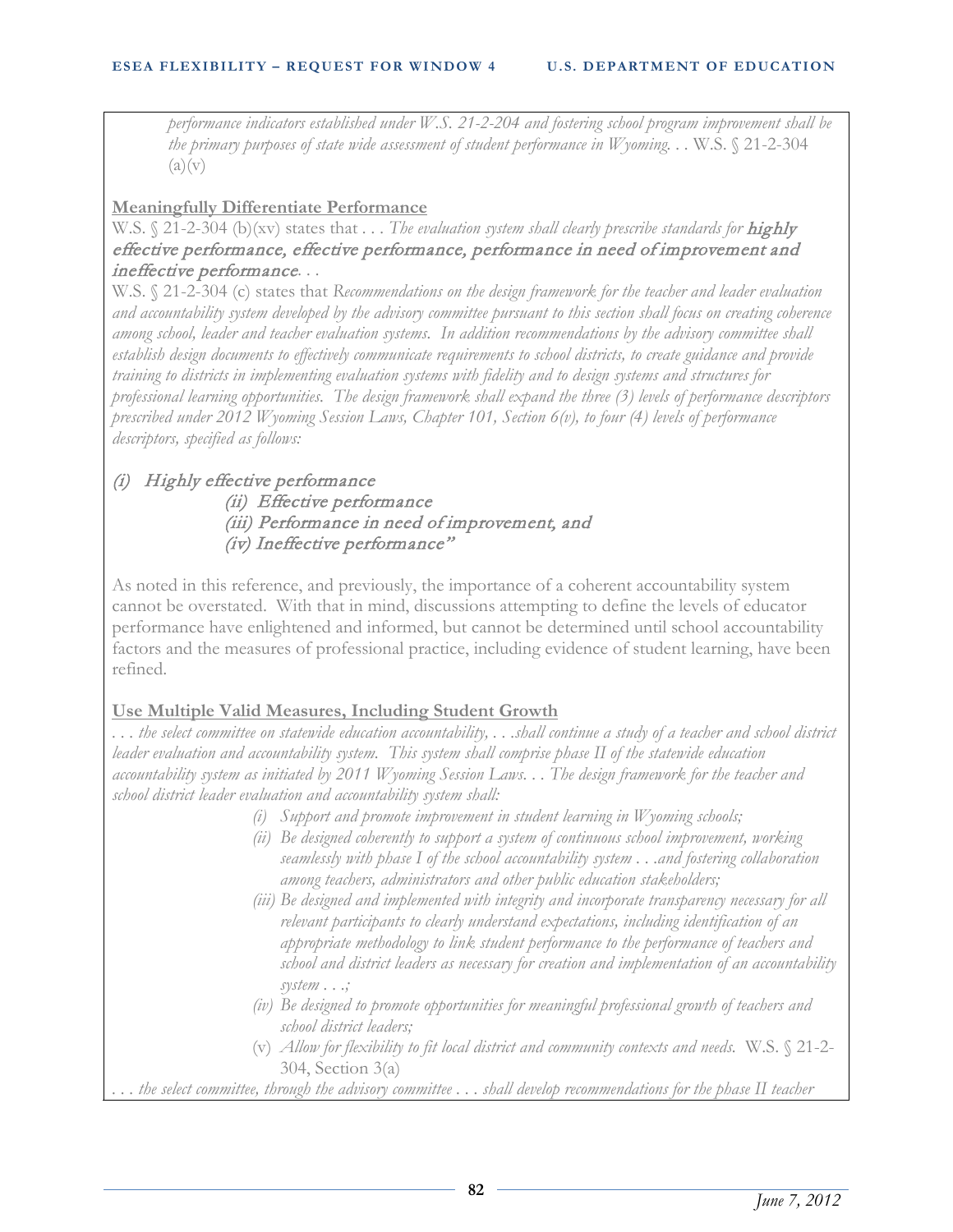*performance indicators established under W.S. 21-2-204 and fostering school program improvement shall be the primary purposes of state wide assessment of student performance in Wyoming. . .* W.S. § 21-2-304 (a)(v)

**Meaningfully Differentiate Performance**

W.S. § 21-2-304 (b)(xv) states that . . . *The evaluation system shall clearly prescribe standards for* ***highly*** *effective performance, effective performance, performance in need of improvement and ineffective performance. . .*

W.S. § 21-2-304 (c) states that *Recommendations on the design framework for the teacher and leader evaluation and accountability system developed by the advisory committee pursuant to this section shall focus on creating coherence among school, leader and teacher evaluation systems. In addition recommendations by the advisory committee shall establish design documents to effectively communicate requirements to school districts, to create guidance and provide training to districts in implementing evaluation systems with fidelity and to design systems and structures for professional learning opportunities. The design framework shall expand the three (3) levels of performance descriptors prescribed under 2012 Wyoming Session Laws, Chapter 101, Section 6(v), to four (4) levels of performance descriptors, specified as follows:*

*(i) Highly effective performance*
*(ii) Effective performance*
*(iii) Performance in need of improvement, and*
*(iv) Ineffective performance"*

As noted in this reference, and previously, the importance of a coherent accountability system cannot be overstated. With that in mind, discussions attempting to define the levels of educator performance have enlightened and informed, but cannot be determined until school accountability factors and the measures of professional practice, including evidence of student learning, have been refined.

**Use Multiple Valid Measures, Including Student Growth**

*. . . the select committee on statewide education accountability, . . .shall continue a study of a teacher and school district leader evaluation and accountability system. This system shall comprise phase II of the statewide education accountability system as initiated by 2011 Wyoming Session Laws. . . The design framework for the teacher and school district leader evaluation and accountability system shall:*

- *(i) Support and promote improvement in student learning in Wyoming schools;*
- *(ii) Be designed coherently to support a system of continuous school improvement, working seamlessly with phase I of the school accountability system . . .and fostering collaboration among teachers, administrators and other public education stakeholders;*
- *(iii) Be designed and implemented with integrity and incorporate transparency necessary for all relevant participants to clearly understand expectations, including identification of an appropriate methodology to link student performance to the performance of teachers and school and district leaders as necessary for creation and implementation of an accountability system . . .;*
- *(iv) Be designed to promote opportunities for meaningful professional growth of teachers and school district leaders;*
- (v) *Allow for flexibility to fit local district and community contexts and needs.* W.S. § 21-2-304, Section 3(a)

*. . . the select committee, through the advisory committee . . . shall develop recommendations for the phase II teacher*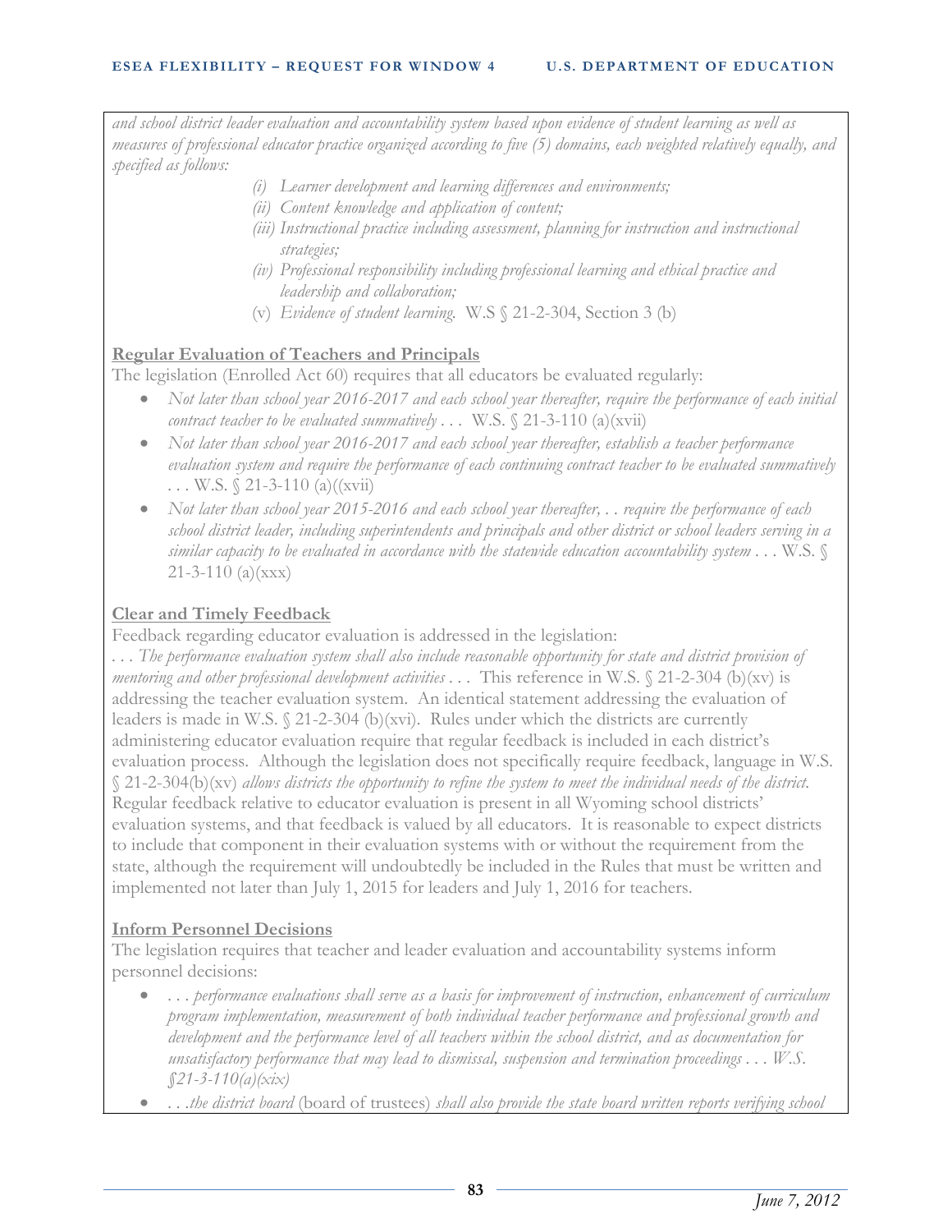*and school district leader evaluation and accountability system based upon evidence of student learning as well as measures of professional educator practice organized according to five (5) domains, each weighted relatively equally, and specified as follows:*

- *(i) Learner development and learning differences and environments;*
- *(ii) Content knowledge and application of content;*
- *(iii) Instructional practice including assessment, planning for instruction and instructional strategies;*
- *(iv) Professional responsibility including professional learning and ethical practice and leadership and collaboration;*
- (v) *Evidence of student learning.* W.S § 21-2-304, Section 3 (b)

**Regular Evaluation of Teachers and Principals**

The legislation (Enrolled Act 60) requires that all educators be evaluated regularly:

- *Not later than school year 2016-2017 and each school year thereafter, require the performance of each initial contract teacher to be evaluated summatively . . .* W.S. § 21-3-110 (a)(xvii)
- *Not later than school year 2016-2017 and each school year thereafter, establish a teacher performance evaluation system and require the performance of each continuing contract teacher to be evaluated summatively . . .* W.S. § 21-3-110 (a)((xvii)
- *Not later than school year 2015-2016 and each school year thereafter, . . require the performance of each school district leader, including superintendents and principals and other district or school leaders serving in a similar capacity to be evaluated in accordance with the statewide education accountability system . . .* W.S. § 21-3-110 (a)(xxx)

**Clear and Timely Feedback**

Feedback regarding educator evaluation is addressed in the legislation:

*. . . The performance evaluation system shall also include reasonable opportunity for state and district provision of mentoring and other professional development activities . . .* This reference in W.S. § 21-2-304 (b)(xv) is addressing the teacher evaluation system. An identical statement addressing the evaluation of leaders is made in W.S. § 21-2-304 (b)(xvi). Rules under which the districts are currently administering educator evaluation require that regular feedback is included in each district's evaluation process. Although the legislation does not specifically require feedback, language in W.S. § 21-2-304(b)(xv) *allows districts the opportunity to refine the system to meet the individual needs of the district.* Regular feedback relative to educator evaluation is present in all Wyoming school districts' evaluation systems, and that feedback is valued by all educators. It is reasonable to expect districts to include that component in their evaluation systems with or without the requirement from the state, although the requirement will undoubtedly be included in the Rules that must be written and implemented not later than July 1, 2015 for leaders and July 1, 2016 for teachers.

**Inform Personnel Decisions**

The legislation requires that teacher and leader evaluation and accountability systems inform personnel decisions:

- *. . . performance evaluations shall serve as a basis for improvement of instruction, enhancement of curriculum program implementation, measurement of both individual teacher performance and professional growth and development and the performance level of all teachers within the school district, and as documentation for unsatisfactory performance that may lead to dismissal, suspension and termination proceedings . . . W.S. §21-3-110(a)(xix)*
- *. . .the district board* (board of trustees) *shall also provide the state board written reports verifying school*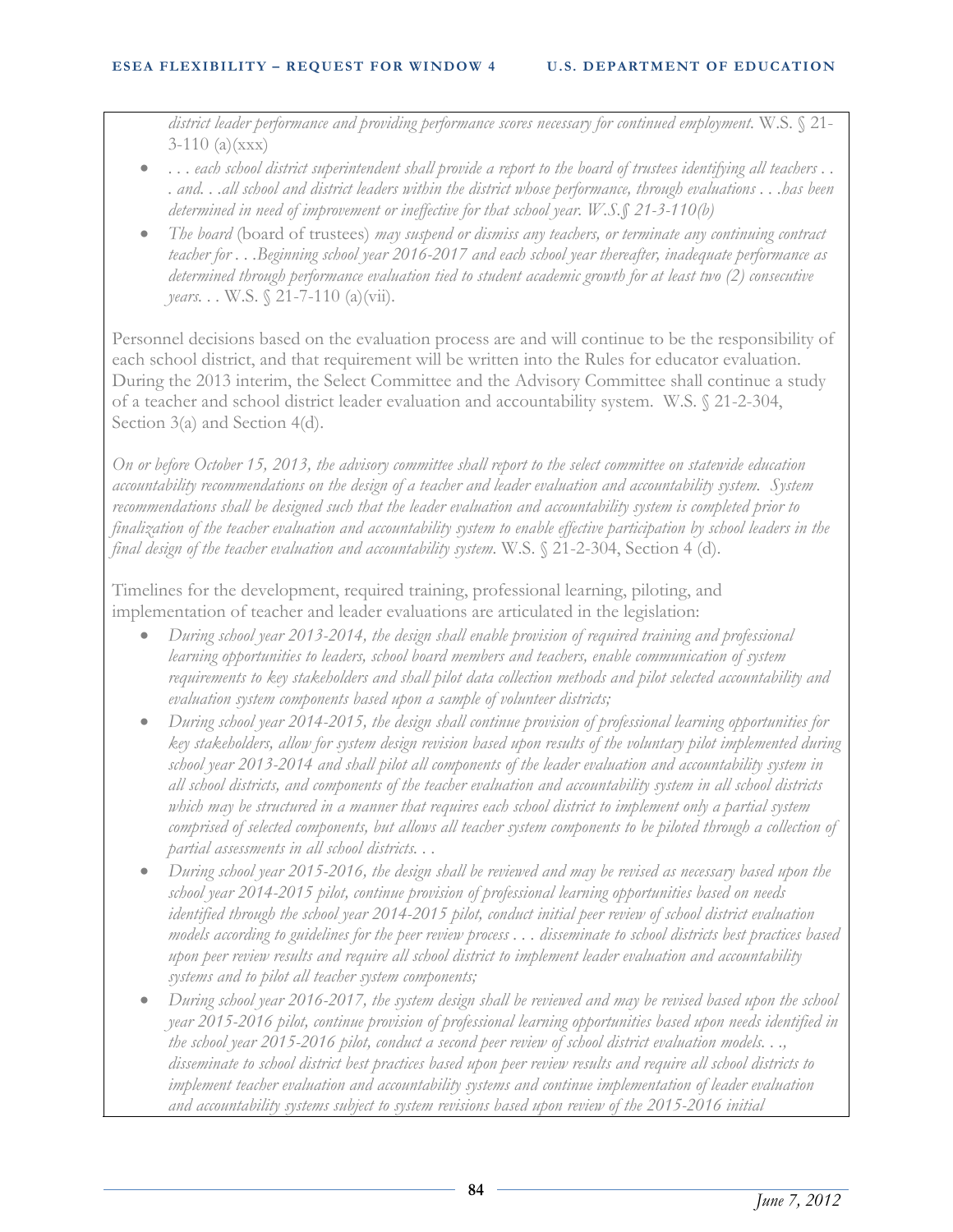*district leader performance and providing performance scores necessary for continued employment.* W.S. § 21-3-110 (a)(xxx)

- *. . . each school district superintendent shall provide a report to the board of trustees identifying all teachers . . . and. . .all school and district leaders within the district whose performance, through evaluations . . .has been determined in need of improvement or ineffective for that school year. W.S.§ 21-3-110(b)*
- *The board* (board of trustees) *may suspend or dismiss any teachers, or terminate any continuing contract teacher for . . .Beginning school year 2016-2017 and each school year thereafter, inadequate performance as determined through performance evaluation tied to student academic growth for at least two (2) consecutive years. . .* W.S. § 21-7-110 (a)(vii).

Personnel decisions based on the evaluation process are and will continue to be the responsibility of each school district, and that requirement will be written into the Rules for educator evaluation. During the 2013 interim, the Select Committee and the Advisory Committee shall continue a study of a teacher and school district leader evaluation and accountability system. W.S. § 21-2-304, Section 3(a) and Section 4(d).

*On or before October 15, 2013, the advisory committee shall report to the select committee on statewide education accountability recommendations on the design of a teacher and leader evaluation and accountability system. System recommendations shall be designed such that the leader evaluation and accountability system is completed prior to finalization of the teacher evaluation and accountability system to enable effective participation by school leaders in the final design of the teacher evaluation and accountability system.* W.S. § 21-2-304, Section 4 (d).

Timelines for the development, required training, professional learning, piloting, and implementation of teacher and leader evaluations are articulated in the legislation:

- *During school year 2013-2014, the design shall enable provision of required training and professional learning opportunities to leaders, school board members and teachers, enable communication of system requirements to key stakeholders and shall pilot data collection methods and pilot selected accountability and evaluation system components based upon a sample of volunteer districts;*
- *During school year 2014-2015, the design shall continue provision of professional learning opportunities for key stakeholders, allow for system design revision based upon results of the voluntary pilot implemented during school year 2013-2014 and shall pilot all components of the leader evaluation and accountability system in all school districts, and components of the teacher evaluation and accountability system in all school districts which may be structured in a manner that requires each school district to implement only a partial system comprised of selected components, but allows all teacher system components to be piloted through a collection of partial assessments in all school districts. . .*
- *During school year 2015-2016, the design shall be reviewed and may be revised as necessary based upon the school year 2014-2015 pilot, continue provision of professional learning opportunities based on needs identified through the school year 2014-2015 pilot, conduct initial peer review of school district evaluation models according to guidelines for the peer review process . . . disseminate to school districts best practices based upon peer review results and require all school district to implement leader evaluation and accountability systems and to pilot all teacher system components;*
- *During school year 2016-2017, the system design shall be reviewed and may be revised based upon the school year 2015-2016 pilot, continue provision of professional learning opportunities based upon needs identified in the school year 2015-2016 pilot, conduct a second peer review of school district evaluation models. . ., disseminate to school district best practices based upon peer review results and require all school districts to implement teacher evaluation and accountability systems and continue implementation of leader evaluation and accountability systems subject to system revisions based upon review of the 2015-2016 initial*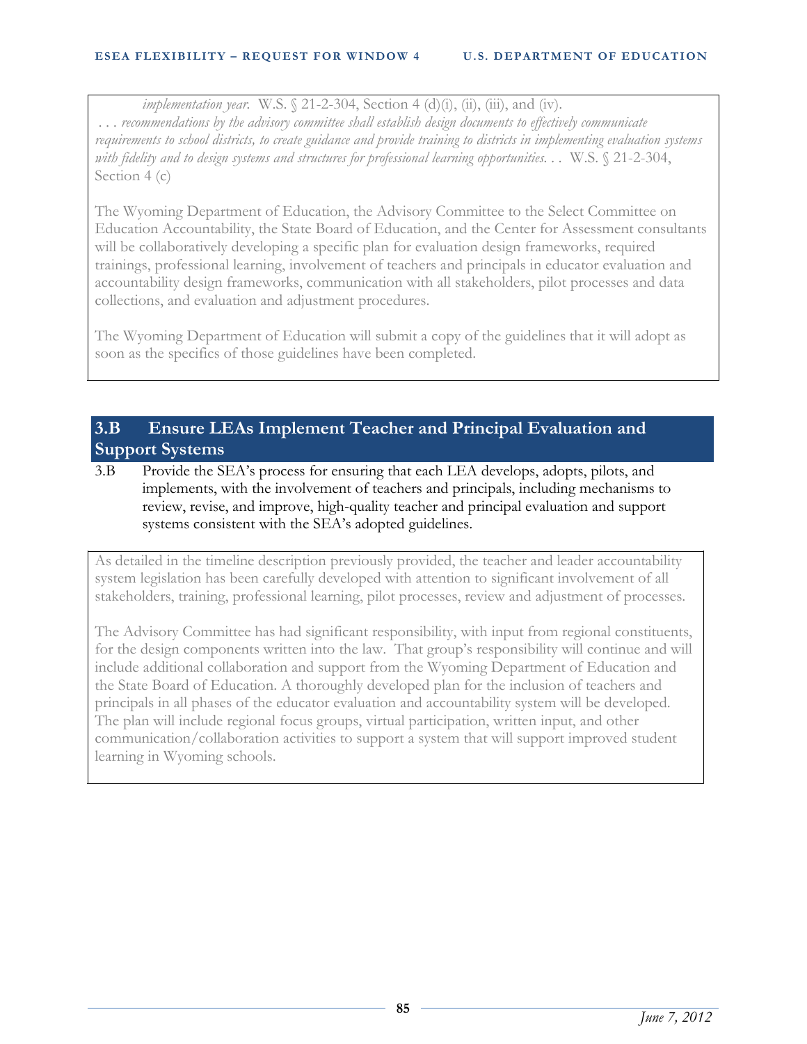*implementation year.* W.S. § 21-2-304, Section 4 (d)(i), (ii), (iii), and (iv).
. . . *recommendations by the advisory committee shall establish design documents to effectively communicate requirements to school districts, to create guidance and provide training to districts in implementing evaluation systems with fidelity and to design systems and structures for professional learning opportunities. . .* W.S. § 21-2-304, Section 4 (c)

The Wyoming Department of Education, the Advisory Committee to the Select Committee on Education Accountability, the State Board of Education, and the Center for Assessment consultants will be collaboratively developing a specific plan for evaluation design frameworks, required trainings, professional learning, involvement of teachers and principals in educator evaluation and accountability design frameworks, communication with all stakeholders, pilot processes and data collections, and evaluation and adjustment procedures.

The Wyoming Department of Education will submit a copy of the guidelines that it will adopt as soon as the specifics of those guidelines have been completed.

## 3.B Ensure LEAs Implement Teacher and Principal Evaluation and Support Systems

3.B Provide the SEA's process for ensuring that each LEA develops, adopts, pilots, and implements, with the involvement of teachers and principals, including mechanisms to review, revise, and improve, high-quality teacher and principal evaluation and support systems consistent with the SEA's adopted guidelines.

As detailed in the timeline description previously provided, the teacher and leader accountability system legislation has been carefully developed with attention to significant involvement of all stakeholders, training, professional learning, pilot processes, review and adjustment of processes.

The Advisory Committee has had significant responsibility, with input from regional constituents, for the design components written into the law. That group's responsibility will continue and will include additional collaboration and support from the Wyoming Department of Education and the State Board of Education. A thoroughly developed plan for the inclusion of teachers and principals in all phases of the educator evaluation and accountability system will be developed. The plan will include regional focus groups, virtual participation, written input, and other communication/collaboration activities to support a system that will support improved student learning in Wyoming schools.